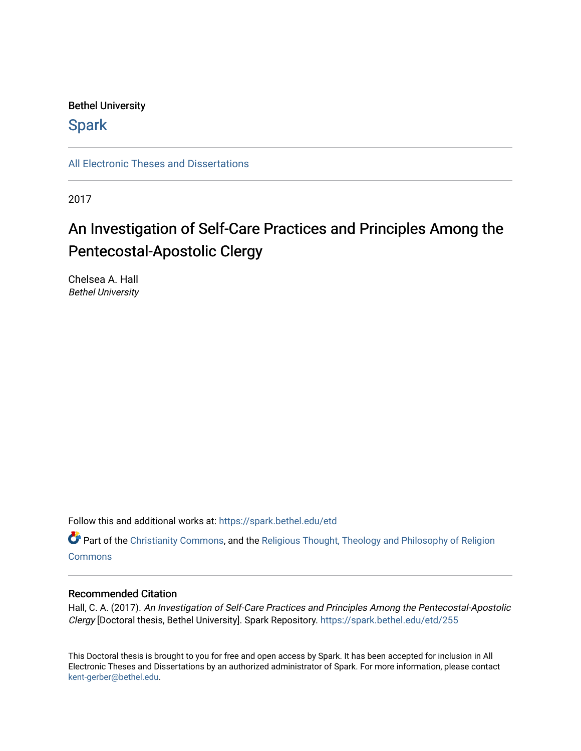Bethel University

## Spark

All Electronic Theses and Dissertations

2017

# An Investigation of Self-Care Practices and Principles Among the Pentecostal-Apostolic Clergy

Chelsea A. Hall
*Bethel University*

Follow this and additional works at: https://spark.bethel.edu/etd

Part of the Christianity Commons, and the Religious Thought, Theology and Philosophy of Religion Commons

### Recommended Citation

Hall, C. A. (2017). *An Investigation of Self-Care Practices and Principles Among the Pentecostal-Apostolic Clergy* [Doctoral thesis, Bethel University]. Spark Repository. https://spark.bethel.edu/etd/255

This Doctoral thesis is brought to you for free and open access by Spark. It has been accepted for inclusion in All Electronic Theses and Dissertations by an authorized administrator of Spark. For more information, please contact kent-gerber@bethel.edu.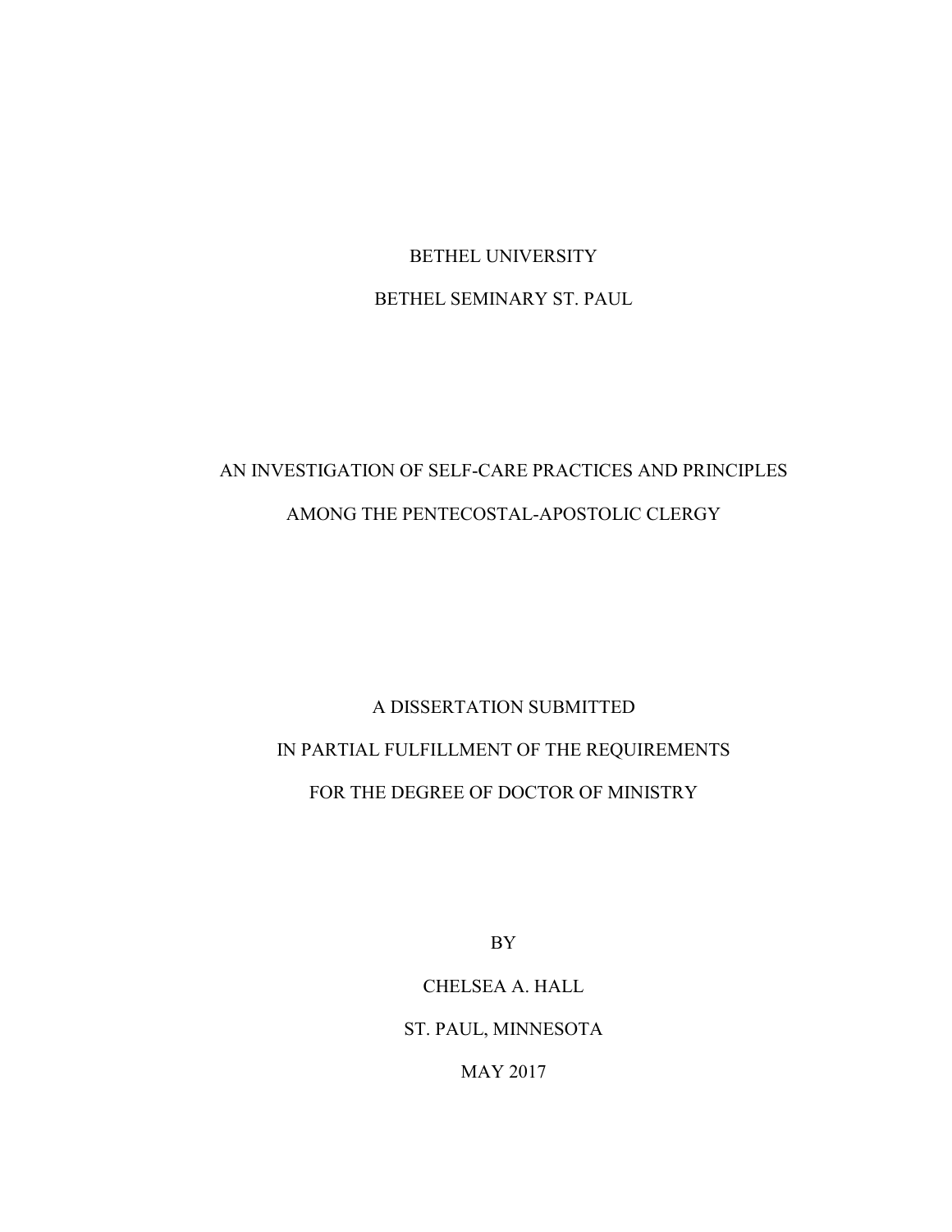BETHEL UNIVERSITY

BETHEL SEMINARY ST. PAUL

AN INVESTIGATION OF SELF-CARE PRACTICES AND PRINCIPLES

AMONG THE PENTECOSTAL-APOSTOLIC CLERGY

A DISSERTATION SUBMITTED

IN PARTIAL FULFILLMENT OF THE REQUIREMENTS

FOR THE DEGREE OF DOCTOR OF MINISTRY

BY

CHELSEA A. HALL

ST. PAUL, MINNESOTA

MAY 2017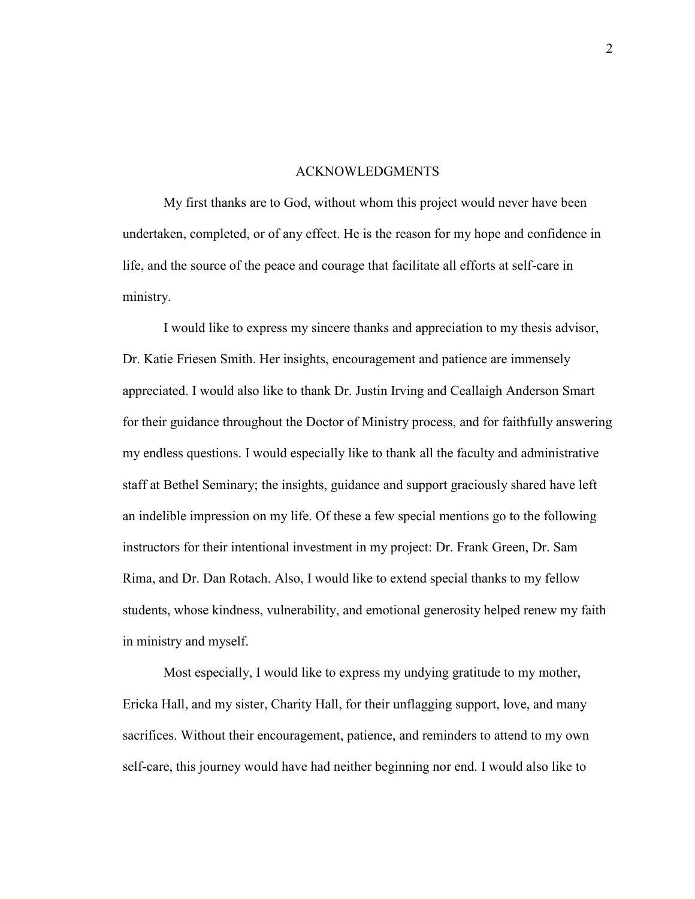## ACKNOWLEDGMENTS

My first thanks are to God, without whom this project would never have been undertaken, completed, or of any effect. He is the reason for my hope and confidence in life, and the source of the peace and courage that facilitate all efforts at self-care in ministry.

I would like to express my sincere thanks and appreciation to my thesis advisor, Dr. Katie Friesen Smith. Her insights, encouragement and patience are immensely appreciated. I would also like to thank Dr. Justin Irving and Ceallaigh Anderson Smart for their guidance throughout the Doctor of Ministry process, and for faithfully answering my endless questions. I would especially like to thank all the faculty and administrative staff at Bethel Seminary; the insights, guidance and support graciously shared have left an indelible impression on my life. Of these a few special mentions go to the following instructors for their intentional investment in my project: Dr. Frank Green, Dr. Sam Rima, and Dr. Dan Rotach. Also, I would like to extend special thanks to my fellow students, whose kindness, vulnerability, and emotional generosity helped renew my faith in ministry and myself.

Most especially, I would like to express my undying gratitude to my mother, Ericka Hall, and my sister, Charity Hall, for their unflagging support, love, and many sacrifices. Without their encouragement, patience, and reminders to attend to my own self-care, this journey would have had neither beginning nor end. I would also like to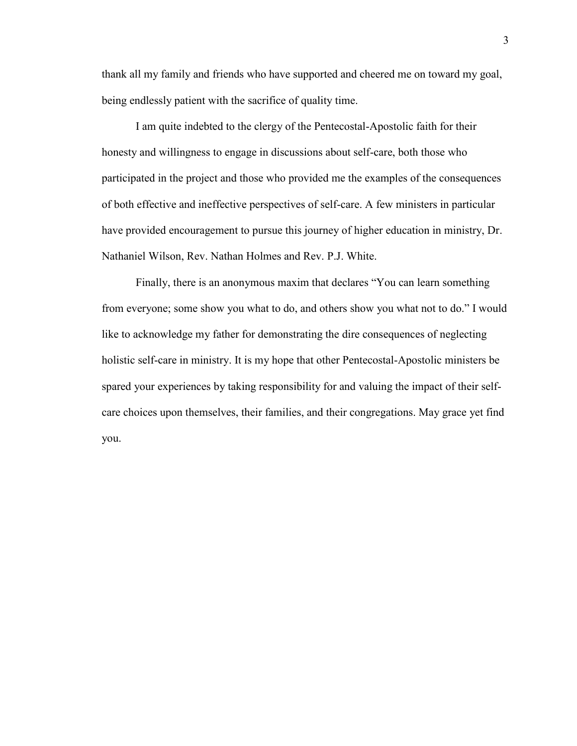thank all my family and friends who have supported and cheered me on toward my goal, being endlessly patient with the sacrifice of quality time.

I am quite indebted to the clergy of the Pentecostal-Apostolic faith for their honesty and willingness to engage in discussions about self-care, both those who participated in the project and those who provided me the examples of the consequences of both effective and ineffective perspectives of self-care. A few ministers in particular have provided encouragement to pursue this journey of higher education in ministry, Dr. Nathaniel Wilson, Rev. Nathan Holmes and Rev. P.J. White.

Finally, there is an anonymous maxim that declares "You can learn something from everyone; some show you what to do, and others show you what not to do." I would like to acknowledge my father for demonstrating the dire consequences of neglecting holistic self-care in ministry. It is my hope that other Pentecostal-Apostolic ministers be spared your experiences by taking responsibility for and valuing the impact of their self-care choices upon themselves, their families, and their congregations. May grace yet find you.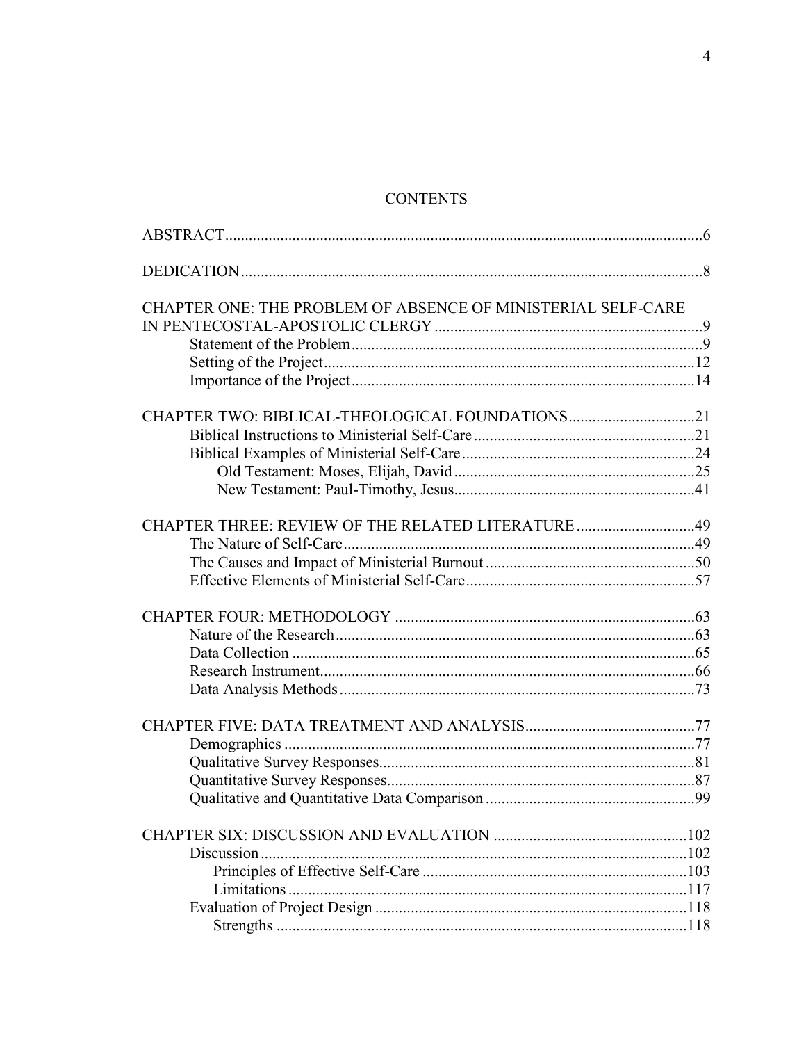# CONTENTS

ABSTRACT ... 6

DEDICATION ... 8

CHAPTER ONE: THE PROBLEM OF ABSENCE OF MINISTERIAL SELF-CARE IN PENTECOSTAL-APOSTOLIC CLERGY ... 9
- Statement of the Problem ... 9
- Setting of the Project ... 12
- Importance of the Project ... 14

CHAPTER TWO: BIBLICAL-THEOLOGICAL FOUNDATIONS ... 21
- Biblical Instructions to Ministerial Self-Care ... 21
- Biblical Examples of Ministerial Self-Care ... 24
  - Old Testament: Moses, Elijah, David ... 25
  - New Testament: Paul-Timothy, Jesus ... 41

CHAPTER THREE: REVIEW OF THE RELATED LITERATURE ... 49
- The Nature of Self-Care ... 49
- The Causes and Impact of Ministerial Burnout ... 50
- Effective Elements of Ministerial Self-Care ... 57

CHAPTER FOUR: METHODOLOGY ... 63
- Nature of the Research ... 63
- Data Collection ... 65
- Research Instrument ... 66
- Data Analysis Methods ... 73

CHAPTER FIVE: DATA TREATMENT AND ANALYSIS ... 77
- Demographics ... 77
- Qualitative Survey Responses ... 81
- Quantitative Survey Responses ... 87
- Qualitative and Quantitative Data Comparison ... 99

CHAPTER SIX: DISCUSSION AND EVALUATION ... 102
- Discussion ... 102
  - Principles of Effective Self-Care ... 103
  - Limitations ... 117
- Evaluation of Project Design ... 118
  - Strengths ... 118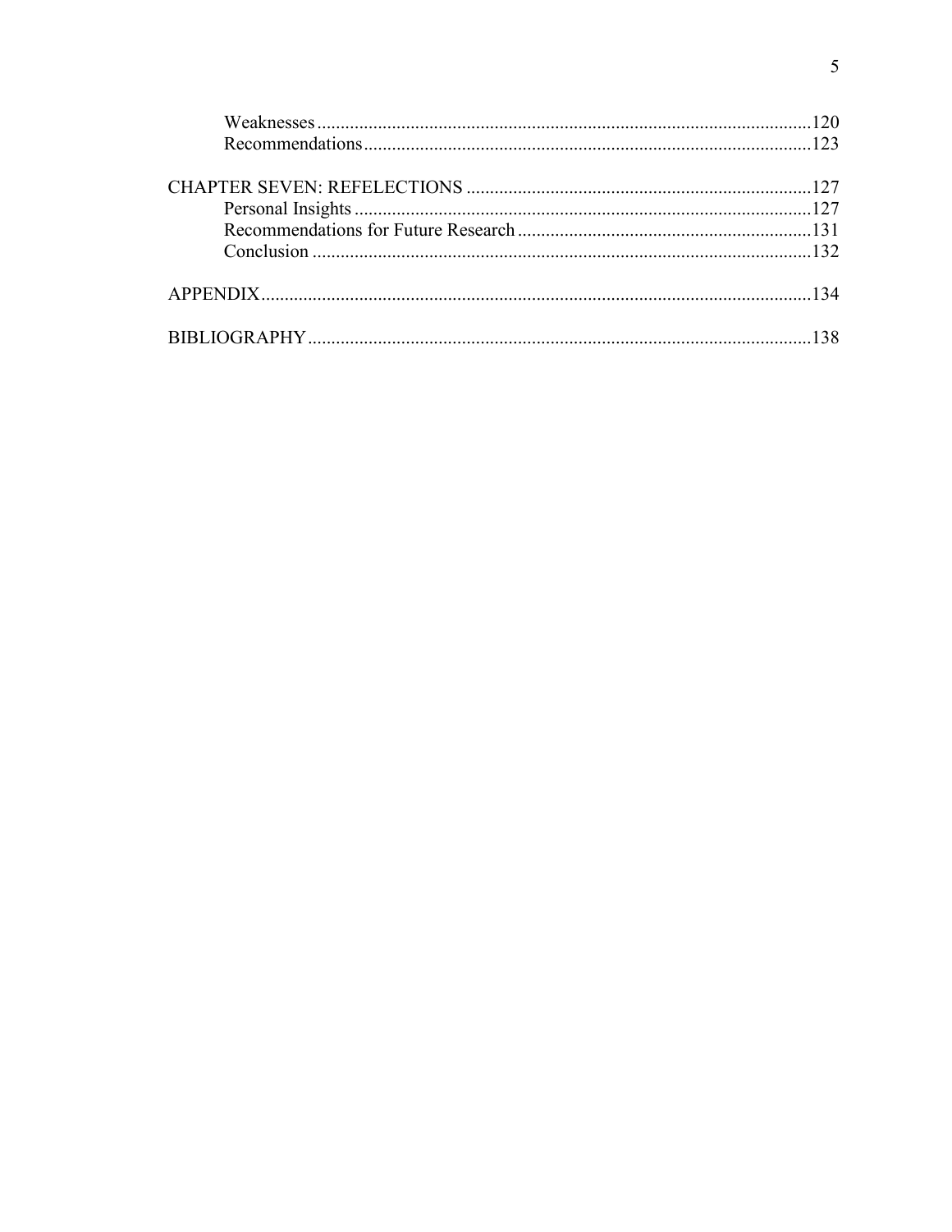Weaknesses ............................................................................................................120
Recommendations ..................................................................................................123

CHAPTER SEVEN: REFELECTIONS ...........................................................................127
Personal Insights ....................................................................................................127
Recommendations for Future Research .................................................................131
Conclusion .............................................................................................................132

APPENDIX .......................................................................................................................134

BIBLIOGRAPHY .............................................................................................................138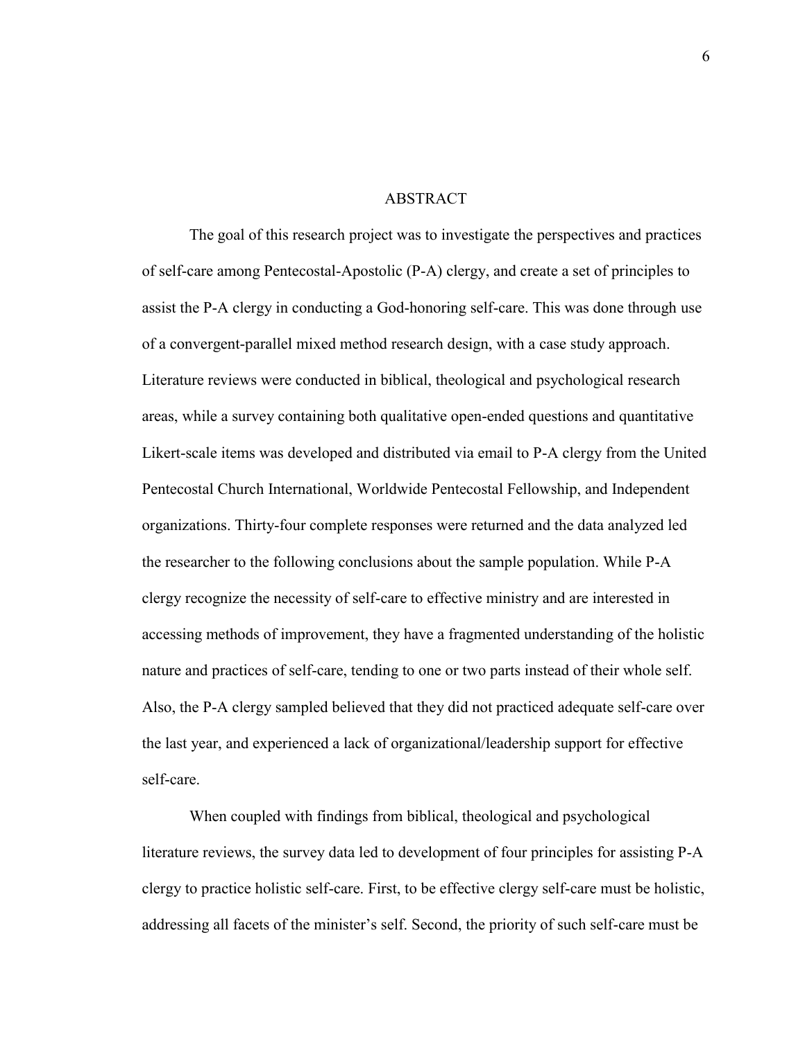# ABSTRACT

The goal of this research project was to investigate the perspectives and practices of self-care among Pentecostal-Apostolic (P-A) clergy, and create a set of principles to assist the P-A clergy in conducting a God-honoring self-care. This was done through use of a convergent-parallel mixed method research design, with a case study approach. Literature reviews were conducted in biblical, theological and psychological research areas, while a survey containing both qualitative open-ended questions and quantitative Likert-scale items was developed and distributed via email to P-A clergy from the United Pentecostal Church International, Worldwide Pentecostal Fellowship, and Independent organizations. Thirty-four complete responses were returned and the data analyzed led the researcher to the following conclusions about the sample population. While P-A clergy recognize the necessity of self-care to effective ministry and are interested in accessing methods of improvement, they have a fragmented understanding of the holistic nature and practices of self-care, tending to one or two parts instead of their whole self. Also, the P-A clergy sampled believed that they did not practiced adequate self-care over the last year, and experienced a lack of organizational/leadership support for effective self-care.

When coupled with findings from biblical, theological and psychological literature reviews, the survey data led to development of four principles for assisting P-A clergy to practice holistic self-care. First, to be effective clergy self-care must be holistic, addressing all facets of the minister's self. Second, the priority of such self-care must be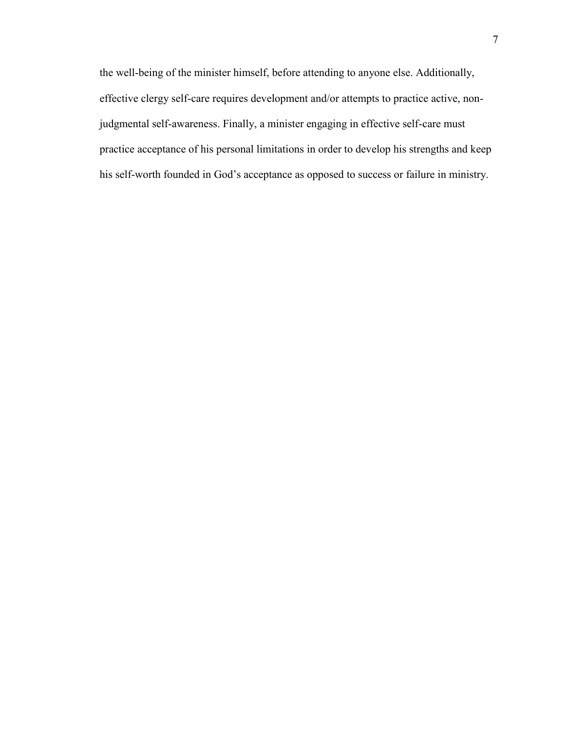the well-being of the minister himself, before attending to anyone else. Additionally, effective clergy self-care requires development and/or attempts to practice active, non-judgmental self-awareness. Finally, a minister engaging in effective self-care must practice acceptance of his personal limitations in order to develop his strengths and keep his self-worth founded in God's acceptance as opposed to success or failure in ministry.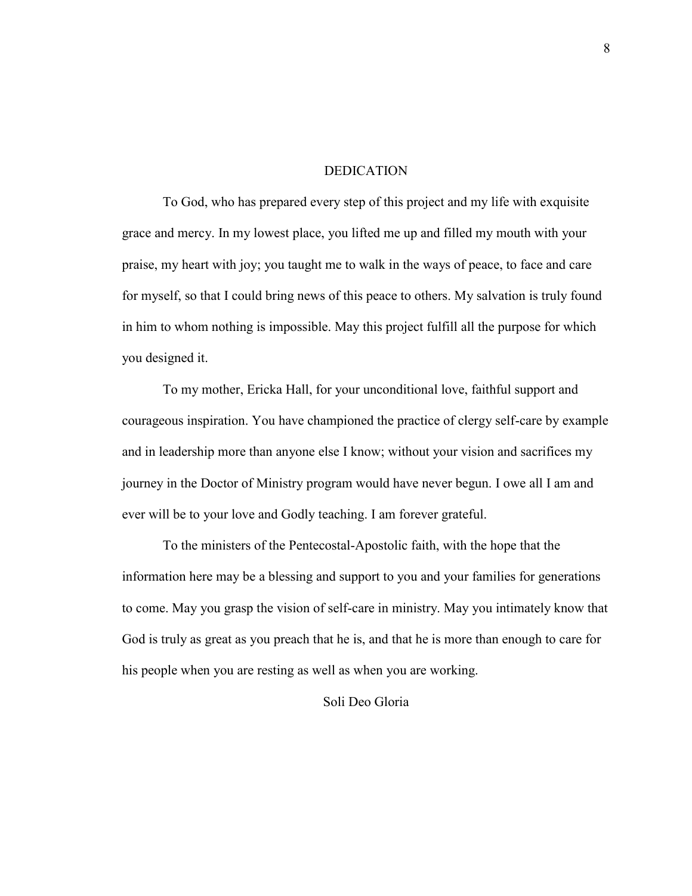# DEDICATION

To God, who has prepared every step of this project and my life with exquisite grace and mercy. In my lowest place, you lifted me up and filled my mouth with your praise, my heart with joy; you taught me to walk in the ways of peace, to face and care for myself, so that I could bring news of this peace to others. My salvation is truly found in him to whom nothing is impossible. May this project fulfill all the purpose for which you designed it.

To my mother, Ericka Hall, for your unconditional love, faithful support and courageous inspiration. You have championed the practice of clergy self-care by example and in leadership more than anyone else I know; without your vision and sacrifices my journey in the Doctor of Ministry program would have never begun. I owe all I am and ever will be to your love and Godly teaching. I am forever grateful.

To the ministers of the Pentecostal-Apostolic faith, with the hope that the information here may be a blessing and support to you and your families for generations to come. May you grasp the vision of self-care in ministry. May you intimately know that God is truly as great as you preach that he is, and that he is more than enough to care for his people when you are resting as well as when you are working.

Soli Deo Gloria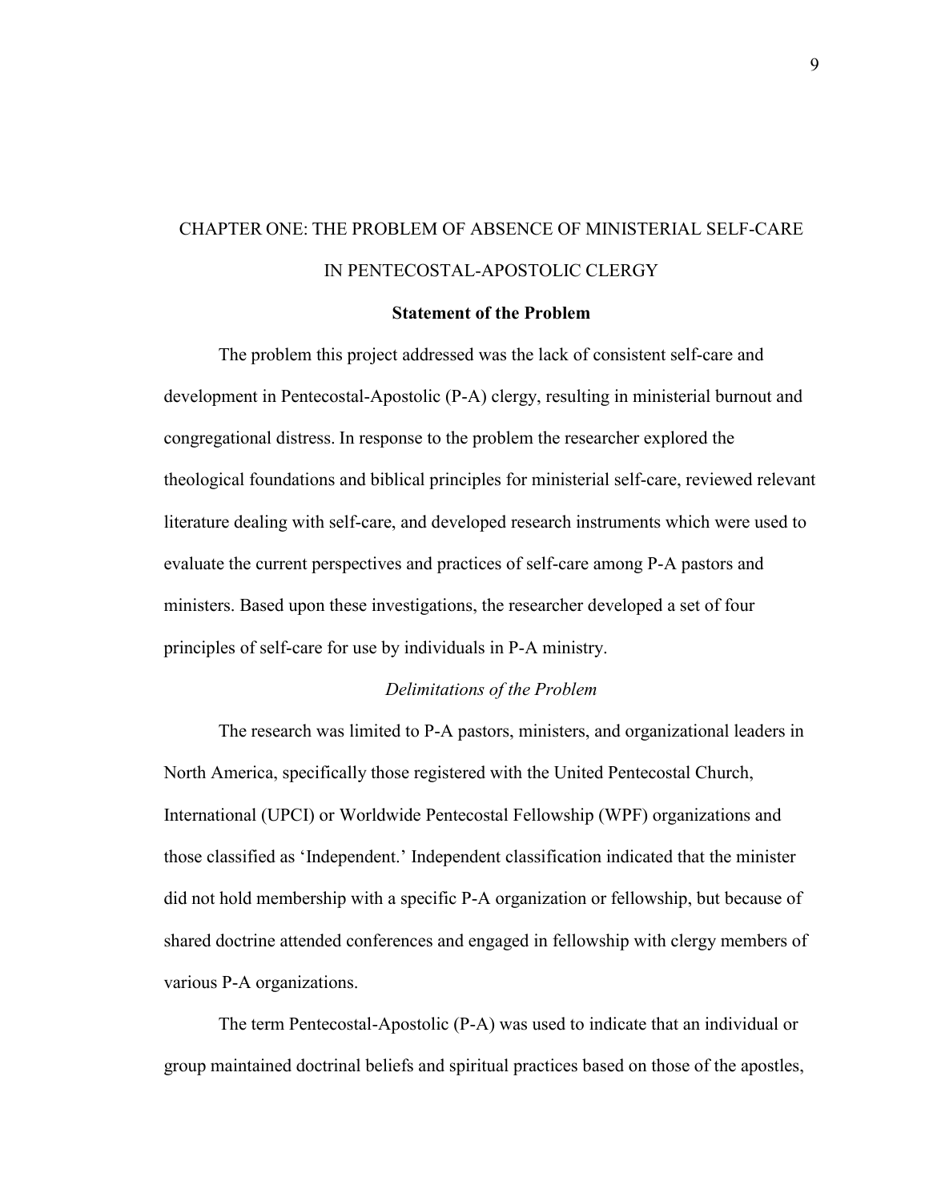# CHAPTER ONE: THE PROBLEM OF ABSENCE OF MINISTERIAL SELF-CARE IN PENTECOSTAL-APOSTOLIC CLERGY

## Statement of the Problem

The problem this project addressed was the lack of consistent self-care and development in Pentecostal-Apostolic (P-A) clergy, resulting in ministerial burnout and congregational distress. In response to the problem the researcher explored the theological foundations and biblical principles for ministerial self-care, reviewed relevant literature dealing with self-care, and developed research instruments which were used to evaluate the current perspectives and practices of self-care among P-A pastors and ministers. Based upon these investigations, the researcher developed a set of four principles of self-care for use by individuals in P-A ministry.

### *Delimitations of the Problem*

The research was limited to P-A pastors, ministers, and organizational leaders in North America, specifically those registered with the United Pentecostal Church, International (UPCI) or Worldwide Pentecostal Fellowship (WPF) organizations and those classified as 'Independent.' Independent classification indicated that the minister did not hold membership with a specific P-A organization or fellowship, but because of shared doctrine attended conferences and engaged in fellowship with clergy members of various P-A organizations.

The term Pentecostal-Apostolic (P-A) was used to indicate that an individual or group maintained doctrinal beliefs and spiritual practices based on those of the apostles,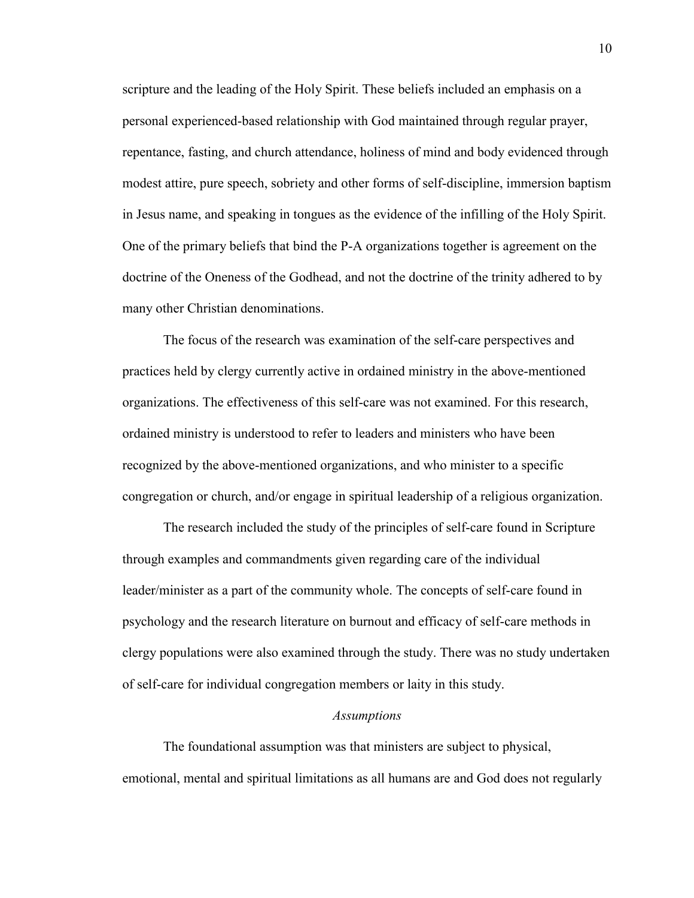scripture and the leading of the Holy Spirit. These beliefs included an emphasis on a personal experienced-based relationship with God maintained through regular prayer, repentance, fasting, and church attendance, holiness of mind and body evidenced through modest attire, pure speech, sobriety and other forms of self-discipline, immersion baptism in Jesus name, and speaking in tongues as the evidence of the infilling of the Holy Spirit. One of the primary beliefs that bind the P-A organizations together is agreement on the doctrine of the Oneness of the Godhead, and not the doctrine of the trinity adhered to by many other Christian denominations.

The focus of the research was examination of the self-care perspectives and practices held by clergy currently active in ordained ministry in the above-mentioned organizations. The effectiveness of this self-care was not examined. For this research, ordained ministry is understood to refer to leaders and ministers who have been recognized by the above-mentioned organizations, and who minister to a specific congregation or church, and/or engage in spiritual leadership of a religious organization.

The research included the study of the principles of self-care found in Scripture through examples and commandments given regarding care of the individual leader/minister as a part of the community whole. The concepts of self-care found in psychology and the research literature on burnout and efficacy of self-care methods in clergy populations were also examined through the study. There was no study undertaken of self-care for individual congregation members or laity in this study.

### *Assumptions*

The foundational assumption was that ministers are subject to physical, emotional, mental and spiritual limitations as all humans are and God does not regularly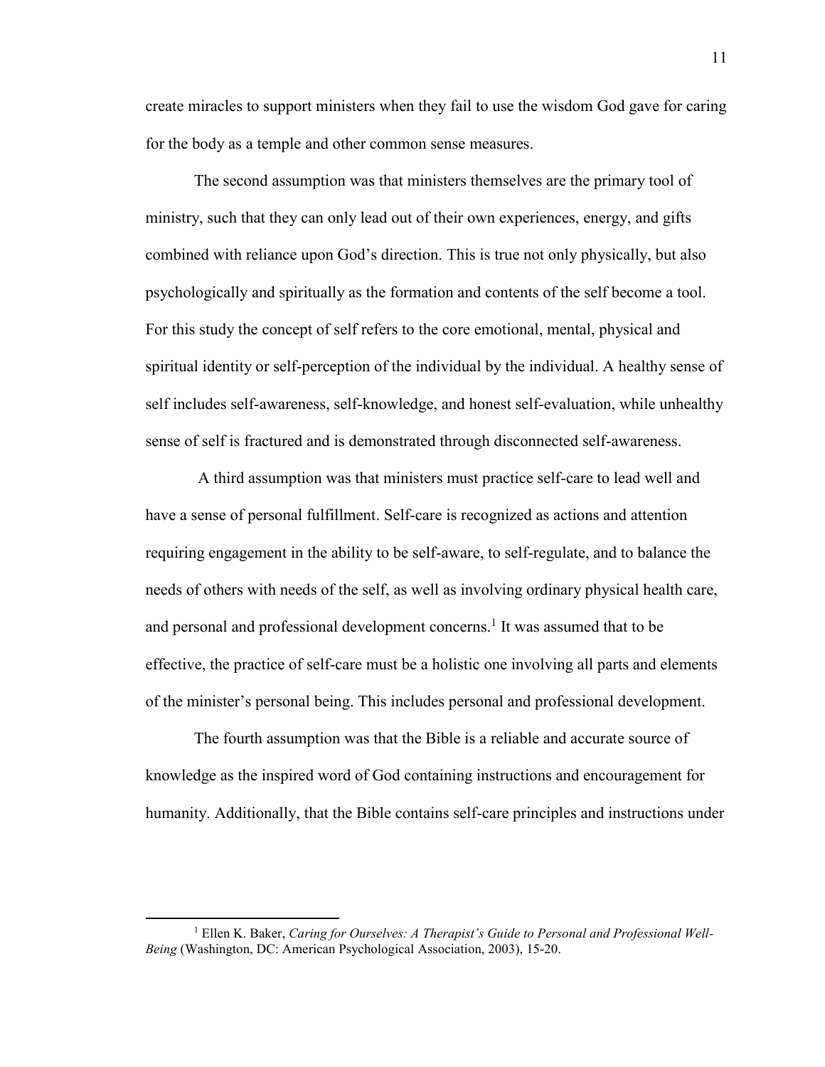create miracles to support ministers when they fail to use the wisdom God gave for caring for the body as a temple and other common sense measures.

The second assumption was that ministers themselves are the primary tool of ministry, such that they can only lead out of their own experiences, energy, and gifts combined with reliance upon God's direction. This is true not only physically, but also psychologically and spiritually as the formation and contents of the self become a tool. For this study the concept of self refers to the core emotional, mental, physical and spiritual identity or self-perception of the individual by the individual. A healthy sense of self includes self-awareness, self-knowledge, and honest self-evaluation, while unhealthy sense of self is fractured and is demonstrated through disconnected self-awareness.

A third assumption was that ministers must practice self-care to lead well and have a sense of personal fulfillment. Self-care is recognized as actions and attention requiring engagement in the ability to be self-aware, to self-regulate, and to balance the needs of others with needs of the self, as well as involving ordinary physical health care, and personal and professional development concerns.[1] It was assumed that to be effective, the practice of self-care must be a holistic one involving all parts and elements of the minister's personal being. This includes personal and professional development.

The fourth assumption was that the Bible is a reliable and accurate source of knowledge as the inspired word of God containing instructions and encouragement for humanity. Additionally, that the Bible contains self-care principles and instructions under

---

[1] Ellen K. Baker, *Caring for Ourselves: A Therapist's Guide to Personal and Professional Well-Being* (Washington, DC: American Psychological Association, 2003), 15-20.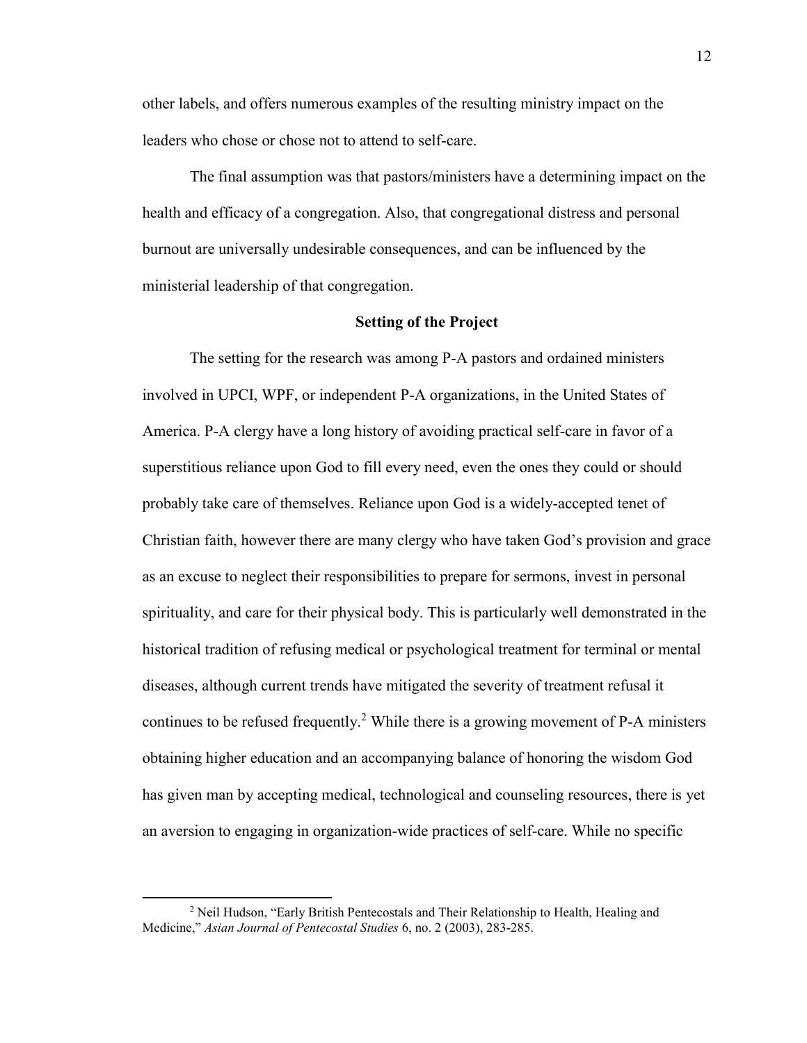other labels, and offers numerous examples of the resulting ministry impact on the leaders who chose or chose not to attend to self-care.

The final assumption was that pastors/ministers have a determining impact on the health and efficacy of a congregation. Also, that congregational distress and personal burnout are universally undesirable consequences, and can be influenced by the ministerial leadership of that congregation.

### Setting of the Project

The setting for the research was among P-A pastors and ordained ministers involved in UPCI, WPF, or independent P-A organizations, in the United States of America. P-A clergy have a long history of avoiding practical self-care in favor of a superstitious reliance upon God to fill every need, even the ones they could or should probably take care of themselves. Reliance upon God is a widely-accepted tenet of Christian faith, however there are many clergy who have taken God's provision and grace as an excuse to neglect their responsibilities to prepare for sermons, invest in personal spirituality, and care for their physical body. This is particularly well demonstrated in the historical tradition of refusing medical or psychological treatment for terminal or mental diseases, although current trends have mitigated the severity of treatment refusal it continues to be refused frequently.[2] While there is a growing movement of P-A ministers obtaining higher education and an accompanying balance of honoring the wisdom God has given man by accepting medical, technological and counseling resources, there is yet an aversion to engaging in organization-wide practices of self-care. While no specific

---

[2] Neil Hudson, "Early British Pentecostals and Their Relationship to Health, Healing and Medicine," *Asian Journal of Pentecostal Studies* 6, no. 2 (2003), 283-285.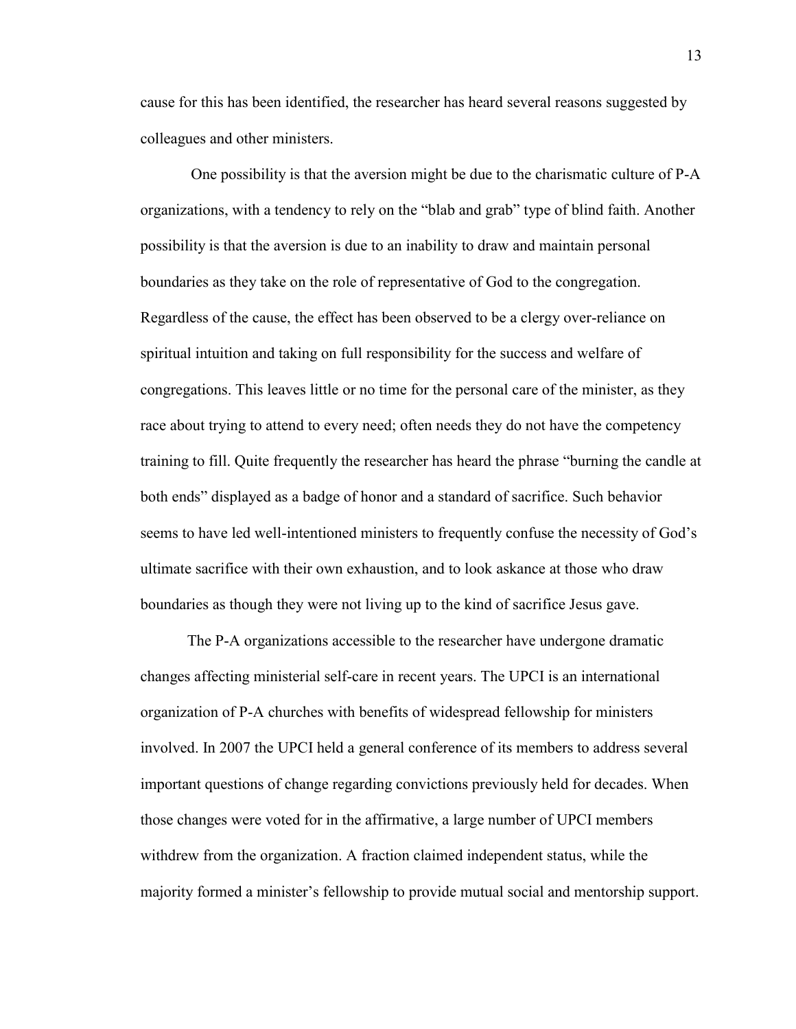cause for this has been identified, the researcher has heard several reasons suggested by colleagues and other ministers.

One possibility is that the aversion might be due to the charismatic culture of P-A organizations, with a tendency to rely on the "blab and grab" type of blind faith. Another possibility is that the aversion is due to an inability to draw and maintain personal boundaries as they take on the role of representative of God to the congregation. Regardless of the cause, the effect has been observed to be a clergy over-reliance on spiritual intuition and taking on full responsibility for the success and welfare of congregations. This leaves little or no time for the personal care of the minister, as they race about trying to attend to every need; often needs they do not have the competency training to fill. Quite frequently the researcher has heard the phrase "burning the candle at both ends" displayed as a badge of honor and a standard of sacrifice. Such behavior seems to have led well-intentioned ministers to frequently confuse the necessity of God's ultimate sacrifice with their own exhaustion, and to look askance at those who draw boundaries as though they were not living up to the kind of sacrifice Jesus gave.

The P-A organizations accessible to the researcher have undergone dramatic changes affecting ministerial self-care in recent years. The UPCI is an international organization of P-A churches with benefits of widespread fellowship for ministers involved. In 2007 the UPCI held a general conference of its members to address several important questions of change regarding convictions previously held for decades. When those changes were voted for in the affirmative, a large number of UPCI members withdrew from the organization. A fraction claimed independent status, while the majority formed a minister's fellowship to provide mutual social and mentorship support.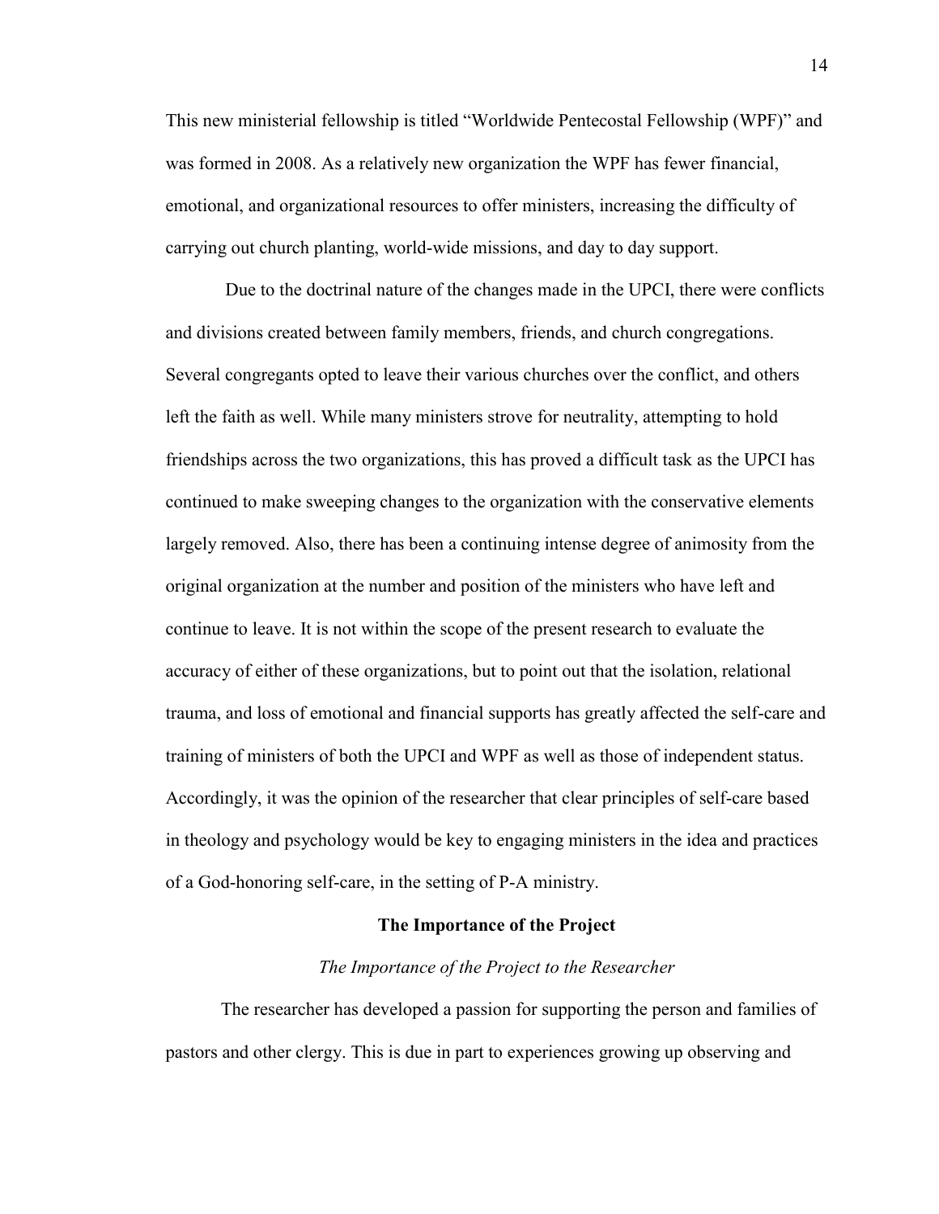This new ministerial fellowship is titled "Worldwide Pentecostal Fellowship (WPF)" and was formed in 2008. As a relatively new organization the WPF has fewer financial, emotional, and organizational resources to offer ministers, increasing the difficulty of carrying out church planting, world-wide missions, and day to day support.

Due to the doctrinal nature of the changes made in the UPCI, there were conflicts and divisions created between family members, friends, and church congregations. Several congregants opted to leave their various churches over the conflict, and others left the faith as well. While many ministers strove for neutrality, attempting to hold friendships across the two organizations, this has proved a difficult task as the UPCI has continued to make sweeping changes to the organization with the conservative elements largely removed. Also, there has been a continuing intense degree of animosity from the original organization at the number and position of the ministers who have left and continue to leave. It is not within the scope of the present research to evaluate the accuracy of either of these organizations, but to point out that the isolation, relational trauma, and loss of emotional and financial supports has greatly affected the self-care and training of ministers of both the UPCI and WPF as well as those of independent status. Accordingly, it was the opinion of the researcher that clear principles of self-care based in theology and psychology would be key to engaging ministers in the idea and practices of a God-honoring self-care, in the setting of P-A ministry.

## The Importance of the Project

### *The Importance of the Project to the Researcher*

The researcher has developed a passion for supporting the person and families of pastors and other clergy. This is due in part to experiences growing up observing and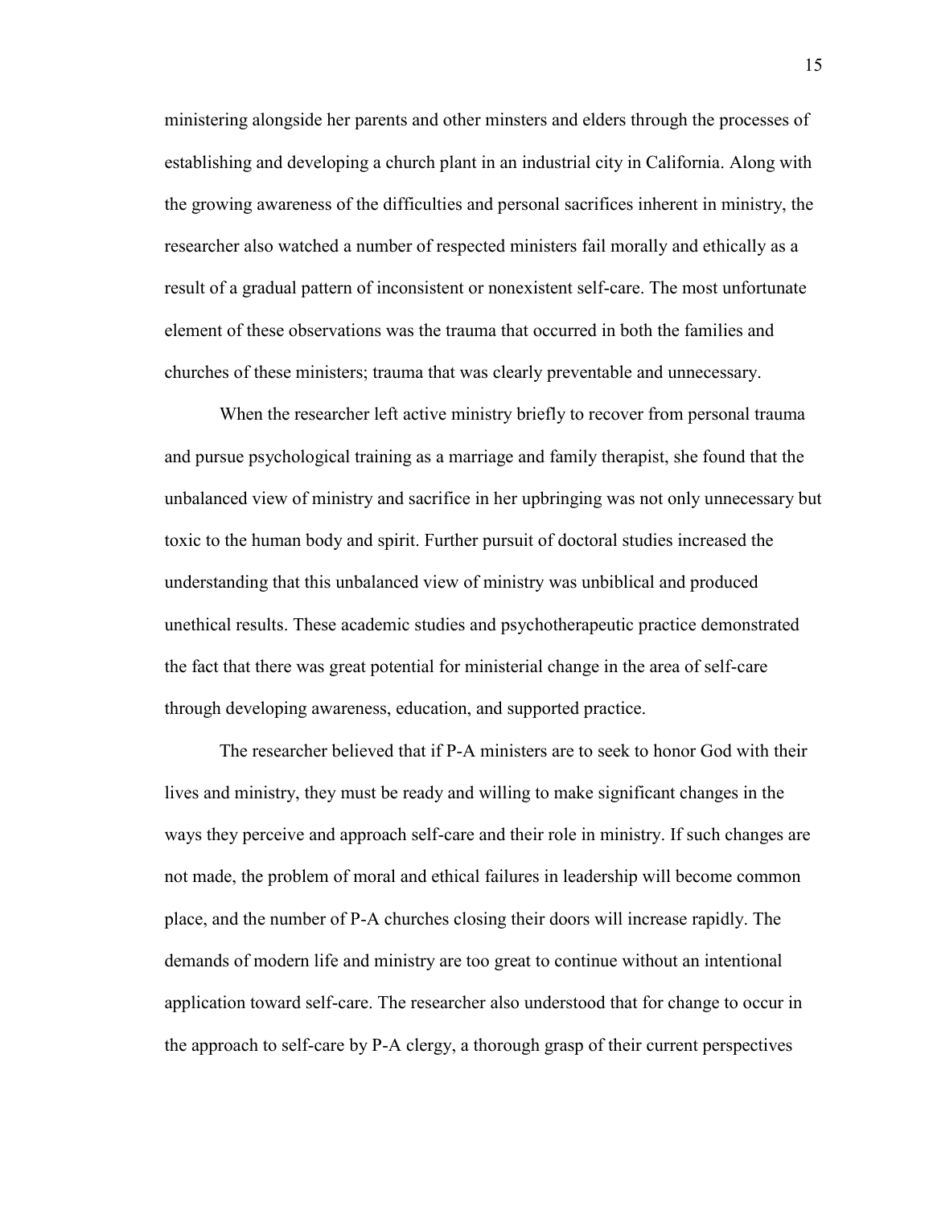ministering alongside her parents and other minsters and elders through the processes of establishing and developing a church plant in an industrial city in California. Along with the growing awareness of the difficulties and personal sacrifices inherent in ministry, the researcher also watched a number of respected ministers fail morally and ethically as a result of a gradual pattern of inconsistent or nonexistent self-care. The most unfortunate element of these observations was the trauma that occurred in both the families and churches of these ministers; trauma that was clearly preventable and unnecessary.

When the researcher left active ministry briefly to recover from personal trauma and pursue psychological training as a marriage and family therapist, she found that the unbalanced view of ministry and sacrifice in her upbringing was not only unnecessary but toxic to the human body and spirit. Further pursuit of doctoral studies increased the understanding that this unbalanced view of ministry was unbiblical and produced unethical results. These academic studies and psychotherapeutic practice demonstrated the fact that there was great potential for ministerial change in the area of self-care through developing awareness, education, and supported practice.

The researcher believed that if P-A ministers are to seek to honor God with their lives and ministry, they must be ready and willing to make significant changes in the ways they perceive and approach self-care and their role in ministry. If such changes are not made, the problem of moral and ethical failures in leadership will become common place, and the number of P-A churches closing their doors will increase rapidly. The demands of modern life and ministry are too great to continue without an intentional application toward self-care. The researcher also understood that for change to occur in the approach to self-care by P-A clergy, a thorough grasp of their current perspectives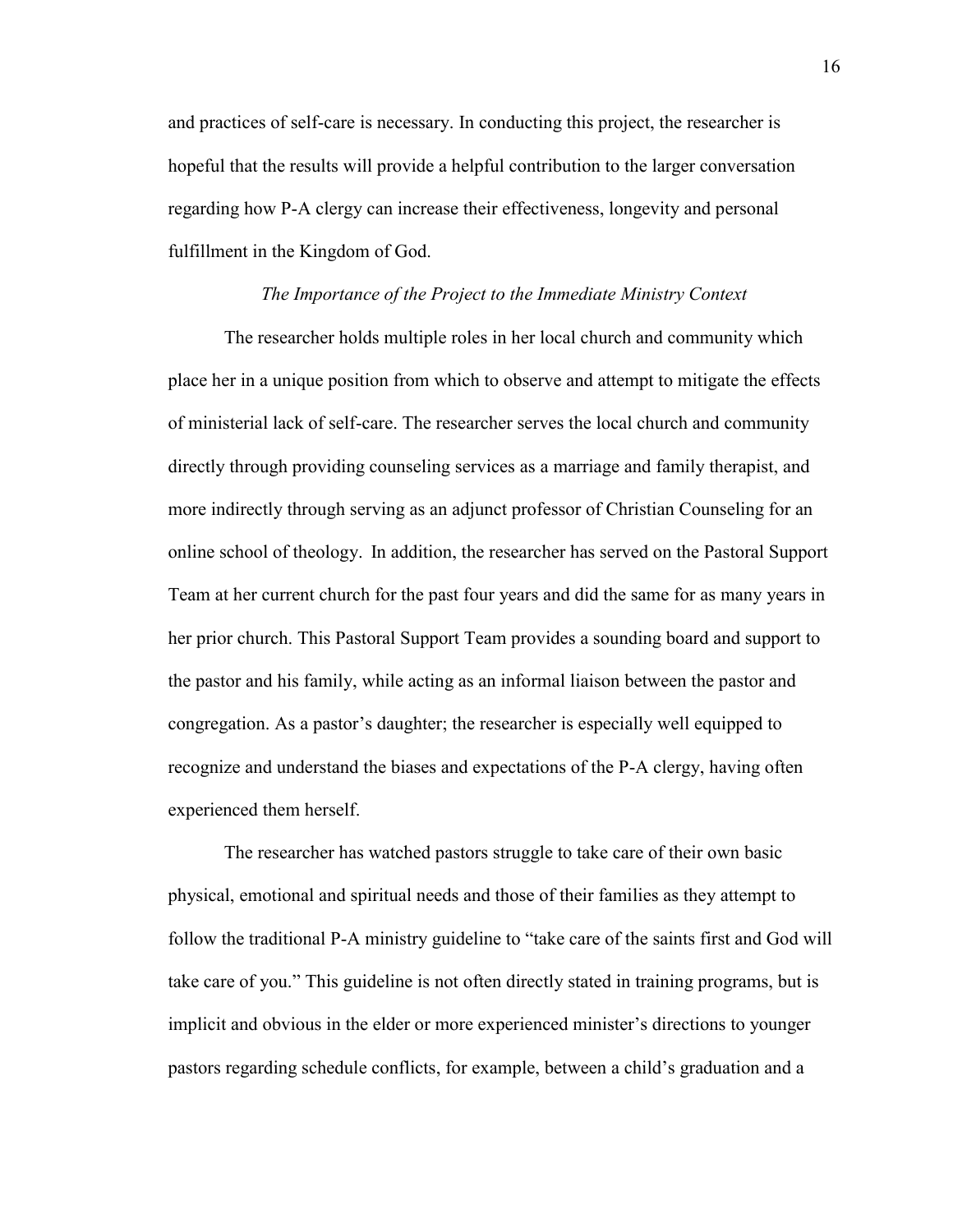and practices of self-care is necessary. In conducting this project, the researcher is hopeful that the results will provide a helpful contribution to the larger conversation regarding how P-A clergy can increase their effectiveness, longevity and personal fulfillment in the Kingdom of God.

### *The Importance of the Project to the Immediate Ministry Context*

The researcher holds multiple roles in her local church and community which place her in a unique position from which to observe and attempt to mitigate the effects of ministerial lack of self-care. The researcher serves the local church and community directly through providing counseling services as a marriage and family therapist, and more indirectly through serving as an adjunct professor of Christian Counseling for an online school of theology. In addition, the researcher has served on the Pastoral Support Team at her current church for the past four years and did the same for as many years in her prior church. This Pastoral Support Team provides a sounding board and support to the pastor and his family, while acting as an informal liaison between the pastor and congregation. As a pastor's daughter; the researcher is especially well equipped to recognize and understand the biases and expectations of the P-A clergy, having often experienced them herself.

The researcher has watched pastors struggle to take care of their own basic physical, emotional and spiritual needs and those of their families as they attempt to follow the traditional P-A ministry guideline to "take care of the saints first and God will take care of you." This guideline is not often directly stated in training programs, but is implicit and obvious in the elder or more experienced minister's directions to younger pastors regarding schedule conflicts, for example, between a child's graduation and a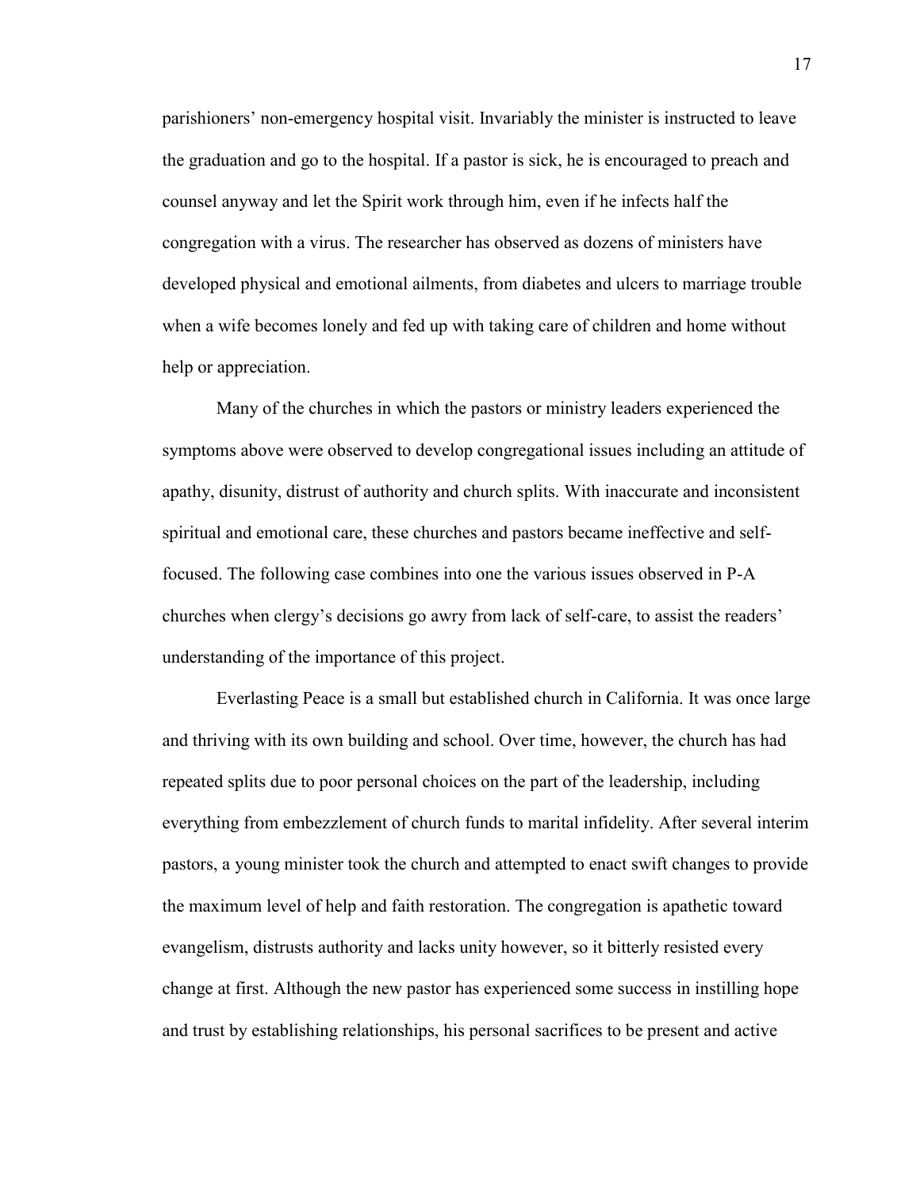parishioners' non-emergency hospital visit. Invariably the minister is instructed to leave the graduation and go to the hospital. If a pastor is sick, he is encouraged to preach and counsel anyway and let the Spirit work through him, even if he infects half the congregation with a virus. The researcher has observed as dozens of ministers have developed physical and emotional ailments, from diabetes and ulcers to marriage trouble when a wife becomes lonely and fed up with taking care of children and home without help or appreciation.

Many of the churches in which the pastors or ministry leaders experienced the symptoms above were observed to develop congregational issues including an attitude of apathy, disunity, distrust of authority and church splits. With inaccurate and inconsistent spiritual and emotional care, these churches and pastors became ineffective and self-focused. The following case combines into one the various issues observed in P-A churches when clergy's decisions go awry from lack of self-care, to assist the readers' understanding of the importance of this project.

Everlasting Peace is a small but established church in California. It was once large and thriving with its own building and school. Over time, however, the church has had repeated splits due to poor personal choices on the part of the leadership, including everything from embezzlement of church funds to marital infidelity. After several interim pastors, a young minister took the church and attempted to enact swift changes to provide the maximum level of help and faith restoration. The congregation is apathetic toward evangelism, distrusts authority and lacks unity however, so it bitterly resisted every change at first. Although the new pastor has experienced some success in instilling hope and trust by establishing relationships, his personal sacrifices to be present and active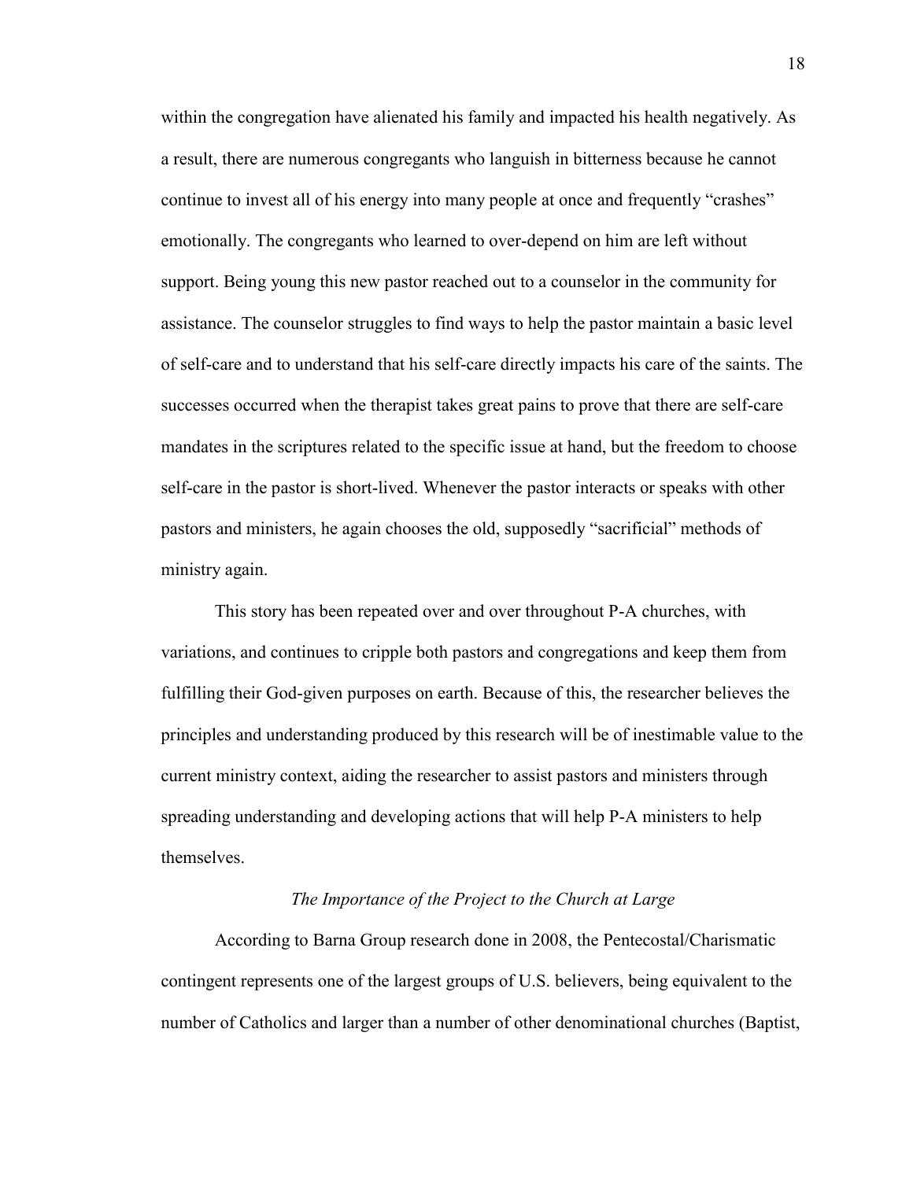within the congregation have alienated his family and impacted his health negatively. As a result, there are numerous congregants who languish in bitterness because he cannot continue to invest all of his energy into many people at once and frequently "crashes" emotionally. The congregants who learned to over-depend on him are left without support. Being young this new pastor reached out to a counselor in the community for assistance. The counselor struggles to find ways to help the pastor maintain a basic level of self-care and to understand that his self-care directly impacts his care of the saints. The successes occurred when the therapist takes great pains to prove that there are self-care mandates in the scriptures related to the specific issue at hand, but the freedom to choose self-care in the pastor is short-lived. Whenever the pastor interacts or speaks with other pastors and ministers, he again chooses the old, supposedly "sacrificial" methods of ministry again.

This story has been repeated over and over throughout P-A churches, with variations, and continues to cripple both pastors and congregations and keep them from fulfilling their God-given purposes on earth. Because of this, the researcher believes the principles and understanding produced by this research will be of inestimable value to the current ministry context, aiding the researcher to assist pastors and ministers through spreading understanding and developing actions that will help P-A ministers to help themselves.

*The Importance of the Project to the Church at Large*

According to Barna Group research done in 2008, the Pentecostal/Charismatic contingent represents one of the largest groups of U.S. believers, being equivalent to the number of Catholics and larger than a number of other denominational churches (Baptist,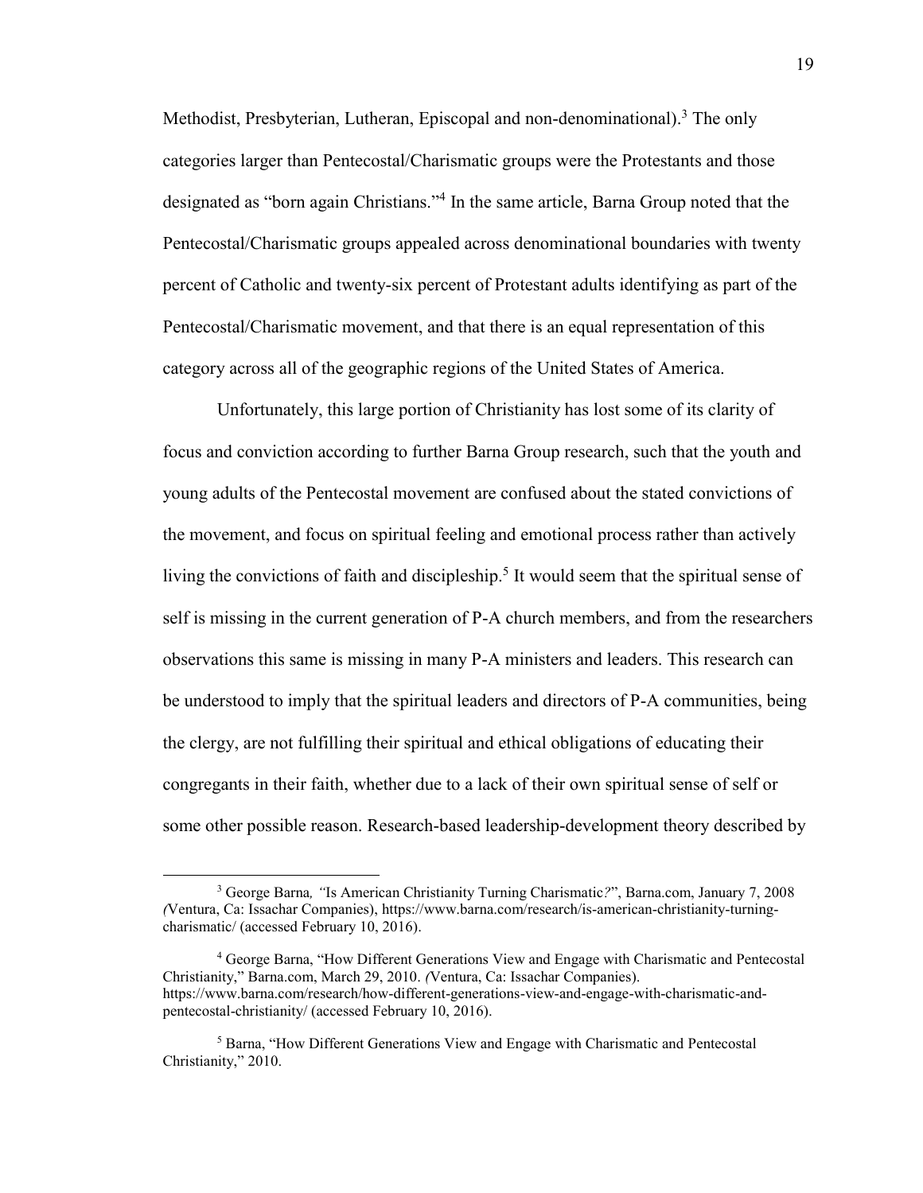Methodist, Presbyterian, Lutheran, Episcopal and non-denominational).[3] The only categories larger than Pentecostal/Charismatic groups were the Protestants and those designated as "born again Christians."[4] In the same article, Barna Group noted that the Pentecostal/Charismatic groups appealed across denominational boundaries with twenty percent of Catholic and twenty-six percent of Protestant adults identifying as part of the Pentecostal/Charismatic movement, and that there is an equal representation of this category across all of the geographic regions of the United States of America.

Unfortunately, this large portion of Christianity has lost some of its clarity of focus and conviction according to further Barna Group research, such that the youth and young adults of the Pentecostal movement are confused about the stated convictions of the movement, and focus on spiritual feeling and emotional process rather than actively living the convictions of faith and discipleship.[5] It would seem that the spiritual sense of self is missing in the current generation of P-A church members, and from the researchers observations this same is missing in many P-A ministers and leaders. This research can be understood to imply that the spiritual leaders and directors of P-A communities, being the clergy, are not fulfilling their spiritual and ethical obligations of educating their congregants in their faith, whether due to a lack of their own spiritual sense of self or some other possible reason. Research-based leadership-development theory described by

---

[3] George Barna*, "*Is American Christianity Turning Charismatic*?*", Barna.com, January 7, 2008 *(*Ventura, Ca: Issachar Companies), https://www.barna.com/research/is-american-christianity-turning-charismatic/ (accessed February 10, 2016).

[4] George Barna, "How Different Generations View and Engage with Charismatic and Pentecostal Christianity," Barna.com, March 29, 2010. *(*Ventura, Ca: Issachar Companies). https://www.barna.com/research/how-different-generations-view-and-engage-with-charismatic-and-pentecostal-christianity/ (accessed February 10, 2016).

[5] Barna, "How Different Generations View and Engage with Charismatic and Pentecostal Christianity," 2010.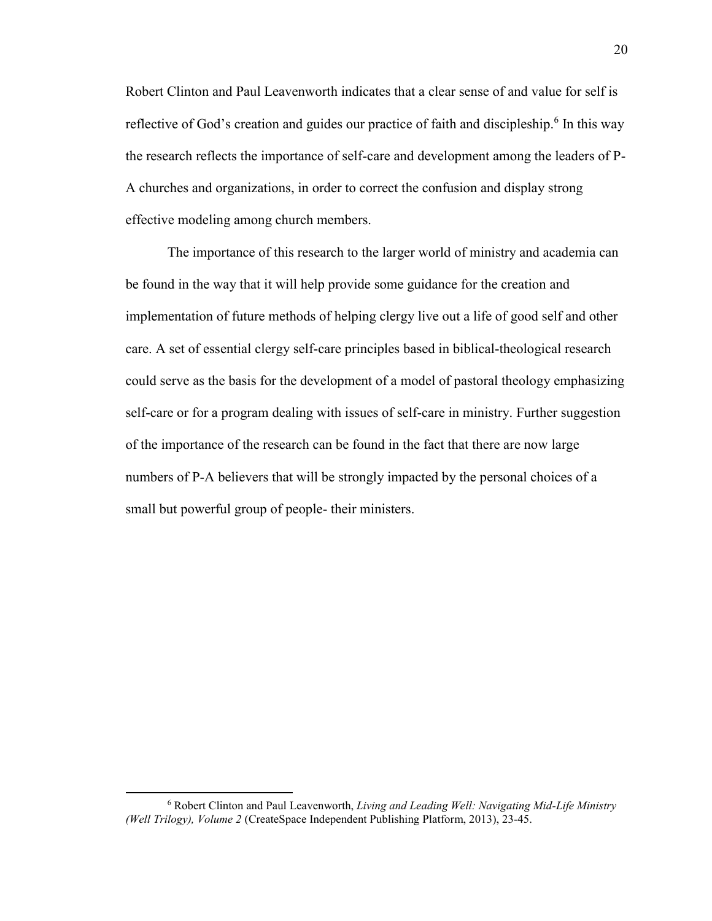Robert Clinton and Paul Leavenworth indicates that a clear sense of and value for self is reflective of God's creation and guides our practice of faith and discipleship.[6] In this way the research reflects the importance of self-care and development among the leaders of P-A churches and organizations, in order to correct the confusion and display strong effective modeling among church members.

The importance of this research to the larger world of ministry and academia can be found in the way that it will help provide some guidance for the creation and implementation of future methods of helping clergy live out a life of good self and other care. A set of essential clergy self-care principles based in biblical-theological research could serve as the basis for the development of a model of pastoral theology emphasizing self-care or for a program dealing with issues of self-care in ministry. Further suggestion of the importance of the research can be found in the fact that there are now large numbers of P-A believers that will be strongly impacted by the personal choices of a small but powerful group of people- their ministers.

---

[6] Robert Clinton and Paul Leavenworth, *Living and Leading Well: Navigating Mid-Life Ministry (Well Trilogy), Volume 2* (CreateSpace Independent Publishing Platform, 2013), 23-45.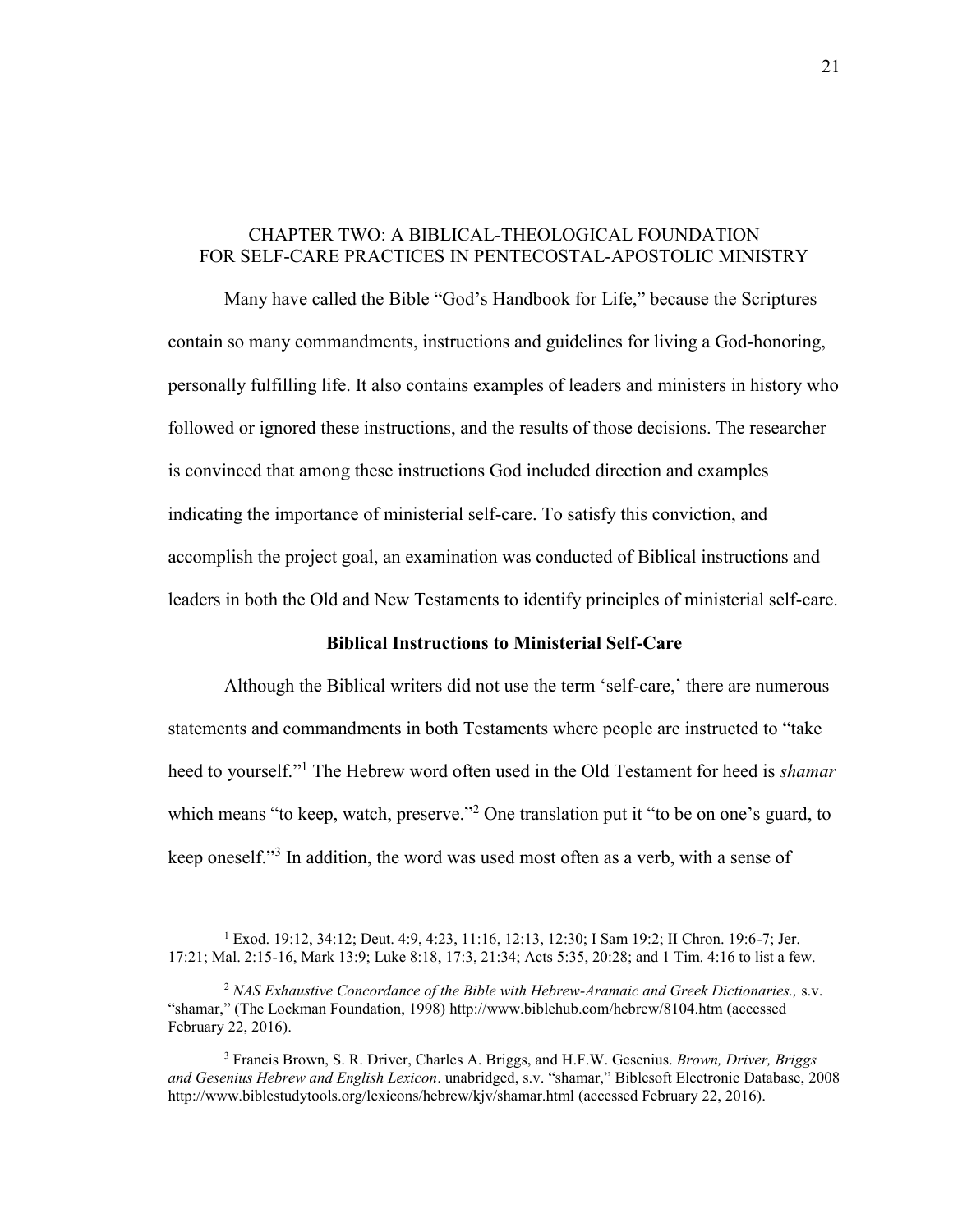# CHAPTER TWO: A BIBLICAL-THEOLOGICAL FOUNDATION FOR SELF-CARE PRACTICES IN PENTECOSTAL-APOSTOLIC MINISTRY

Many have called the Bible "God's Handbook for Life," because the Scriptures contain so many commandments, instructions and guidelines for living a God-honoring, personally fulfilling life. It also contains examples of leaders and ministers in history who followed or ignored these instructions, and the results of those decisions. The researcher is convinced that among these instructions God included direction and examples indicating the importance of ministerial self-care. To satisfy this conviction, and accomplish the project goal, an examination was conducted of Biblical instructions and leaders in both the Old and New Testaments to identify principles of ministerial self-care.

## Biblical Instructions to Ministerial Self-Care

Although the Biblical writers did not use the term 'self-care,' there are numerous statements and commandments in both Testaments where people are instructed to "take heed to yourself."[1] The Hebrew word often used in the Old Testament for heed is *shamar* which means "to keep, watch, preserve."[2] One translation put it "to be on one's guard, to keep oneself."[3] In addition, the word was used most often as a verb, with a sense of

---

[1] Exod. 19:12, 34:12; Deut. 4:9, 4:23, 11:16, 12:13, 12:30; I Sam 19:2; II Chron. 19:6-7; Jer. 17:21; Mal. 2:15-16, Mark 13:9; Luke 8:18, 17:3, 21:34; Acts 5:35, 20:28; and 1 Tim. 4:16 to list a few.

[2] *NAS Exhaustive Concordance of the Bible with Hebrew-Aramaic and Greek Dictionaries.,* s.v. "shamar," (The Lockman Foundation, 1998) http://www.biblehub.com/hebrew/8104.htm (accessed February 22, 2016).

[3] Francis Brown, S. R. Driver, Charles A. Briggs, and H.F.W. Gesenius. *Brown, Driver, Briggs and Gesenius Hebrew and English Lexicon*. unabridged, s.v. "shamar," Biblesoft Electronic Database, 2008 http://www.biblestudytools.org/lexicons/hebrew/kjv/shamar.html (accessed February 22, 2016).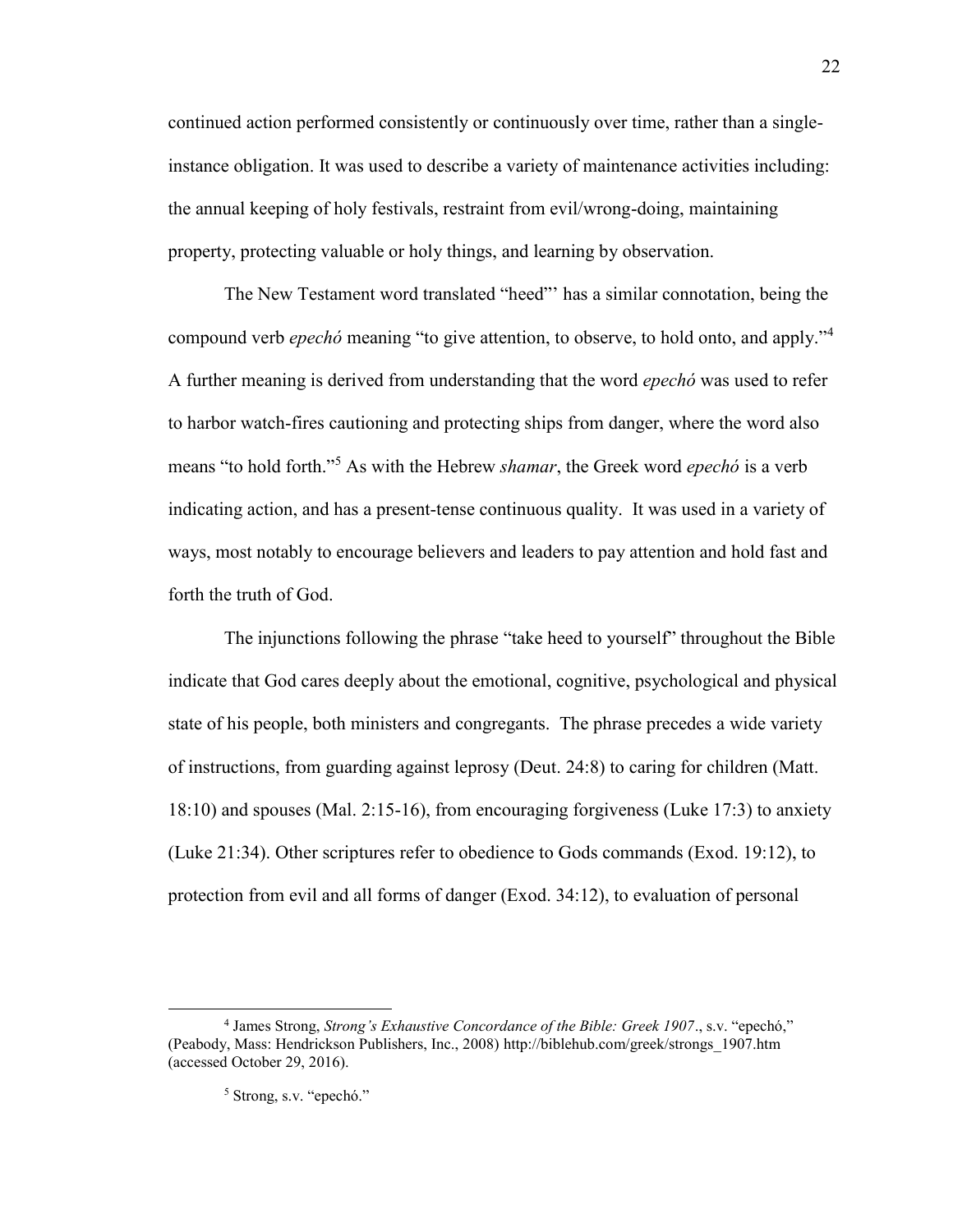continued action performed consistently or continuously over time, rather than a single-instance obligation. It was used to describe a variety of maintenance activities including: the annual keeping of holy festivals, restraint from evil/wrong-doing, maintaining property, protecting valuable or holy things, and learning by observation.

The New Testament word translated "heed"' has a similar connotation, being the compound verb *epechó* meaning "to give attention, to observe, to hold onto, and apply."[4] A further meaning is derived from understanding that the word *epechó* was used to refer to harbor watch-fires cautioning and protecting ships from danger, where the word also means "to hold forth."[5] As with the Hebrew *shamar*, the Greek word *epechó* is a verb indicating action, and has a present-tense continuous quality. It was used in a variety of ways, most notably to encourage believers and leaders to pay attention and hold fast and forth the truth of God.

The injunctions following the phrase "take heed to yourself" throughout the Bible indicate that God cares deeply about the emotional, cognitive, psychological and physical state of his people, both ministers and congregants. The phrase precedes a wide variety of instructions, from guarding against leprosy (Deut. 24:8) to caring for children (Matt. 18:10) and spouses (Mal. 2:15-16), from encouraging forgiveness (Luke 17:3) to anxiety (Luke 21:34). Other scriptures refer to obedience to Gods commands (Exod. 19:12), to protection from evil and all forms of danger (Exod. 34:12), to evaluation of personal

---

[4] James Strong, *Strong's Exhaustive Concordance of the Bible: Greek 1907*., s.v. "epechó," (Peabody, Mass: Hendrickson Publishers, Inc., 2008) http://biblehub.com/greek/strongs_1907.htm (accessed October 29, 2016).

[5] Strong, s.v. "epechó."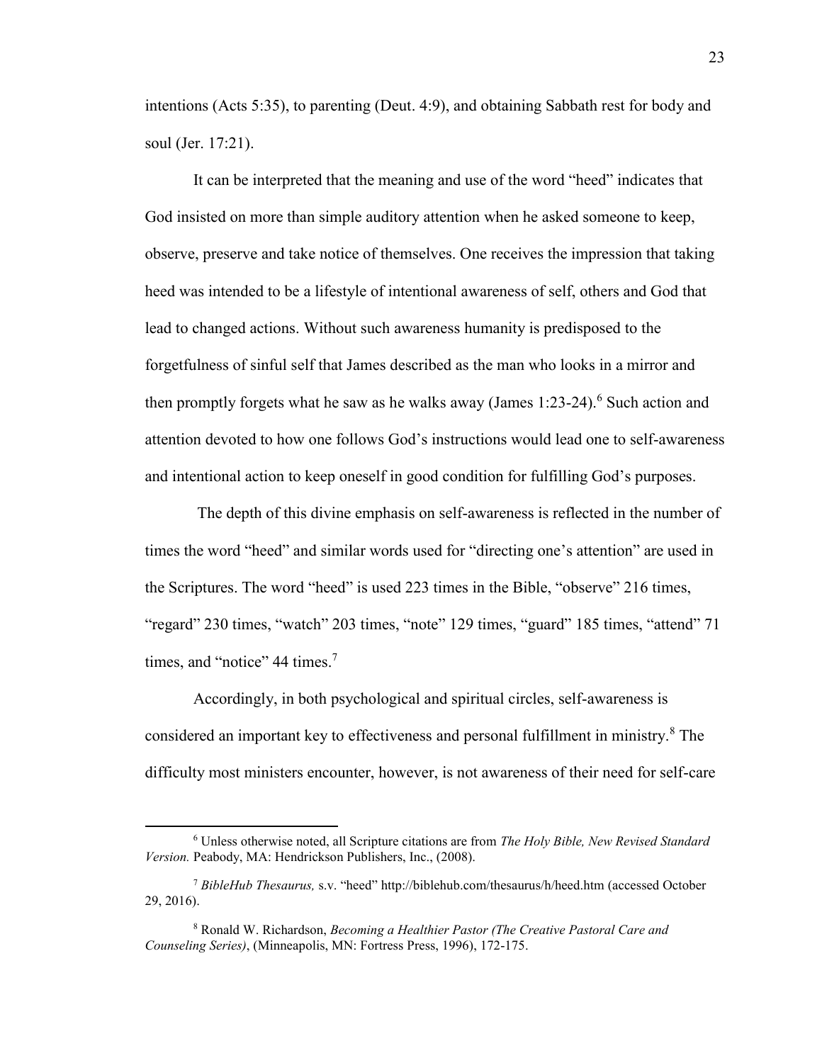intentions (Acts 5:35), to parenting (Deut. 4:9), and obtaining Sabbath rest for body and soul (Jer. 17:21).

It can be interpreted that the meaning and use of the word "heed" indicates that God insisted on more than simple auditory attention when he asked someone to keep, observe, preserve and take notice of themselves. One receives the impression that taking heed was intended to be a lifestyle of intentional awareness of self, others and God that lead to changed actions. Without such awareness humanity is predisposed to the forgetfulness of sinful self that James described as the man who looks in a mirror and then promptly forgets what he saw as he walks away (James 1:23-24).[6] Such action and attention devoted to how one follows God's instructions would lead one to self-awareness and intentional action to keep oneself in good condition for fulfilling God's purposes.

The depth of this divine emphasis on self-awareness is reflected in the number of times the word "heed" and similar words used for "directing one's attention" are used in the Scriptures. The word "heed" is used 223 times in the Bible, "observe" 216 times, "regard" 230 times, "watch" 203 times, "note" 129 times, "guard" 185 times, "attend" 71 times, and "notice" 44 times.[7]

Accordingly, in both psychological and spiritual circles, self-awareness is considered an important key to effectiveness and personal fulfillment in ministry.[8] The difficulty most ministers encounter, however, is not awareness of their need for self-care

---

[6] Unless otherwise noted, all Scripture citations are from *The Holy Bible, New Revised Standard Version.* Peabody, MA: Hendrickson Publishers, Inc., (2008).

[7] *BibleHub Thesaurus,* s.v. "heed" http://biblehub.com/thesaurus/h/heed.htm (accessed October 29, 2016).

[8] Ronald W. Richardson, *Becoming a Healthier Pastor (The Creative Pastoral Care and Counseling Series)*, (Minneapolis, MN: Fortress Press, 1996), 172-175.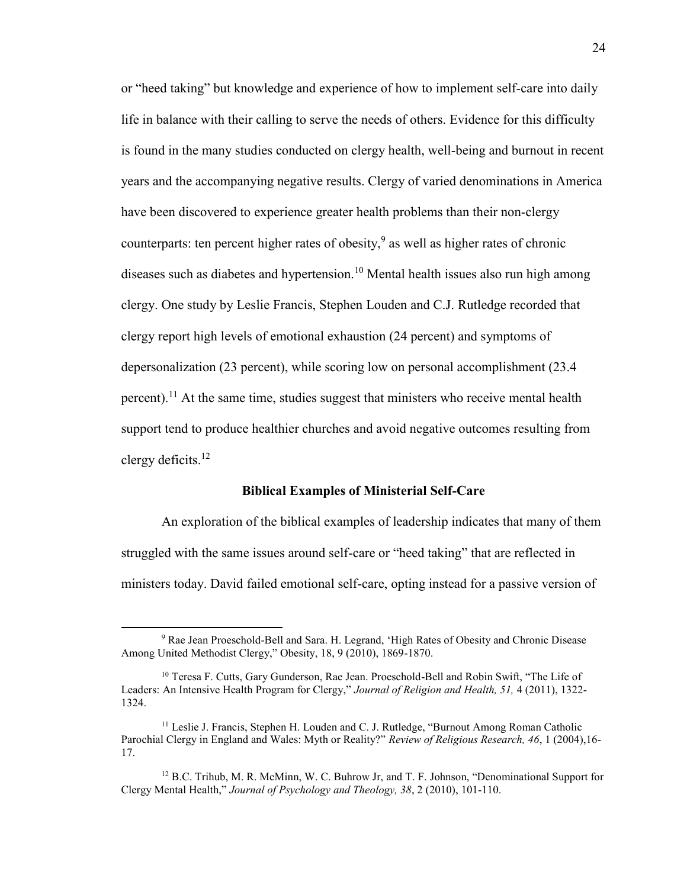or "heed taking" but knowledge and experience of how to implement self-care into daily life in balance with their calling to serve the needs of others. Evidence for this difficulty is found in the many studies conducted on clergy health, well-being and burnout in recent years and the accompanying negative results. Clergy of varied denominations in America have been discovered to experience greater health problems than their non-clergy counterparts: ten percent higher rates of obesity,[9] as well as higher rates of chronic diseases such as diabetes and hypertension.[10] Mental health issues also run high among clergy. One study by Leslie Francis, Stephen Louden and C.J. Rutledge recorded that clergy report high levels of emotional exhaustion (24 percent) and symptoms of depersonalization (23 percent), while scoring low on personal accomplishment (23.4 percent).[11] At the same time, studies suggest that ministers who receive mental health support tend to produce healthier churches and avoid negative outcomes resulting from clergy deficits.[12]

## Biblical Examples of Ministerial Self-Care

An exploration of the biblical examples of leadership indicates that many of them struggled with the same issues around self-care or "heed taking" that are reflected in ministers today. David failed emotional self-care, opting instead for a passive version of

---

[9] Rae Jean Proeschold-Bell and Sara. H. Legrand, 'High Rates of Obesity and Chronic Disease Among United Methodist Clergy," Obesity, 18, 9 (2010), 1869-1870.

[10] Teresa F. Cutts, Gary Gunderson, Rae Jean. Proeschold-Bell and Robin Swift, "The Life of Leaders: An Intensive Health Program for Clergy," *Journal of Religion and Health, 51,* 4 (2011), 1322-1324.

[11] Leslie J. Francis, Stephen H. Louden and C. J. Rutledge, "Burnout Among Roman Catholic Parochial Clergy in England and Wales: Myth or Reality?" *Review of Religious Research, 46*, 1 (2004),16-17.

[12] B.C. Trihub, M. R. McMinn, W. C. Buhrow Jr, and T. F. Johnson, "Denominational Support for Clergy Mental Health," *Journal of Psychology and Theology, 38*, 2 (2010), 101-110.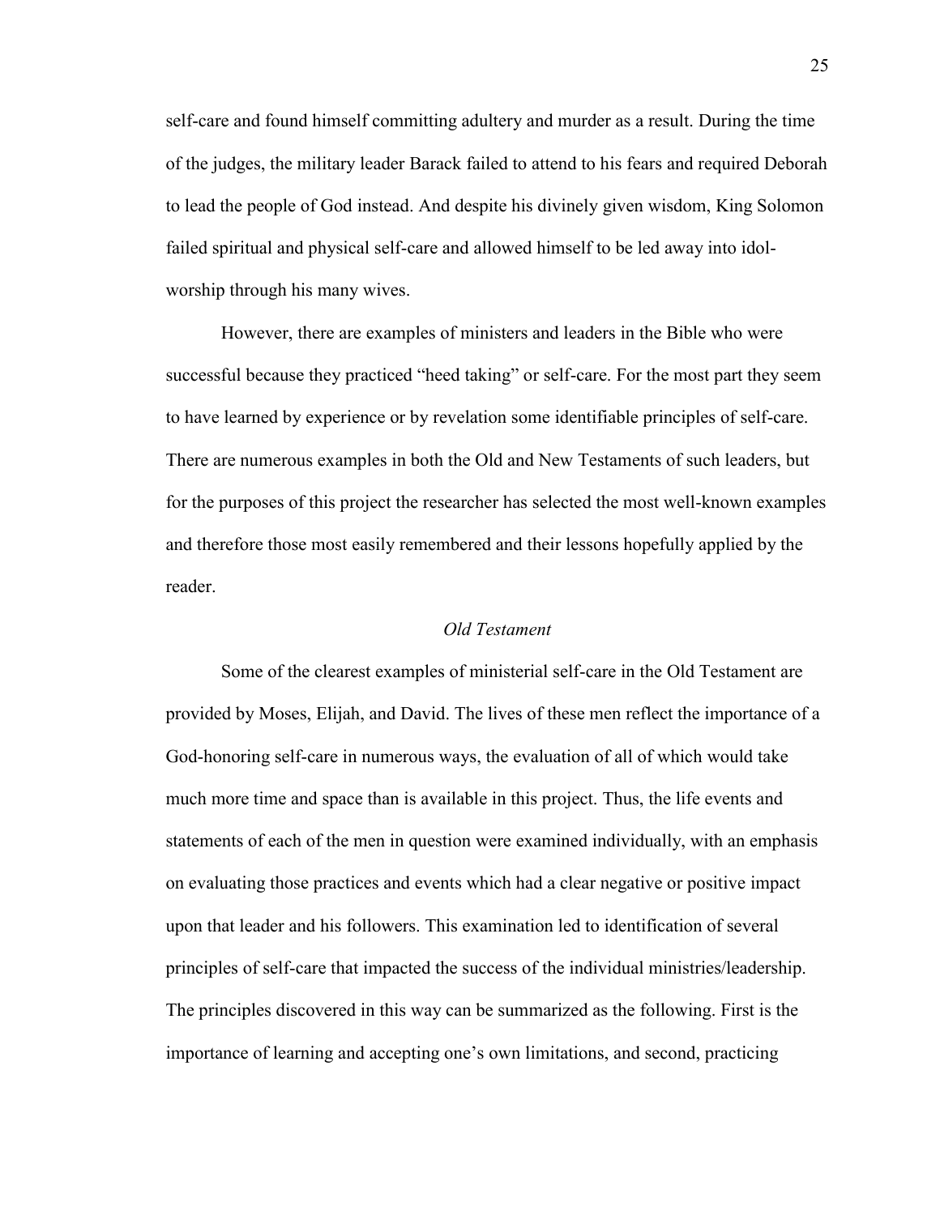self-care and found himself committing adultery and murder as a result. During the time of the judges, the military leader Barack failed to attend to his fears and required Deborah to lead the people of God instead. And despite his divinely given wisdom, King Solomon failed spiritual and physical self-care and allowed himself to be led away into idol-worship through his many wives.

However, there are examples of ministers and leaders in the Bible who were successful because they practiced "heed taking" or self-care. For the most part they seem to have learned by experience or by revelation some identifiable principles of self-care. There are numerous examples in both the Old and New Testaments of such leaders, but for the purposes of this project the researcher has selected the most well-known examples and therefore those most easily remembered and their lessons hopefully applied by the reader.

### *Old Testament*

Some of the clearest examples of ministerial self-care in the Old Testament are provided by Moses, Elijah, and David. The lives of these men reflect the importance of a God-honoring self-care in numerous ways, the evaluation of all of which would take much more time and space than is available in this project. Thus, the life events and statements of each of the men in question were examined individually, with an emphasis on evaluating those practices and events which had a clear negative or positive impact upon that leader and his followers. This examination led to identification of several principles of self-care that impacted the success of the individual ministries/leadership. The principles discovered in this way can be summarized as the following. First is the importance of learning and accepting one's own limitations, and second, practicing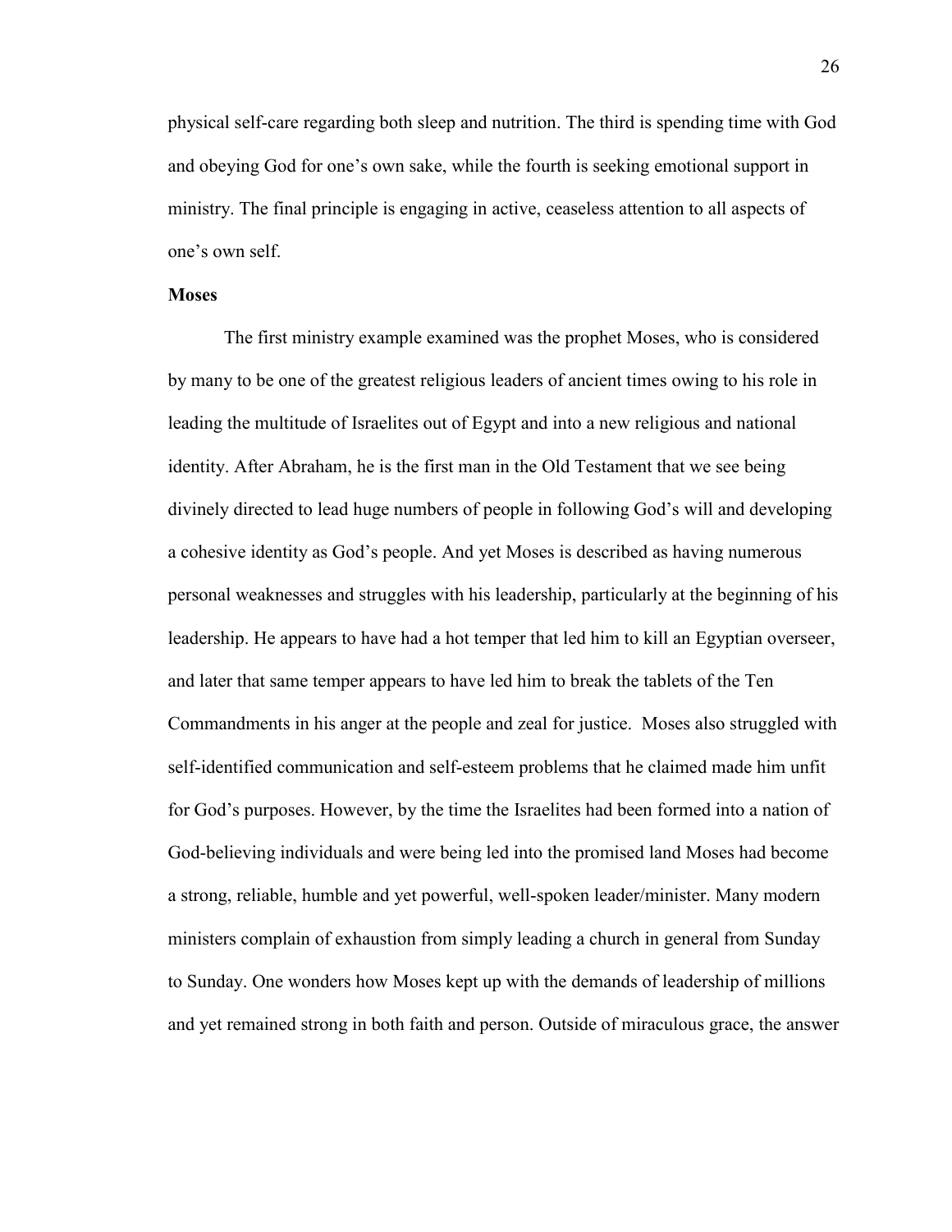physical self-care regarding both sleep and nutrition. The third is spending time with God and obeying God for one's own sake, while the fourth is seeking emotional support in ministry. The final principle is engaging in active, ceaseless attention to all aspects of one's own self.

**Moses**

The first ministry example examined was the prophet Moses, who is considered by many to be one of the greatest religious leaders of ancient times owing to his role in leading the multitude of Israelites out of Egypt and into a new religious and national identity. After Abraham, he is the first man in the Old Testament that we see being divinely directed to lead huge numbers of people in following God's will and developing a cohesive identity as God's people. And yet Moses is described as having numerous personal weaknesses and struggles with his leadership, particularly at the beginning of his leadership. He appears to have had a hot temper that led him to kill an Egyptian overseer, and later that same temper appears to have led him to break the tablets of the Ten Commandments in his anger at the people and zeal for justice. Moses also struggled with self-identified communication and self-esteem problems that he claimed made him unfit for God's purposes. However, by the time the Israelites had been formed into a nation of God-believing individuals and were being led into the promised land Moses had become a strong, reliable, humble and yet powerful, well-spoken leader/minister. Many modern ministers complain of exhaustion from simply leading a church in general from Sunday to Sunday. One wonders how Moses kept up with the demands of leadership of millions and yet remained strong in both faith and person. Outside of miraculous grace, the answer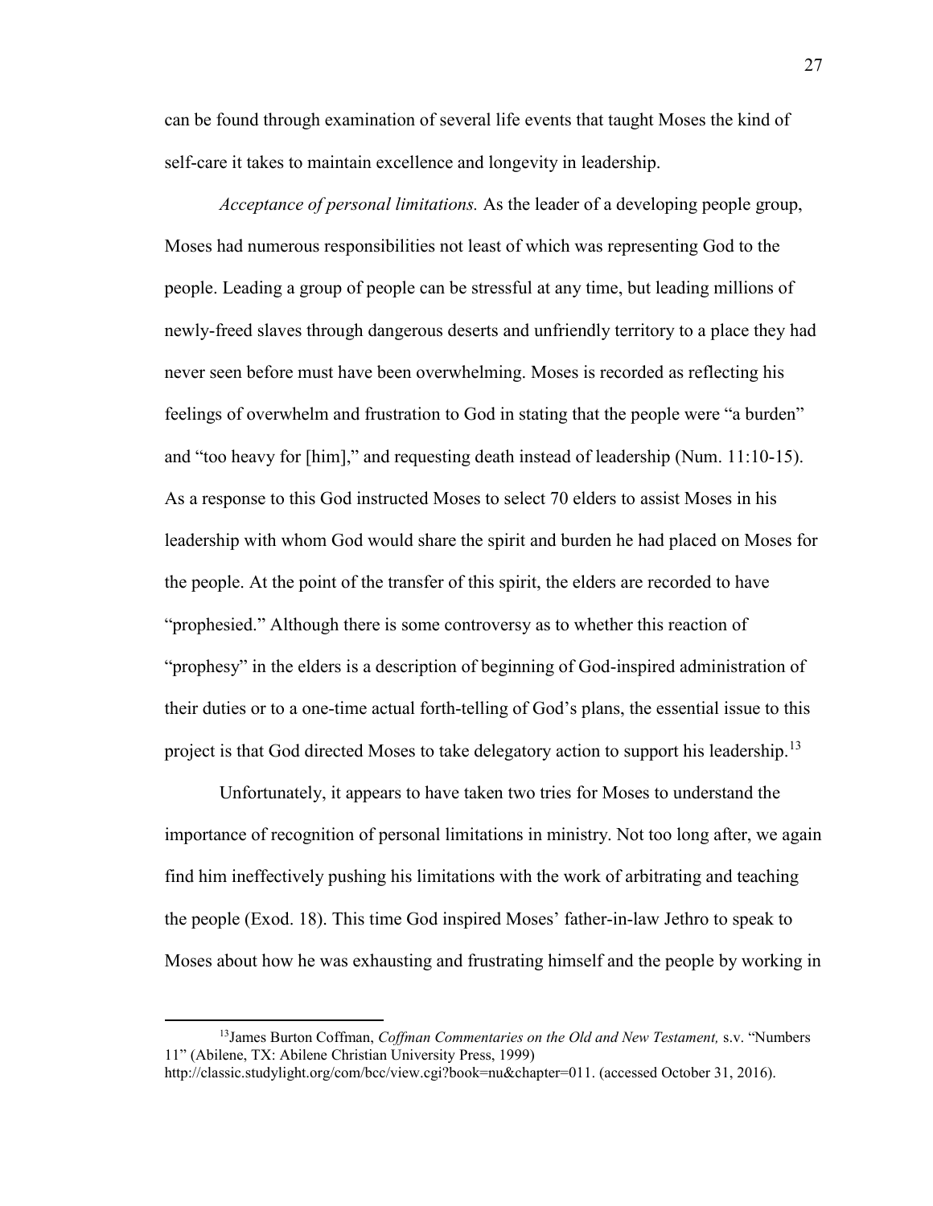can be found through examination of several life events that taught Moses the kind of self-care it takes to maintain excellence and longevity in leadership.

*Acceptance of personal limitations.* As the leader of a developing people group, Moses had numerous responsibilities not least of which was representing God to the people. Leading a group of people can be stressful at any time, but leading millions of newly-freed slaves through dangerous deserts and unfriendly territory to a place they had never seen before must have been overwhelming. Moses is recorded as reflecting his feelings of overwhelm and frustration to God in stating that the people were "a burden" and "too heavy for [him]," and requesting death instead of leadership (Num. 11:10-15). As a response to this God instructed Moses to select 70 elders to assist Moses in his leadership with whom God would share the spirit and burden he had placed on Moses for the people. At the point of the transfer of this spirit, the elders are recorded to have "prophesied." Although there is some controversy as to whether this reaction of "prophesy" in the elders is a description of beginning of God-inspired administration of their duties or to a one-time actual forth-telling of God's plans, the essential issue to this project is that God directed Moses to take delegatory action to support his leadership.[13]

Unfortunately, it appears to have taken two tries for Moses to understand the importance of recognition of personal limitations in ministry. Not too long after, we again find him ineffectively pushing his limitations with the work of arbitrating and teaching the people (Exod. 18). This time God inspired Moses' father-in-law Jethro to speak to Moses about how he was exhausting and frustrating himself and the people by working in

---

[13]James Burton Coffman, *Coffman Commentaries on the Old and New Testament,* s.v. "Numbers 11" (Abilene, TX: Abilene Christian University Press, 1999) http://classic.studylight.org/com/bcc/view.cgi?book=nu&chapter=011. (accessed October 31, 2016).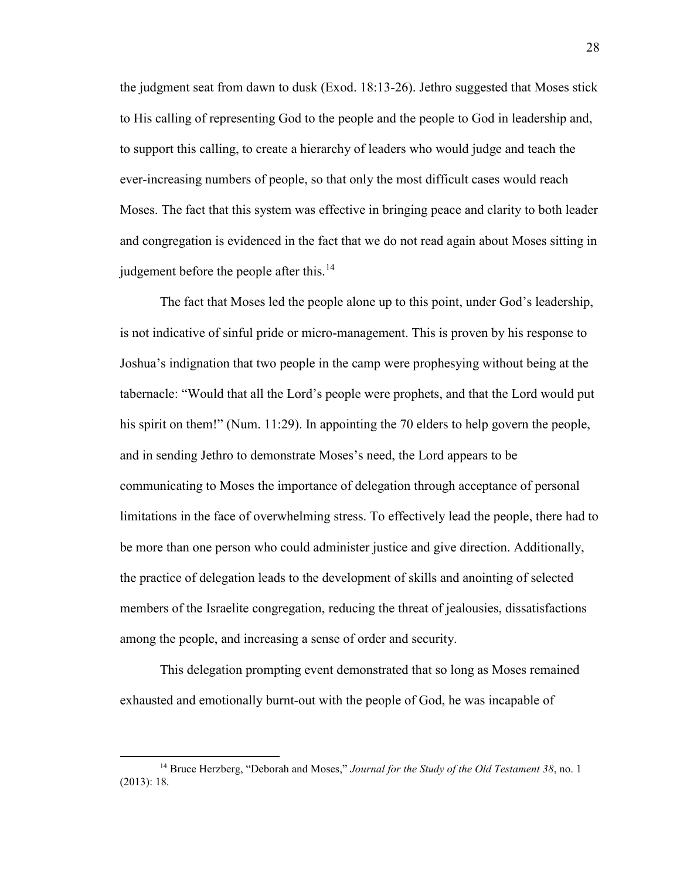the judgment seat from dawn to dusk (Exod. 18:13-26). Jethro suggested that Moses stick to His calling of representing God to the people and the people to God in leadership and, to support this calling, to create a hierarchy of leaders who would judge and teach the ever-increasing numbers of people, so that only the most difficult cases would reach Moses. The fact that this system was effective in bringing peace and clarity to both leader and congregation is evidenced in the fact that we do not read again about Moses sitting in judgement before the people after this.[14]

The fact that Moses led the people alone up to this point, under God's leadership, is not indicative of sinful pride or micro-management. This is proven by his response to Joshua's indignation that two people in the camp were prophesying without being at the tabernacle: "Would that all the Lord's people were prophets, and that the Lord would put his spirit on them!" (Num. 11:29). In appointing the 70 elders to help govern the people, and in sending Jethro to demonstrate Moses's need, the Lord appears to be communicating to Moses the importance of delegation through acceptance of personal limitations in the face of overwhelming stress. To effectively lead the people, there had to be more than one person who could administer justice and give direction. Additionally, the practice of delegation leads to the development of skills and anointing of selected members of the Israelite congregation, reducing the threat of jealousies, dissatisfactions among the people, and increasing a sense of order and security.

This delegation prompting event demonstrated that so long as Moses remained exhausted and emotionally burnt-out with the people of God, he was incapable of

---

[14] Bruce Herzberg, "Deborah and Moses," *Journal for the Study of the Old Testament 38*, no. 1 (2013): 18.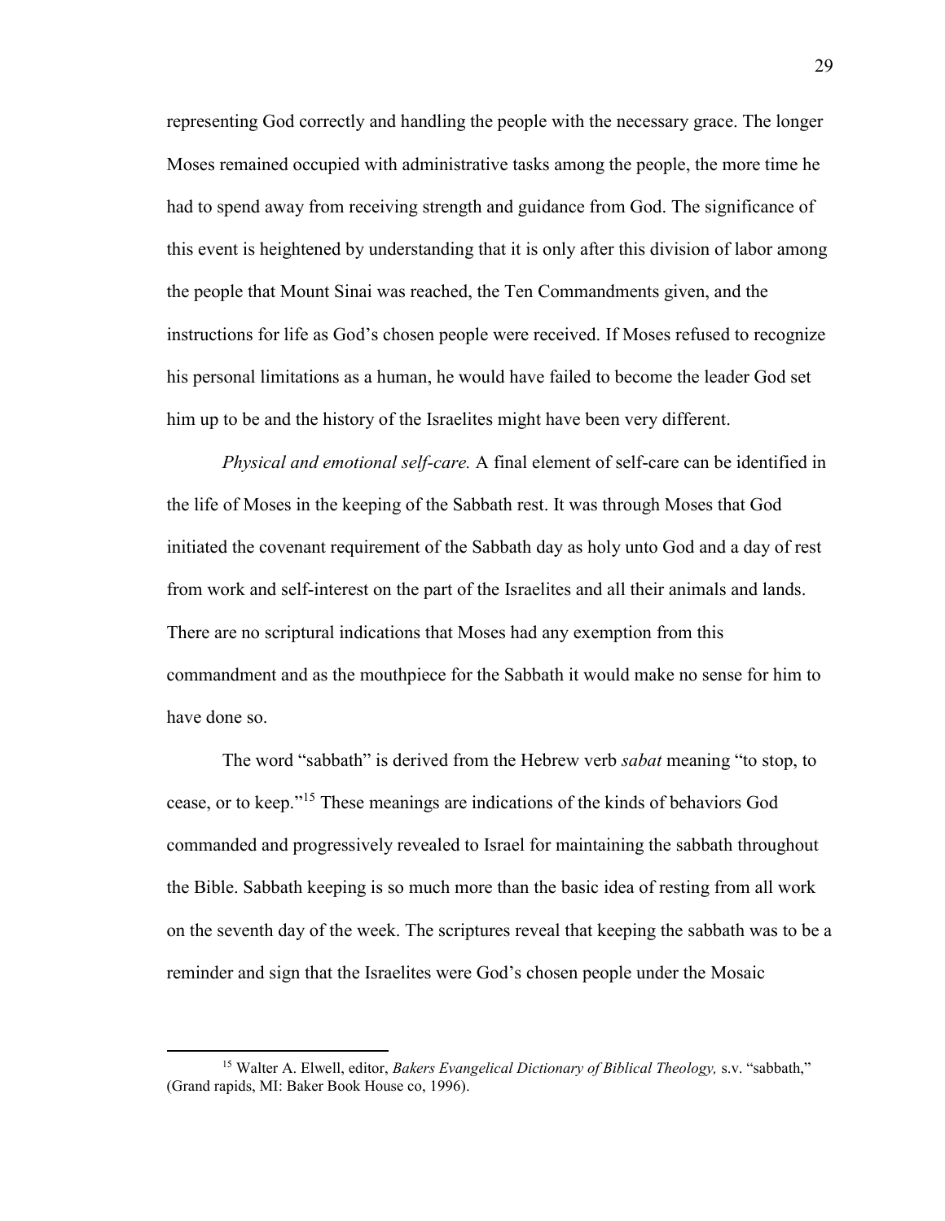representing God correctly and handling the people with the necessary grace. The longer Moses remained occupied with administrative tasks among the people, the more time he had to spend away from receiving strength and guidance from God. The significance of this event is heightened by understanding that it is only after this division of labor among the people that Mount Sinai was reached, the Ten Commandments given, and the instructions for life as God's chosen people were received. If Moses refused to recognize his personal limitations as a human, he would have failed to become the leader God set him up to be and the history of the Israelites might have been very different.

*Physical and emotional self-care.* A final element of self-care can be identified in the life of Moses in the keeping of the Sabbath rest. It was through Moses that God initiated the covenant requirement of the Sabbath day as holy unto God and a day of rest from work and self-interest on the part of the Israelites and all their animals and lands. There are no scriptural indications that Moses had any exemption from this commandment and as the mouthpiece for the Sabbath it would make no sense for him to have done so.

The word "sabbath" is derived from the Hebrew verb *sabat* meaning "to stop, to cease, or to keep."[15] These meanings are indications of the kinds of behaviors God commanded and progressively revealed to Israel for maintaining the sabbath throughout the Bible. Sabbath keeping is so much more than the basic idea of resting from all work on the seventh day of the week. The scriptures reveal that keeping the sabbath was to be a reminder and sign that the Israelites were God's chosen people under the Mosaic

---

[15] Walter A. Elwell, editor, *Bakers Evangelical Dictionary of Biblical Theology,* s.v. "sabbath," (Grand rapids, MI: Baker Book House co, 1996).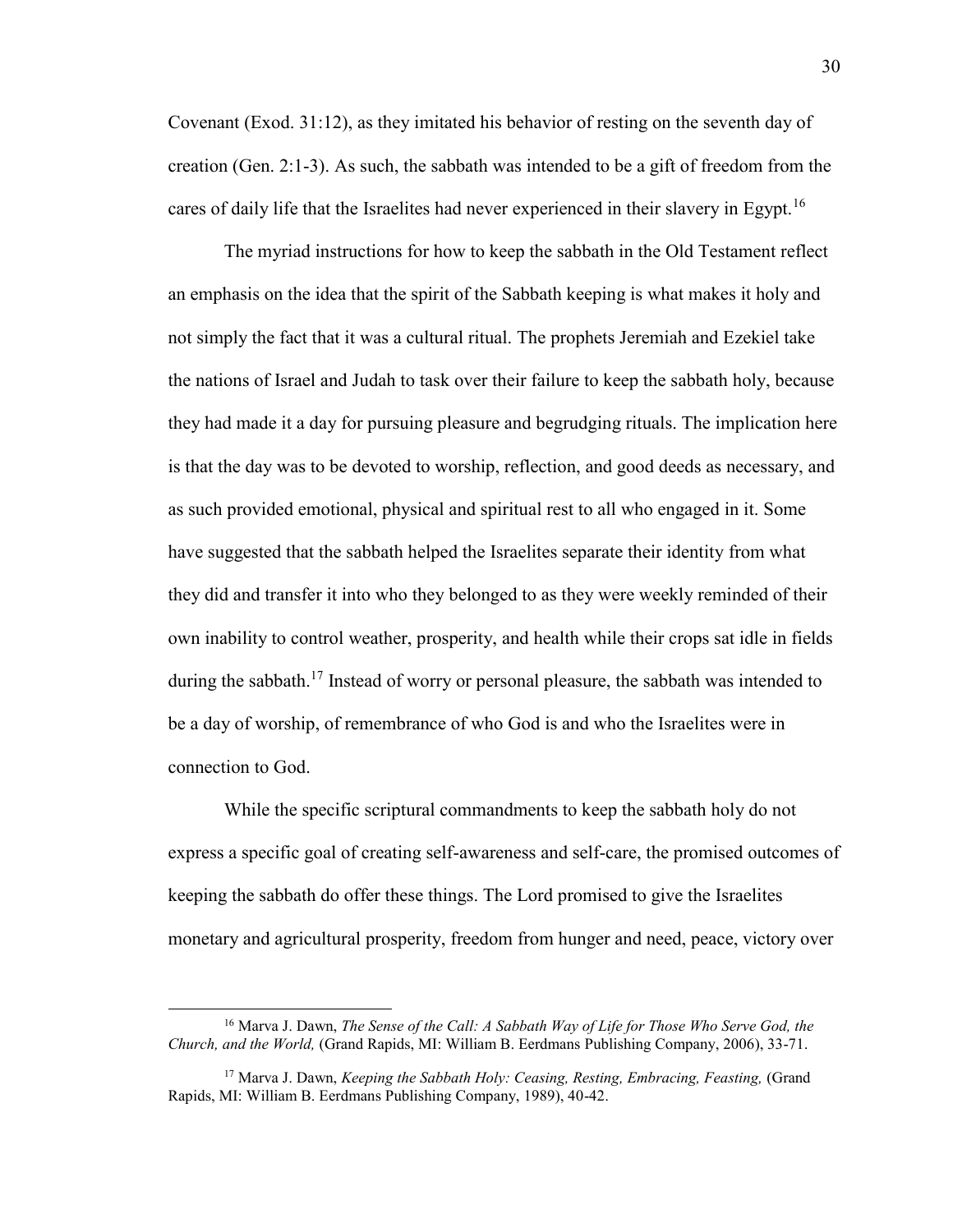Covenant (Exod. 31:12), as they imitated his behavior of resting on the seventh day of creation (Gen. 2:1-3). As such, the sabbath was intended to be a gift of freedom from the cares of daily life that the Israelites had never experienced in their slavery in Egypt.[16]

The myriad instructions for how to keep the sabbath in the Old Testament reflect an emphasis on the idea that the spirit of the Sabbath keeping is what makes it holy and not simply the fact that it was a cultural ritual. The prophets Jeremiah and Ezekiel take the nations of Israel and Judah to task over their failure to keep the sabbath holy, because they had made it a day for pursuing pleasure and begrudging rituals. The implication here is that the day was to be devoted to worship, reflection, and good deeds as necessary, and as such provided emotional, physical and spiritual rest to all who engaged in it. Some have suggested that the sabbath helped the Israelites separate their identity from what they did and transfer it into who they belonged to as they were weekly reminded of their own inability to control weather, prosperity, and health while their crops sat idle in fields during the sabbath.[17] Instead of worry or personal pleasure, the sabbath was intended to be a day of worship, of remembrance of who God is and who the Israelites were in connection to God.

While the specific scriptural commandments to keep the sabbath holy do not express a specific goal of creating self-awareness and self-care, the promised outcomes of keeping the sabbath do offer these things. The Lord promised to give the Israelites monetary and agricultural prosperity, freedom from hunger and need, peace, victory over

---

[16] Marva J. Dawn, *The Sense of the Call: A Sabbath Way of Life for Those Who Serve God, the Church, and the World,* (Grand Rapids, MI: William B. Eerdmans Publishing Company, 2006), 33-71.

[17] Marva J. Dawn, *Keeping the Sabbath Holy: Ceasing, Resting, Embracing, Feasting,* (Grand Rapids, MI: William B. Eerdmans Publishing Company, 1989), 40-42.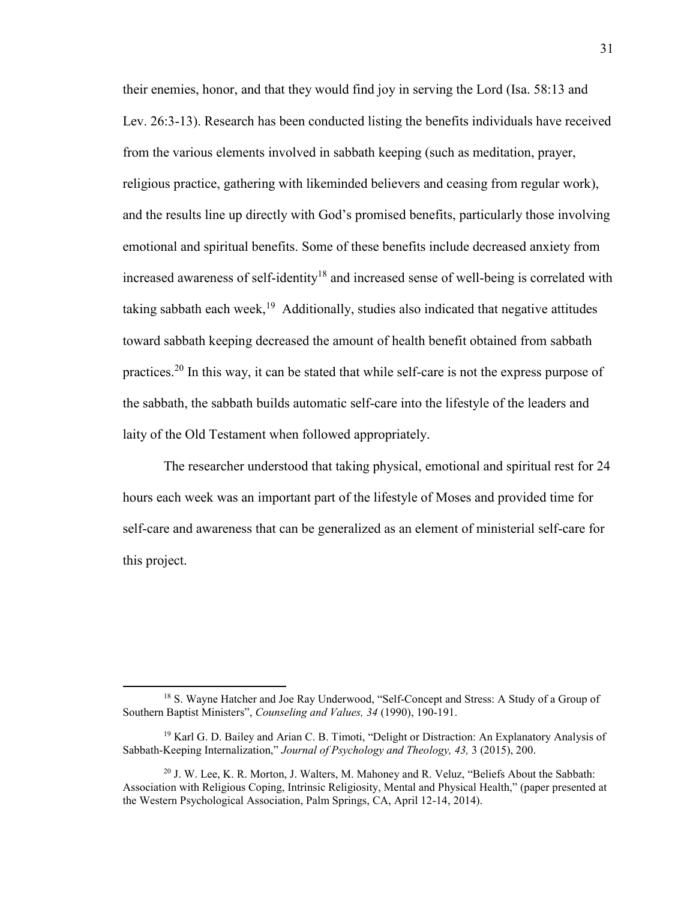their enemies, honor, and that they would find joy in serving the Lord (Isa. 58:13 and Lev. 26:3-13). Research has been conducted listing the benefits individuals have received from the various elements involved in sabbath keeping (such as meditation, prayer, religious practice, gathering with likeminded believers and ceasing from regular work), and the results line up directly with God's promised benefits, particularly those involving emotional and spiritual benefits. Some of these benefits include decreased anxiety from increased awareness of self-identity[18] and increased sense of well-being is correlated with taking sabbath each week,[19] Additionally, studies also indicated that negative attitudes toward sabbath keeping decreased the amount of health benefit obtained from sabbath practices.[20] In this way, it can be stated that while self-care is not the express purpose of the sabbath, the sabbath builds automatic self-care into the lifestyle of the leaders and laity of the Old Testament when followed appropriately.

The researcher understood that taking physical, emotional and spiritual rest for 24 hours each week was an important part of the lifestyle of Moses and provided time for self-care and awareness that can be generalized as an element of ministerial self-care for this project.

---

[18] S. Wayne Hatcher and Joe Ray Underwood, "Self-Concept and Stress: A Study of a Group of Southern Baptist Ministers", *Counseling and Values, 34* (1990), 190-191.

[19] Karl G. D. Bailey and Arian C. B. Timoti, "Delight or Distraction: An Explanatory Analysis of Sabbath-Keeping Internalization," *Journal of Psychology and Theology, 43,* 3 (2015), 200.

[20] J. W. Lee, K. R. Morton, J. Walters, M. Mahoney and R. Veluz, "Beliefs About the Sabbath: Association with Religious Coping, Intrinsic Religiosity, Mental and Physical Health," (paper presented at the Western Psychological Association, Palm Springs, CA, April 12-14, 2014).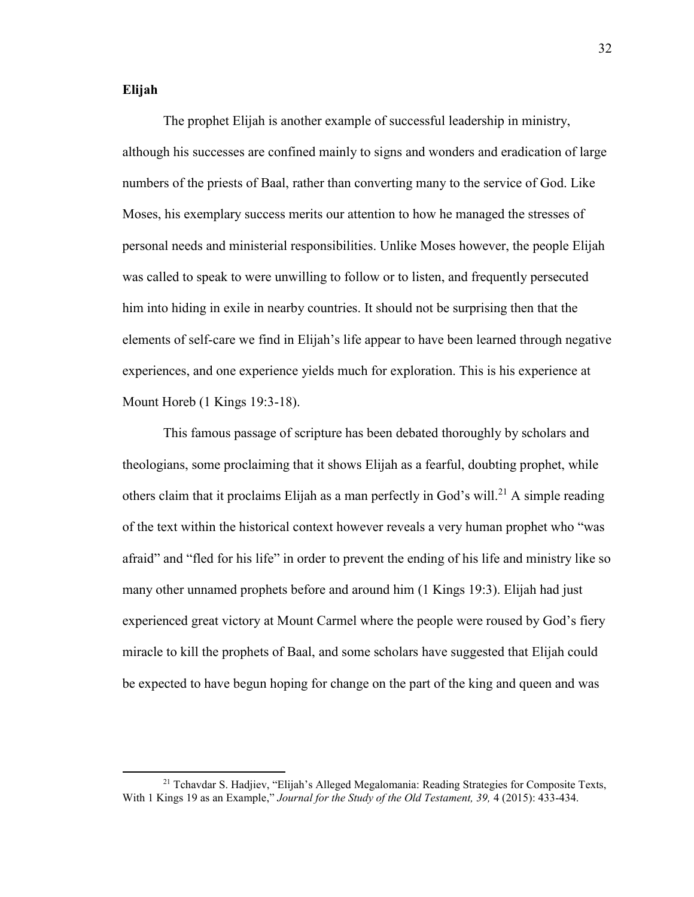**Elijah**

The prophet Elijah is another example of successful leadership in ministry, although his successes are confined mainly to signs and wonders and eradication of large numbers of the priests of Baal, rather than converting many to the service of God. Like Moses, his exemplary success merits our attention to how he managed the stresses of personal needs and ministerial responsibilities. Unlike Moses however, the people Elijah was called to speak to were unwilling to follow or to listen, and frequently persecuted him into hiding in exile in nearby countries. It should not be surprising then that the elements of self-care we find in Elijah's life appear to have been learned through negative experiences, and one experience yields much for exploration. This is his experience at Mount Horeb (1 Kings 19:3-18).

This famous passage of scripture has been debated thoroughly by scholars and theologians, some proclaiming that it shows Elijah as a fearful, doubting prophet, while others claim that it proclaims Elijah as a man perfectly in God's will.[21] A simple reading of the text within the historical context however reveals a very human prophet who "was afraid" and "fled for his life" in order to prevent the ending of his life and ministry like so many other unnamed prophets before and around him (1 Kings 19:3). Elijah had just experienced great victory at Mount Carmel where the people were roused by God's fiery miracle to kill the prophets of Baal, and some scholars have suggested that Elijah could be expected to have begun hoping for change on the part of the king and queen and was

---

[21] Tchavdar S. Hadjiev, "Elijah's Alleged Megalomania: Reading Strategies for Composite Texts, With 1 Kings 19 as an Example," *Journal for the Study of the Old Testament, 39,* 4 (2015): 433-434.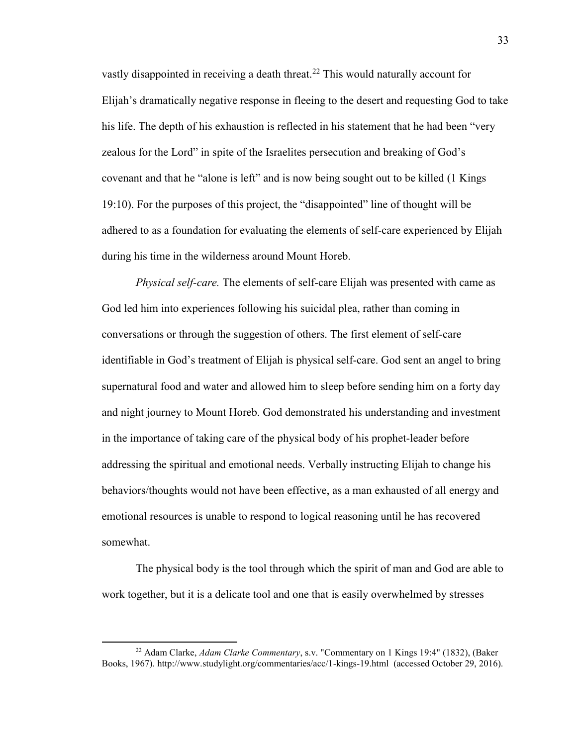vastly disappointed in receiving a death threat.[22] This would naturally account for Elijah's dramatically negative response in fleeing to the desert and requesting God to take his life. The depth of his exhaustion is reflected in his statement that he had been "very zealous for the Lord" in spite of the Israelites persecution and breaking of God's covenant and that he "alone is left" and is now being sought out to be killed (1 Kings 19:10). For the purposes of this project, the "disappointed" line of thought will be adhered to as a foundation for evaluating the elements of self-care experienced by Elijah during his time in the wilderness around Mount Horeb.

*Physical self-care.* The elements of self-care Elijah was presented with came as God led him into experiences following his suicidal plea, rather than coming in conversations or through the suggestion of others. The first element of self-care identifiable in God's treatment of Elijah is physical self-care. God sent an angel to bring supernatural food and water and allowed him to sleep before sending him on a forty day and night journey to Mount Horeb. God demonstrated his understanding and investment in the importance of taking care of the physical body of his prophet-leader before addressing the spiritual and emotional needs. Verbally instructing Elijah to change his behaviors/thoughts would not have been effective, as a man exhausted of all energy and emotional resources is unable to respond to logical reasoning until he has recovered somewhat.

The physical body is the tool through which the spirit of man and God are able to work together, but it is a delicate tool and one that is easily overwhelmed by stresses

---

[22] Adam Clarke, *Adam Clarke Commentary*, s.v. "Commentary on 1 Kings 19:4" (1832), (Baker Books, 1967). http://www.studylight.org/commentaries/acc/1-kings-19.html (accessed October 29, 2016).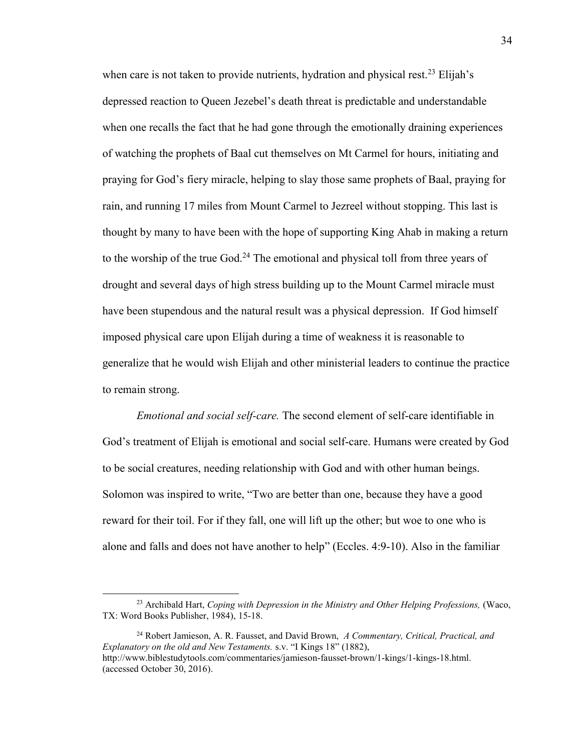when care is not taken to provide nutrients, hydration and physical rest.[23] Elijah's depressed reaction to Queen Jezebel's death threat is predictable and understandable when one recalls the fact that he had gone through the emotionally draining experiences of watching the prophets of Baal cut themselves on Mt Carmel for hours, initiating and praying for God's fiery miracle, helping to slay those same prophets of Baal, praying for rain, and running 17 miles from Mount Carmel to Jezreel without stopping. This last is thought by many to have been with the hope of supporting King Ahab in making a return to the worship of the true God.[24] The emotional and physical toll from three years of drought and several days of high stress building up to the Mount Carmel miracle must have been stupendous and the natural result was a physical depression. If God himself imposed physical care upon Elijah during a time of weakness it is reasonable to generalize that he would wish Elijah and other ministerial leaders to continue the practice to remain strong.

*Emotional and social self-care.* The second element of self-care identifiable in God's treatment of Elijah is emotional and social self-care. Humans were created by God to be social creatures, needing relationship with God and with other human beings. Solomon was inspired to write, "Two are better than one, because they have a good reward for their toil. For if they fall, one will lift up the other; but woe to one who is alone and falls and does not have another to help" (Eccles. 4:9-10). Also in the familiar

---

[23] Archibald Hart, *Coping with Depression in the Ministry and Other Helping Professions,* (Waco, TX: Word Books Publisher, 1984), 15-18.

[24] Robert Jamieson, A. R. Fausset, and David Brown, *A Commentary, Critical, Practical, and Explanatory on the old and New Testaments.* s.v. "I Kings 18" (1882), http://www.biblestudytools.com/commentaries/jamieson-fausset-brown/1-kings/1-kings-18.html. (accessed October 30, 2016).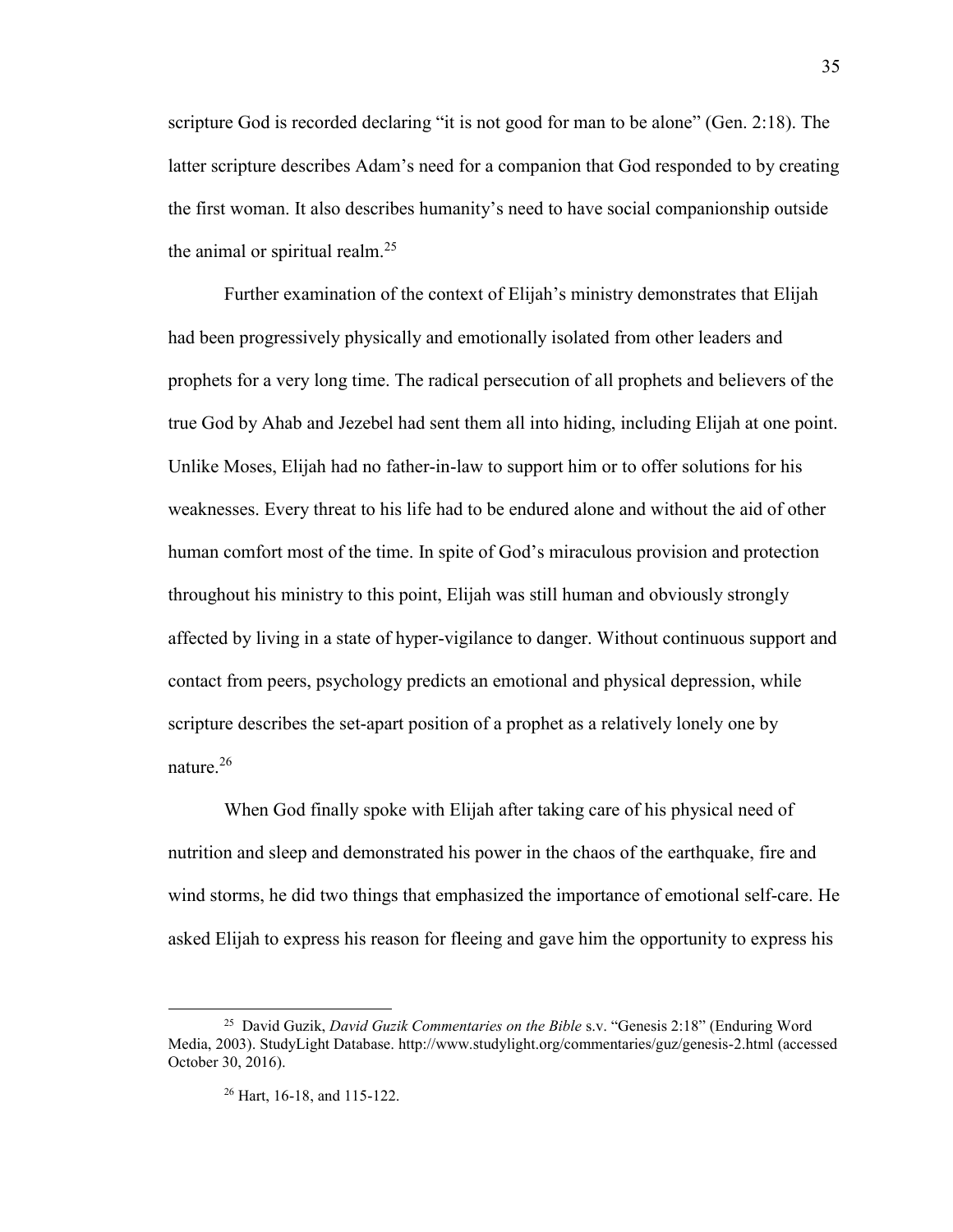scripture God is recorded declaring "it is not good for man to be alone" (Gen. 2:18). The latter scripture describes Adam's need for a companion that God responded to by creating the first woman. It also describes humanity's need to have social companionship outside the animal or spiritual realm.[25]

Further examination of the context of Elijah's ministry demonstrates that Elijah had been progressively physically and emotionally isolated from other leaders and prophets for a very long time. The radical persecution of all prophets and believers of the true God by Ahab and Jezebel had sent them all into hiding, including Elijah at one point. Unlike Moses, Elijah had no father-in-law to support him or to offer solutions for his weaknesses. Every threat to his life had to be endured alone and without the aid of other human comfort most of the time. In spite of God's miraculous provision and protection throughout his ministry to this point, Elijah was still human and obviously strongly affected by living in a state of hyper-vigilance to danger. Without continuous support and contact from peers, psychology predicts an emotional and physical depression, while scripture describes the set-apart position of a prophet as a relatively lonely one by nature.[26]

When God finally spoke with Elijah after taking care of his physical need of nutrition and sleep and demonstrated his power in the chaos of the earthquake, fire and wind storms, he did two things that emphasized the importance of emotional self-care. He asked Elijah to express his reason for fleeing and gave him the opportunity to express his

---

[25] David Guzik, *David Guzik Commentaries on the Bible* s.v. "Genesis 2:18" (Enduring Word Media, 2003). StudyLight Database. http://www.studylight.org/commentaries/guz/genesis-2.html (accessed October 30, 2016).

[26] Hart, 16-18, and 115-122.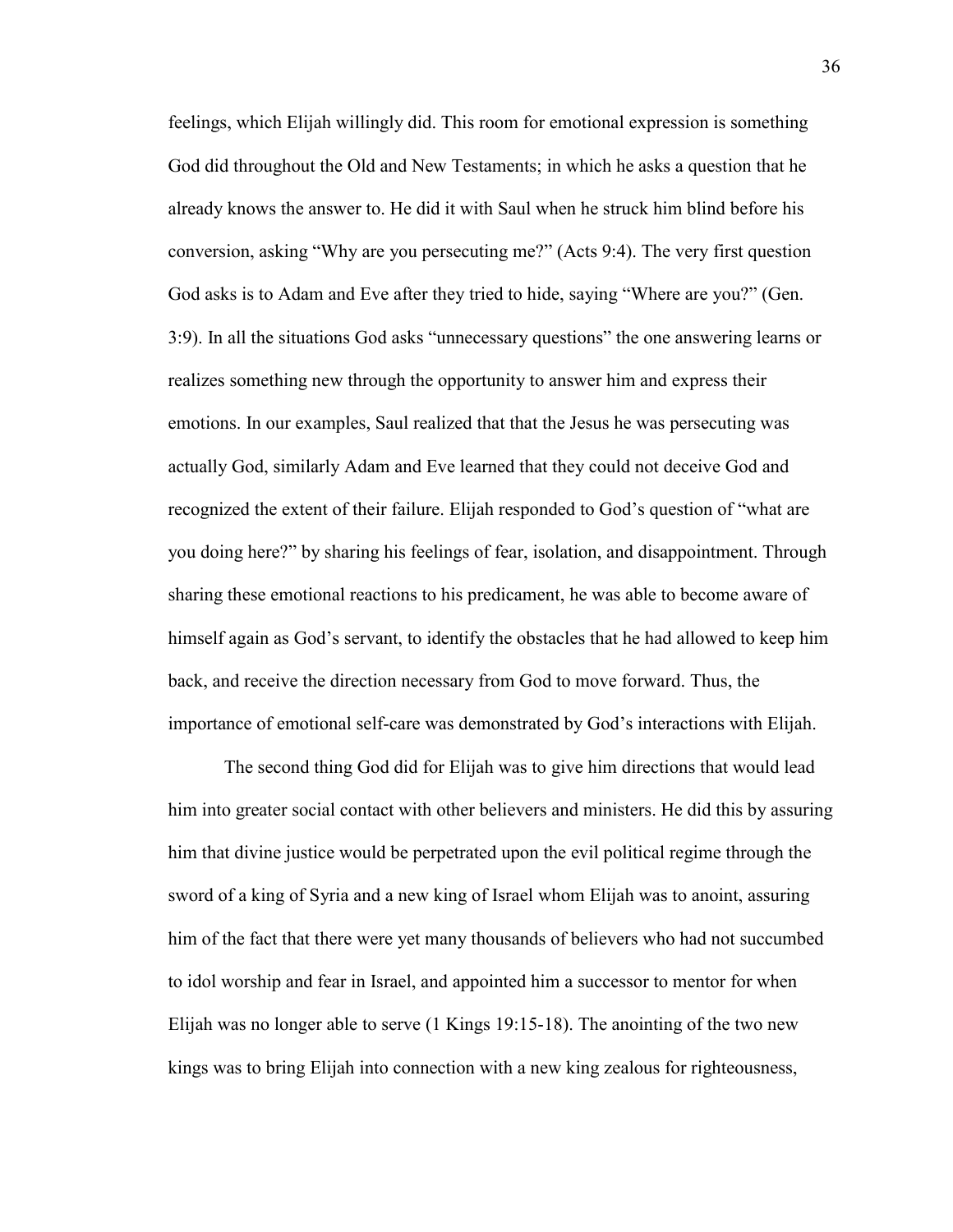feelings, which Elijah willingly did. This room for emotional expression is something God did throughout the Old and New Testaments; in which he asks a question that he already knows the answer to. He did it with Saul when he struck him blind before his conversion, asking "Why are you persecuting me?" (Acts 9:4). The very first question God asks is to Adam and Eve after they tried to hide, saying "Where are you?" (Gen. 3:9). In all the situations God asks "unnecessary questions" the one answering learns or realizes something new through the opportunity to answer him and express their emotions. In our examples, Saul realized that that the Jesus he was persecuting was actually God, similarly Adam and Eve learned that they could not deceive God and recognized the extent of their failure. Elijah responded to God's question of "what are you doing here?" by sharing his feelings of fear, isolation, and disappointment. Through sharing these emotional reactions to his predicament, he was able to become aware of himself again as God's servant, to identify the obstacles that he had allowed to keep him back, and receive the direction necessary from God to move forward. Thus, the importance of emotional self-care was demonstrated by God's interactions with Elijah.

The second thing God did for Elijah was to give him directions that would lead him into greater social contact with other believers and ministers. He did this by assuring him that divine justice would be perpetrated upon the evil political regime through the sword of a king of Syria and a new king of Israel whom Elijah was to anoint, assuring him of the fact that there were yet many thousands of believers who had not succumbed to idol worship and fear in Israel, and appointed him a successor to mentor for when Elijah was no longer able to serve (1 Kings 19:15-18). The anointing of the two new kings was to bring Elijah into connection with a new king zealous for righteousness,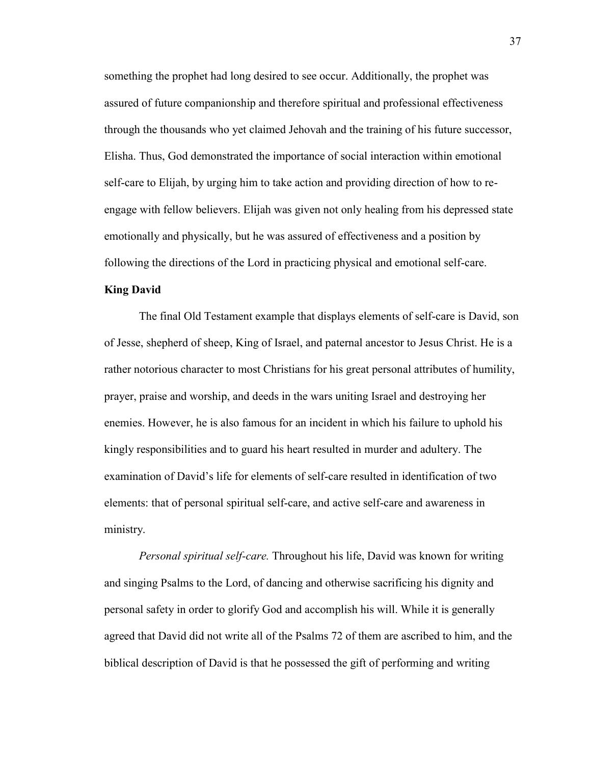something the prophet had long desired to see occur. Additionally, the prophet was assured of future companionship and therefore spiritual and professional effectiveness through the thousands who yet claimed Jehovah and the training of his future successor, Elisha. Thus, God demonstrated the importance of social interaction within emotional self-care to Elijah, by urging him to take action and providing direction of how to re-engage with fellow believers. Elijah was given not only healing from his depressed state emotionally and physically, but he was assured of effectiveness and a position by following the directions of the Lord in practicing physical and emotional self-care.

**King David**

The final Old Testament example that displays elements of self-care is David, son of Jesse, shepherd of sheep, King of Israel, and paternal ancestor to Jesus Christ. He is a rather notorious character to most Christians for his great personal attributes of humility, prayer, praise and worship, and deeds in the wars uniting Israel and destroying her enemies. However, he is also famous for an incident in which his failure to uphold his kingly responsibilities and to guard his heart resulted in murder and adultery. The examination of David's life for elements of self-care resulted in identification of two elements: that of personal spiritual self-care, and active self-care and awareness in ministry.

*Personal spiritual self-care.* Throughout his life, David was known for writing and singing Psalms to the Lord, of dancing and otherwise sacrificing his dignity and personal safety in order to glorify God and accomplish his will. While it is generally agreed that David did not write all of the Psalms 72 of them are ascribed to him, and the biblical description of David is that he possessed the gift of performing and writing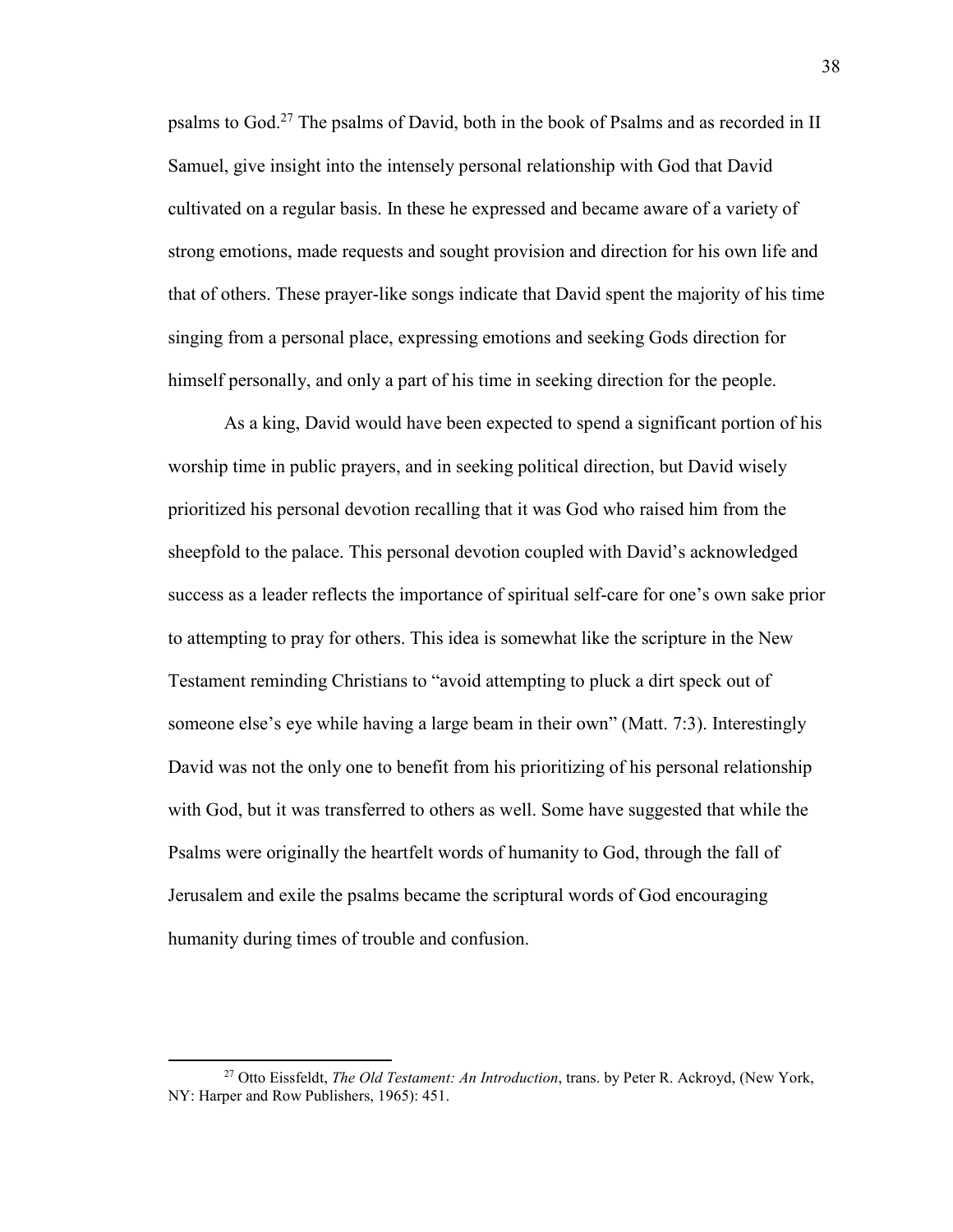psalms to God.[27] The psalms of David, both in the book of Psalms and as recorded in II Samuel, give insight into the intensely personal relationship with God that David cultivated on a regular basis. In these he expressed and became aware of a variety of strong emotions, made requests and sought provision and direction for his own life and that of others. These prayer-like songs indicate that David spent the majority of his time singing from a personal place, expressing emotions and seeking Gods direction for himself personally, and only a part of his time in seeking direction for the people.

As a king, David would have been expected to spend a significant portion of his worship time in public prayers, and in seeking political direction, but David wisely prioritized his personal devotion recalling that it was God who raised him from the sheepfold to the palace. This personal devotion coupled with David's acknowledged success as a leader reflects the importance of spiritual self-care for one's own sake prior to attempting to pray for others. This idea is somewhat like the scripture in the New Testament reminding Christians to "avoid attempting to pluck a dirt speck out of someone else's eye while having a large beam in their own" (Matt. 7:3). Interestingly David was not the only one to benefit from his prioritizing of his personal relationship with God, but it was transferred to others as well. Some have suggested that while the Psalms were originally the heartfelt words of humanity to God, through the fall of Jerusalem and exile the psalms became the scriptural words of God encouraging humanity during times of trouble and confusion.

---

[27] Otto Eissfeldt, *The Old Testament: An Introduction*, trans. by Peter R. Ackroyd, (New York, NY: Harper and Row Publishers, 1965): 451.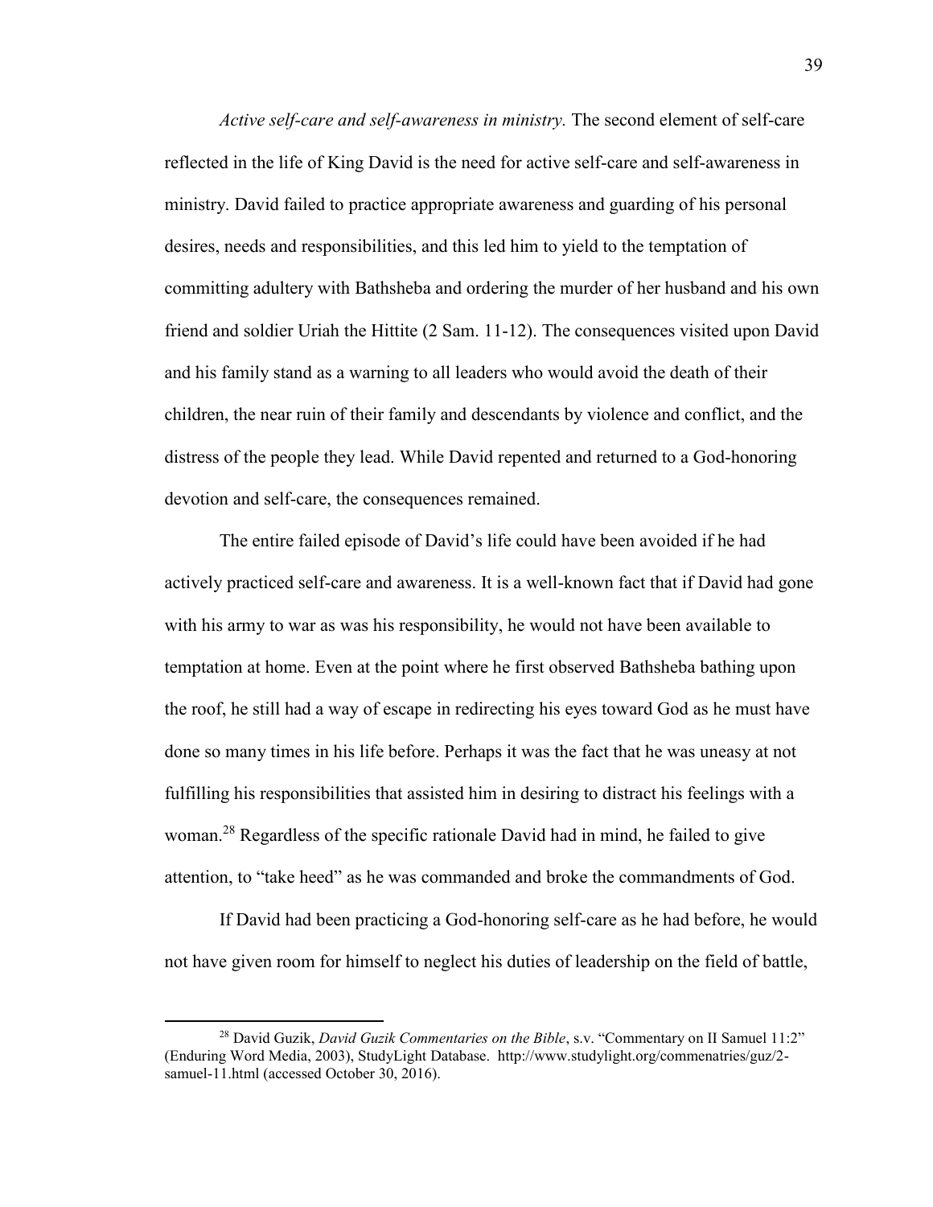*Active self-care and self-awareness in ministry.* The second element of self-care reflected in the life of King David is the need for active self-care and self-awareness in ministry. David failed to practice appropriate awareness and guarding of his personal desires, needs and responsibilities, and this led him to yield to the temptation of committing adultery with Bathsheba and ordering the murder of her husband and his own friend and soldier Uriah the Hittite (2 Sam. 11-12). The consequences visited upon David and his family stand as a warning to all leaders who would avoid the death of their children, the near ruin of their family and descendants by violence and conflict, and the distress of the people they lead. While David repented and returned to a God-honoring devotion and self-care, the consequences remained.

The entire failed episode of David's life could have been avoided if he had actively practiced self-care and awareness. It is a well-known fact that if David had gone with his army to war as was his responsibility, he would not have been available to temptation at home. Even at the point where he first observed Bathsheba bathing upon the roof, he still had a way of escape in redirecting his eyes toward God as he must have done so many times in his life before. Perhaps it was the fact that he was uneasy at not fulfilling his responsibilities that assisted him in desiring to distract his feelings with a woman.[28] Regardless of the specific rationale David had in mind, he failed to give attention, to "take heed" as he was commanded and broke the commandments of God.

If David had been practicing a God-honoring self-care as he had before, he would not have given room for himself to neglect his duties of leadership on the field of battle,

---

[28] David Guzik, *David Guzik Commentaries on the Bible*, s.v. "Commentary on II Samuel 11:2" (Enduring Word Media, 2003), StudyLight Database. http://www.studylight.org/commenatries/guz/2-samuel-11.html (accessed October 30, 2016).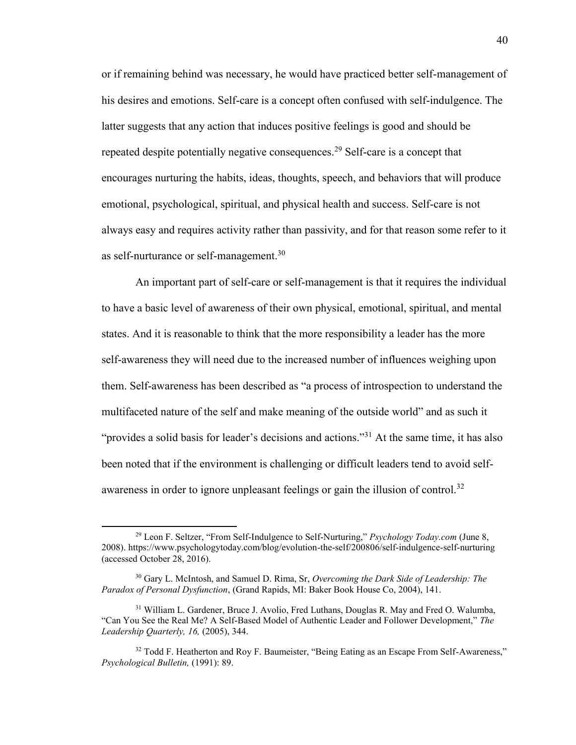or if remaining behind was necessary, he would have practiced better self-management of his desires and emotions. Self-care is a concept often confused with self-indulgence. The latter suggests that any action that induces positive feelings is good and should be repeated despite potentially negative consequences.[29] Self-care is a concept that encourages nurturing the habits, ideas, thoughts, speech, and behaviors that will produce emotional, psychological, spiritual, and physical health and success. Self-care is not always easy and requires activity rather than passivity, and for that reason some refer to it as self-nurturance or self-management.[30]

An important part of self-care or self-management is that it requires the individual to have a basic level of awareness of their own physical, emotional, spiritual, and mental states. And it is reasonable to think that the more responsibility a leader has the more self-awareness they will need due to the increased number of influences weighing upon them. Self-awareness has been described as "a process of introspection to understand the multifaceted nature of the self and make meaning of the outside world" and as such it "provides a solid basis for leader's decisions and actions."[31] At the same time, it has also been noted that if the environment is challenging or difficult leaders tend to avoid self-awareness in order to ignore unpleasant feelings or gain the illusion of control.[32]

---

[29] Leon F. Seltzer, "From Self-Indulgence to Self-Nurturing," *Psychology Today.com* (June 8, 2008). https://www.psychologytoday.com/blog/evolution-the-self/200806/self-indulgence-self-nurturing (accessed October 28, 2016).

[30] Gary L. McIntosh, and Samuel D. Rima, Sr, *Overcoming the Dark Side of Leadership: The Paradox of Personal Dysfunction*, (Grand Rapids, MI: Baker Book House Co, 2004), 141.

[31] William L. Gardener, Bruce J. Avolio, Fred Luthans, Douglas R. May and Fred O. Walumba, "Can You See the Real Me? A Self-Based Model of Authentic Leader and Follower Development," *The Leadership Quarterly, 16,* (2005), 344.

[32] Todd F. Heatherton and Roy F. Baumeister, "Being Eating as an Escape From Self-Awareness," *Psychological Bulletin,* (1991): 89.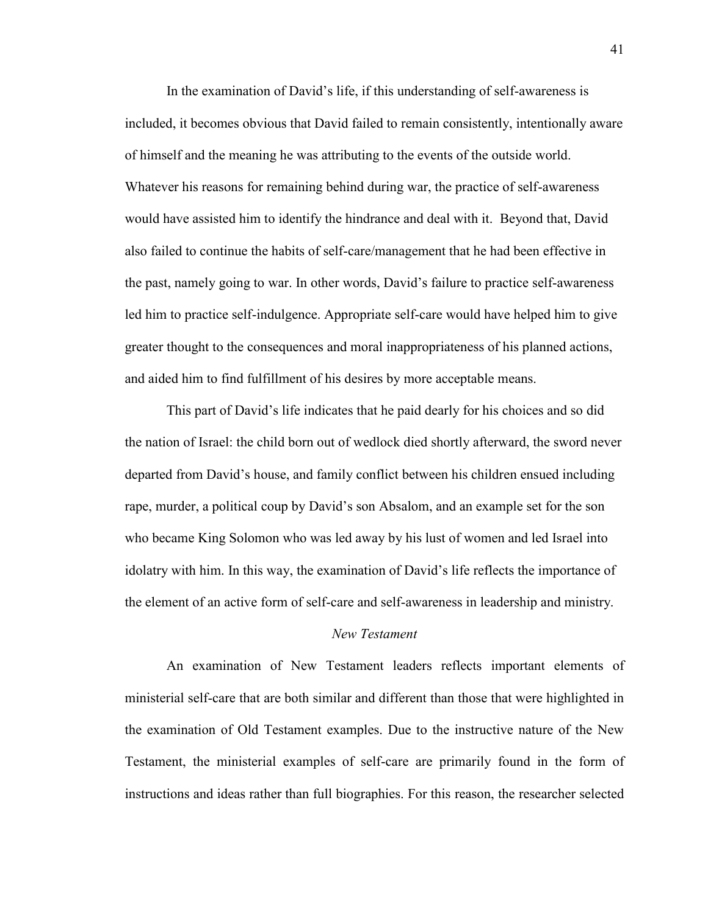In the examination of David's life, if this understanding of self-awareness is included, it becomes obvious that David failed to remain consistently, intentionally aware of himself and the meaning he was attributing to the events of the outside world. Whatever his reasons for remaining behind during war, the practice of self-awareness would have assisted him to identify the hindrance and deal with it. Beyond that, David also failed to continue the habits of self-care/management that he had been effective in the past, namely going to war. In other words, David's failure to practice self-awareness led him to practice self-indulgence. Appropriate self-care would have helped him to give greater thought to the consequences and moral inappropriateness of his planned actions, and aided him to find fulfillment of his desires by more acceptable means.

This part of David's life indicates that he paid dearly for his choices and so did the nation of Israel: the child born out of wedlock died shortly afterward, the sword never departed from David's house, and family conflict between his children ensued including rape, murder, a political coup by David's son Absalom, and an example set for the son who became King Solomon who was led away by his lust of women and led Israel into idolatry with him. In this way, the examination of David's life reflects the importance of the element of an active form of self-care and self-awareness in leadership and ministry.

### *New Testament*

An examination of New Testament leaders reflects important elements of ministerial self-care that are both similar and different than those that were highlighted in the examination of Old Testament examples. Due to the instructive nature of the New Testament, the ministerial examples of self-care are primarily found in the form of instructions and ideas rather than full biographies. For this reason, the researcher selected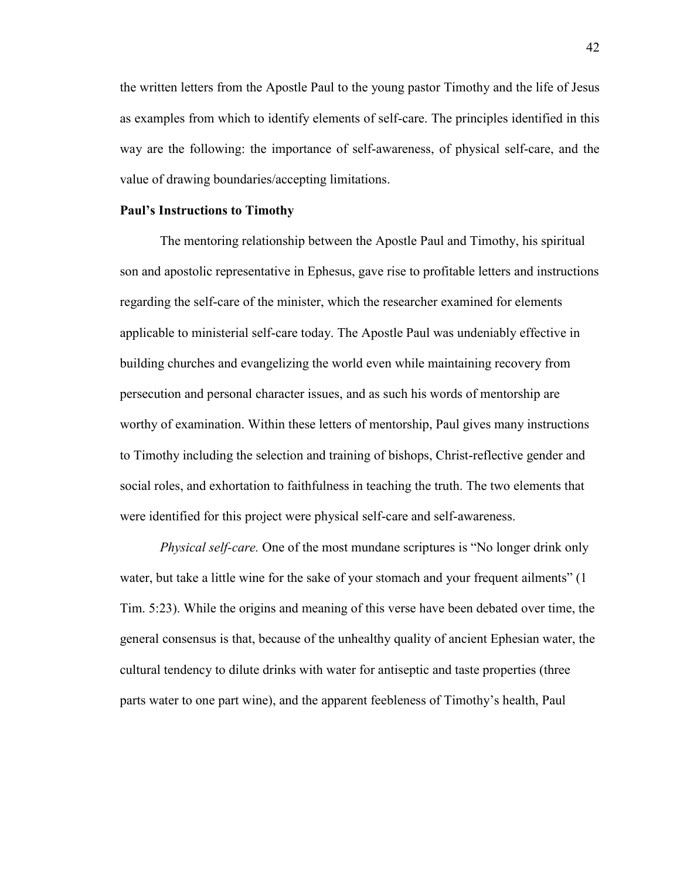the written letters from the Apostle Paul to the young pastor Timothy and the life of Jesus as examples from which to identify elements of self-care. The principles identified in this way are the following: the importance of self-awareness, of physical self-care, and the value of drawing boundaries/accepting limitations.

**Paul's Instructions to Timothy**

The mentoring relationship between the Apostle Paul and Timothy, his spiritual son and apostolic representative in Ephesus, gave rise to profitable letters and instructions regarding the self-care of the minister, which the researcher examined for elements applicable to ministerial self-care today. The Apostle Paul was undeniably effective in building churches and evangelizing the world even while maintaining recovery from persecution and personal character issues, and as such his words of mentorship are worthy of examination. Within these letters of mentorship, Paul gives many instructions to Timothy including the selection and training of bishops, Christ-reflective gender and social roles, and exhortation to faithfulness in teaching the truth. The two elements that were identified for this project were physical self-care and self-awareness.

*Physical self-care.* One of the most mundane scriptures is "No longer drink only water, but take a little wine for the sake of your stomach and your frequent ailments" (1 Tim. 5:23). While the origins and meaning of this verse have been debated over time, the general consensus is that, because of the unhealthy quality of ancient Ephesian water, the cultural tendency to dilute drinks with water for antiseptic and taste properties (three parts water to one part wine), and the apparent feebleness of Timothy's health, Paul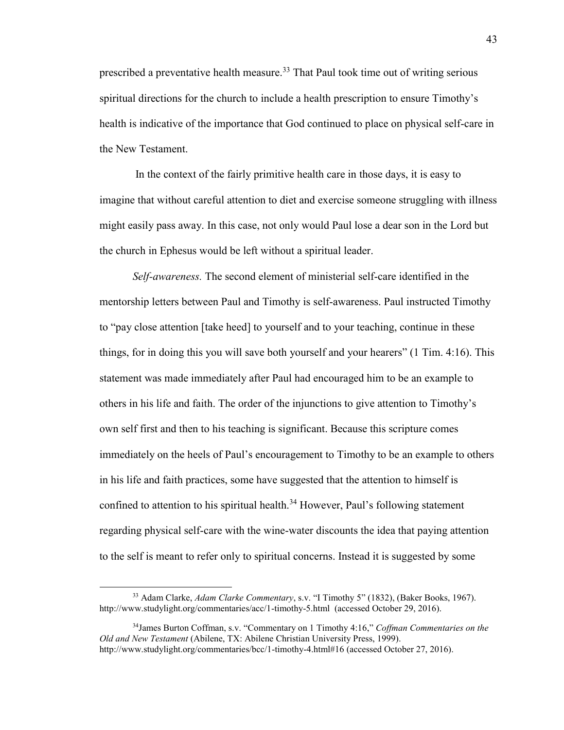prescribed a preventative health measure.[33] That Paul took time out of writing serious spiritual directions for the church to include a health prescription to ensure Timothy's health is indicative of the importance that God continued to place on physical self-care in the New Testament.

In the context of the fairly primitive health care in those days, it is easy to imagine that without careful attention to diet and exercise someone struggling with illness might easily pass away. In this case, not only would Paul lose a dear son in the Lord but the church in Ephesus would be left without a spiritual leader.

*Self-awareness.* The second element of ministerial self-care identified in the mentorship letters between Paul and Timothy is self-awareness. Paul instructed Timothy to "pay close attention [take heed] to yourself and to your teaching, continue in these things, for in doing this you will save both yourself and your hearers" (1 Tim. 4:16). This statement was made immediately after Paul had encouraged him to be an example to others in his life and faith. The order of the injunctions to give attention to Timothy's own self first and then to his teaching is significant. Because this scripture comes immediately on the heels of Paul's encouragement to Timothy to be an example to others in his life and faith practices, some have suggested that the attention to himself is confined to attention to his spiritual health.[34] However, Paul's following statement regarding physical self-care with the wine-water discounts the idea that paying attention to the self is meant to refer only to spiritual concerns. Instead it is suggested by some

---

[33] Adam Clarke, *Adam Clarke Commentary*, s.v. "I Timothy 5" (1832), (Baker Books, 1967). http://www.studylight.org/commentaries/acc/1-timothy-5.html (accessed October 29, 2016).

[34] James Burton Coffman, s.v. "Commentary on 1 Timothy 4:16," *Coffman Commentaries on the Old and New Testament* (Abilene, TX: Abilene Christian University Press, 1999). http://www.studylight.org/commentaries/bcc/1-timothy-4.html#16 (accessed October 27, 2016).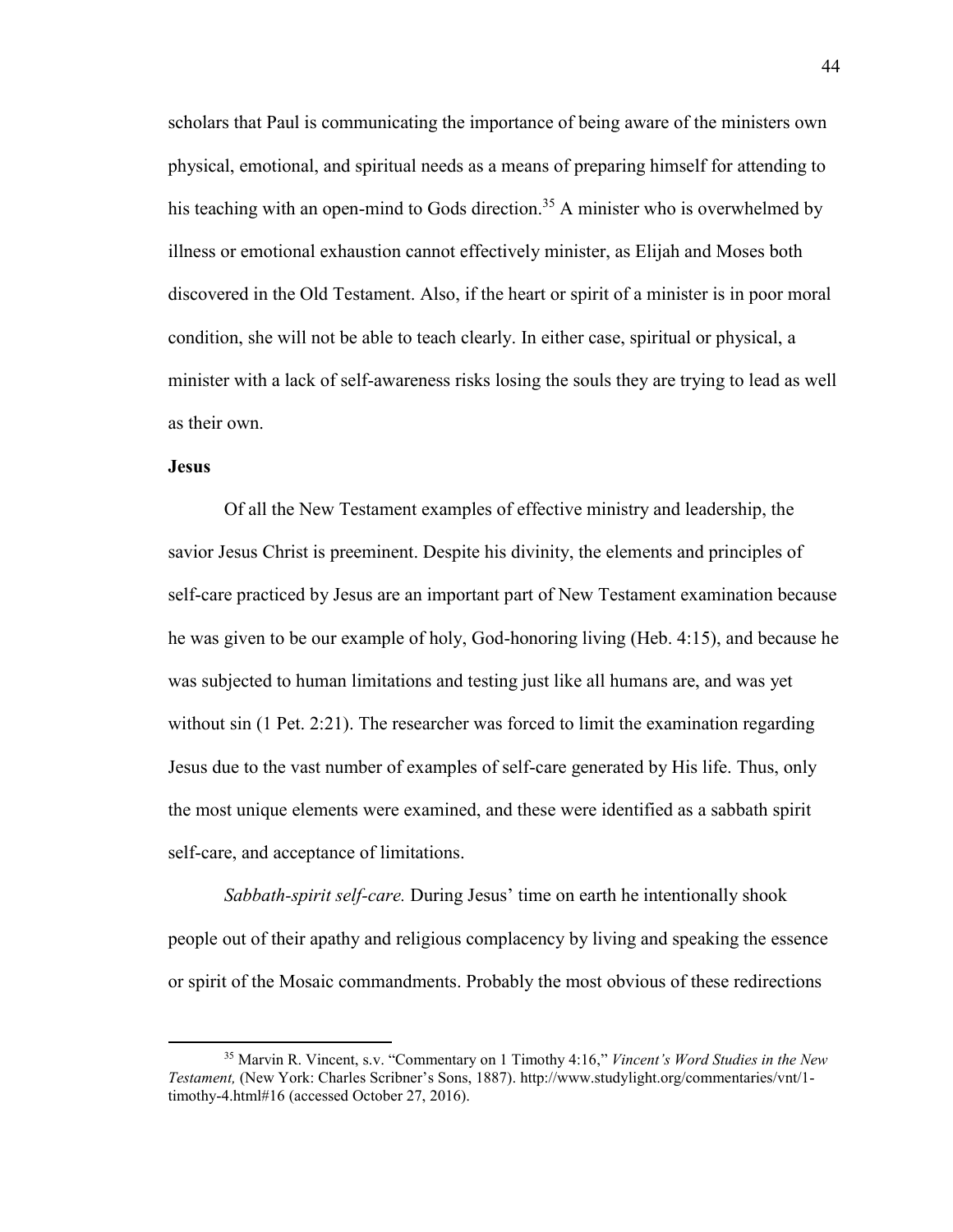scholars that Paul is communicating the importance of being aware of the ministers own physical, emotional, and spiritual needs as a means of preparing himself for attending to his teaching with an open-mind to Gods direction.[35] A minister who is overwhelmed by illness or emotional exhaustion cannot effectively minister, as Elijah and Moses both discovered in the Old Testament. Also, if the heart or spirit of a minister is in poor moral condition, she will not be able to teach clearly. In either case, spiritual or physical, a minister with a lack of self-awareness risks losing the souls they are trying to lead as well as their own.

**Jesus**

Of all the New Testament examples of effective ministry and leadership, the savior Jesus Christ is preeminent. Despite his divinity, the elements and principles of self-care practiced by Jesus are an important part of New Testament examination because he was given to be our example of holy, God-honoring living (Heb. 4:15), and because he was subjected to human limitations and testing just like all humans are, and was yet without sin (1 Pet. 2:21). The researcher was forced to limit the examination regarding Jesus due to the vast number of examples of self-care generated by His life. Thus, only the most unique elements were examined, and these were identified as a sabbath spirit self-care, and acceptance of limitations.

*Sabbath-spirit self-care.* During Jesus' time on earth he intentionally shook people out of their apathy and religious complacency by living and speaking the essence or spirit of the Mosaic commandments. Probably the most obvious of these redirections

[35] Marvin R. Vincent, s.v. "Commentary on 1 Timothy 4:16," *Vincent's Word Studies in the New Testament,* (New York: Charles Scribner's Sons, 1887). http://www.studylight.org/commentaries/vnt/1-timothy-4.html#16 (accessed October 27, 2016).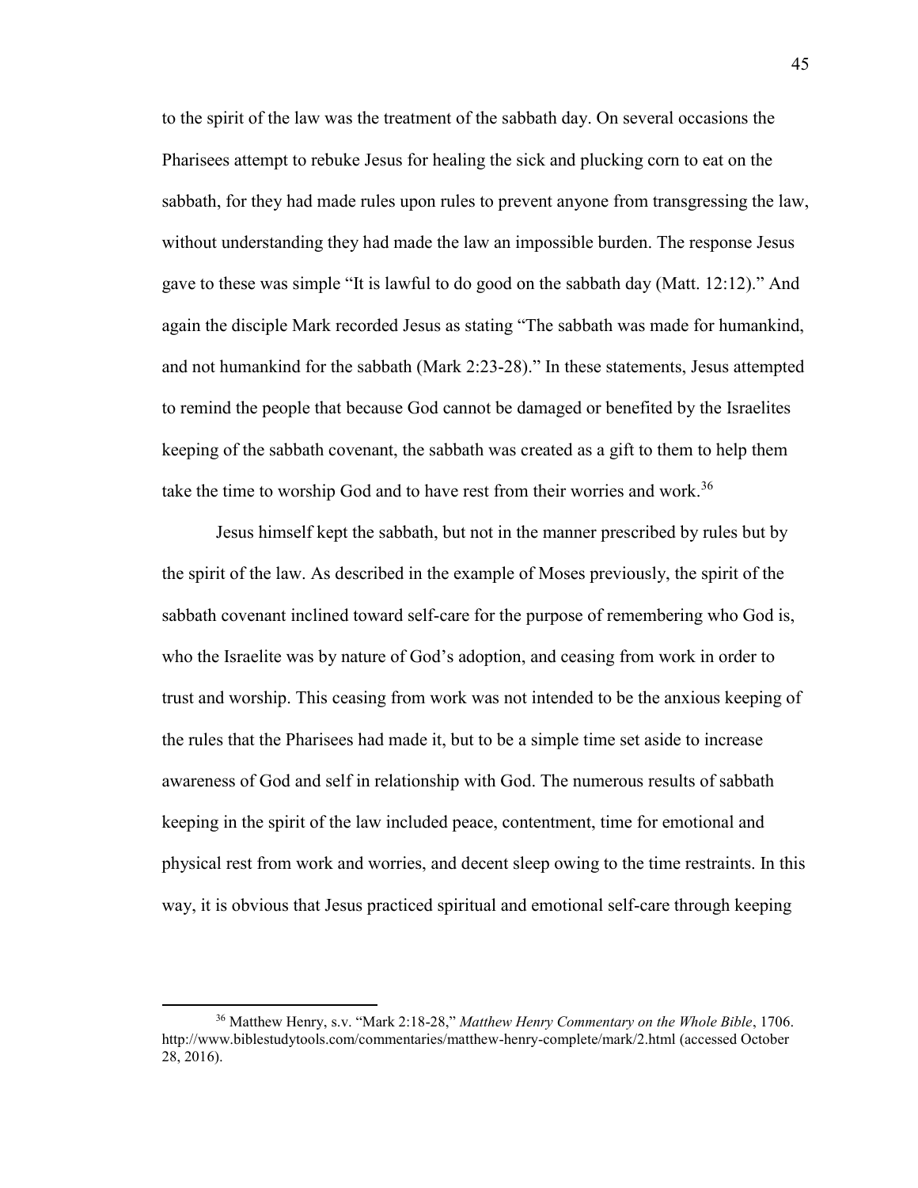to the spirit of the law was the treatment of the sabbath day. On several occasions the Pharisees attempt to rebuke Jesus for healing the sick and plucking corn to eat on the sabbath, for they had made rules upon rules to prevent anyone from transgressing the law, without understanding they had made the law an impossible burden. The response Jesus gave to these was simple "It is lawful to do good on the sabbath day (Matt. 12:12)." And again the disciple Mark recorded Jesus as stating "The sabbath was made for humankind, and not humankind for the sabbath (Mark 2:23-28)." In these statements, Jesus attempted to remind the people that because God cannot be damaged or benefited by the Israelites keeping of the sabbath covenant, the sabbath was created as a gift to them to help them take the time to worship God and to have rest from their worries and work.[36]

Jesus himself kept the sabbath, but not in the manner prescribed by rules but by the spirit of the law. As described in the example of Moses previously, the spirit of the sabbath covenant inclined toward self-care for the purpose of remembering who God is, who the Israelite was by nature of God's adoption, and ceasing from work in order to trust and worship. This ceasing from work was not intended to be the anxious keeping of the rules that the Pharisees had made it, but to be a simple time set aside to increase awareness of God and self in relationship with God. The numerous results of sabbath keeping in the spirit of the law included peace, contentment, time for emotional and physical rest from work and worries, and decent sleep owing to the time restraints. In this way, it is obvious that Jesus practiced spiritual and emotional self-care through keeping

---

[36] Matthew Henry, s.v. "Mark 2:18-28," *Matthew Henry Commentary on the Whole Bible*, 1706. http://www.biblestudytools.com/commentaries/matthew-henry-complete/mark/2.html (accessed October 28, 2016).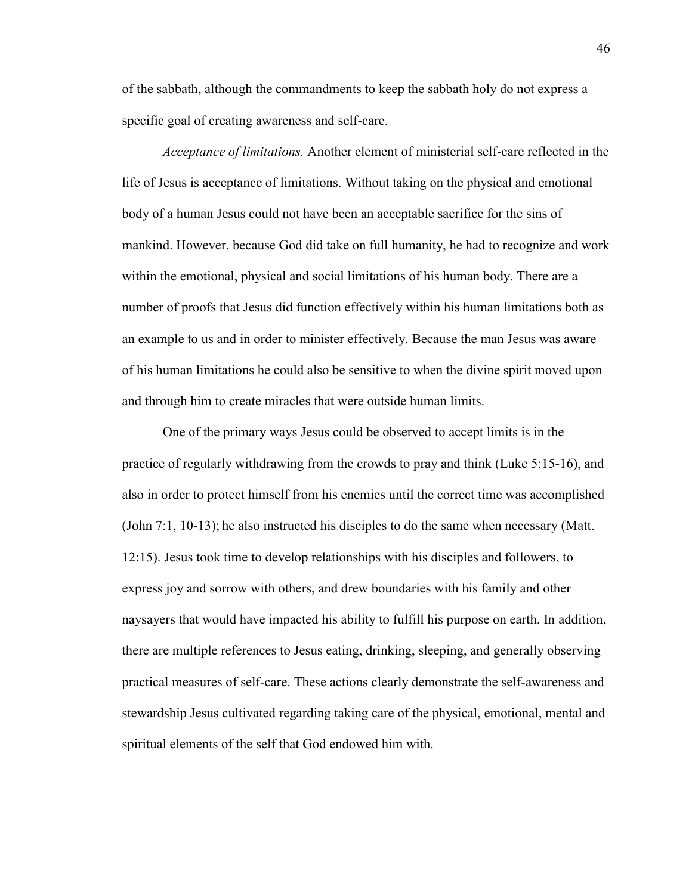of the sabbath, although the commandments to keep the sabbath holy do not express a specific goal of creating awareness and self-care.

*Acceptance of limitations.* Another element of ministerial self-care reflected in the life of Jesus is acceptance of limitations. Without taking on the physical and emotional body of a human Jesus could not have been an acceptable sacrifice for the sins of mankind. However, because God did take on full humanity, he had to recognize and work within the emotional, physical and social limitations of his human body. There are a number of proofs that Jesus did function effectively within his human limitations both as an example to us and in order to minister effectively. Because the man Jesus was aware of his human limitations he could also be sensitive to when the divine spirit moved upon and through him to create miracles that were outside human limits.

One of the primary ways Jesus could be observed to accept limits is in the practice of regularly withdrawing from the crowds to pray and think (Luke 5:15-16), and also in order to protect himself from his enemies until the correct time was accomplished (John 7:1, 10-13); he also instructed his disciples to do the same when necessary (Matt. 12:15). Jesus took time to develop relationships with his disciples and followers, to express joy and sorrow with others, and drew boundaries with his family and other naysayers that would have impacted his ability to fulfill his purpose on earth. In addition, there are multiple references to Jesus eating, drinking, sleeping, and generally observing practical measures of self-care. These actions clearly demonstrate the self-awareness and stewardship Jesus cultivated regarding taking care of the physical, emotional, mental and spiritual elements of the self that God endowed him with.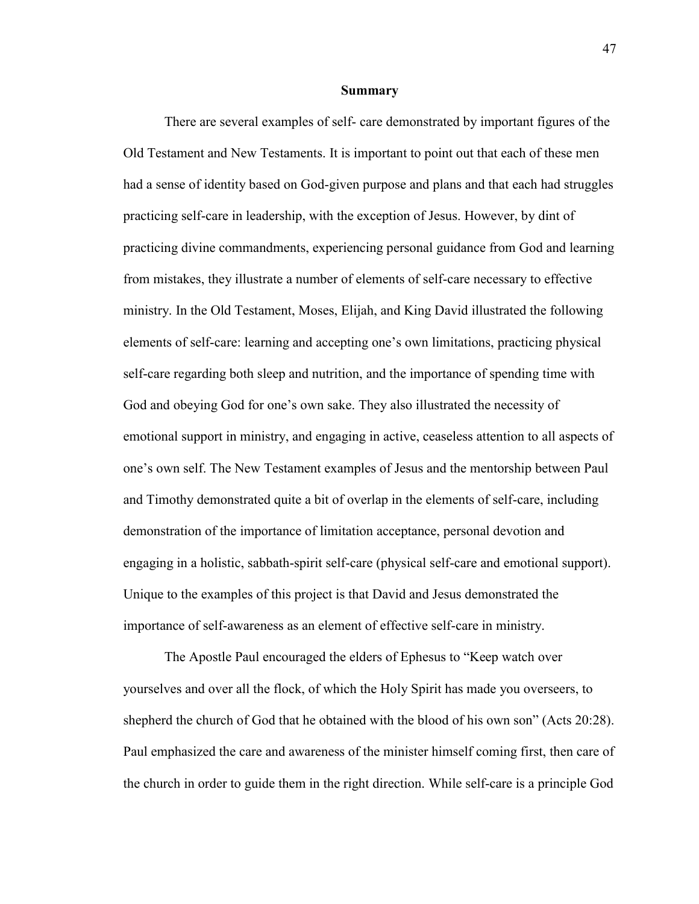## Summary

There are several examples of self- care demonstrated by important figures of the Old Testament and New Testaments. It is important to point out that each of these men had a sense of identity based on God-given purpose and plans and that each had struggles practicing self-care in leadership, with the exception of Jesus. However, by dint of practicing divine commandments, experiencing personal guidance from God and learning from mistakes, they illustrate a number of elements of self-care necessary to effective ministry. In the Old Testament, Moses, Elijah, and King David illustrated the following elements of self-care: learning and accepting one's own limitations, practicing physical self-care regarding both sleep and nutrition, and the importance of spending time with God and obeying God for one's own sake. They also illustrated the necessity of emotional support in ministry, and engaging in active, ceaseless attention to all aspects of one's own self. The New Testament examples of Jesus and the mentorship between Paul and Timothy demonstrated quite a bit of overlap in the elements of self-care, including demonstration of the importance of limitation acceptance, personal devotion and engaging in a holistic, sabbath-spirit self-care (physical self-care and emotional support). Unique to the examples of this project is that David and Jesus demonstrated the importance of self-awareness as an element of effective self-care in ministry.

The Apostle Paul encouraged the elders of Ephesus to "Keep watch over yourselves and over all the flock, of which the Holy Spirit has made you overseers, to shepherd the church of God that he obtained with the blood of his own son" (Acts 20:28). Paul emphasized the care and awareness of the minister himself coming first, then care of the church in order to guide them in the right direction. While self-care is a principle God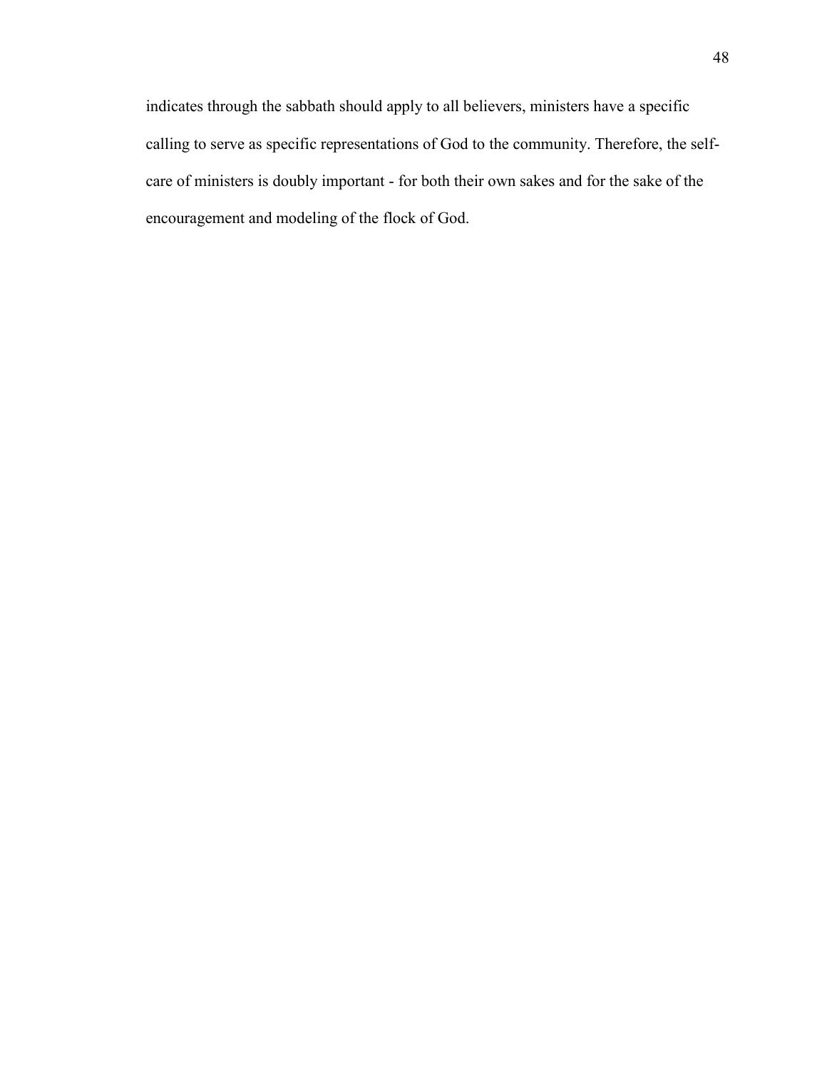indicates through the sabbath should apply to all believers, ministers have a specific calling to serve as specific representations of God to the community. Therefore, the self-care of ministers is doubly important - for both their own sakes and for the sake of the encouragement and modeling of the flock of God.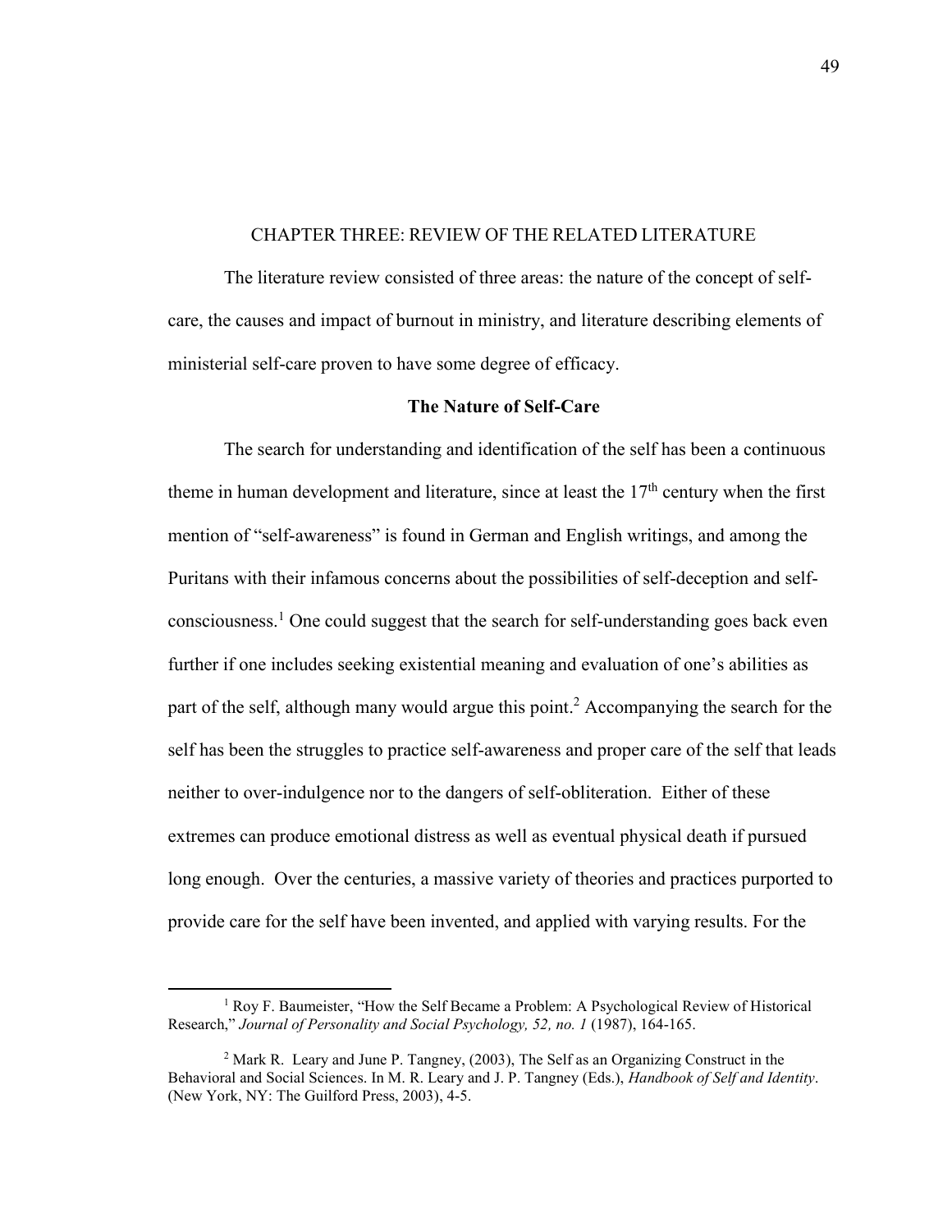# CHAPTER THREE: REVIEW OF THE RELATED LITERATURE

The literature review consisted of three areas: the nature of the concept of self-care, the causes and impact of burnout in ministry, and literature describing elements of ministerial self-care proven to have some degree of efficacy.

## The Nature of Self-Care

The search for understanding and identification of the self has been a continuous theme in human development and literature, since at least the 17th century when the first mention of "self-awareness" is found in German and English writings, and among the Puritans with their infamous concerns about the possibilities of self-deception and self-consciousness.[1] One could suggest that the search for self-understanding goes back even further if one includes seeking existential meaning and evaluation of one's abilities as part of the self, although many would argue this point.[2] Accompanying the search for the self has been the struggles to practice self-awareness and proper care of the self that leads neither to over-indulgence nor to the dangers of self-obliteration. Either of these extremes can produce emotional distress as well as eventual physical death if pursued long enough. Over the centuries, a massive variety of theories and practices purported to provide care for the self have been invented, and applied with varying results. For the

---

[1] Roy F. Baumeister, "How the Self Became a Problem: A Psychological Review of Historical Research," *Journal of Personality and Social Psychology, 52, no. 1* (1987), 164-165.

[2] Mark R. Leary and June P. Tangney, (2003), The Self as an Organizing Construct in the Behavioral and Social Sciences. In M. R. Leary and J. P. Tangney (Eds.), *Handbook of Self and Identity*. (New York, NY: The Guilford Press, 2003), 4-5.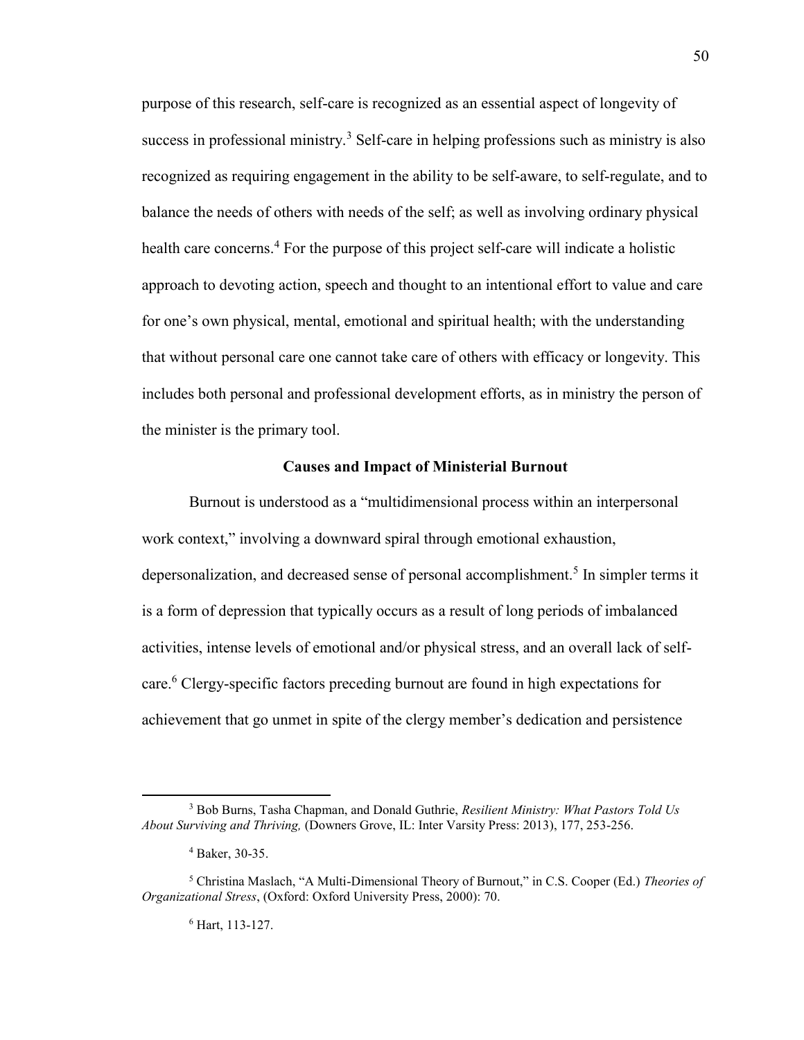purpose of this research, self-care is recognized as an essential aspect of longevity of success in professional ministry.[3] Self-care in helping professions such as ministry is also recognized as requiring engagement in the ability to be self-aware, to self-regulate, and to balance the needs of others with needs of the self; as well as involving ordinary physical health care concerns.[4] For the purpose of this project self-care will indicate a holistic approach to devoting action, speech and thought to an intentional effort to value and care for one's own physical, mental, emotional and spiritual health; with the understanding that without personal care one cannot take care of others with efficacy or longevity. This includes both personal and professional development efforts, as in ministry the person of the minister is the primary tool.

### Causes and Impact of Ministerial Burnout

Burnout is understood as a "multidimensional process within an interpersonal work context," involving a downward spiral through emotional exhaustion, depersonalization, and decreased sense of personal accomplishment.[5] In simpler terms it is a form of depression that typically occurs as a result of long periods of imbalanced activities, intense levels of emotional and/or physical stress, and an overall lack of self-care.[6] Clergy-specific factors preceding burnout are found in high expectations for achievement that go unmet in spite of the clergy member's dedication and persistence

---

[3] Bob Burns, Tasha Chapman, and Donald Guthrie, *Resilient Ministry: What Pastors Told Us About Surviving and Thriving,* (Downers Grove, IL: Inter Varsity Press: 2013), 177, 253-256.

[4] Baker, 30-35.

[5] Christina Maslach, "A Multi-Dimensional Theory of Burnout," in C.S. Cooper (Ed.) *Theories of Organizational Stress*, (Oxford: Oxford University Press, 2000): 70.

[6] Hart, 113-127.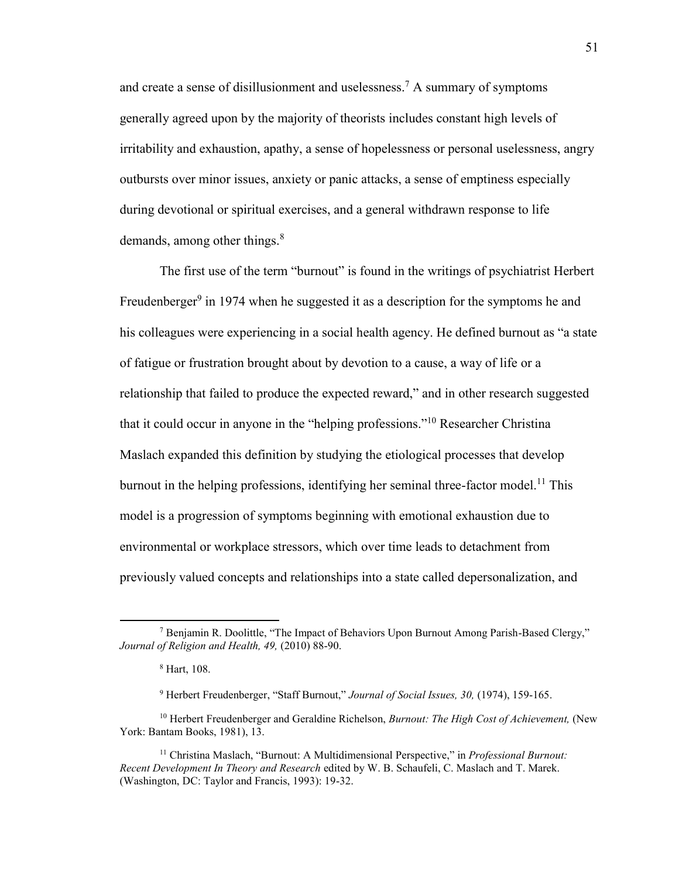and create a sense of disillusionment and uselessness.[7] A summary of symptoms generally agreed upon by the majority of theorists includes constant high levels of irritability and exhaustion, apathy, a sense of hopelessness or personal uselessness, angry outbursts over minor issues, anxiety or panic attacks, a sense of emptiness especially during devotional or spiritual exercises, and a general withdrawn response to life demands, among other things.[8]

The first use of the term "burnout" is found in the writings of psychiatrist Herbert Freudenberger[9] in 1974 when he suggested it as a description for the symptoms he and his colleagues were experiencing in a social health agency. He defined burnout as "a state of fatigue or frustration brought about by devotion to a cause, a way of life or a relationship that failed to produce the expected reward," and in other research suggested that it could occur in anyone in the "helping professions."[10] Researcher Christina Maslach expanded this definition by studying the etiological processes that develop burnout in the helping professions, identifying her seminal three-factor model.[11] This model is a progression of symptoms beginning with emotional exhaustion due to environmental or workplace stressors, which over time leads to detachment from previously valued concepts and relationships into a state called depersonalization, and

---

[7] Benjamin R. Doolittle, "The Impact of Behaviors Upon Burnout Among Parish-Based Clergy," *Journal of Religion and Health, 49,* (2010) 88-90.

[8] Hart, 108.

[9] Herbert Freudenberger, "Staff Burnout," *Journal of Social Issues, 30,* (1974), 159-165.

[10] Herbert Freudenberger and Geraldine Richelson, *Burnout: The High Cost of Achievement,* (New York: Bantam Books, 1981), 13.

[11] Christina Maslach, "Burnout: A Multidimensional Perspective," in *Professional Burnout: Recent Development In Theory and Research* edited by W. B. Schaufeli, C. Maslach and T. Marek. (Washington, DC: Taylor and Francis, 1993): 19-32.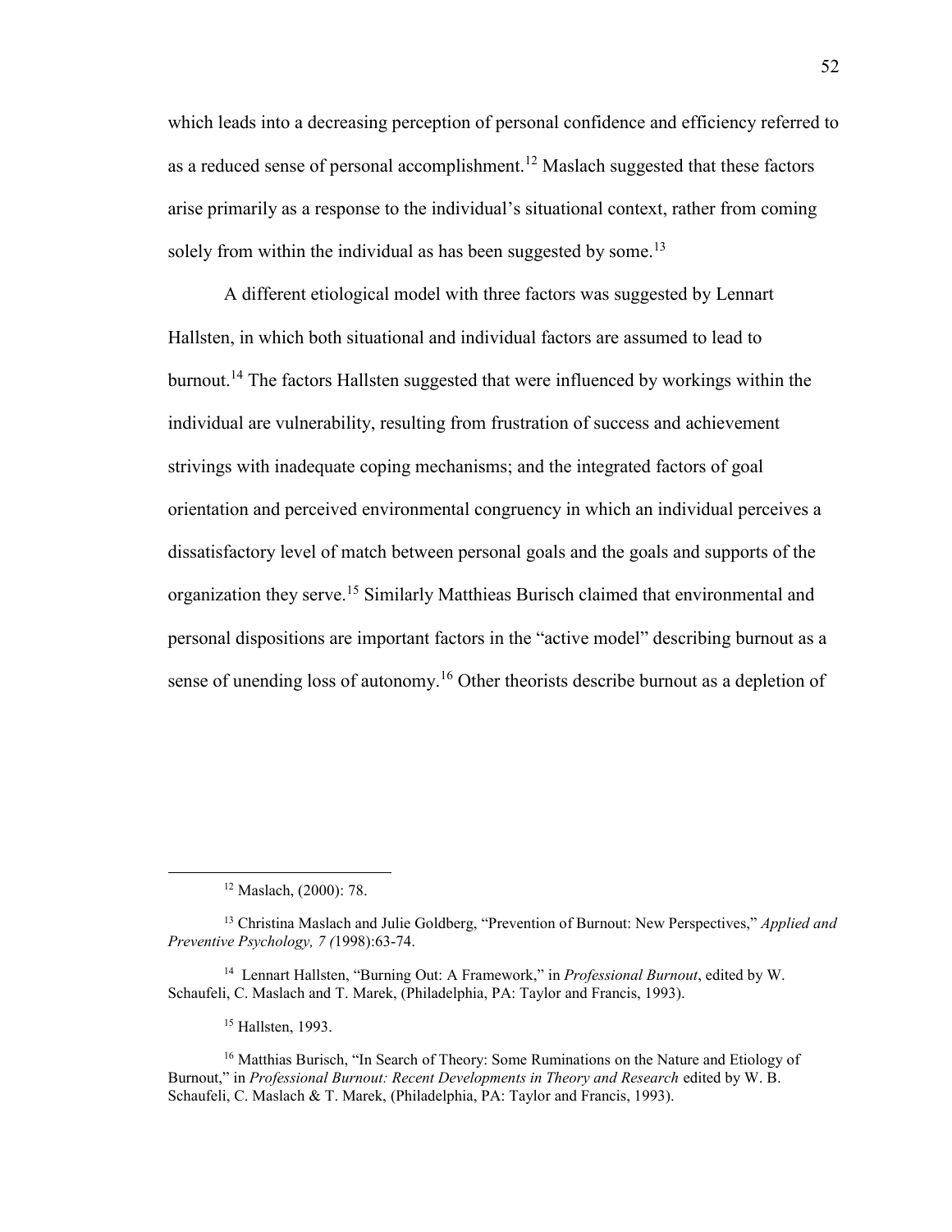which leads into a decreasing perception of personal confidence and efficiency referred to as a reduced sense of personal accomplishment.[12] Maslach suggested that these factors arise primarily as a response to the individual's situational context, rather from coming solely from within the individual as has been suggested by some.[13]

A different etiological model with three factors was suggested by Lennart Hallsten, in which both situational and individual factors are assumed to lead to burnout.[14] The factors Hallsten suggested that were influenced by workings within the individual are vulnerability, resulting from frustration of success and achievement strivings with inadequate coping mechanisms; and the integrated factors of goal orientation and perceived environmental congruency in which an individual perceives a dissatisfactory level of match between personal goals and the goals and supports of the organization they serve.[15] Similarly Matthieas Burisch claimed that environmental and personal dispositions are important factors in the "active model" describing burnout as a sense of unending loss of autonomy.[16] Other theorists describe burnout as a depletion of

---

[12] Maslach, (2000): 78.

[13] Christina Maslach and Julie Goldberg, "Prevention of Burnout: New Perspectives," *Applied and Preventive Psychology, 7 (*1998):63-74.

[14] Lennart Hallsten, "Burning Out: A Framework," in *Professional Burnout*, edited by W. Schaufeli, C. Maslach and T. Marek, (Philadelphia, PA: Taylor and Francis, 1993).

[15] Hallsten, 1993.

[16] Matthias Burisch, "In Search of Theory: Some Ruminations on the Nature and Etiology of Burnout," in *Professional Burnout: Recent Developments in Theory and Research* edited by W. B. Schaufeli, C. Maslach & T. Marek, (Philadelphia, PA: Taylor and Francis, 1993).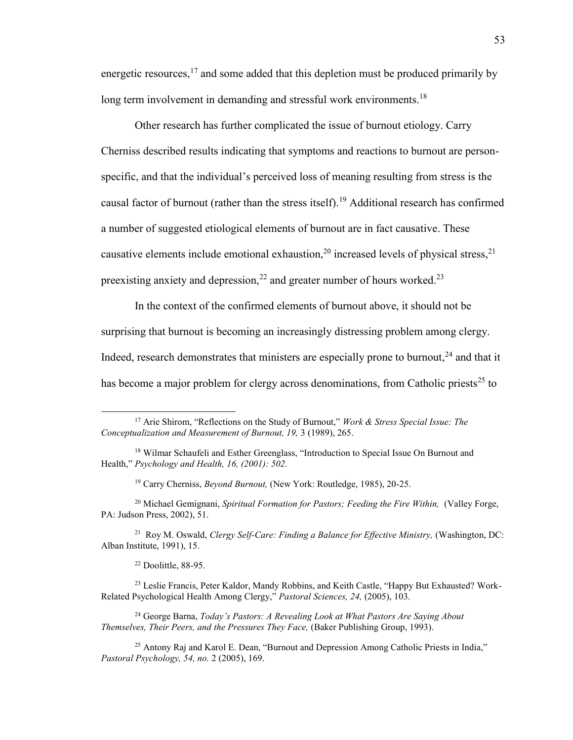energetic resources,[17] and some added that this depletion must be produced primarily by long term involvement in demanding and stressful work environments.[18]

Other research has further complicated the issue of burnout etiology. Carry Cherniss described results indicating that symptoms and reactions to burnout are person-specific, and that the individual's perceived loss of meaning resulting from stress is the causal factor of burnout (rather than the stress itself).[19] Additional research has confirmed a number of suggested etiological elements of burnout are in fact causative. These causative elements include emotional exhaustion,[20] increased levels of physical stress,[21] preexisting anxiety and depression,[22] and greater number of hours worked.[23]

In the context of the confirmed elements of burnout above, it should not be surprising that burnout is becoming an increasingly distressing problem among clergy. Indeed, research demonstrates that ministers are especially prone to burnout,[24] and that it has become a major problem for clergy across denominations, from Catholic priests[25] to

---

[17] Arie Shirom, "Reflections on the Study of Burnout," *Work & Stress Special Issue: The Conceptualization and Measurement of Burnout, 19,* 3 (1989), 265.

[18] Wilmar Schaufeli and Esther Greenglass, "Introduction to Special Issue On Burnout and Health," *Psychology and Health, 16, (2001): 502.*

[19] Carry Cherniss, *Beyond Burnout,* (New York: Routledge, 1985), 20-25.

[20] Michael Gemignani, *Spiritual Formation for Pastors; Feeding the Fire Within,* (Valley Forge, PA: Judson Press, 2002), 51.

[21] Roy M. Oswald, *Clergy Self-Care: Finding a Balance for Effective Ministry,* (Washington, DC: Alban Institute, 1991), 15.

[22] Doolittle, 88-95.

[23] Leslie Francis, Peter Kaldor, Mandy Robbins, and Keith Castle, "Happy But Exhausted? Work-Related Psychological Health Among Clergy," *Pastoral Sciences, 24,* (2005), 103.

[24] George Barna, *Today's Pastors: A Revealing Look at What Pastors Are Saying About Themselves, Their Peers, and the Pressures They Face,* (Baker Publishing Group, 1993).

[25] Antony Raj and Karol E. Dean, "Burnout and Depression Among Catholic Priests in India," *Pastoral Psychology, 54, no.* 2 (2005), 169.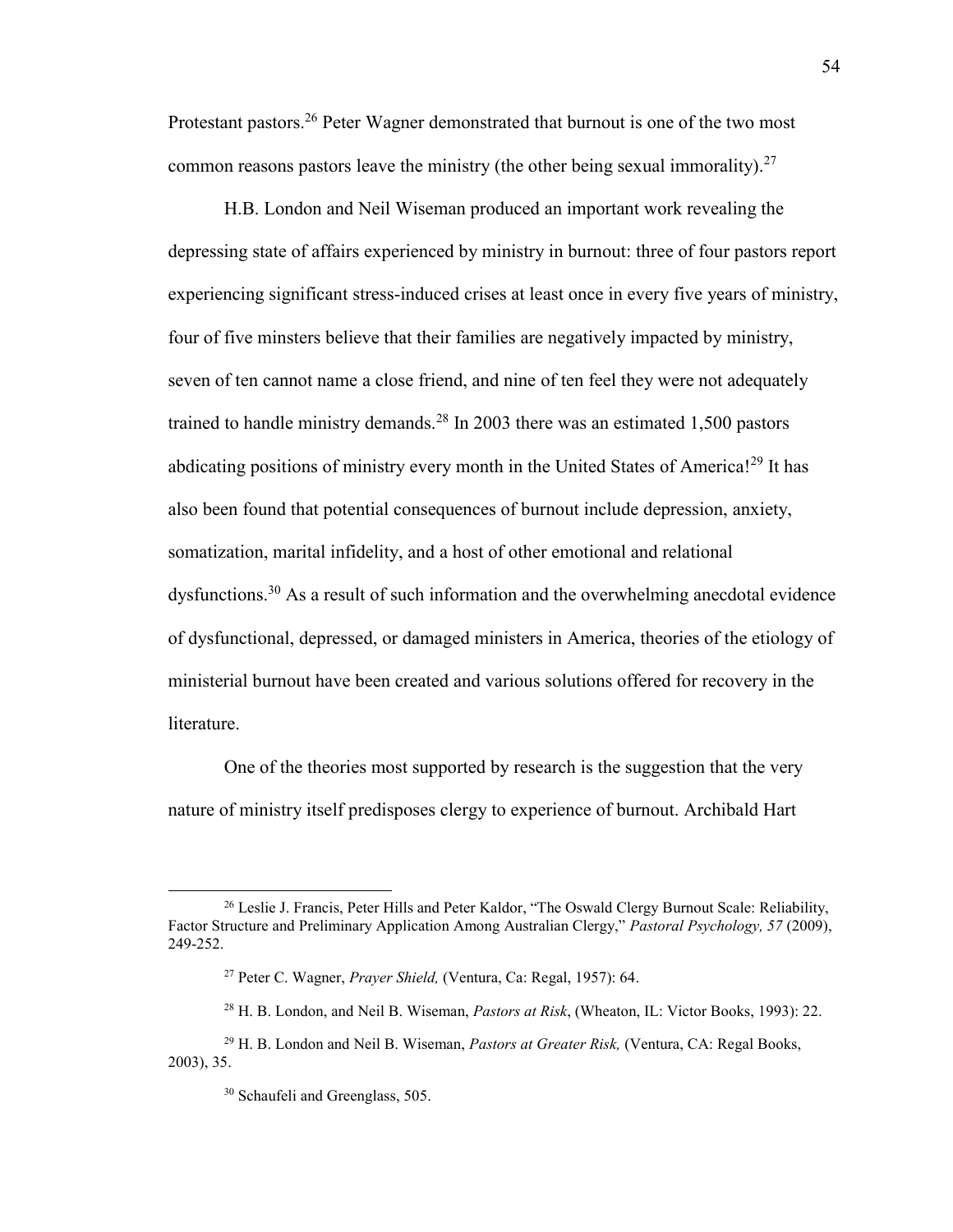Protestant pastors.[26] Peter Wagner demonstrated that burnout is one of the two most common reasons pastors leave the ministry (the other being sexual immorality).[27]

H.B. London and Neil Wiseman produced an important work revealing the depressing state of affairs experienced by ministry in burnout: three of four pastors report experiencing significant stress-induced crises at least once in every five years of ministry, four of five minsters believe that their families are negatively impacted by ministry, seven of ten cannot name a close friend, and nine of ten feel they were not adequately trained to handle ministry demands.[28] In 2003 there was an estimated 1,500 pastors abdicating positions of ministry every month in the United States of America![29] It has also been found that potential consequences of burnout include depression, anxiety, somatization, marital infidelity, and a host of other emotional and relational dysfunctions.[30] As a result of such information and the overwhelming anecdotal evidence of dysfunctional, depressed, or damaged ministers in America, theories of the etiology of ministerial burnout have been created and various solutions offered for recovery in the literature.

One of the theories most supported by research is the suggestion that the very nature of ministry itself predisposes clergy to experience of burnout. Archibald Hart

---

[26] Leslie J. Francis, Peter Hills and Peter Kaldor, "The Oswald Clergy Burnout Scale: Reliability, Factor Structure and Preliminary Application Among Australian Clergy," *Pastoral Psychology, 57* (2009), 249-252.

[27] Peter C. Wagner, *Prayer Shield,* (Ventura, Ca: Regal, 1957): 64.

[28] H. B. London, and Neil B. Wiseman, *Pastors at Risk*, (Wheaton, IL: Victor Books, 1993): 22.

[29] H. B. London and Neil B. Wiseman, *Pastors at Greater Risk,* (Ventura, CA: Regal Books, 2003), 35.

[30] Schaufeli and Greenglass, 505.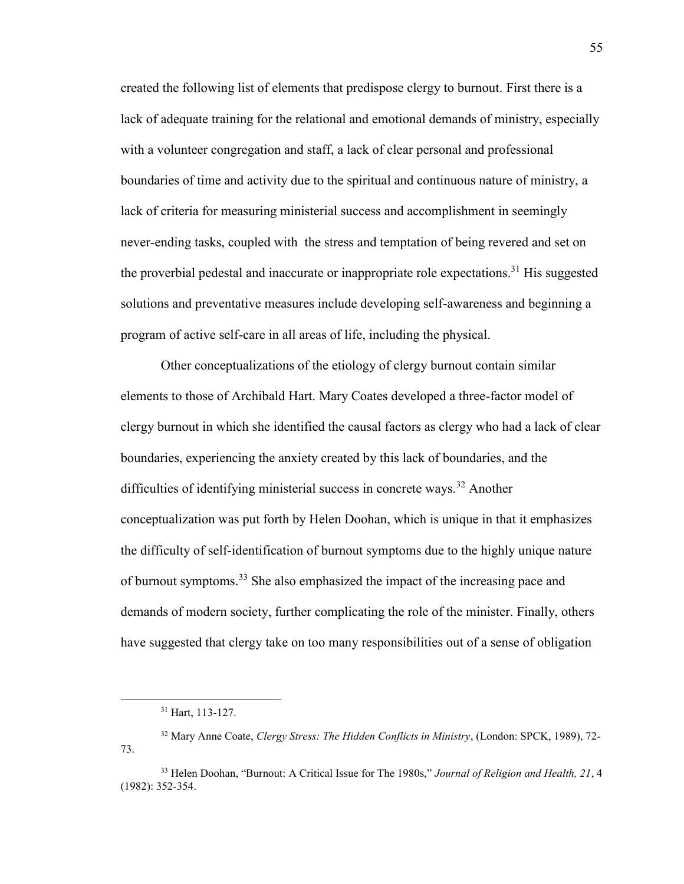created the following list of elements that predispose clergy to burnout. First there is a lack of adequate training for the relational and emotional demands of ministry, especially with a volunteer congregation and staff, a lack of clear personal and professional boundaries of time and activity due to the spiritual and continuous nature of ministry, a lack of criteria for measuring ministerial success and accomplishment in seemingly never-ending tasks, coupled with the stress and temptation of being revered and set on the proverbial pedestal and inaccurate or inappropriate role expectations.[31] His suggested solutions and preventative measures include developing self-awareness and beginning a program of active self-care in all areas of life, including the physical.

Other conceptualizations of the etiology of clergy burnout contain similar elements to those of Archibald Hart. Mary Coates developed a three-factor model of clergy burnout in which she identified the causal factors as clergy who had a lack of clear boundaries, experiencing the anxiety created by this lack of boundaries, and the difficulties of identifying ministerial success in concrete ways.[32] Another conceptualization was put forth by Helen Doohan, which is unique in that it emphasizes the difficulty of self-identification of burnout symptoms due to the highly unique nature of burnout symptoms.[33] She also emphasized the impact of the increasing pace and demands of modern society, further complicating the role of the minister. Finally, others have suggested that clergy take on too many responsibilities out of a sense of obligation

---

[31] Hart, 113-127.

[32] Mary Anne Coate, *Clergy Stress: The Hidden Conflicts in Ministry*, (London: SPCK, 1989), 72-73.

[33] Helen Doohan, "Burnout: A Critical Issue for The 1980s," *Journal of Religion and Health, 21*, 4 (1982): 352-354.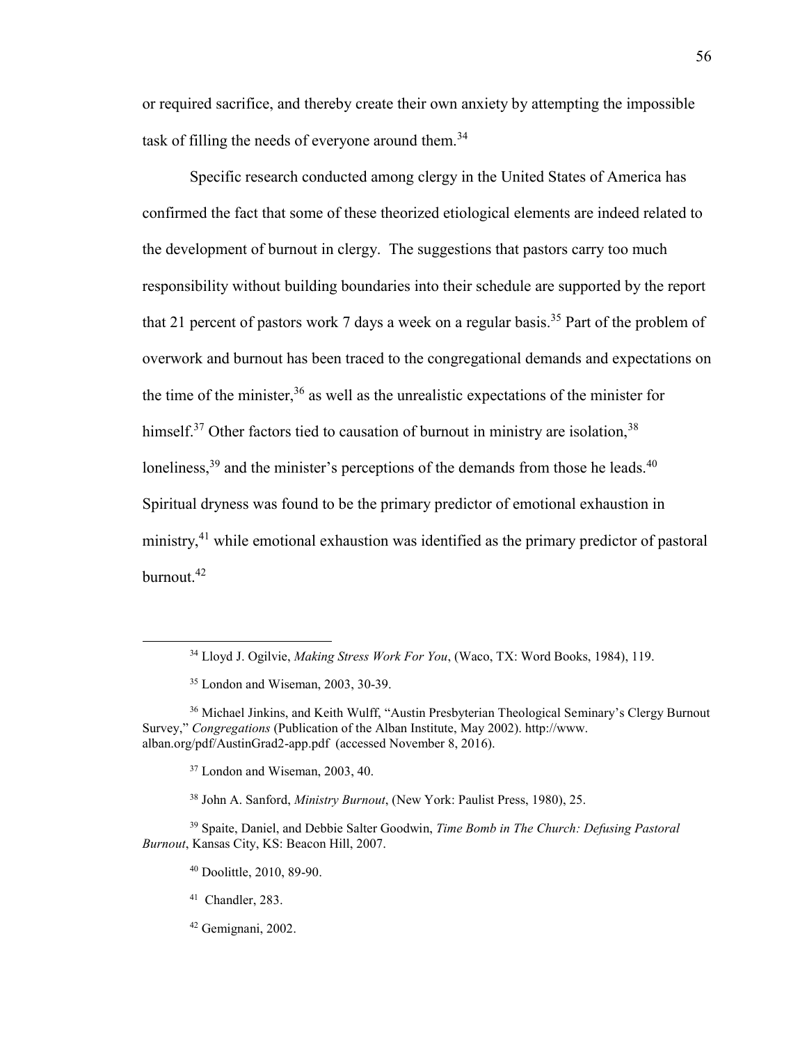or required sacrifice, and thereby create their own anxiety by attempting the impossible task of filling the needs of everyone around them.[34]

Specific research conducted among clergy in the United States of America has confirmed the fact that some of these theorized etiological elements are indeed related to the development of burnout in clergy. The suggestions that pastors carry too much responsibility without building boundaries into their schedule are supported by the report that 21 percent of pastors work 7 days a week on a regular basis.[35] Part of the problem of overwork and burnout has been traced to the congregational demands and expectations on the time of the minister,[36] as well as the unrealistic expectations of the minister for himself.[37] Other factors tied to causation of burnout in ministry are isolation,[38] loneliness,[39] and the minister's perceptions of the demands from those he leads.[40] Spiritual dryness was found to be the primary predictor of emotional exhaustion in ministry,[41] while emotional exhaustion was identified as the primary predictor of pastoral burnout.[42]

---

[34] Lloyd J. Ogilvie, *Making Stress Work For You*, (Waco, TX: Word Books, 1984), 119.

[35] London and Wiseman, 2003, 30-39.

[36] Michael Jinkins, and Keith Wulff, "Austin Presbyterian Theological Seminary's Clergy Burnout Survey," *Congregations* (Publication of the Alban Institute, May 2002). http://www.alban.org/pdf/AustinGrad2-app.pdf (accessed November 8, 2016).

[37] London and Wiseman, 2003, 40.

[38] John A. Sanford, *Ministry Burnout*, (New York: Paulist Press, 1980), 25.

[39] Spaite, Daniel, and Debbie Salter Goodwin, *Time Bomb in The Church: Defusing Pastoral Burnout*, Kansas City, KS: Beacon Hill, 2007.

[40] Doolittle, 2010, 89-90.

[41] Chandler, 283.

[42] Gemignani, 2002.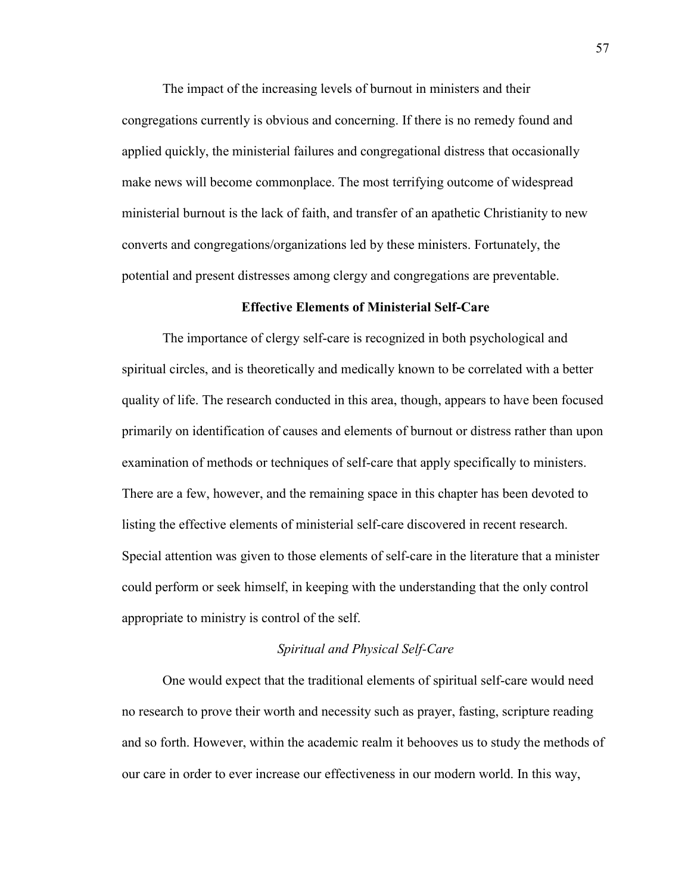The impact of the increasing levels of burnout in ministers and their congregations currently is obvious and concerning. If there is no remedy found and applied quickly, the ministerial failures and congregational distress that occasionally make news will become commonplace. The most terrifying outcome of widespread ministerial burnout is the lack of faith, and transfer of an apathetic Christianity to new converts and congregations/organizations led by these ministers. Fortunately, the potential and present distresses among clergy and congregations are preventable.

## Effective Elements of Ministerial Self-Care

The importance of clergy self-care is recognized in both psychological and spiritual circles, and is theoretically and medically known to be correlated with a better quality of life. The research conducted in this area, though, appears to have been focused primarily on identification of causes and elements of burnout or distress rather than upon examination of methods or techniques of self-care that apply specifically to ministers. There are a few, however, and the remaining space in this chapter has been devoted to listing the effective elements of ministerial self-care discovered in recent research. Special attention was given to those elements of self-care in the literature that a minister could perform or seek himself, in keeping with the understanding that the only control appropriate to ministry is control of the self.

### *Spiritual and Physical Self-Care*

One would expect that the traditional elements of spiritual self-care would need no research to prove their worth and necessity such as prayer, fasting, scripture reading and so forth. However, within the academic realm it behooves us to study the methods of our care in order to ever increase our effectiveness in our modern world. In this way,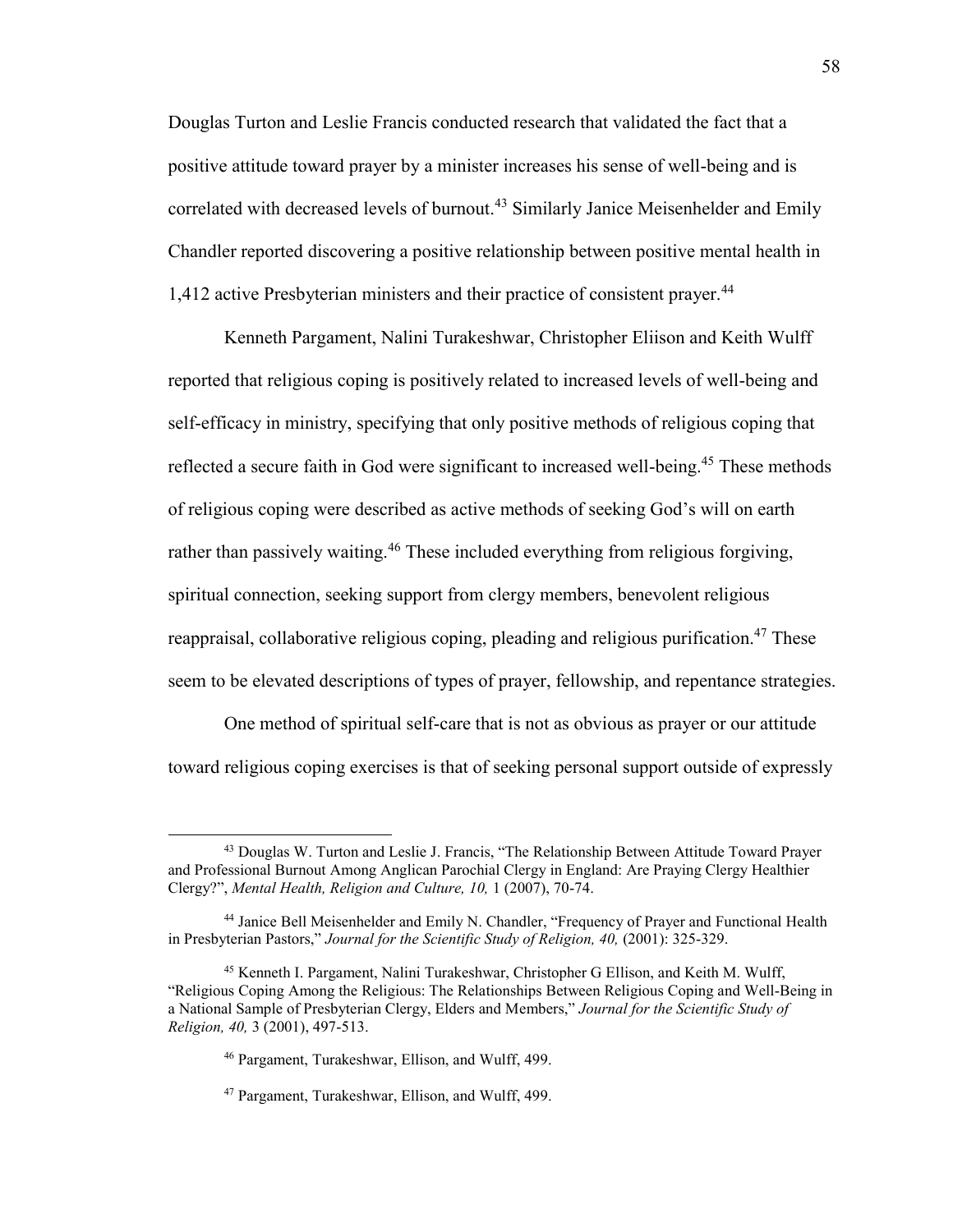Douglas Turton and Leslie Francis conducted research that validated the fact that a positive attitude toward prayer by a minister increases his sense of well-being and is correlated with decreased levels of burnout.[43] Similarly Janice Meisenhelder and Emily Chandler reported discovering a positive relationship between positive mental health in 1,412 active Presbyterian ministers and their practice of consistent prayer.[44]

Kenneth Pargament, Nalini Turakeshwar, Christopher Eliison and Keith Wulff reported that religious coping is positively related to increased levels of well-being and self-efficacy in ministry, specifying that only positive methods of religious coping that reflected a secure faith in God were significant to increased well-being.[45] These methods of religious coping were described as active methods of seeking God's will on earth rather than passively waiting.[46] These included everything from religious forgiving, spiritual connection, seeking support from clergy members, benevolent religious reappraisal, collaborative religious coping, pleading and religious purification.[47] These seem to be elevated descriptions of types of prayer, fellowship, and repentance strategies.

One method of spiritual self-care that is not as obvious as prayer or our attitude toward religious coping exercises is that of seeking personal support outside of expressly

---

[43] Douglas W. Turton and Leslie J. Francis, "The Relationship Between Attitude Toward Prayer and Professional Burnout Among Anglican Parochial Clergy in England: Are Praying Clergy Healthier Clergy?", *Mental Health, Religion and Culture, 10,* 1 (2007), 70-74.

[44] Janice Bell Meisenhelder and Emily N. Chandler, "Frequency of Prayer and Functional Health in Presbyterian Pastors," *Journal for the Scientific Study of Religion, 40,* (2001): 325-329.

[45] Kenneth I. Pargament, Nalini Turakeshwar, Christopher G Ellison, and Keith M. Wulff, "Religious Coping Among the Religious: The Relationships Between Religious Coping and Well-Being in a National Sample of Presbyterian Clergy, Elders and Members," *Journal for the Scientific Study of Religion, 40,* 3 (2001), 497-513.

[46] Pargament, Turakeshwar, Ellison, and Wulff, 499.

[47] Pargament, Turakeshwar, Ellison, and Wulff, 499.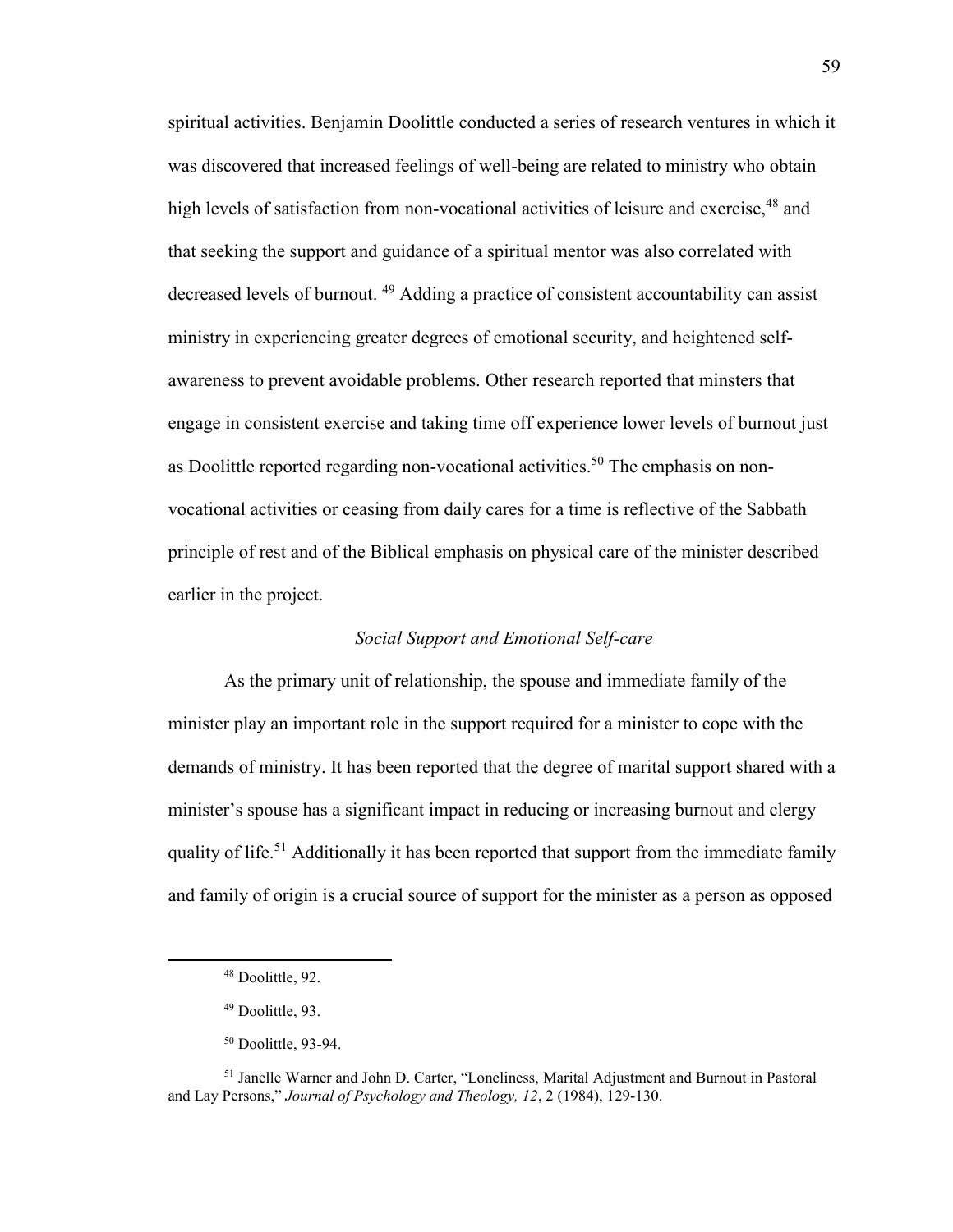spiritual activities. Benjamin Doolittle conducted a series of research ventures in which it was discovered that increased feelings of well-being are related to ministry who obtain high levels of satisfaction from non-vocational activities of leisure and exercise,[48] and that seeking the support and guidance of a spiritual mentor was also correlated with decreased levels of burnout. [49] Adding a practice of consistent accountability can assist ministry in experiencing greater degrees of emotional security, and heightened self-awareness to prevent avoidable problems. Other research reported that minsters that engage in consistent exercise and taking time off experience lower levels of burnout just as Doolittle reported regarding non-vocational activities.[50] The emphasis on non-vocational activities or ceasing from daily cares for a time is reflective of the Sabbath principle of rest and of the Biblical emphasis on physical care of the minister described earlier in the project.

### *Social Support and Emotional Self-care*

As the primary unit of relationship, the spouse and immediate family of the minister play an important role in the support required for a minister to cope with the demands of ministry. It has been reported that the degree of marital support shared with a minister's spouse has a significant impact in reducing or increasing burnout and clergy quality of life.[51] Additionally it has been reported that support from the immediate family and family of origin is a crucial source of support for the minister as a person as opposed

---

[48] Doolittle, 92.

[49] Doolittle, 93.

[50] Doolittle, 93-94.

[51] Janelle Warner and John D. Carter, "Loneliness, Marital Adjustment and Burnout in Pastoral and Lay Persons," *Journal of Psychology and Theology, 12*, 2 (1984), 129-130.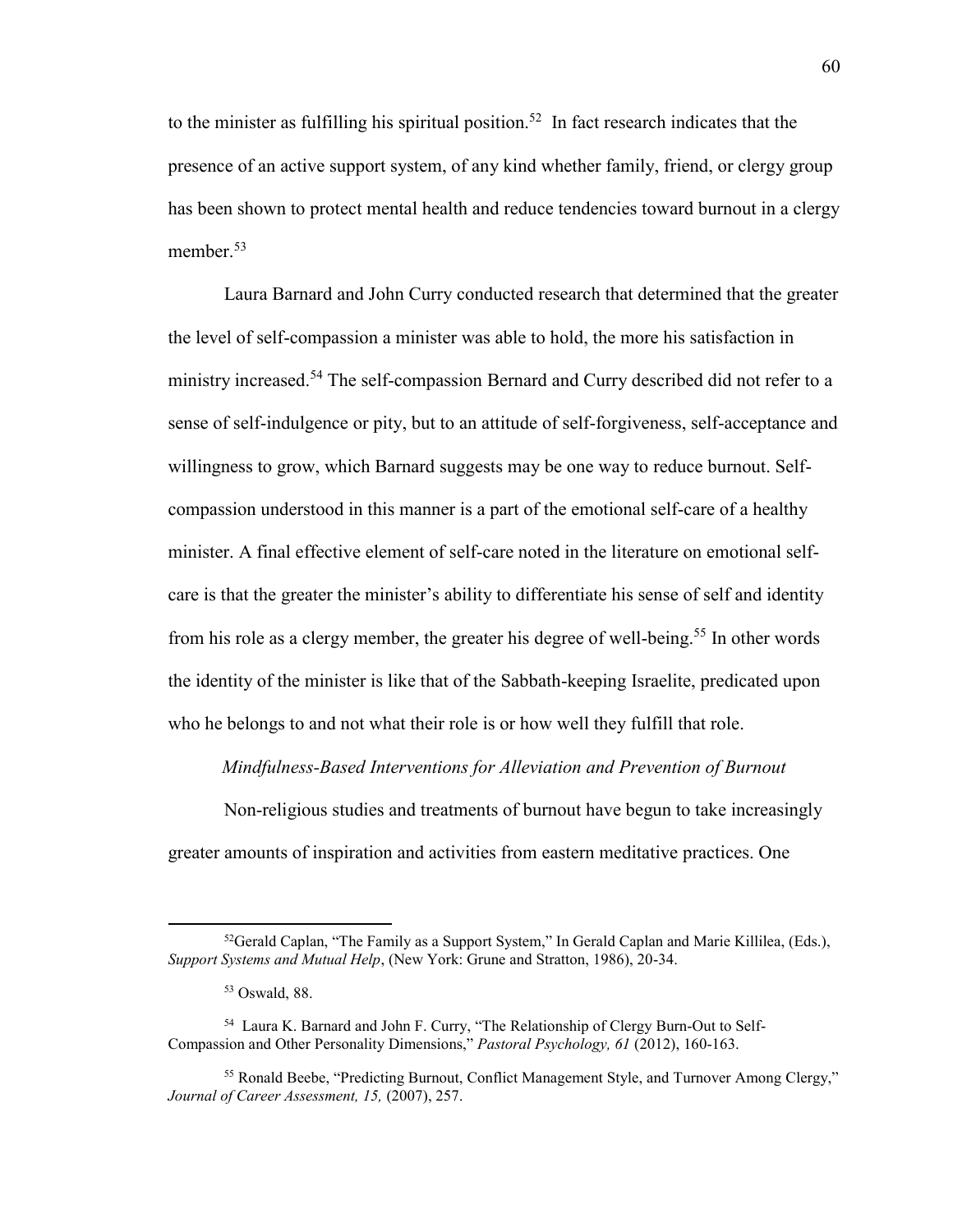to the minister as fulfilling his spiritual position.[52] In fact research indicates that the presence of an active support system, of any kind whether family, friend, or clergy group has been shown to protect mental health and reduce tendencies toward burnout in a clergy member.[53]

Laura Barnard and John Curry conducted research that determined that the greater the level of self-compassion a minister was able to hold, the more his satisfaction in ministry increased.[54] The self-compassion Bernard and Curry described did not refer to a sense of self-indulgence or pity, but to an attitude of self-forgiveness, self-acceptance and willingness to grow, which Barnard suggests may be one way to reduce burnout. Self-compassion understood in this manner is a part of the emotional self-care of a healthy minister. A final effective element of self-care noted in the literature on emotional self-care is that the greater the minister's ability to differentiate his sense of self and identity from his role as a clergy member, the greater his degree of well-being.[55] In other words the identity of the minister is like that of the Sabbath-keeping Israelite, predicated upon who he belongs to and not what their role is or how well they fulfill that role.

*Mindfulness-Based Interventions for Alleviation and Prevention of Burnout*

Non-religious studies and treatments of burnout have begun to take increasingly greater amounts of inspiration and activities from eastern meditative practices. One

---

[52]Gerald Caplan, "The Family as a Support System," In Gerald Caplan and Marie Killilea, (Eds.), *Support Systems and Mutual Help*, (New York: Grune and Stratton, 1986), 20-34.

[53] Oswald, 88.

[54] Laura K. Barnard and John F. Curry, "The Relationship of Clergy Burn-Out to Self-Compassion and Other Personality Dimensions," *Pastoral Psychology, 61* (2012), 160-163.

[55] Ronald Beebe, "Predicting Burnout, Conflict Management Style, and Turnover Among Clergy," *Journal of Career Assessment, 15,* (2007), 257.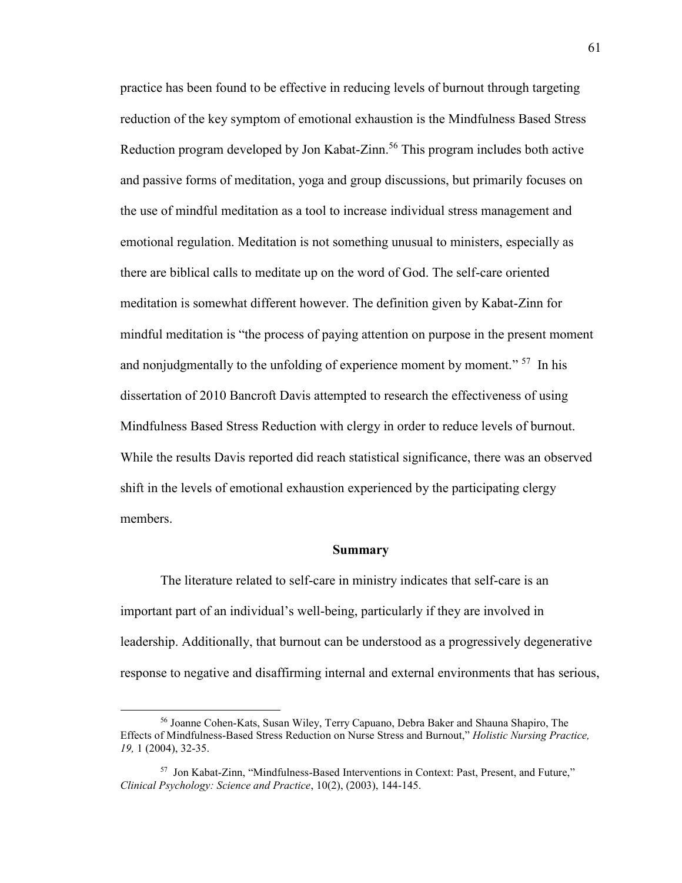practice has been found to be effective in reducing levels of burnout through targeting reduction of the key symptom of emotional exhaustion is the Mindfulness Based Stress Reduction program developed by Jon Kabat-Zinn.[56] This program includes both active and passive forms of meditation, yoga and group discussions, but primarily focuses on the use of mindful meditation as a tool to increase individual stress management and emotional regulation. Meditation is not something unusual to ministers, especially as there are biblical calls to meditate up on the word of God. The self-care oriented meditation is somewhat different however. The definition given by Kabat-Zinn for mindful meditation is "the process of paying attention on purpose in the present moment and nonjudgmentally to the unfolding of experience moment by moment." [57] In his dissertation of 2010 Bancroft Davis attempted to research the effectiveness of using Mindfulness Based Stress Reduction with clergy in order to reduce levels of burnout. While the results Davis reported did reach statistical significance, there was an observed shift in the levels of emotional exhaustion experienced by the participating clergy members.

## Summary

The literature related to self-care in ministry indicates that self-care is an important part of an individual's well-being, particularly if they are involved in leadership. Additionally, that burnout can be understood as a progressively degenerative response to negative and disaffirming internal and external environments that has serious,

---

[56] Joanne Cohen-Kats, Susan Wiley, Terry Capuano, Debra Baker and Shauna Shapiro, The Effects of Mindfulness-Based Stress Reduction on Nurse Stress and Burnout," *Holistic Nursing Practice, 19,* 1 (2004), 32-35.

[57] Jon Kabat-Zinn, "Mindfulness-Based Interventions in Context: Past, Present, and Future," *Clinical Psychology: Science and Practice*, 10(2), (2003), 144-145.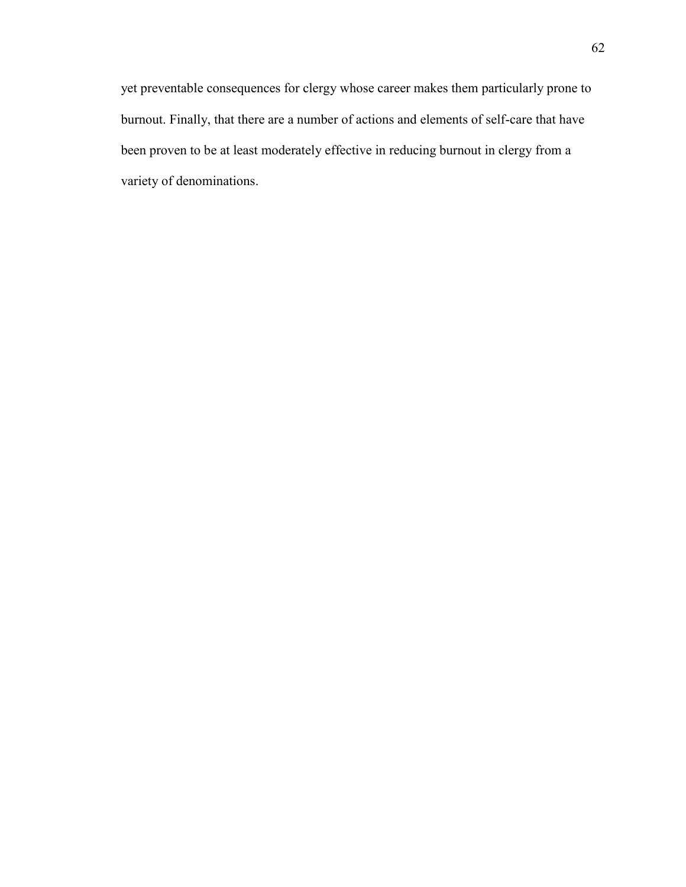yet preventable consequences for clergy whose career makes them particularly prone to burnout. Finally, that there are a number of actions and elements of self-care that have been proven to be at least moderately effective in reducing burnout in clergy from a variety of denominations.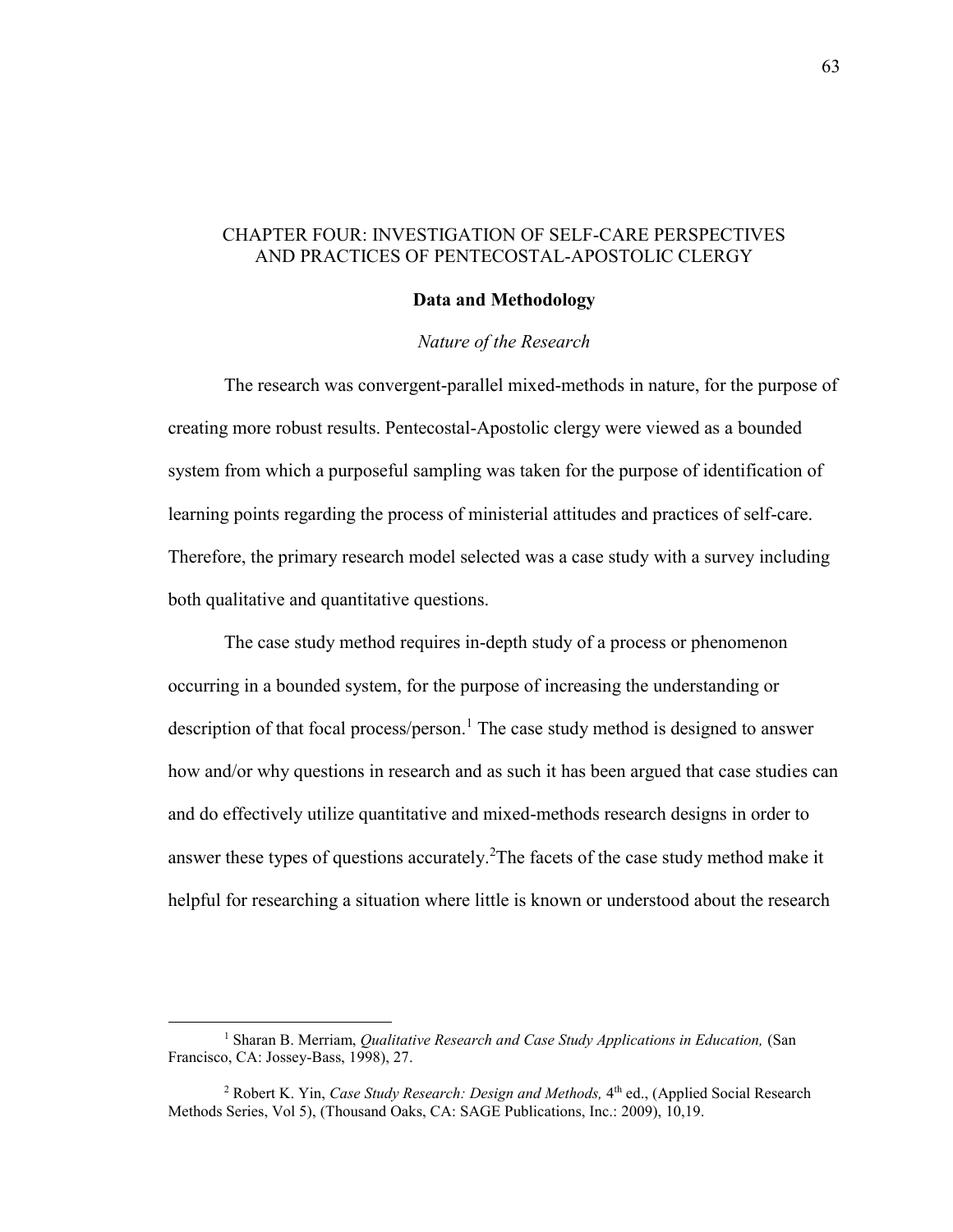# CHAPTER FOUR: INVESTIGATION OF SELF-CARE PERSPECTIVES AND PRACTICES OF PENTECOSTAL-APOSTOLIC CLERGY

## Data and Methodology

### *Nature of the Research*

The research was convergent-parallel mixed-methods in nature, for the purpose of creating more robust results. Pentecostal-Apostolic clergy were viewed as a bounded system from which a purposeful sampling was taken for the purpose of identification of learning points regarding the process of ministerial attitudes and practices of self-care. Therefore, the primary research model selected was a case study with a survey including both qualitative and quantitative questions.

The case study method requires in-depth study of a process or phenomenon occurring in a bounded system, for the purpose of increasing the understanding or description of that focal process/person.[1] The case study method is designed to answer how and/or why questions in research and as such it has been argued that case studies can and do effectively utilize quantitative and mixed-methods research designs in order to answer these types of questions accurately.[2]The facets of the case study method make it helpful for researching a situation where little is known or understood about the research

---

[1] Sharan B. Merriam, *Qualitative Research and Case Study Applications in Education,* (San Francisco, CA: Jossey-Bass, 1998), 27.

[2] Robert K. Yin, *Case Study Research: Design and Methods,* 4th ed., (Applied Social Research Methods Series, Vol 5), (Thousand Oaks, CA: SAGE Publications, Inc.: 2009), 10,19.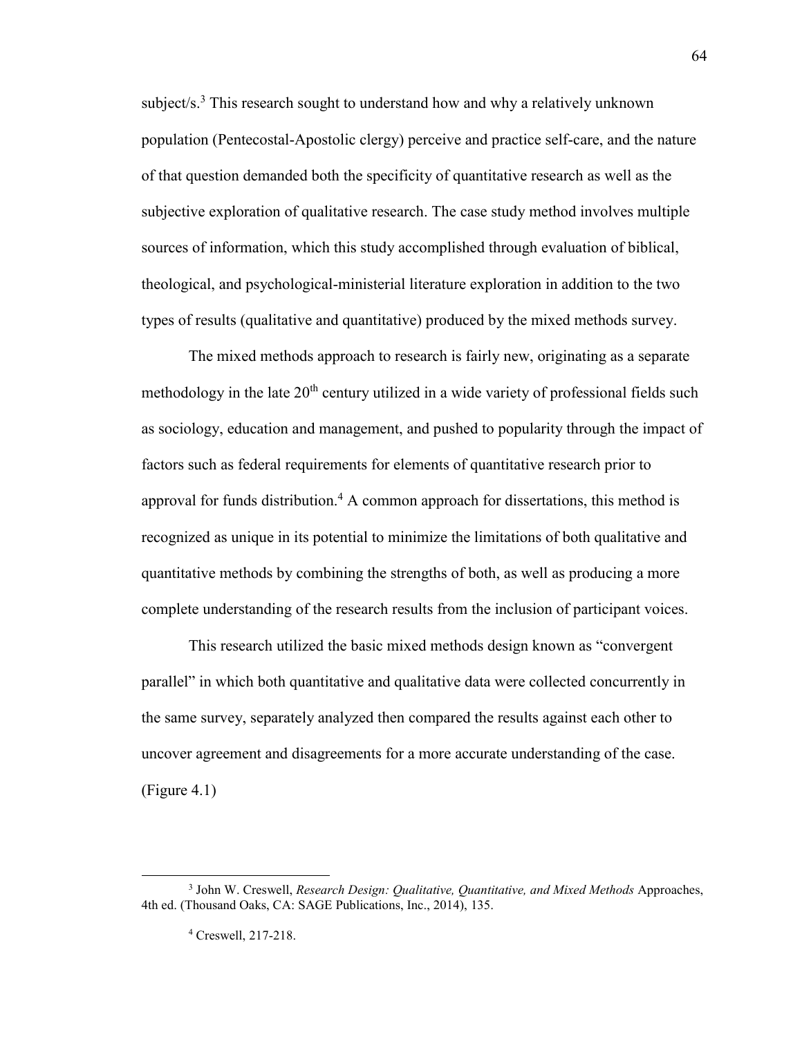subject/s.[3] This research sought to understand how and why a relatively unknown population (Pentecostal-Apostolic clergy) perceive and practice self-care, and the nature of that question demanded both the specificity of quantitative research as well as the subjective exploration of qualitative research. The case study method involves multiple sources of information, which this study accomplished through evaluation of biblical, theological, and psychological-ministerial literature exploration in addition to the two types of results (qualitative and quantitative) produced by the mixed methods survey.

The mixed methods approach to research is fairly new, originating as a separate methodology in the late 20th century utilized in a wide variety of professional fields such as sociology, education and management, and pushed to popularity through the impact of factors such as federal requirements for elements of quantitative research prior to approval for funds distribution.[4] A common approach for dissertations, this method is recognized as unique in its potential to minimize the limitations of both qualitative and quantitative methods by combining the strengths of both, as well as producing a more complete understanding of the research results from the inclusion of participant voices.

This research utilized the basic mixed methods design known as "convergent parallel" in which both quantitative and qualitative data were collected concurrently in the same survey, separately analyzed then compared the results against each other to uncover agreement and disagreements for a more accurate understanding of the case. (Figure 4.1)

---

[3] John W. Creswell, *Research Design: Qualitative, Quantitative, and Mixed Methods* Approaches, 4th ed. (Thousand Oaks, CA: SAGE Publications, Inc., 2014), 135.

[4] Creswell, 217-218.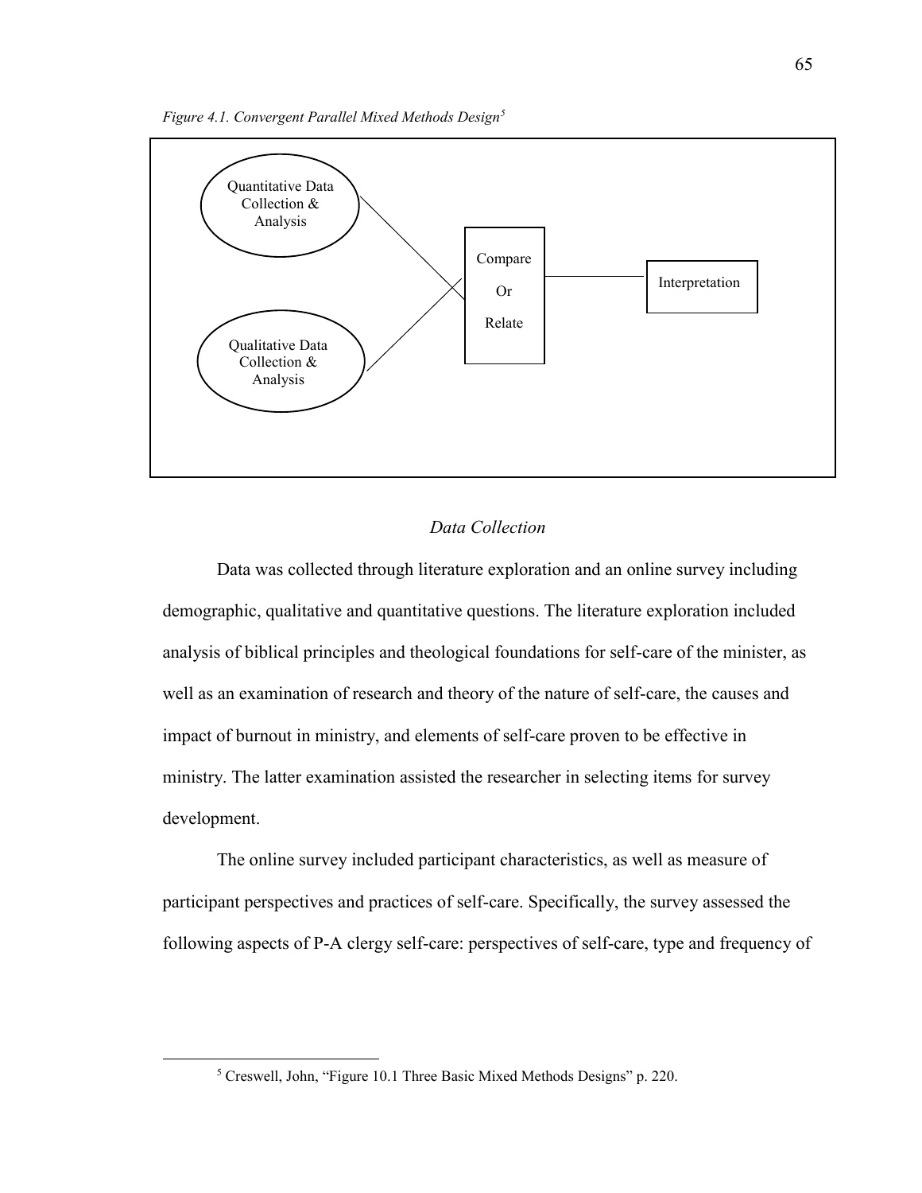*Figure 4.1. Convergent Parallel Mixed Methods Design*[5]

Quantitative Data Collection & Analysis

Qualitative Data Collection & Analysis

Compare Or Relate

Interpretation

## *Data Collection*

Data was collected through literature exploration and an online survey including demographic, qualitative and quantitative questions. The literature exploration included analysis of biblical principles and theological foundations for self-care of the minister, as well as an examination of research and theory of the nature of self-care, the causes and impact of burnout in ministry, and elements of self-care proven to be effective in ministry. The latter examination assisted the researcher in selecting items for survey development.

The online survey included participant characteristics, as well as measure of participant perspectives and practices of self-care. Specifically, the survey assessed the following aspects of P-A clergy self-care: perspectives of self-care, type and frequency of

---

[5] Creswell, John, "Figure 10.1 Three Basic Mixed Methods Designs" p. 220.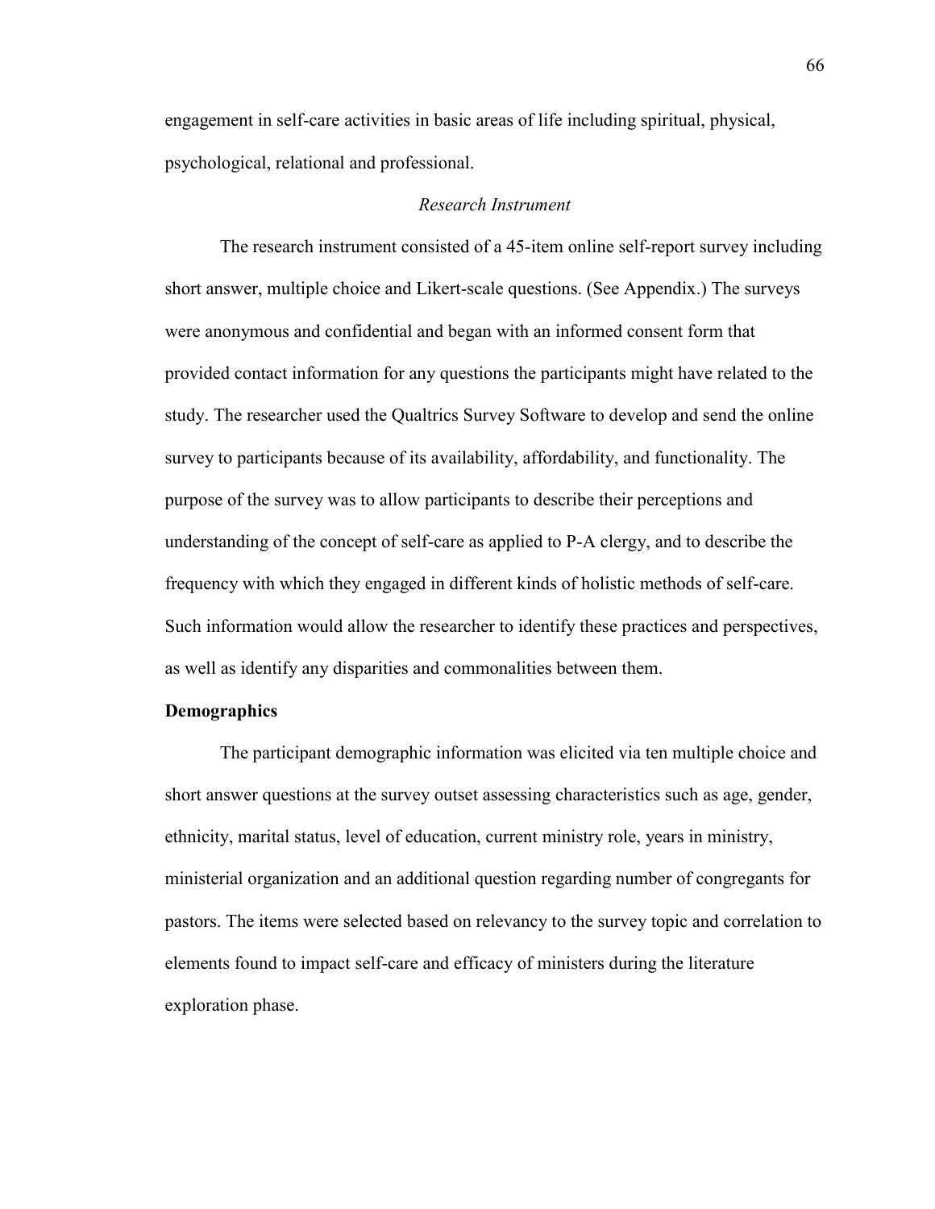engagement in self-care activities in basic areas of life including spiritual, physical, psychological, relational and professional.

### *Research Instrument*

The research instrument consisted of a 45-item online self-report survey including short answer, multiple choice and Likert-scale questions. (See Appendix.) The surveys were anonymous and confidential and began with an informed consent form that provided contact information for any questions the participants might have related to the study. The researcher used the Qualtrics Survey Software to develop and send the online survey to participants because of its availability, affordability, and functionality. The purpose of the survey was to allow participants to describe their perceptions and understanding of the concept of self-care as applied to P-A clergy, and to describe the frequency with which they engaged in different kinds of holistic methods of self-care. Such information would allow the researcher to identify these practices and perspectives, as well as identify any disparities and commonalities between them.

#### **Demographics**

The participant demographic information was elicited via ten multiple choice and short answer questions at the survey outset assessing characteristics such as age, gender, ethnicity, marital status, level of education, current ministry role, years in ministry, ministerial organization and an additional question regarding number of congregants for pastors. The items were selected based on relevancy to the survey topic and correlation to elements found to impact self-care and efficacy of ministers during the literature exploration phase.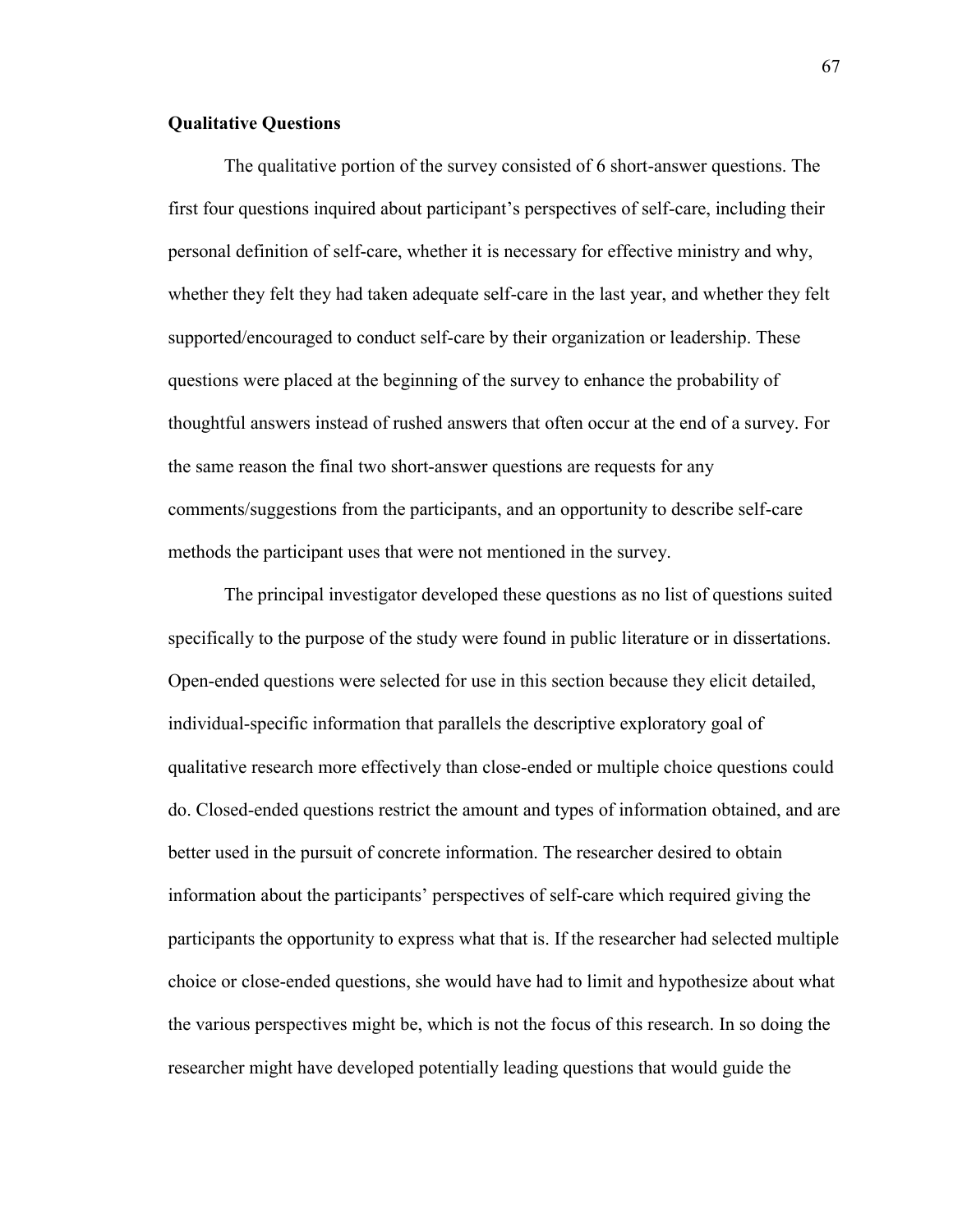**Qualitative Questions**

The qualitative portion of the survey consisted of 6 short-answer questions. The first four questions inquired about participant's perspectives of self-care, including their personal definition of self-care, whether it is necessary for effective ministry and why, whether they felt they had taken adequate self-care in the last year, and whether they felt supported/encouraged to conduct self-care by their organization or leadership. These questions were placed at the beginning of the survey to enhance the probability of thoughtful answers instead of rushed answers that often occur at the end of a survey. For the same reason the final two short-answer questions are requests for any comments/suggestions from the participants, and an opportunity to describe self-care methods the participant uses that were not mentioned in the survey.

The principal investigator developed these questions as no list of questions suited specifically to the purpose of the study were found in public literature or in dissertations. Open-ended questions were selected for use in this section because they elicit detailed, individual-specific information that parallels the descriptive exploratory goal of qualitative research more effectively than close-ended or multiple choice questions could do. Closed-ended questions restrict the amount and types of information obtained, and are better used in the pursuit of concrete information. The researcher desired to obtain information about the participants' perspectives of self-care which required giving the participants the opportunity to express what that is. If the researcher had selected multiple choice or close-ended questions, she would have had to limit and hypothesize about what the various perspectives might be, which is not the focus of this research. In so doing the researcher might have developed potentially leading questions that would guide the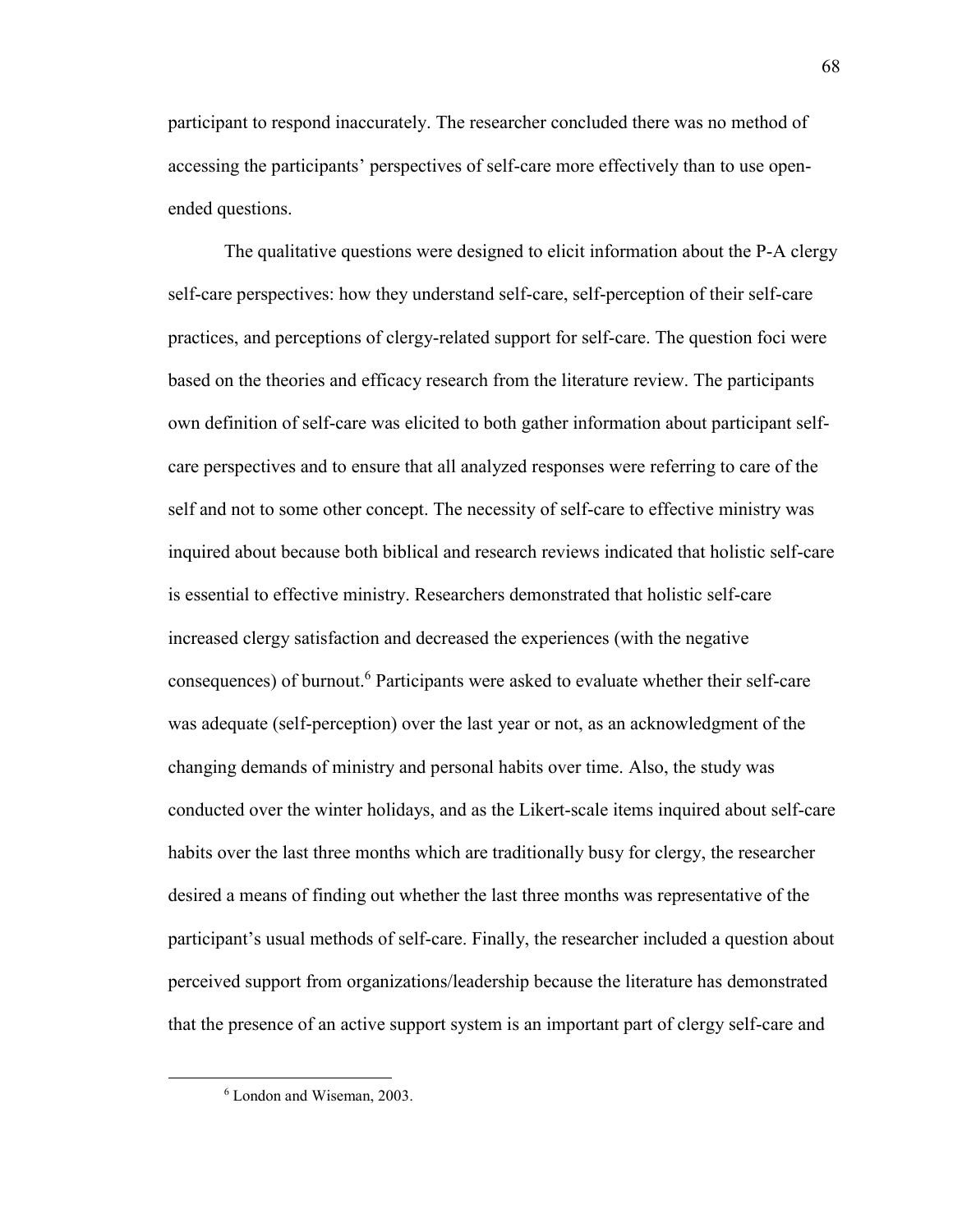participant to respond inaccurately. The researcher concluded there was no method of accessing the participants' perspectives of self-care more effectively than to use open-ended questions.

The qualitative questions were designed to elicit information about the P-A clergy self-care perspectives: how they understand self-care, self-perception of their self-care practices, and perceptions of clergy-related support for self-care. The question foci were based on the theories and efficacy research from the literature review. The participants own definition of self-care was elicited to both gather information about participant self-care perspectives and to ensure that all analyzed responses were referring to care of the self and not to some other concept. The necessity of self-care to effective ministry was inquired about because both biblical and research reviews indicated that holistic self-care is essential to effective ministry. Researchers demonstrated that holistic self-care increased clergy satisfaction and decreased the experiences (with the negative consequences) of burnout.[6] Participants were asked to evaluate whether their self-care was adequate (self-perception) over the last year or not, as an acknowledgment of the changing demands of ministry and personal habits over time. Also, the study was conducted over the winter holidays, and as the Likert-scale items inquired about self-care habits over the last three months which are traditionally busy for clergy, the researcher desired a means of finding out whether the last three months was representative of the participant's usual methods of self-care. Finally, the researcher included a question about perceived support from organizations/leadership because the literature has demonstrated that the presence of an active support system is an important part of clergy self-care and

[6] London and Wiseman, 2003.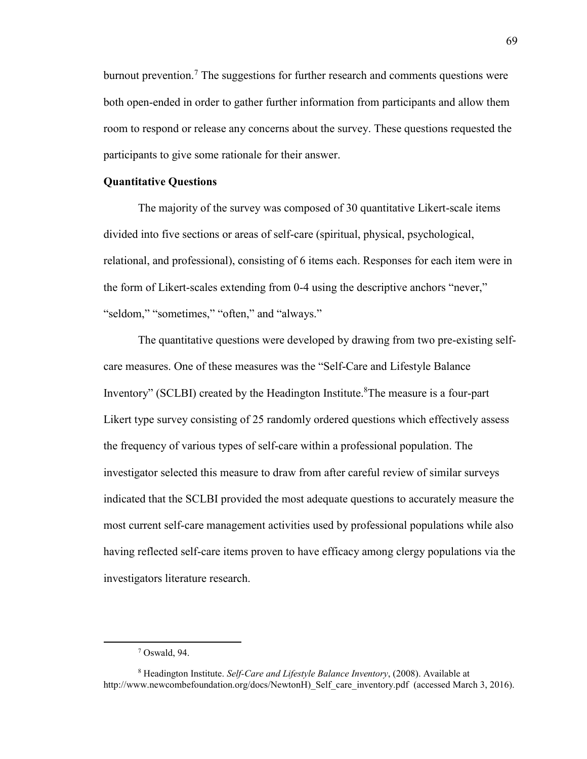burnout prevention.[7] The suggestions for further research and comments questions were both open-ended in order to gather further information from participants and allow them room to respond or release any concerns about the survey. These questions requested the participants to give some rationale for their answer.

**Quantitative Questions**

The majority of the survey was composed of 30 quantitative Likert-scale items divided into five sections or areas of self-care (spiritual, physical, psychological, relational, and professional), consisting of 6 items each. Responses for each item were in the form of Likert-scales extending from 0-4 using the descriptive anchors "never," "seldom," "sometimes," "often," and "always."

The quantitative questions were developed by drawing from two pre-existing self-care measures. One of these measures was the "Self-Care and Lifestyle Balance Inventory" (SCLBI) created by the Headington Institute.[8]The measure is a four-part Likert type survey consisting of 25 randomly ordered questions which effectively assess the frequency of various types of self-care within a professional population. The investigator selected this measure to draw from after careful review of similar surveys indicated that the SCLBI provided the most adequate questions to accurately measure the most current self-care management activities used by professional populations while also having reflected self-care items proven to have efficacy among clergy populations via the investigators literature research.

---

[7] Oswald, 94.

[8] Headington Institute. *Self-Care and Lifestyle Balance Inventory*, (2008). Available at http://www.newcombefoundation.org/docs/NewtonH)_Self_care_inventory.pdf (accessed March 3, 2016).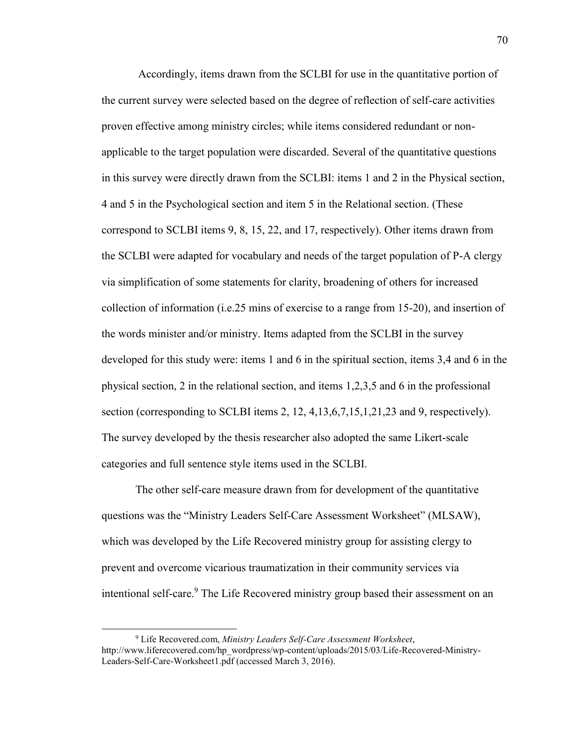Accordingly, items drawn from the SCLBI for use in the quantitative portion of the current survey were selected based on the degree of reflection of self-care activities proven effective among ministry circles; while items considered redundant or non-applicable to the target population were discarded. Several of the quantitative questions in this survey were directly drawn from the SCLBI: items 1 and 2 in the Physical section, 4 and 5 in the Psychological section and item 5 in the Relational section. (These correspond to SCLBI items 9, 8, 15, 22, and 17, respectively). Other items drawn from the SCLBI were adapted for vocabulary and needs of the target population of P-A clergy via simplification of some statements for clarity, broadening of others for increased collection of information (i.e.25 mins of exercise to a range from 15-20), and insertion of the words minister and/or ministry. Items adapted from the SCLBI in the survey developed for this study were: items 1 and 6 in the spiritual section, items 3,4 and 6 in the physical section, 2 in the relational section, and items 1,2,3,5 and 6 in the professional section (corresponding to SCLBI items 2, 12, 4,13,6,7,15,1,21,23 and 9, respectively). The survey developed by the thesis researcher also adopted the same Likert-scale categories and full sentence style items used in the SCLBI.

The other self-care measure drawn from for development of the quantitative questions was the "Ministry Leaders Self-Care Assessment Worksheet" (MLSAW), which was developed by the Life Recovered ministry group for assisting clergy to prevent and overcome vicarious traumatization in their community services via intentional self-care.[9] The Life Recovered ministry group based their assessment on an

---

[9] Life Recovered.com, *Ministry Leaders Self-Care Assessment Worksheet*, http://www.liferecovered.com/hp_wordpress/wp-content/uploads/2015/03/Life-Recovered-Ministry-Leaders-Self-Care-Worksheet1.pdf (accessed March 3, 2016).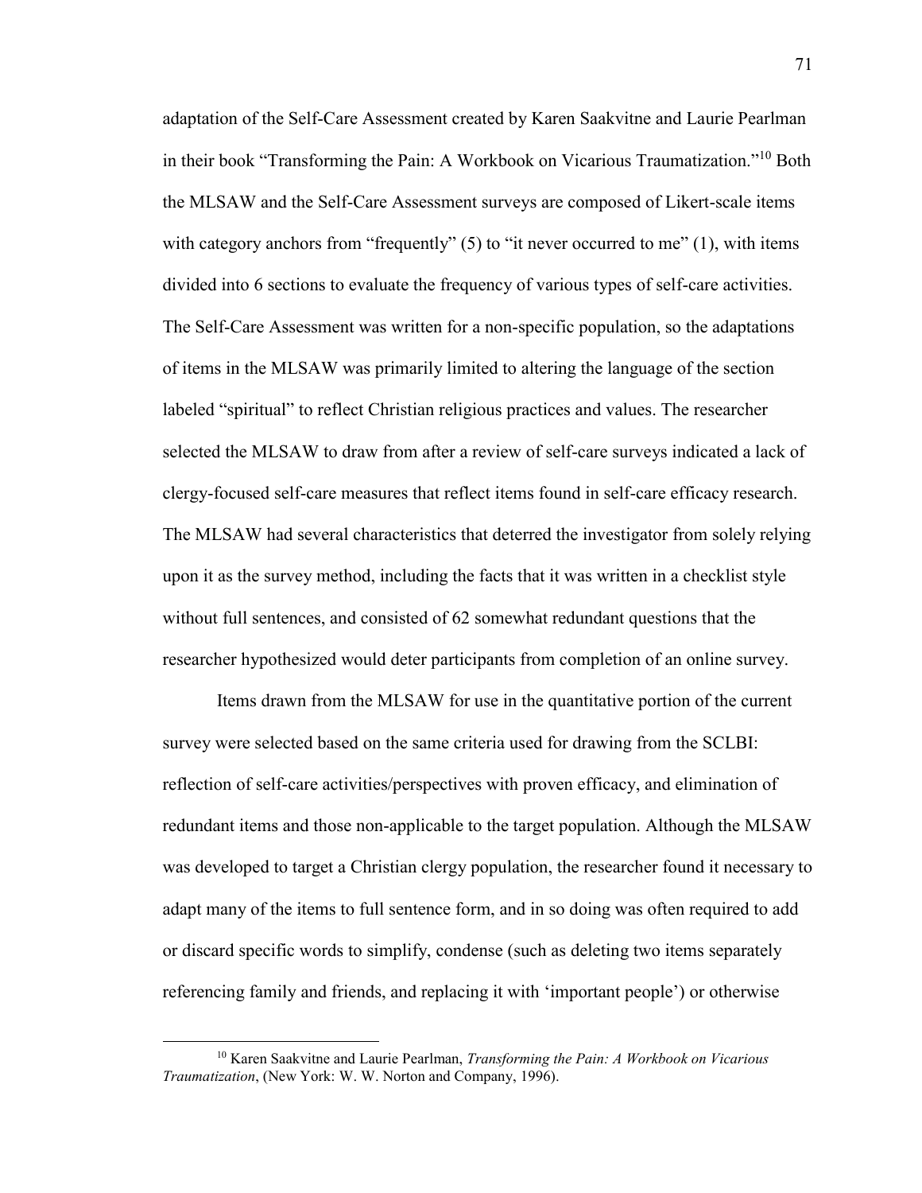adaptation of the Self-Care Assessment created by Karen Saakvitne and Laurie Pearlman in their book "Transforming the Pain: A Workbook on Vicarious Traumatization."[10] Both the MLSAW and the Self-Care Assessment surveys are composed of Likert-scale items with category anchors from "frequently" (5) to "it never occurred to me" (1), with items divided into 6 sections to evaluate the frequency of various types of self-care activities. The Self-Care Assessment was written for a non-specific population, so the adaptations of items in the MLSAW was primarily limited to altering the language of the section labeled "spiritual" to reflect Christian religious practices and values. The researcher selected the MLSAW to draw from after a review of self-care surveys indicated a lack of clergy-focused self-care measures that reflect items found in self-care efficacy research. The MLSAW had several characteristics that deterred the investigator from solely relying upon it as the survey method, including the facts that it was written in a checklist style without full sentences, and consisted of 62 somewhat redundant questions that the researcher hypothesized would deter participants from completion of an online survey.

Items drawn from the MLSAW for use in the quantitative portion of the current survey were selected based on the same criteria used for drawing from the SCLBI: reflection of self-care activities/perspectives with proven efficacy, and elimination of redundant items and those non-applicable to the target population. Although the MLSAW was developed to target a Christian clergy population, the researcher found it necessary to adapt many of the items to full sentence form, and in so doing was often required to add or discard specific words to simplify, condense (such as deleting two items separately referencing family and friends, and replacing it with 'important people') or otherwise

---

[10] Karen Saakvitne and Laurie Pearlman, *Transforming the Pain: A Workbook on Vicarious Traumatization*, (New York: W. W. Norton and Company, 1996).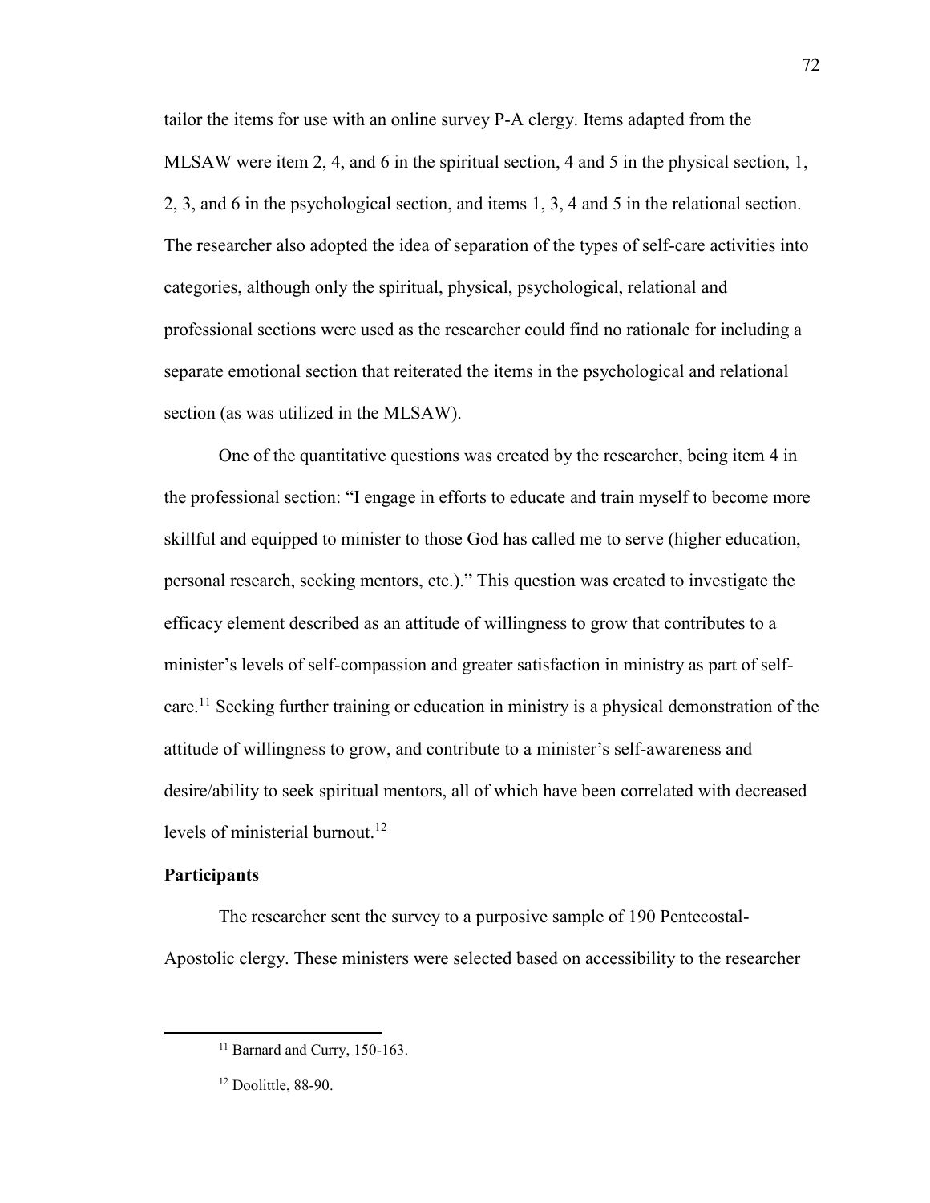tailor the items for use with an online survey P-A clergy. Items adapted from the MLSAW were item 2, 4, and 6 in the spiritual section, 4 and 5 in the physical section, 1, 2, 3, and 6 in the psychological section, and items 1, 3, 4 and 5 in the relational section. The researcher also adopted the idea of separation of the types of self-care activities into categories, although only the spiritual, physical, psychological, relational and professional sections were used as the researcher could find no rationale for including a separate emotional section that reiterated the items in the psychological and relational section (as was utilized in the MLSAW).

One of the quantitative questions was created by the researcher, being item 4 in the professional section: "I engage in efforts to educate and train myself to become more skillful and equipped to minister to those God has called me to serve (higher education, personal research, seeking mentors, etc.)." This question was created to investigate the efficacy element described as an attitude of willingness to grow that contributes to a minister's levels of self-compassion and greater satisfaction in ministry as part of self-care.[11] Seeking further training or education in ministry is a physical demonstration of the attitude of willingness to grow, and contribute to a minister's self-awareness and desire/ability to seek spiritual mentors, all of which have been correlated with decreased levels of ministerial burnout.[12]

**Participants**

The researcher sent the survey to a purposive sample of 190 Pentecostal-Apostolic clergy. These ministers were selected based on accessibility to the researcher

---

[11] Barnard and Curry, 150-163.

[12] Doolittle, 88-90.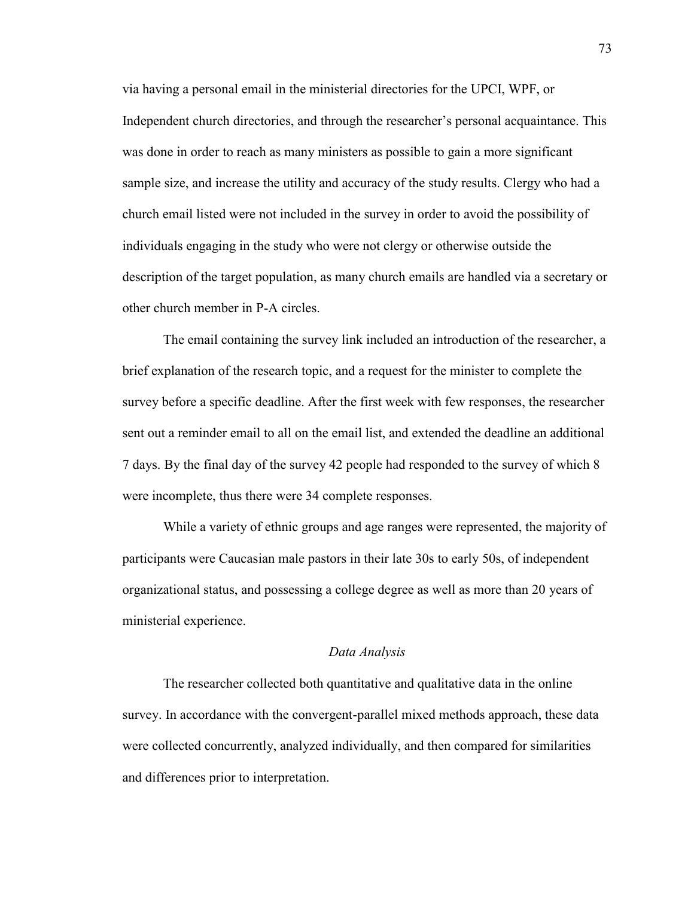via having a personal email in the ministerial directories for the UPCI, WPF, or Independent church directories, and through the researcher's personal acquaintance. This was done in order to reach as many ministers as possible to gain a more significant sample size, and increase the utility and accuracy of the study results. Clergy who had a church email listed were not included in the survey in order to avoid the possibility of individuals engaging in the study who were not clergy or otherwise outside the description of the target population, as many church emails are handled via a secretary or other church member in P-A circles.

The email containing the survey link included an introduction of the researcher, a brief explanation of the research topic, and a request for the minister to complete the survey before a specific deadline. After the first week with few responses, the researcher sent out a reminder email to all on the email list, and extended the deadline an additional 7 days. By the final day of the survey 42 people had responded to the survey of which 8 were incomplete, thus there were 34 complete responses.

While a variety of ethnic groups and age ranges were represented, the majority of participants were Caucasian male pastors in their late 30s to early 50s, of independent organizational status, and possessing a college degree as well as more than 20 years of ministerial experience.

### *Data Analysis*

The researcher collected both quantitative and qualitative data in the online survey. In accordance with the convergent-parallel mixed methods approach, these data were collected concurrently, analyzed individually, and then compared for similarities and differences prior to interpretation.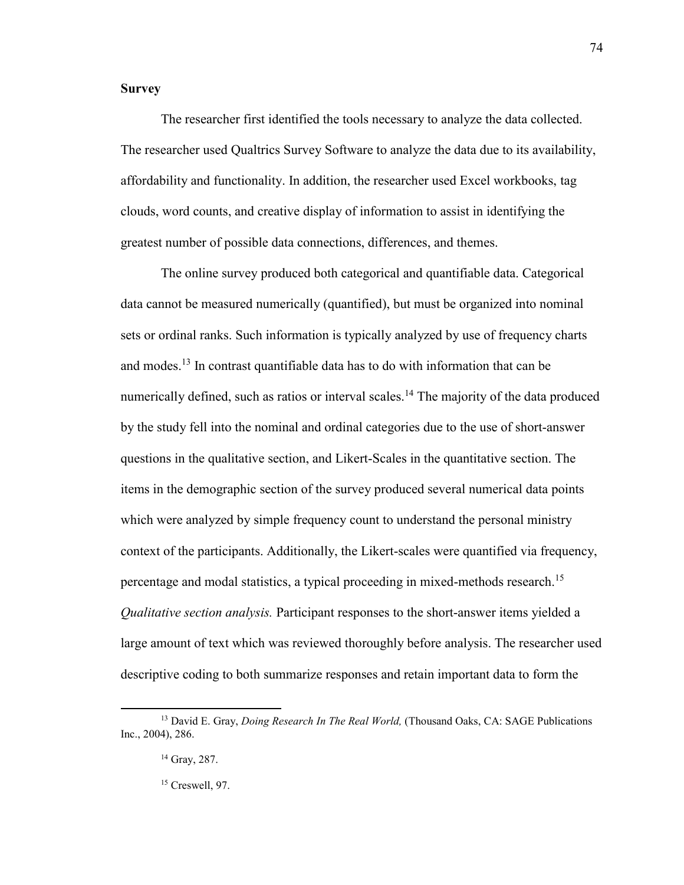**Survey**

The researcher first identified the tools necessary to analyze the data collected. The researcher used Qualtrics Survey Software to analyze the data due to its availability, affordability and functionality. In addition, the researcher used Excel workbooks, tag clouds, word counts, and creative display of information to assist in identifying the greatest number of possible data connections, differences, and themes.

The online survey produced both categorical and quantifiable data. Categorical data cannot be measured numerically (quantified), but must be organized into nominal sets or ordinal ranks. Such information is typically analyzed by use of frequency charts and modes.[13] In contrast quantifiable data has to do with information that can be numerically defined, such as ratios or interval scales.[14] The majority of the data produced by the study fell into the nominal and ordinal categories due to the use of short-answer questions in the qualitative section, and Likert-Scales in the quantitative section. The items in the demographic section of the survey produced several numerical data points which were analyzed by simple frequency count to understand the personal ministry context of the participants. Additionally, the Likert-scales were quantified via frequency, percentage and modal statistics, a typical proceeding in mixed-methods research.[15]

*Qualitative section analysis.* Participant responses to the short-answer items yielded a large amount of text which was reviewed thoroughly before analysis. The researcher used descriptive coding to both summarize responses and retain important data to form the

---

[13] David E. Gray, *Doing Research In The Real World,* (Thousand Oaks, CA: SAGE Publications Inc., 2004), 286.

[14] Gray, 287.

[15] Creswell, 97.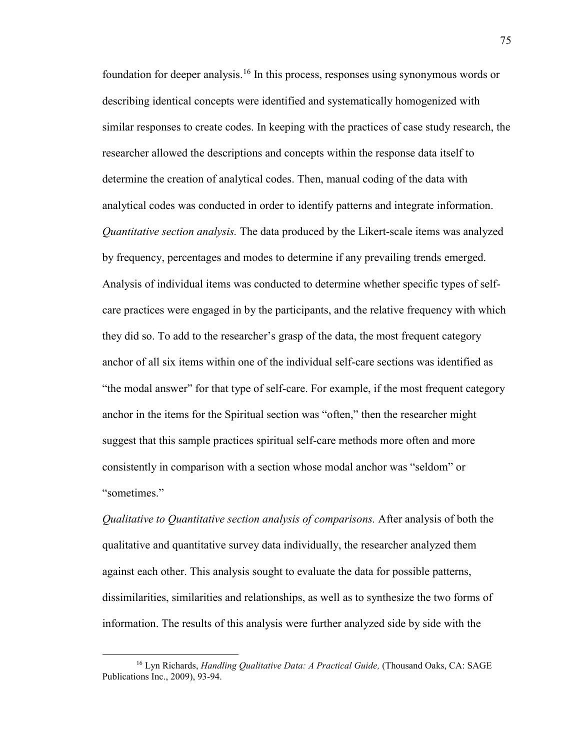foundation for deeper analysis.[16] In this process, responses using synonymous words or describing identical concepts were identified and systematically homogenized with similar responses to create codes. In keeping with the practices of case study research, the researcher allowed the descriptions and concepts within the response data itself to determine the creation of analytical codes. Then, manual coding of the data with analytical codes was conducted in order to identify patterns and integrate information.

*Quantitative section analysis.* The data produced by the Likert-scale items was analyzed by frequency, percentages and modes to determine if any prevailing trends emerged. Analysis of individual items was conducted to determine whether specific types of self-care practices were engaged in by the participants, and the relative frequency with which they did so. To add to the researcher's grasp of the data, the most frequent category anchor of all six items within one of the individual self-care sections was identified as "the modal answer" for that type of self-care. For example, if the most frequent category anchor in the items for the Spiritual section was "often," then the researcher might suggest that this sample practices spiritual self-care methods more often and more consistently in comparison with a section whose modal anchor was "seldom" or "sometimes."

*Qualitative to Quantitative section analysis of comparisons.* After analysis of both the qualitative and quantitative survey data individually, the researcher analyzed them against each other. This analysis sought to evaluate the data for possible patterns, dissimilarities, similarities and relationships, as well as to synthesize the two forms of information. The results of this analysis were further analyzed side by side with the

---

[16] Lyn Richards, *Handling Qualitative Data: A Practical Guide,* (Thousand Oaks, CA: SAGE Publications Inc., 2009), 93-94.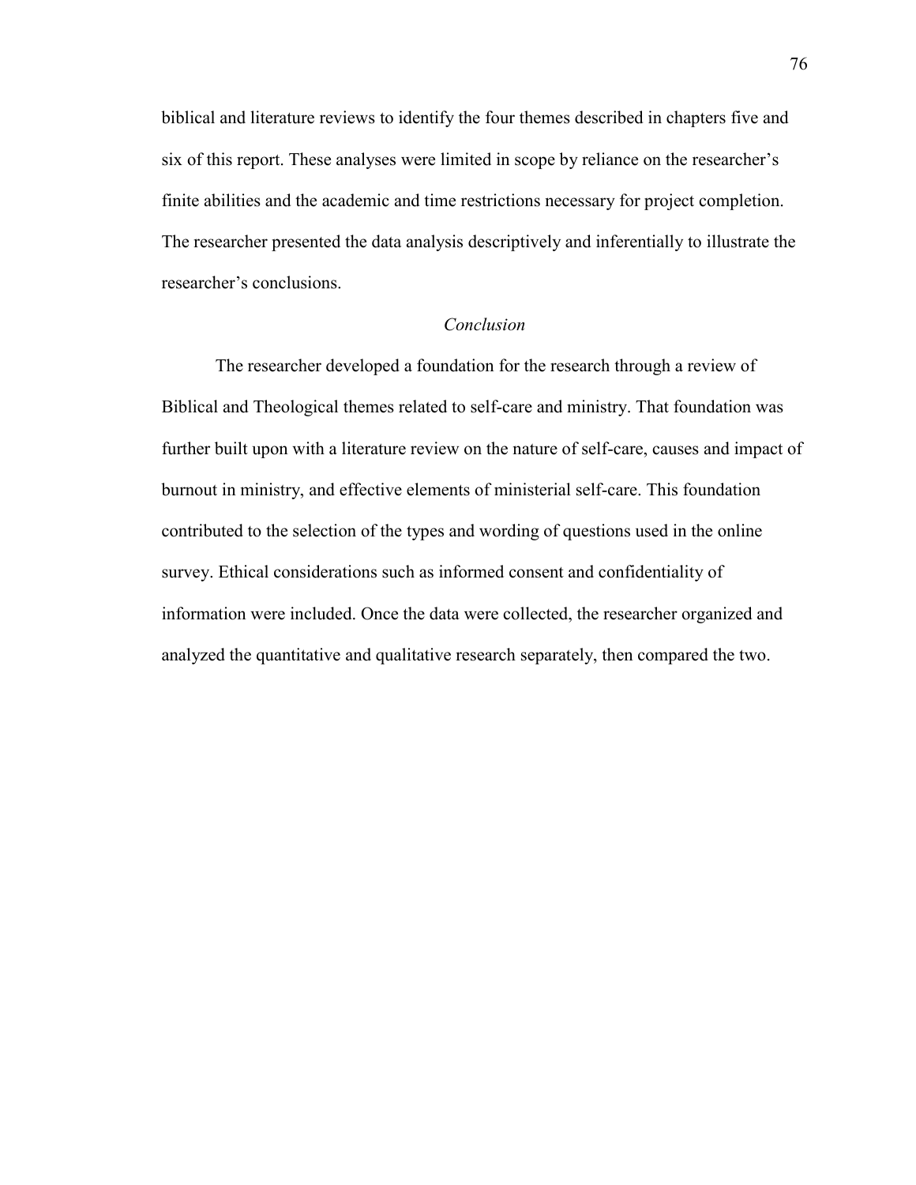biblical and literature reviews to identify the four themes described in chapters five and six of this report. These analyses were limited in scope by reliance on the researcher's finite abilities and the academic and time restrictions necessary for project completion. The researcher presented the data analysis descriptively and inferentially to illustrate the researcher's conclusions.

### *Conclusion*

The researcher developed a foundation for the research through a review of Biblical and Theological themes related to self-care and ministry. That foundation was further built upon with a literature review on the nature of self-care, causes and impact of burnout in ministry, and effective elements of ministerial self-care. This foundation contributed to the selection of the types and wording of questions used in the online survey. Ethical considerations such as informed consent and confidentiality of information were included. Once the data were collected, the researcher organized and analyzed the quantitative and qualitative research separately, then compared the two.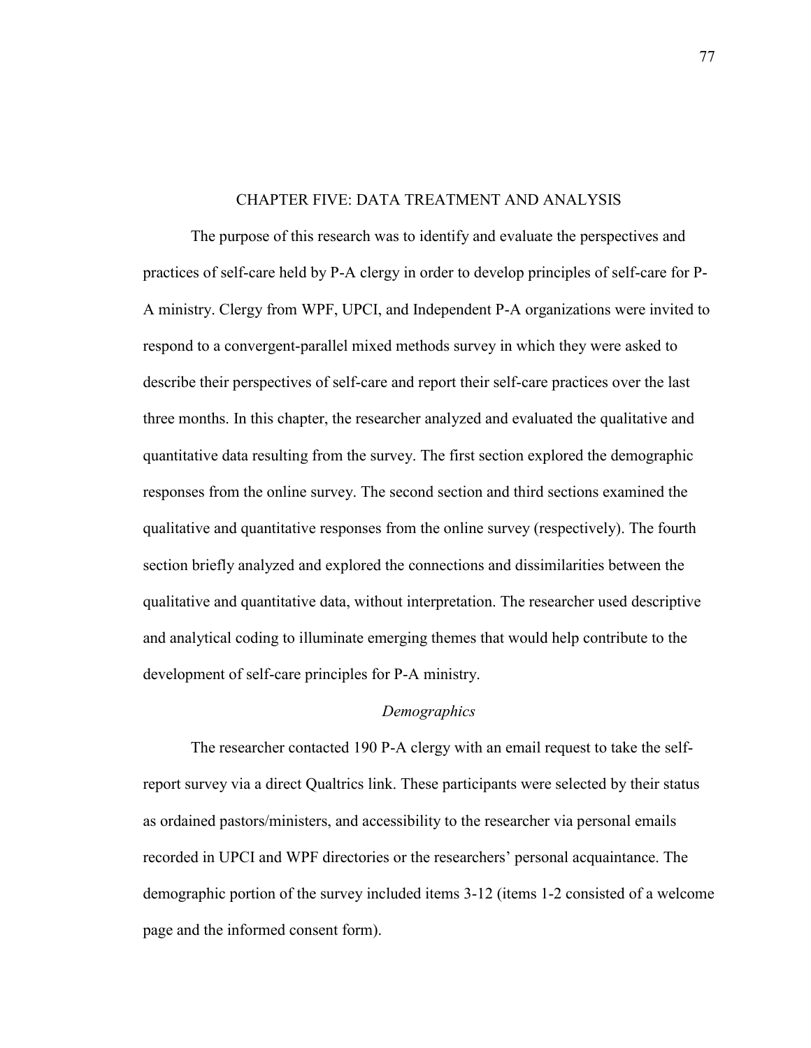# CHAPTER FIVE: DATA TREATMENT AND ANALYSIS

The purpose of this research was to identify and evaluate the perspectives and practices of self-care held by P-A clergy in order to develop principles of self-care for P-A ministry. Clergy from WPF, UPCI, and Independent P-A organizations were invited to respond to a convergent-parallel mixed methods survey in which they were asked to describe their perspectives of self-care and report their self-care practices over the last three months. In this chapter, the researcher analyzed and evaluated the qualitative and quantitative data resulting from the survey. The first section explored the demographic responses from the online survey. The second section and third sections examined the qualitative and quantitative responses from the online survey (respectively). The fourth section briefly analyzed and explored the connections and dissimilarities between the qualitative and quantitative data, without interpretation. The researcher used descriptive and analytical coding to illuminate emerging themes that would help contribute to the development of self-care principles for P-A ministry.

## *Demographics*

The researcher contacted 190 P-A clergy with an email request to take the self-report survey via a direct Qualtrics link. These participants were selected by their status as ordained pastors/ministers, and accessibility to the researcher via personal emails recorded in UPCI and WPF directories or the researchers' personal acquaintance. The demographic portion of the survey included items 3-12 (items 1-2 consisted of a welcome page and the informed consent form).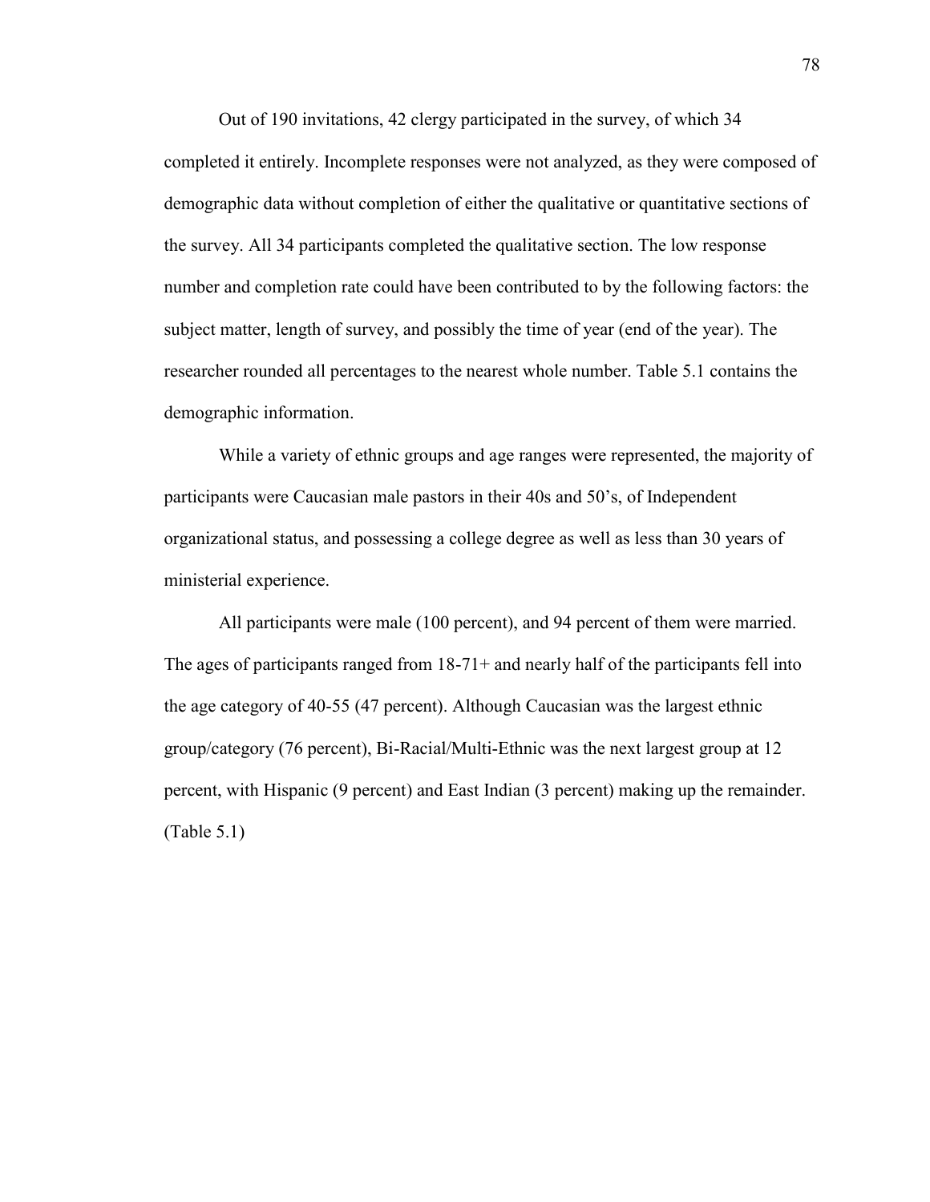Out of 190 invitations, 42 clergy participated in the survey, of which 34 completed it entirely. Incomplete responses were not analyzed, as they were composed of demographic data without completion of either the qualitative or quantitative sections of the survey. All 34 participants completed the qualitative section. The low response number and completion rate could have been contributed to by the following factors: the subject matter, length of survey, and possibly the time of year (end of the year). The researcher rounded all percentages to the nearest whole number. Table 5.1 contains the demographic information.

While a variety of ethnic groups and age ranges were represented, the majority of participants were Caucasian male pastors in their 40s and 50's, of Independent organizational status, and possessing a college degree as well as less than 30 years of ministerial experience.

All participants were male (100 percent), and 94 percent of them were married. The ages of participants ranged from 18-71+ and nearly half of the participants fell into the age category of 40-55 (47 percent). Although Caucasian was the largest ethnic group/category (76 percent), Bi-Racial/Multi-Ethnic was the next largest group at 12 percent, with Hispanic (9 percent) and East Indian (3 percent) making up the remainder. (Table 5.1)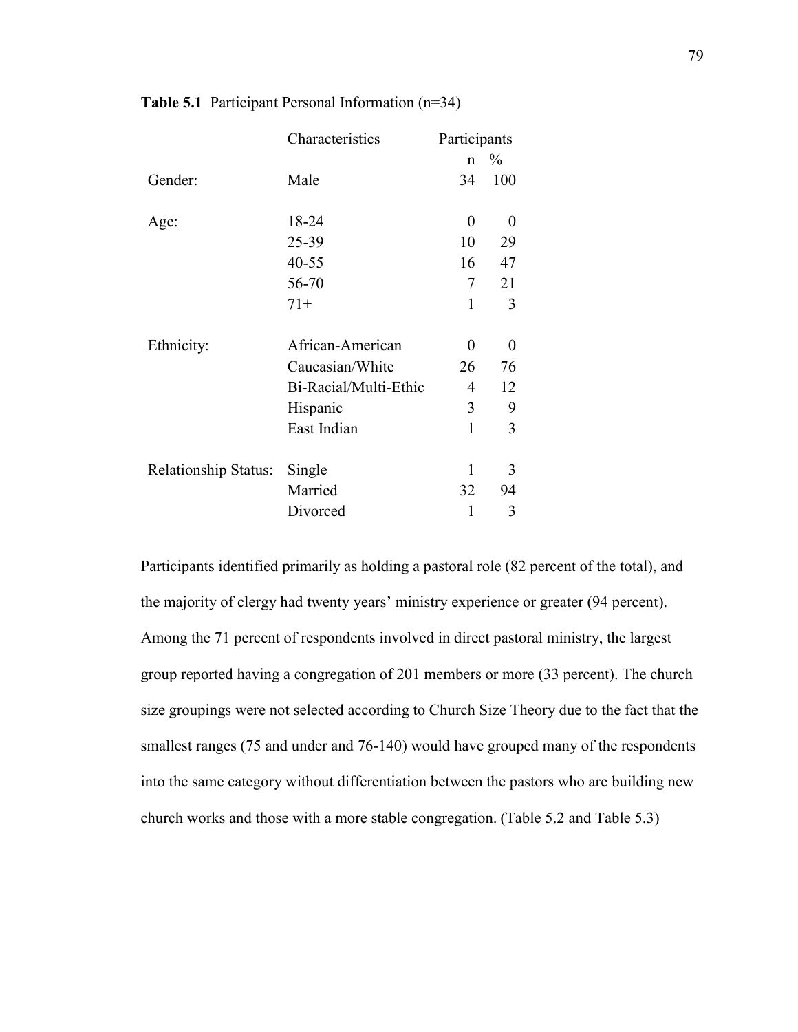**Table 5.1** Participant Personal Information (n=34)

| | Characteristics | Participants | |
|---|---|---|---|
| | | n | % |
| Gender: | Male | 34 | 100 |
| Age: | 18-24 | 0 | 0 |
| | 25-39 | 10 | 29 |
| | 40-55 | 16 | 47 |
| | 56-70 | 7 | 21 |
| | 71+ | 1 | 3 |
| Ethnicity: | African-American | 0 | 0 |
| | Caucasian/White | 26 | 76 |
| | Bi-Racial/Multi-Ethic | 4 | 12 |
| | Hispanic | 3 | 9 |
| | East Indian | 1 | 3 |
| Relationship Status: | Single | 1 | 3 |
| | Married | 32 | 94 |
| | Divorced | 1 | 3 |

Participants identified primarily as holding a pastoral role (82 percent of the total), and the majority of clergy had twenty years' ministry experience or greater (94 percent). Among the 71 percent of respondents involved in direct pastoral ministry, the largest group reported having a congregation of 201 members or more (33 percent). The church size groupings were not selected according to Church Size Theory due to the fact that the smallest ranges (75 and under and 76-140) would have grouped many of the respondents into the same category without differentiation between the pastors who are building new church works and those with a more stable congregation. (Table 5.2 and Table 5.3)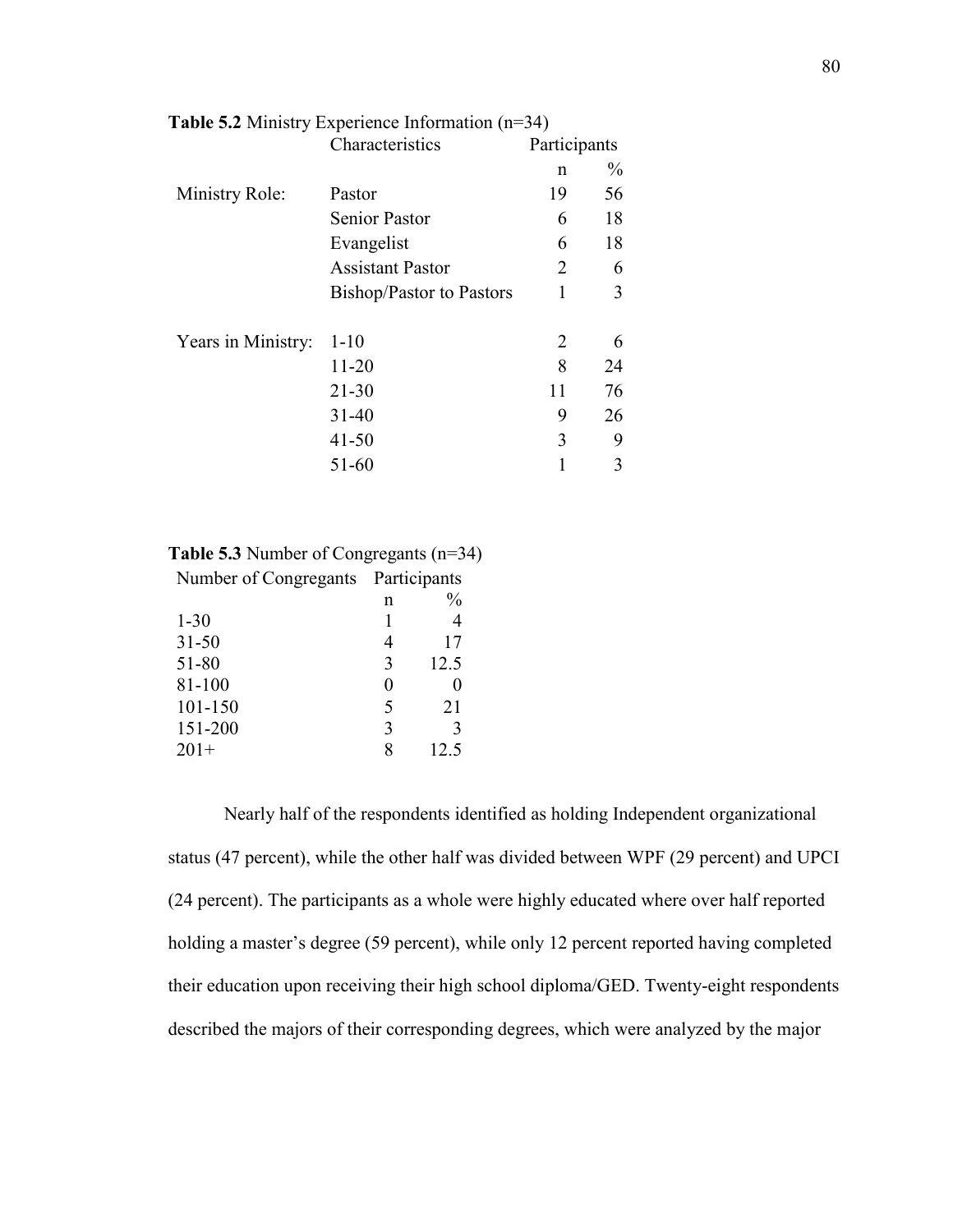**Table 5.2** Ministry Experience Information (n=34)

| | Characteristics | Participants | |
|---|---|---|---|
| | | n | % |
| Ministry Role: | Pastor | 19 | 56 |
| | Senior Pastor | 6 | 18 |
| | Evangelist | 6 | 18 |
| | Assistant Pastor | 2 | 6 |
| | Bishop/Pastor to Pastors | 1 | 3 |
| Years in Ministry: | 1-10 | 2 | 6 |
| | 11-20 | 8 | 24 |
| | 21-30 | 11 | 76 |
| | 31-40 | 9 | 26 |
| | 41-50 | 3 | 9 |
| | 51-60 | 1 | 3 |

**Table 5.3** Number of Congregants (n=34)

| Number of Congregants | Participants | |
|---|---|---|
| | n | % |
| 1-30 | 1 | 4 |
| 31-50 | 4 | 17 |
| 51-80 | 3 | 12.5 |
| 81-100 | 0 | 0 |
| 101-150 | 5 | 21 |
| 151-200 | 3 | 3 |
| 201+ | 8 | 12.5 |

Nearly half of the respondents identified as holding Independent organizational status (47 percent), while the other half was divided between WPF (29 percent) and UPCI (24 percent). The participants as a whole were highly educated where over half reported holding a master's degree (59 percent), while only 12 percent reported having completed their education upon receiving their high school diploma/GED. Twenty-eight respondents described the majors of their corresponding degrees, which were analyzed by the major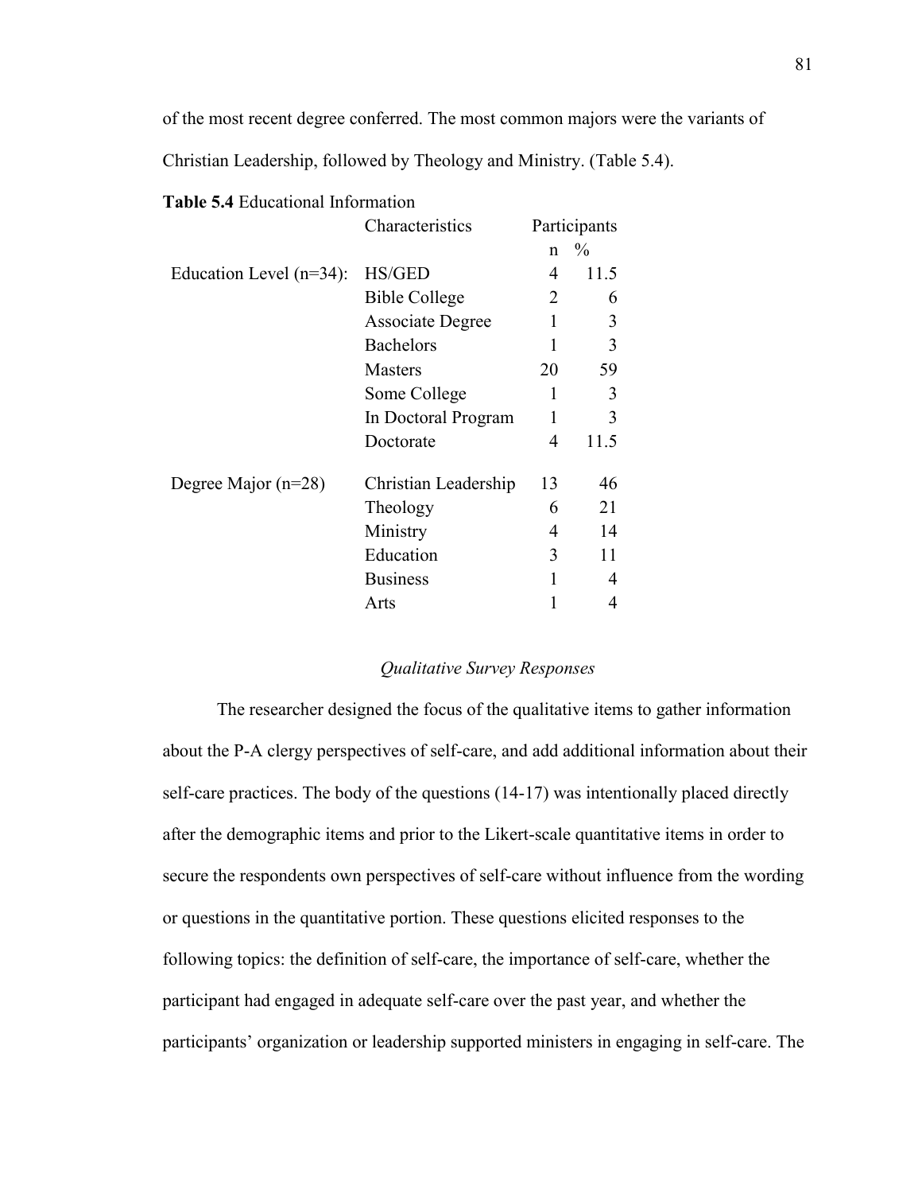of the most recent degree conferred. The most common majors were the variants of Christian Leadership, followed by Theology and Ministry. (Table 5.4).

**Table 5.4** Educational Information

| | Characteristics | Participants | |
|---|---|---|---|
| | | n | % |
| Education Level (n=34): | HS/GED | 4 | 11.5 |
| | Bible College | 2 | 6 |
| | Associate Degree | 1 | 3 |
| | Bachelors | 1 | 3 |
| | Masters | 20 | 59 |
| | Some College | 1 | 3 |
| | In Doctoral Program | 1 | 3 |
| | Doctorate | 4 | 11.5 |
| Degree Major (n=28) | Christian Leadership | 13 | 46 |
| | Theology | 6 | 21 |
| | Ministry | 4 | 14 |
| | Education | 3 | 11 |
| | Business | 1 | 4 |
| | Arts | 1 | 4 |

*Qualitative Survey Responses*

The researcher designed the focus of the qualitative items to gather information about the P-A clergy perspectives of self-care, and add additional information about their self-care practices. The body of the questions (14-17) was intentionally placed directly after the demographic items and prior to the Likert-scale quantitative items in order to secure the respondents own perspectives of self-care without influence from the wording or questions in the quantitative portion. These questions elicited responses to the following topics: the definition of self-care, the importance of self-care, whether the participant had engaged in adequate self-care over the past year, and whether the participants' organization or leadership supported ministers in engaging in self-care. The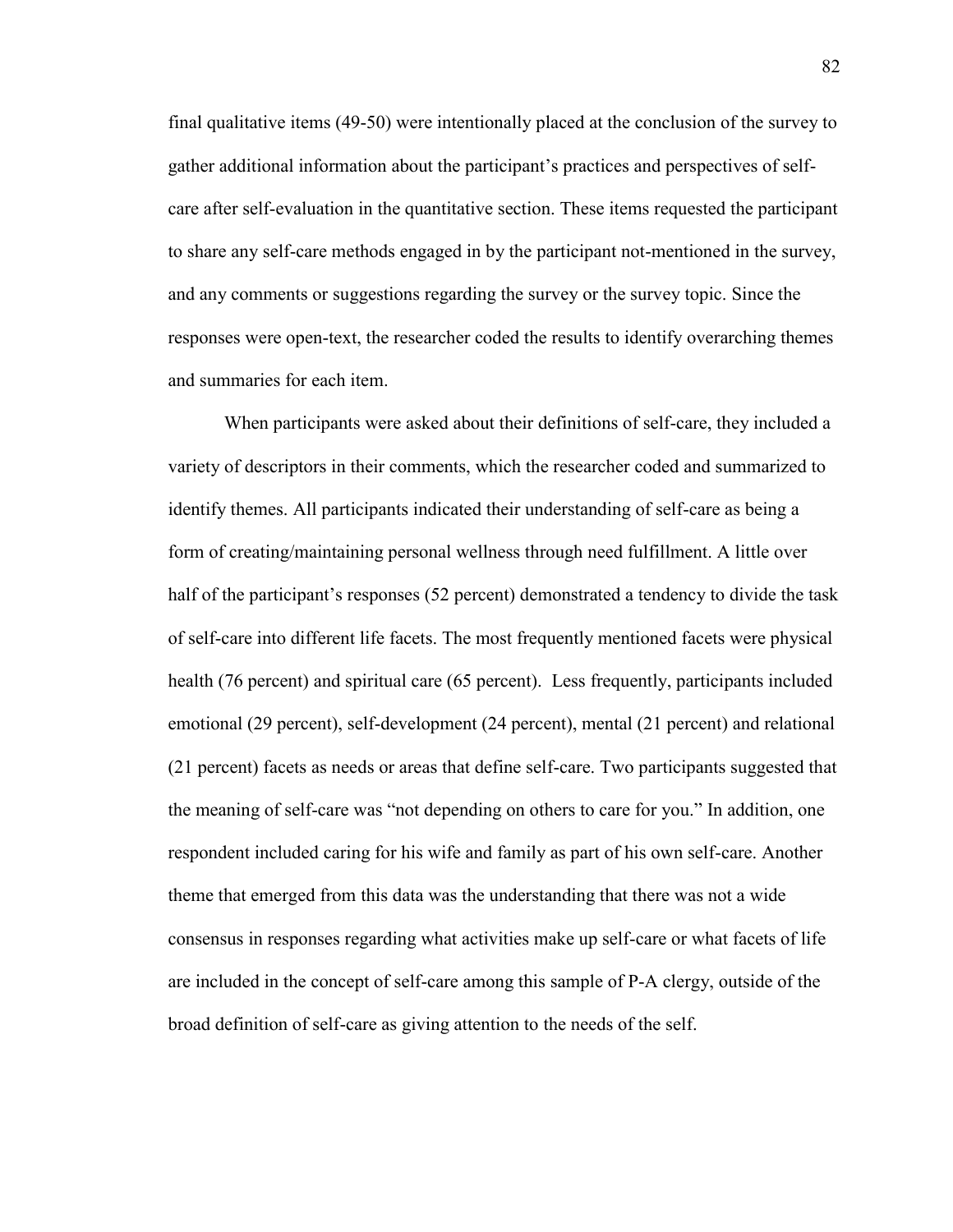final qualitative items (49-50) were intentionally placed at the conclusion of the survey to gather additional information about the participant's practices and perspectives of self-care after self-evaluation in the quantitative section. These items requested the participant to share any self-care methods engaged in by the participant not-mentioned in the survey, and any comments or suggestions regarding the survey or the survey topic. Since the responses were open-text, the researcher coded the results to identify overarching themes and summaries for each item.

When participants were asked about their definitions of self-care, they included a variety of descriptors in their comments, which the researcher coded and summarized to identify themes. All participants indicated their understanding of self-care as being a form of creating/maintaining personal wellness through need fulfillment. A little over half of the participant's responses (52 percent) demonstrated a tendency to divide the task of self-care into different life facets. The most frequently mentioned facets were physical health (76 percent) and spiritual care (65 percent). Less frequently, participants included emotional (29 percent), self-development (24 percent), mental (21 percent) and relational (21 percent) facets as needs or areas that define self-care. Two participants suggested that the meaning of self-care was "not depending on others to care for you." In addition, one respondent included caring for his wife and family as part of his own self-care. Another theme that emerged from this data was the understanding that there was not a wide consensus in responses regarding what activities make up self-care or what facets of life are included in the concept of self-care among this sample of P-A clergy, outside of the broad definition of self-care as giving attention to the needs of the self.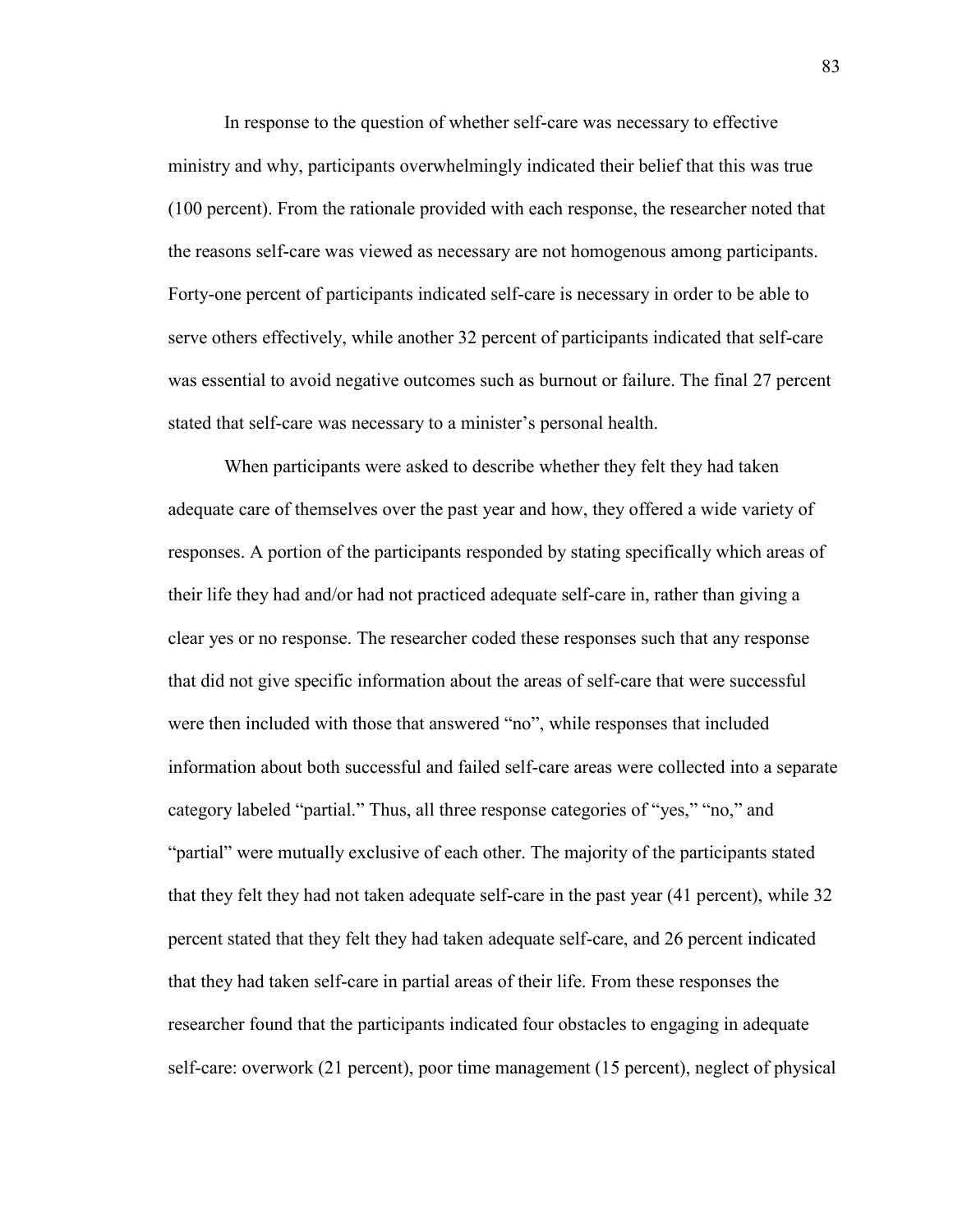In response to the question of whether self-care was necessary to effective ministry and why, participants overwhelmingly indicated their belief that this was true (100 percent). From the rationale provided with each response, the researcher noted that the reasons self-care was viewed as necessary are not homogenous among participants. Forty-one percent of participants indicated self-care is necessary in order to be able to serve others effectively, while another 32 percent of participants indicated that self-care was essential to avoid negative outcomes such as burnout or failure. The final 27 percent stated that self-care was necessary to a minister's personal health.

When participants were asked to describe whether they felt they had taken adequate care of themselves over the past year and how, they offered a wide variety of responses. A portion of the participants responded by stating specifically which areas of their life they had and/or had not practiced adequate self-care in, rather than giving a clear yes or no response. The researcher coded these responses such that any response that did not give specific information about the areas of self-care that were successful were then included with those that answered "no", while responses that included information about both successful and failed self-care areas were collected into a separate category labeled "partial." Thus, all three response categories of "yes," "no," and "partial" were mutually exclusive of each other. The majority of the participants stated that they felt they had not taken adequate self-care in the past year (41 percent), while 32 percent stated that they felt they had taken adequate self-care, and 26 percent indicated that they had taken self-care in partial areas of their life. From these responses the researcher found that the participants indicated four obstacles to engaging in adequate self-care: overwork (21 percent), poor time management (15 percent), neglect of physical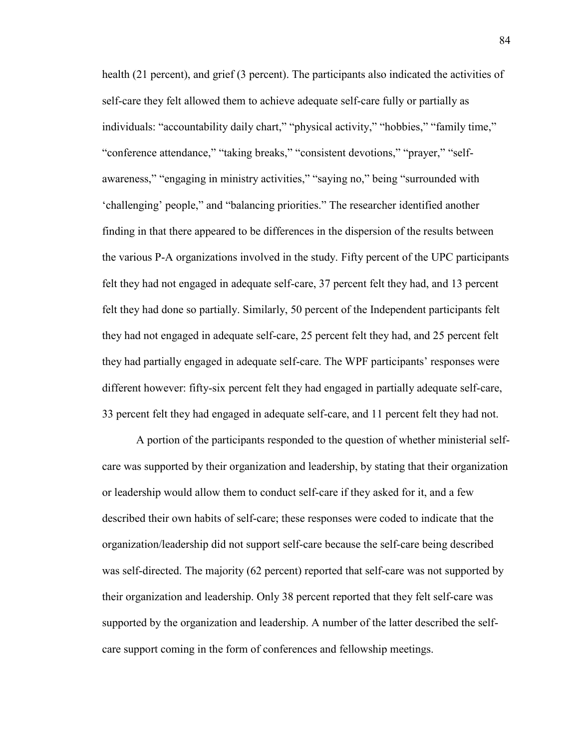health (21 percent), and grief (3 percent). The participants also indicated the activities of self-care they felt allowed them to achieve adequate self-care fully or partially as individuals: "accountability daily chart," "physical activity," "hobbies," "family time," "conference attendance," "taking breaks," "consistent devotions," "prayer," "self-awareness," "engaging in ministry activities," "saying no," being "surrounded with 'challenging' people," and "balancing priorities." The researcher identified another finding in that there appeared to be differences in the dispersion of the results between the various P-A organizations involved in the study. Fifty percent of the UPC participants felt they had not engaged in adequate self-care, 37 percent felt they had, and 13 percent felt they had done so partially. Similarly, 50 percent of the Independent participants felt they had not engaged in adequate self-care, 25 percent felt they had, and 25 percent felt they had partially engaged in adequate self-care. The WPF participants' responses were different however: fifty-six percent felt they had engaged in partially adequate self-care, 33 percent felt they had engaged in adequate self-care, and 11 percent felt they had not.

A portion of the participants responded to the question of whether ministerial self-care was supported by their organization and leadership, by stating that their organization or leadership would allow them to conduct self-care if they asked for it, and a few described their own habits of self-care; these responses were coded to indicate that the organization/leadership did not support self-care because the self-care being described was self-directed. The majority (62 percent) reported that self-care was not supported by their organization and leadership. Only 38 percent reported that they felt self-care was supported by the organization and leadership. A number of the latter described the self-care support coming in the form of conferences and fellowship meetings.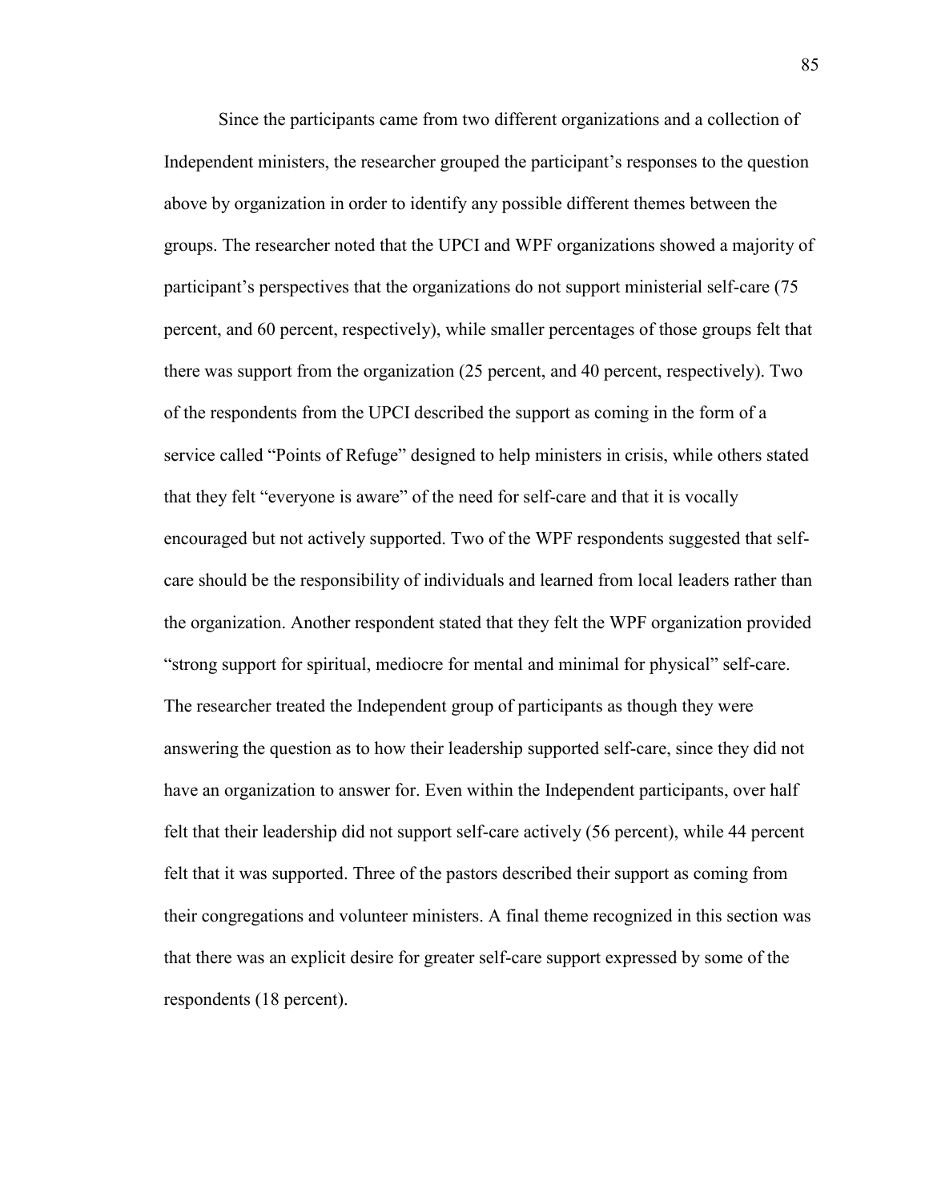Since the participants came from two different organizations and a collection of Independent ministers, the researcher grouped the participant's responses to the question above by organization in order to identify any possible different themes between the groups. The researcher noted that the UPCI and WPF organizations showed a majority of participant's perspectives that the organizations do not support ministerial self-care (75 percent, and 60 percent, respectively), while smaller percentages of those groups felt that there was support from the organization (25 percent, and 40 percent, respectively). Two of the respondents from the UPCI described the support as coming in the form of a service called "Points of Refuge" designed to help ministers in crisis, while others stated that they felt "everyone is aware" of the need for self-care and that it is vocally encouraged but not actively supported. Two of the WPF respondents suggested that self-care should be the responsibility of individuals and learned from local leaders rather than the organization. Another respondent stated that they felt the WPF organization provided "strong support for spiritual, mediocre for mental and minimal for physical" self-care. The researcher treated the Independent group of participants as though they were answering the question as to how their leadership supported self-care, since they did not have an organization to answer for. Even within the Independent participants, over half felt that their leadership did not support self-care actively (56 percent), while 44 percent felt that it was supported. Three of the pastors described their support as coming from their congregations and volunteer ministers. A final theme recognized in this section was that there was an explicit desire for greater self-care support expressed by some of the respondents (18 percent).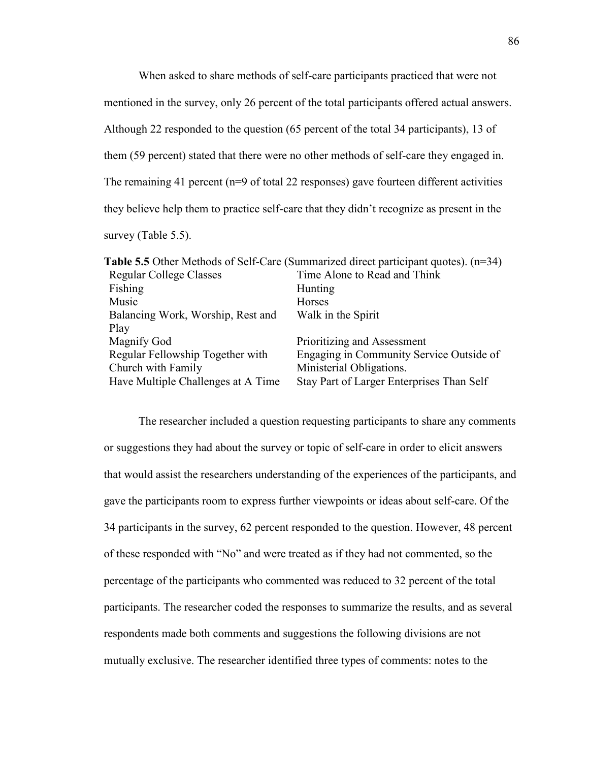When asked to share methods of self-care participants practiced that were not mentioned in the survey, only 26 percent of the total participants offered actual answers. Although 22 responded to the question (65 percent of the total 34 participants), 13 of them (59 percent) stated that there were no other methods of self-care they engaged in. The remaining 41 percent (n=9 of total 22 responses) gave fourteen different activities they believe help them to practice self-care that they didn't recognize as present in the survey (Table 5.5).

**Table 5.5** Other Methods of Self-Care (Summarized direct participant quotes). (n=34)

| | |
|---|---|
| Regular College Classes | Time Alone to Read and Think |
| Fishing | Hunting |
| Music | Horses |
| Balancing Work, Worship, Rest and Play | Walk in the Spirit |
| Magnify God | Prioritizing and Assessment |
| Regular Fellowship Together with Church with Family | Engaging in Community Service Outside of Ministerial Obligations. |
| Have Multiple Challenges at A Time | Stay Part of Larger Enterprises Than Self |

The researcher included a question requesting participants to share any comments or suggestions they had about the survey or topic of self-care in order to elicit answers that would assist the researchers understanding of the experiences of the participants, and gave the participants room to express further viewpoints or ideas about self-care. Of the 34 participants in the survey, 62 percent responded to the question. However, 48 percent of these responded with "No" and were treated as if they had not commented, so the percentage of the participants who commented was reduced to 32 percent of the total participants. The researcher coded the responses to summarize the results, and as several respondents made both comments and suggestions the following divisions are not mutually exclusive. The researcher identified three types of comments: notes to the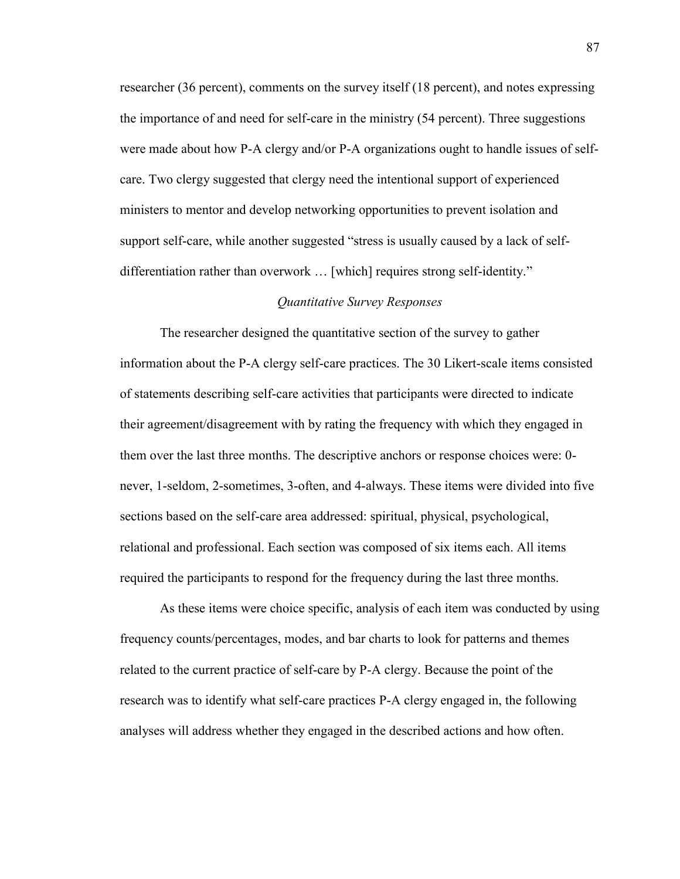researcher (36 percent), comments on the survey itself (18 percent), and notes expressing the importance of and need for self-care in the ministry (54 percent). Three suggestions were made about how P-A clergy and/or P-A organizations ought to handle issues of self-care. Two clergy suggested that clergy need the intentional support of experienced ministers to mentor and develop networking opportunities to prevent isolation and support self-care, while another suggested "stress is usually caused by a lack of self-differentiation rather than overwork … [which] requires strong self-identity."

### *Quantitative Survey Responses*

The researcher designed the quantitative section of the survey to gather information about the P-A clergy self-care practices. The 30 Likert-scale items consisted of statements describing self-care activities that participants were directed to indicate their agreement/disagreement with by rating the frequency with which they engaged in them over the last three months. The descriptive anchors or response choices were: 0-never, 1-seldom, 2-sometimes, 3-often, and 4-always. These items were divided into five sections based on the self-care area addressed: spiritual, physical, psychological, relational and professional. Each section was composed of six items each. All items required the participants to respond for the frequency during the last three months.

As these items were choice specific, analysis of each item was conducted by using frequency counts/percentages, modes, and bar charts to look for patterns and themes related to the current practice of self-care by P-A clergy. Because the point of the research was to identify what self-care practices P-A clergy engaged in, the following analyses will address whether they engaged in the described actions and how often.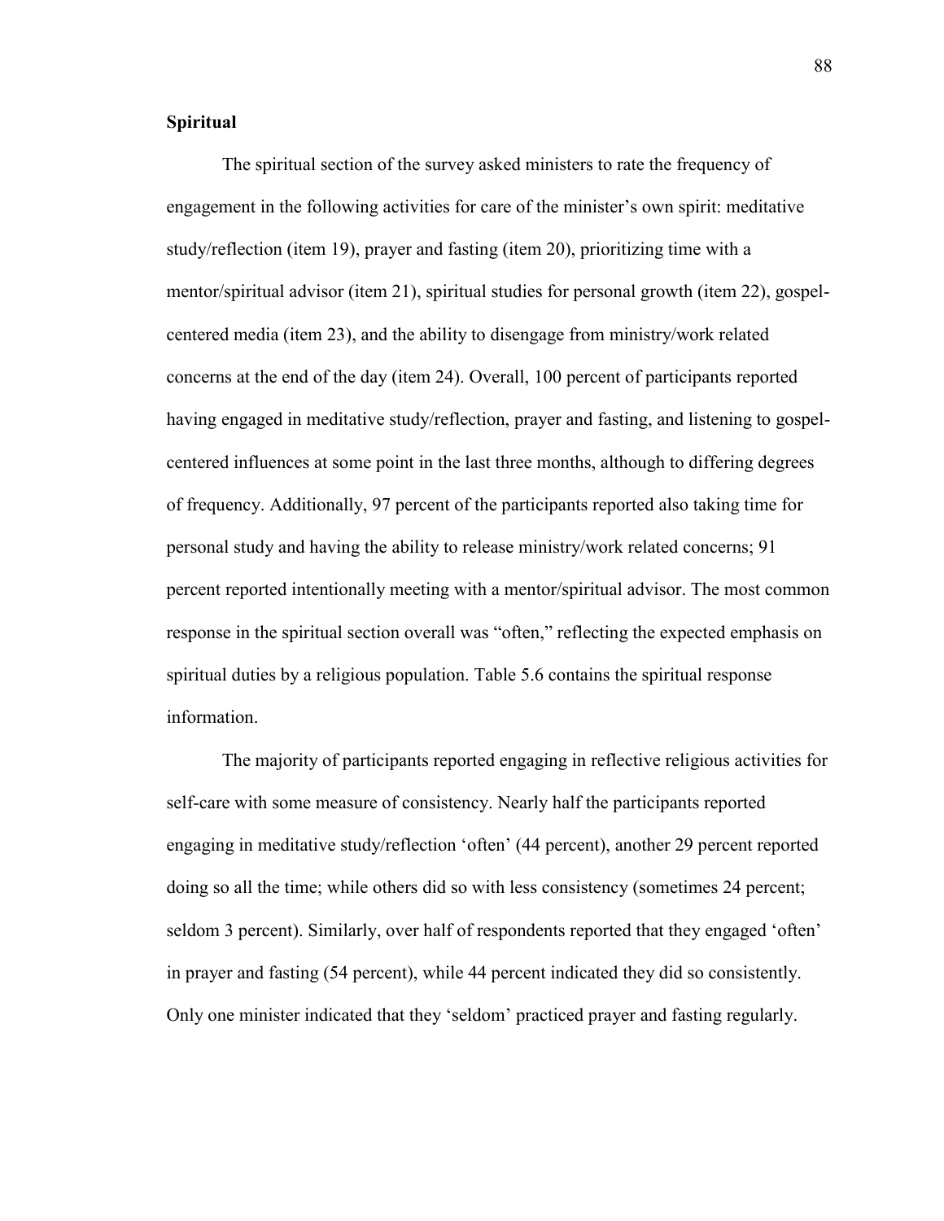**Spiritual**

The spiritual section of the survey asked ministers to rate the frequency of engagement in the following activities for care of the minister's own spirit: meditative study/reflection (item 19), prayer and fasting (item 20), prioritizing time with a mentor/spiritual advisor (item 21), spiritual studies for personal growth (item 22), gospel-centered media (item 23), and the ability to disengage from ministry/work related concerns at the end of the day (item 24). Overall, 100 percent of participants reported having engaged in meditative study/reflection, prayer and fasting, and listening to gospel-centered influences at some point in the last three months, although to differing degrees of frequency. Additionally, 97 percent of the participants reported also taking time for personal study and having the ability to release ministry/work related concerns; 91 percent reported intentionally meeting with a mentor/spiritual advisor. The most common response in the spiritual section overall was "often," reflecting the expected emphasis on spiritual duties by a religious population. Table 5.6 contains the spiritual response information.

The majority of participants reported engaging in reflective religious activities for self-care with some measure of consistency. Nearly half the participants reported engaging in meditative study/reflection 'often' (44 percent), another 29 percent reported doing so all the time; while others did so with less consistency (sometimes 24 percent; seldom 3 percent). Similarly, over half of respondents reported that they engaged 'often' in prayer and fasting (54 percent), while 44 percent indicated they did so consistently. Only one minister indicated that they 'seldom' practiced prayer and fasting regularly.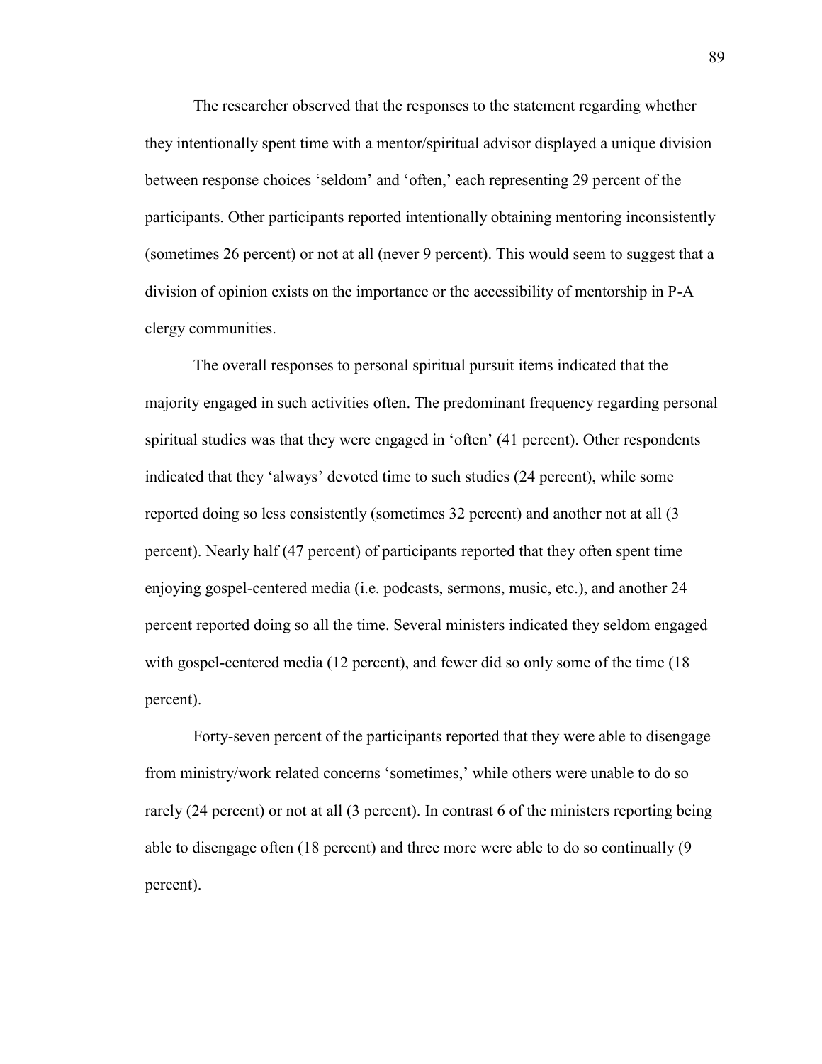The researcher observed that the responses to the statement regarding whether they intentionally spent time with a mentor/spiritual advisor displayed a unique division between response choices 'seldom' and 'often,' each representing 29 percent of the participants. Other participants reported intentionally obtaining mentoring inconsistently (sometimes 26 percent) or not at all (never 9 percent). This would seem to suggest that a division of opinion exists on the importance or the accessibility of mentorship in P-A clergy communities.

The overall responses to personal spiritual pursuit items indicated that the majority engaged in such activities often. The predominant frequency regarding personal spiritual studies was that they were engaged in 'often' (41 percent). Other respondents indicated that they 'always' devoted time to such studies (24 percent), while some reported doing so less consistently (sometimes 32 percent) and another not at all (3 percent). Nearly half (47 percent) of participants reported that they often spent time enjoying gospel-centered media (i.e. podcasts, sermons, music, etc.), and another 24 percent reported doing so all the time. Several ministers indicated they seldom engaged with gospel-centered media (12 percent), and fewer did so only some of the time (18 percent).

Forty-seven percent of the participants reported that they were able to disengage from ministry/work related concerns 'sometimes,' while others were unable to do so rarely (24 percent) or not at all (3 percent). In contrast 6 of the ministers reporting being able to disengage often (18 percent) and three more were able to do so continually (9 percent).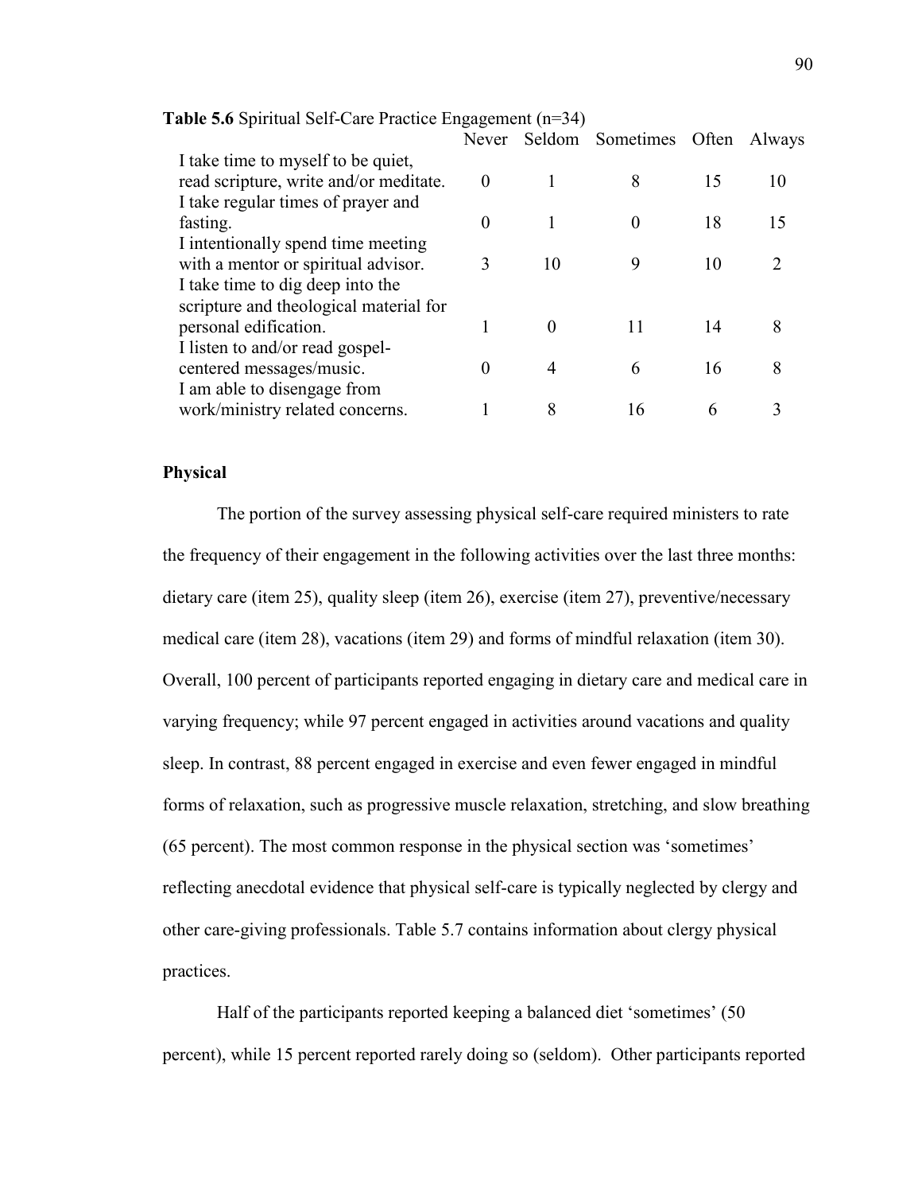**Table 5.6** Spiritual Self-Care Practice Engagement (n=34)

| | Never | Seldom | Sometimes | Often | Always |
|---|---|---|---|---|---|
| I take time to myself to be quiet, read scripture, write and/or meditate. | 0 | 1 | 8 | 15 | 10 |
| I take regular times of prayer and fasting. | 0 | 1 | 0 | 18 | 15 |
| I intentionally spend time meeting with a mentor or spiritual advisor. | 3 | 10 | 9 | 10 | 2 |
| I take time to dig deep into the scripture and theological material for personal edification. | 1 | 0 | 11 | 14 | 8 |
| I listen to and/or read gospel-centered messages/music. | 0 | 4 | 6 | 16 | 8 |
| I am able to disengage from work/ministry related concerns. | 1 | 8 | 16 | 6 | 3 |

**Physical**

The portion of the survey assessing physical self-care required ministers to rate the frequency of their engagement in the following activities over the last three months: dietary care (item 25), quality sleep (item 26), exercise (item 27), preventive/necessary medical care (item 28), vacations (item 29) and forms of mindful relaxation (item 30). Overall, 100 percent of participants reported engaging in dietary care and medical care in varying frequency; while 97 percent engaged in activities around vacations and quality sleep. In contrast, 88 percent engaged in exercise and even fewer engaged in mindful forms of relaxation, such as progressive muscle relaxation, stretching, and slow breathing (65 percent). The most common response in the physical section was 'sometimes' reflecting anecdotal evidence that physical self-care is typically neglected by clergy and other care-giving professionals. Table 5.7 contains information about clergy physical practices.

Half of the participants reported keeping a balanced diet 'sometimes' (50 percent), while 15 percent reported rarely doing so (seldom). Other participants reported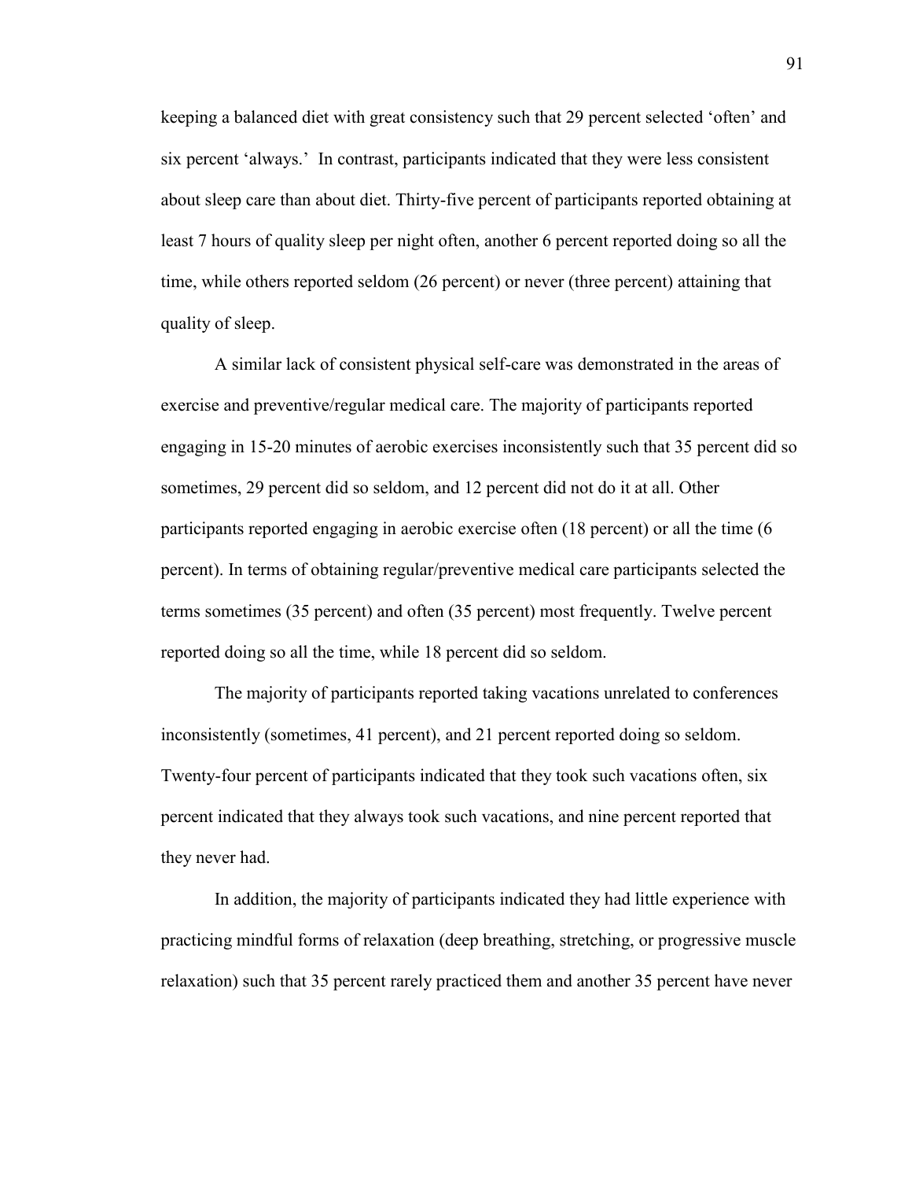keeping a balanced diet with great consistency such that 29 percent selected 'often' and six percent 'always.' In contrast, participants indicated that they were less consistent about sleep care than about diet. Thirty-five percent of participants reported obtaining at least 7 hours of quality sleep per night often, another 6 percent reported doing so all the time, while others reported seldom (26 percent) or never (three percent) attaining that quality of sleep.

A similar lack of consistent physical self-care was demonstrated in the areas of exercise and preventive/regular medical care. The majority of participants reported engaging in 15-20 minutes of aerobic exercises inconsistently such that 35 percent did so sometimes, 29 percent did so seldom, and 12 percent did not do it at all. Other participants reported engaging in aerobic exercise often (18 percent) or all the time (6 percent). In terms of obtaining regular/preventive medical care participants selected the terms sometimes (35 percent) and often (35 percent) most frequently. Twelve percent reported doing so all the time, while 18 percent did so seldom.

The majority of participants reported taking vacations unrelated to conferences inconsistently (sometimes, 41 percent), and 21 percent reported doing so seldom. Twenty-four percent of participants indicated that they took such vacations often, six percent indicated that they always took such vacations, and nine percent reported that they never had.

In addition, the majority of participants indicated they had little experience with practicing mindful forms of relaxation (deep breathing, stretching, or progressive muscle relaxation) such that 35 percent rarely practiced them and another 35 percent have never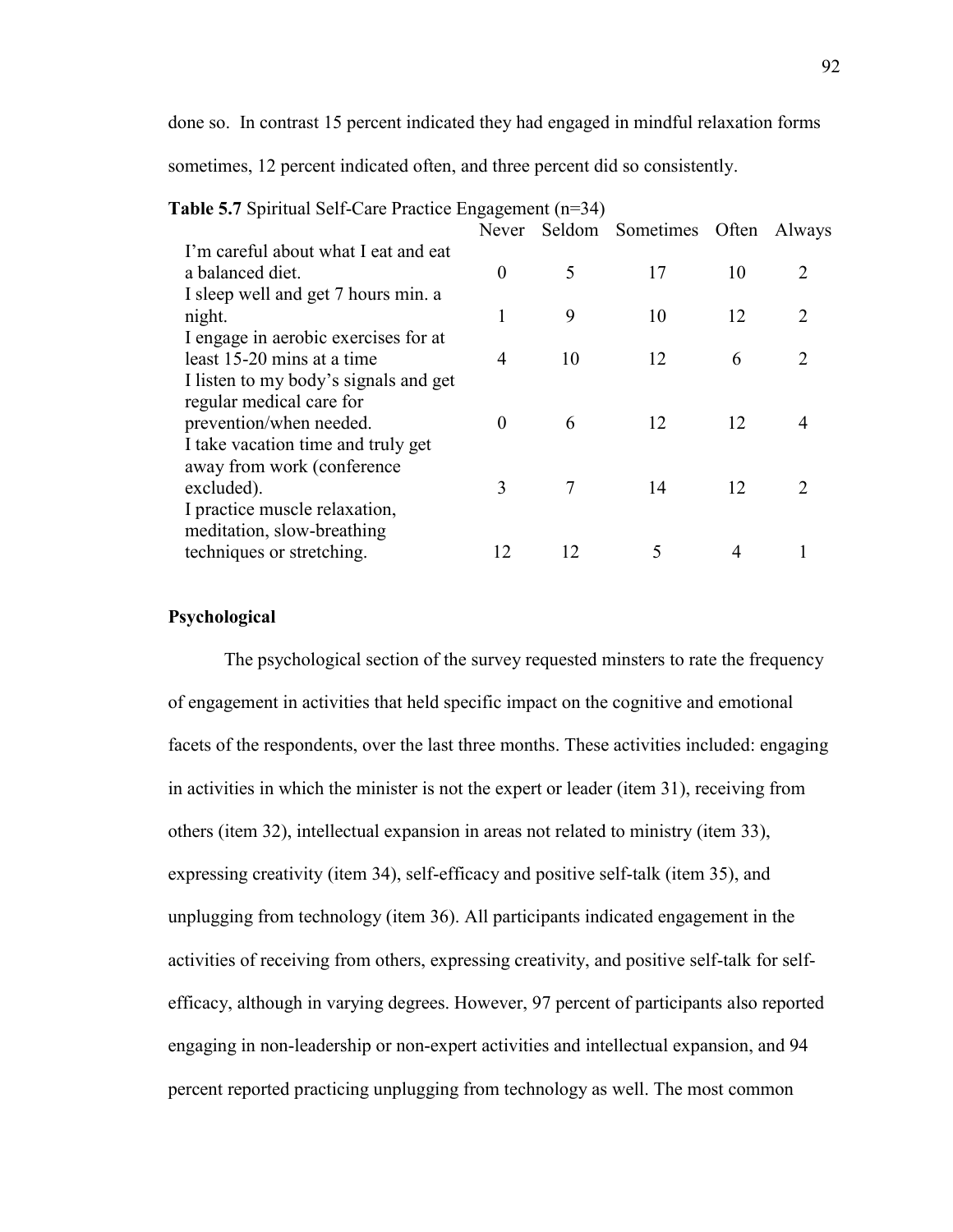done so. In contrast 15 percent indicated they had engaged in mindful relaxation forms sometimes, 12 percent indicated often, and three percent did so consistently.

**Table 5.7** Spiritual Self-Care Practice Engagement (n=34)

| | Never | Seldom | Sometimes | Often | Always |
|---|---|---|---|---|---|
| I'm careful about what I eat and eat a balanced diet. | 0 | 5 | 17 | 10 | 2 |
| I sleep well and get 7 hours min. a night. | 1 | 9 | 10 | 12 | 2 |
| I engage in aerobic exercises for at least 15-20 mins at a time | 4 | 10 | 12 | 6 | 2 |
| I listen to my body's signals and get regular medical care for prevention/when needed. | 0 | 6 | 12 | 12 | 4 |
| I take vacation time and truly get away from work (conference excluded). | 3 | 7 | 14 | 12 | 2 |
| I practice muscle relaxation, meditation, slow-breathing techniques or stretching. | 12 | 12 | 5 | 4 | 1 |

**Psychological**

The psychological section of the survey requested minsters to rate the frequency of engagement in activities that held specific impact on the cognitive and emotional facets of the respondents, over the last three months. These activities included: engaging in activities in which the minister is not the expert or leader (item 31), receiving from others (item 32), intellectual expansion in areas not related to ministry (item 33), expressing creativity (item 34), self-efficacy and positive self-talk (item 35), and unplugging from technology (item 36). All participants indicated engagement in the activities of receiving from others, expressing creativity, and positive self-talk for self-efficacy, although in varying degrees. However, 97 percent of participants also reported engaging in non-leadership or non-expert activities and intellectual expansion, and 94 percent reported practicing unplugging from technology as well. The most common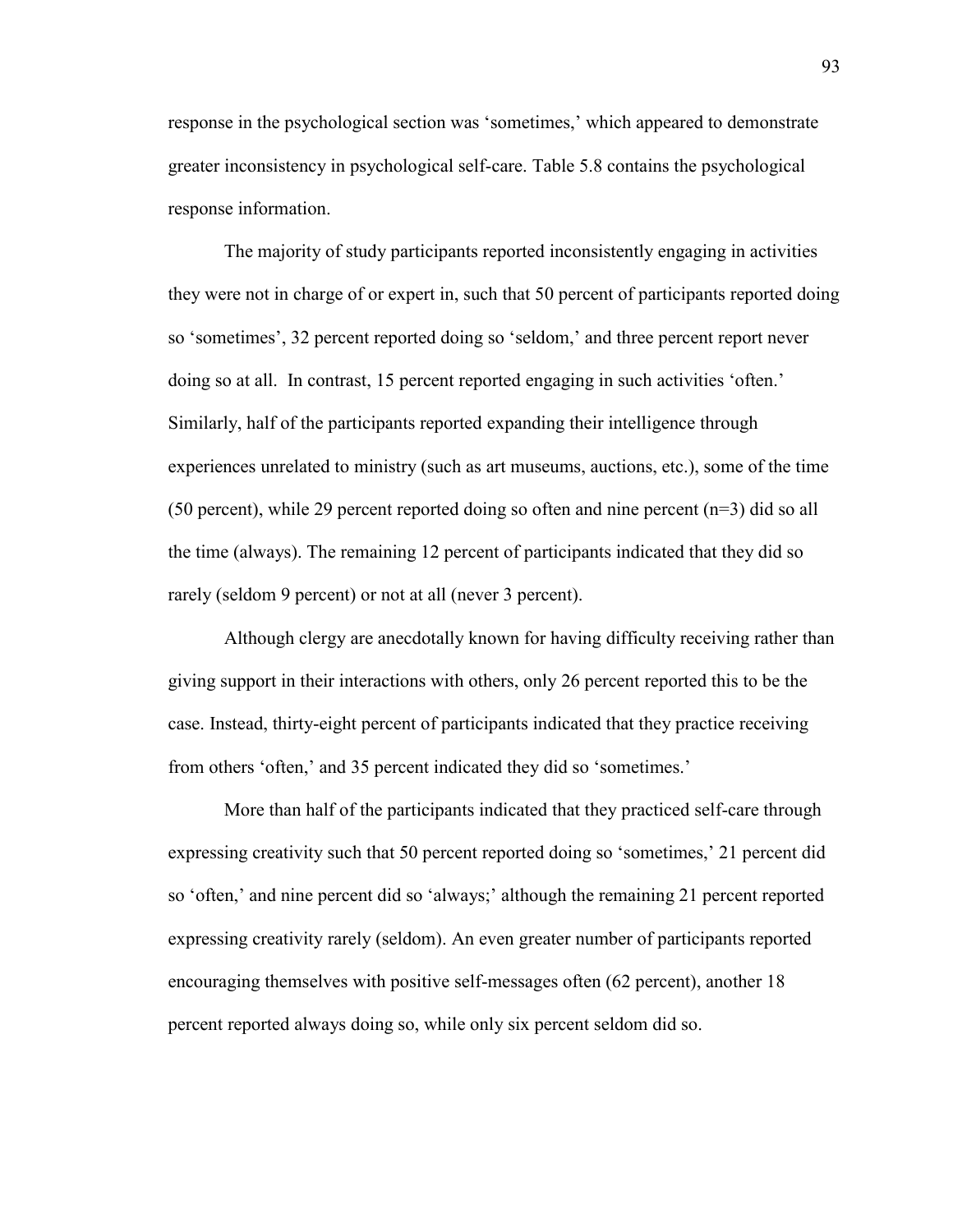response in the psychological section was 'sometimes,' which appeared to demonstrate greater inconsistency in psychological self-care. Table 5.8 contains the psychological response information.

The majority of study participants reported inconsistently engaging in activities they were not in charge of or expert in, such that 50 percent of participants reported doing so 'sometimes', 32 percent reported doing so 'seldom,' and three percent report never doing so at all. In contrast, 15 percent reported engaging in such activities 'often.' Similarly, half of the participants reported expanding their intelligence through experiences unrelated to ministry (such as art museums, auctions, etc.), some of the time (50 percent), while 29 percent reported doing so often and nine percent (n=3) did so all the time (always). The remaining 12 percent of participants indicated that they did so rarely (seldom 9 percent) or not at all (never 3 percent).

Although clergy are anecdotally known for having difficulty receiving rather than giving support in their interactions with others, only 26 percent reported this to be the case. Instead, thirty-eight percent of participants indicated that they practice receiving from others 'often,' and 35 percent indicated they did so 'sometimes.'

More than half of the participants indicated that they practiced self-care through expressing creativity such that 50 percent reported doing so 'sometimes,' 21 percent did so 'often,' and nine percent did so 'always;' although the remaining 21 percent reported expressing creativity rarely (seldom). An even greater number of participants reported encouraging themselves with positive self-messages often (62 percent), another 18 percent reported always doing so, while only six percent seldom did so.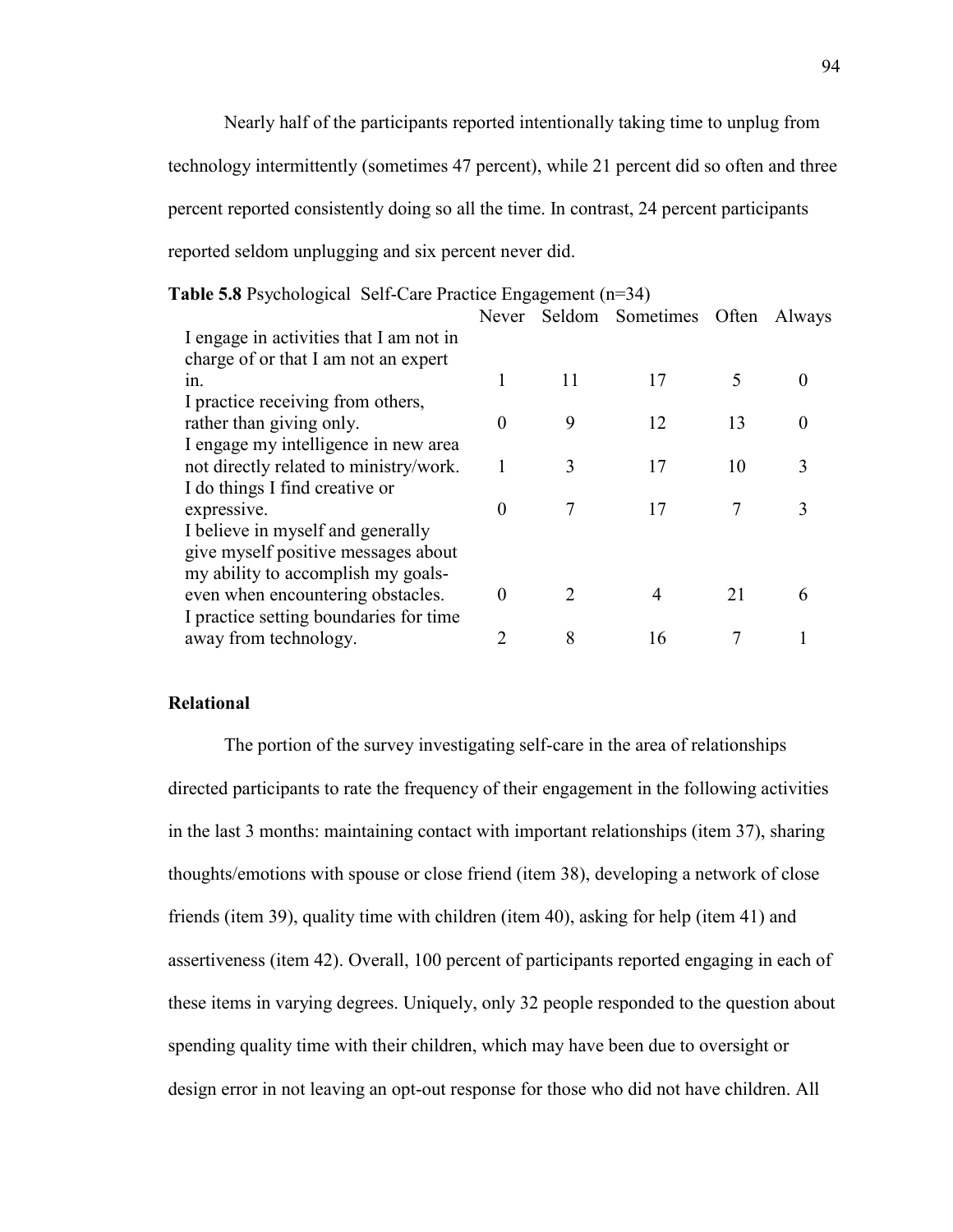Nearly half of the participants reported intentionally taking time to unplug from technology intermittently (sometimes 47 percent), while 21 percent did so often and three percent reported consistently doing so all the time. In contrast, 24 percent participants reported seldom unplugging and six percent never did.

**Table 5.8** Psychological Self-Care Practice Engagement (n=34)

| | Never | Seldom | Sometimes | Often | Always |
|---|---|---|---|---|---|
| I engage in activities that I am not in charge of or that I am not an expert in. | 1 | 11 | 17 | 5 | 0 |
| I practice receiving from others, rather than giving only. | 0 | 9 | 12 | 13 | 0 |
| I engage my intelligence in new area not directly related to ministry/work. | 1 | 3 | 17 | 10 | 3 |
| I do things I find creative or expressive. | 0 | 7 | 17 | 7 | 3 |
| I believe in myself and generally give myself positive messages about my ability to accomplish my goals-even when encountering obstacles. | 0 | 2 | 4 | 21 | 6 |
| I practice setting boundaries for time away from technology. | 2 | 8 | 16 | 7 | 1 |

### Relational

The portion of the survey investigating self-care in the area of relationships directed participants to rate the frequency of their engagement in the following activities in the last 3 months: maintaining contact with important relationships (item 37), sharing thoughts/emotions with spouse or close friend (item 38), developing a network of close friends (item 39), quality time with children (item 40), asking for help (item 41) and assertiveness (item 42). Overall, 100 percent of participants reported engaging in each of these items in varying degrees. Uniquely, only 32 people responded to the question about spending quality time with their children, which may have been due to oversight or design error in not leaving an opt-out response for those who did not have children. All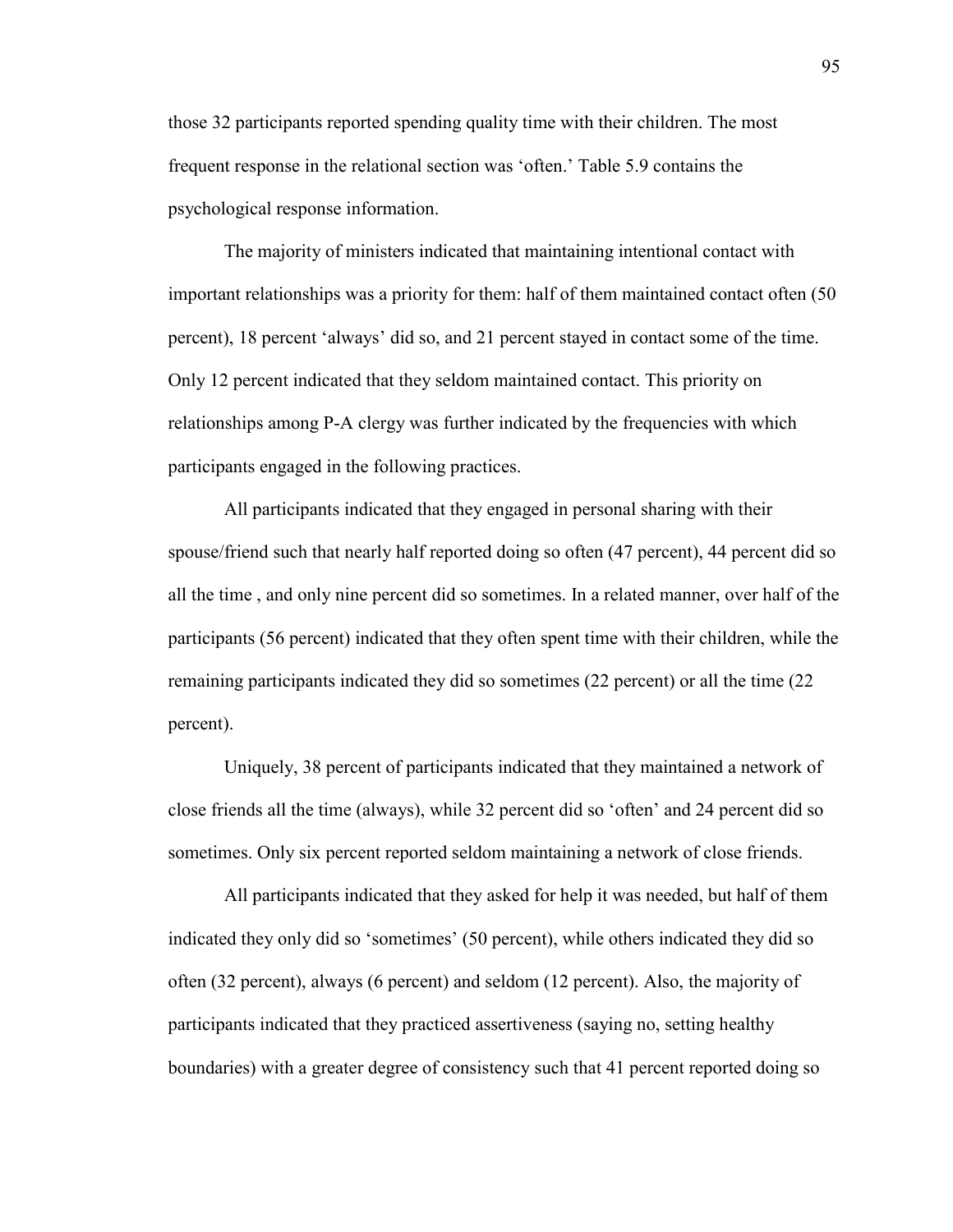those 32 participants reported spending quality time with their children. The most frequent response in the relational section was 'often.' Table 5.9 contains the psychological response information.

The majority of ministers indicated that maintaining intentional contact with important relationships was a priority for them: half of them maintained contact often (50 percent), 18 percent 'always' did so, and 21 percent stayed in contact some of the time. Only 12 percent indicated that they seldom maintained contact. This priority on relationships among P-A clergy was further indicated by the frequencies with which participants engaged in the following practices.

All participants indicated that they engaged in personal sharing with their spouse/friend such that nearly half reported doing so often (47 percent), 44 percent did so all the time , and only nine percent did so sometimes. In a related manner, over half of the participants (56 percent) indicated that they often spent time with their children, while the remaining participants indicated they did so sometimes (22 percent) or all the time (22 percent).

Uniquely, 38 percent of participants indicated that they maintained a network of close friends all the time (always), while 32 percent did so 'often' and 24 percent did so sometimes. Only six percent reported seldom maintaining a network of close friends.

All participants indicated that they asked for help it was needed, but half of them indicated they only did so 'sometimes' (50 percent), while others indicated they did so often (32 percent), always (6 percent) and seldom (12 percent). Also, the majority of participants indicated that they practiced assertiveness (saying no, setting healthy boundaries) with a greater degree of consistency such that 41 percent reported doing so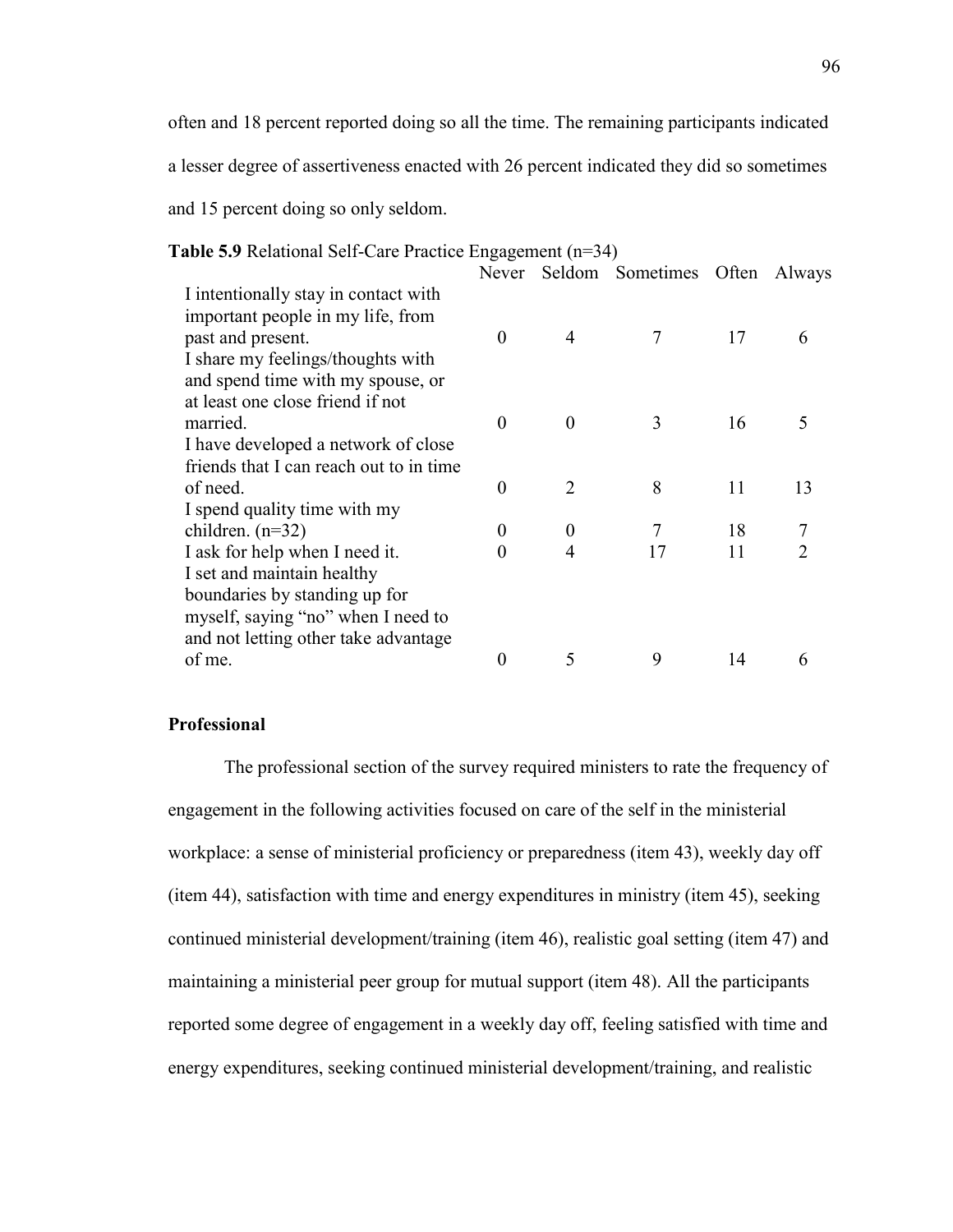often and 18 percent reported doing so all the time. The remaining participants indicated a lesser degree of assertiveness enacted with 26 percent indicated they did so sometimes and 15 percent doing so only seldom.

**Table 5.9** Relational Self-Care Practice Engagement (n=34)

| | Never | Seldom | Sometimes | Often | Always |
|---|---|---|---|---|---|
| I intentionally stay in contact with important people in my life, from past and present. | 0 | 4 | 7 | 17 | 6 |
| I share my feelings/thoughts with and spend time with my spouse, or at least one close friend if not married. | 0 | 0 | 3 | 16 | 5 |
| I have developed a network of close friends that I can reach out to in time of need. | 0 | 2 | 8 | 11 | 13 |
| I spend quality time with my children. (n=32) | 0 | 0 | 7 | 18 | 7 |
| I ask for help when I need it. | 0 | 4 | 17 | 11 | 2 |
| I set and maintain healthy boundaries by standing up for myself, saying "no" when I need to and not letting other take advantage of me. | 0 | 5 | 9 | 14 | 6 |

**Professional**

The professional section of the survey required ministers to rate the frequency of engagement in the following activities focused on care of the self in the ministerial workplace: a sense of ministerial proficiency or preparedness (item 43), weekly day off (item 44), satisfaction with time and energy expenditures in ministry (item 45), seeking continued ministerial development/training (item 46), realistic goal setting (item 47) and maintaining a ministerial peer group for mutual support (item 48). All the participants reported some degree of engagement in a weekly day off, feeling satisfied with time and energy expenditures, seeking continued ministerial development/training, and realistic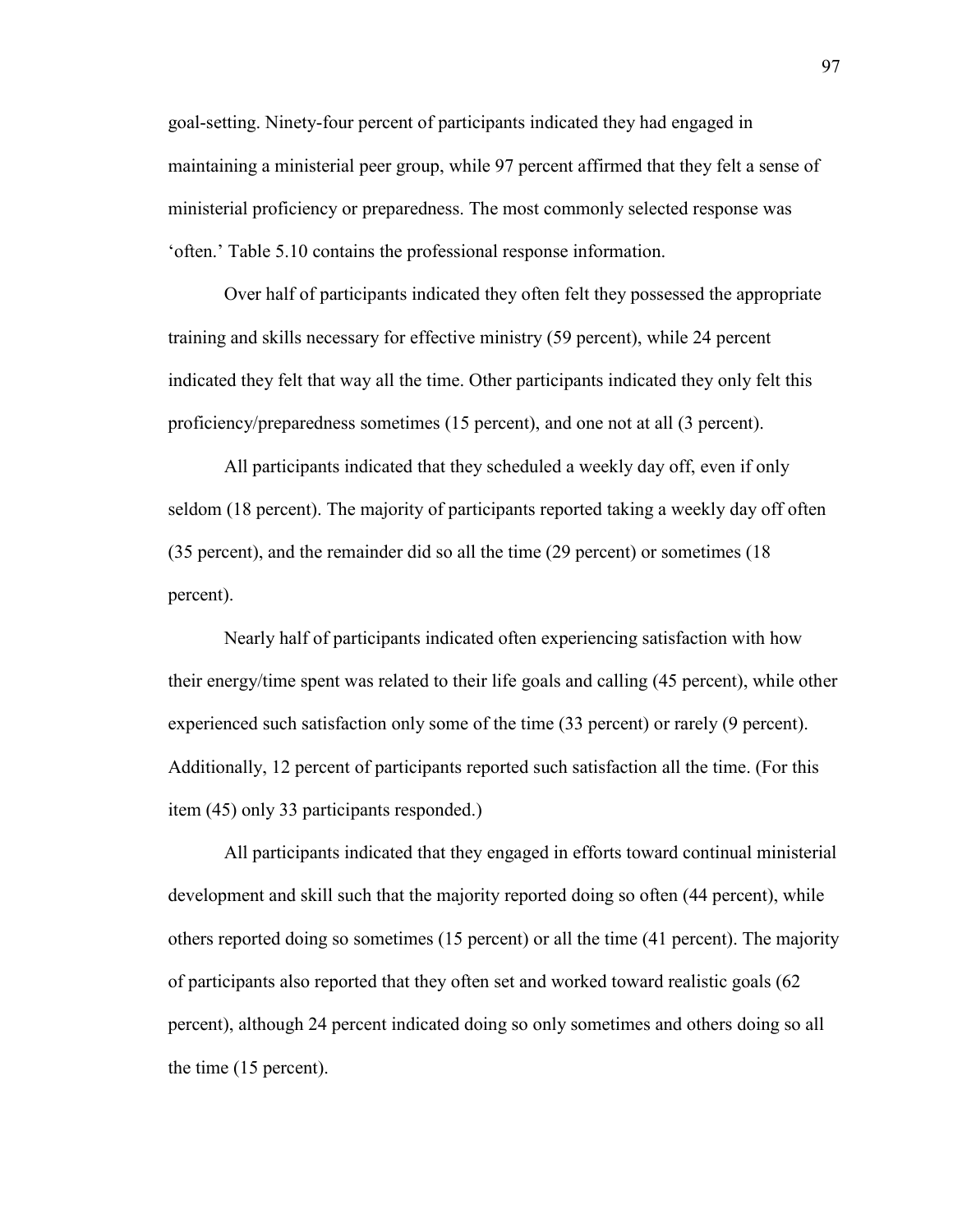goal-setting. Ninety-four percent of participants indicated they had engaged in maintaining a ministerial peer group, while 97 percent affirmed that they felt a sense of ministerial proficiency or preparedness. The most commonly selected response was 'often.' Table 5.10 contains the professional response information.

Over half of participants indicated they often felt they possessed the appropriate training and skills necessary for effective ministry (59 percent), while 24 percent indicated they felt that way all the time. Other participants indicated they only felt this proficiency/preparedness sometimes (15 percent), and one not at all (3 percent).

All participants indicated that they scheduled a weekly day off, even if only seldom (18 percent). The majority of participants reported taking a weekly day off often (35 percent), and the remainder did so all the time (29 percent) or sometimes (18 percent).

Nearly half of participants indicated often experiencing satisfaction with how their energy/time spent was related to their life goals and calling (45 percent), while other experienced such satisfaction only some of the time (33 percent) or rarely (9 percent). Additionally, 12 percent of participants reported such satisfaction all the time. (For this item (45) only 33 participants responded.)

All participants indicated that they engaged in efforts toward continual ministerial development and skill such that the majority reported doing so often (44 percent), while others reported doing so sometimes (15 percent) or all the time (41 percent). The majority of participants also reported that they often set and worked toward realistic goals (62 percent), although 24 percent indicated doing so only sometimes and others doing so all the time (15 percent).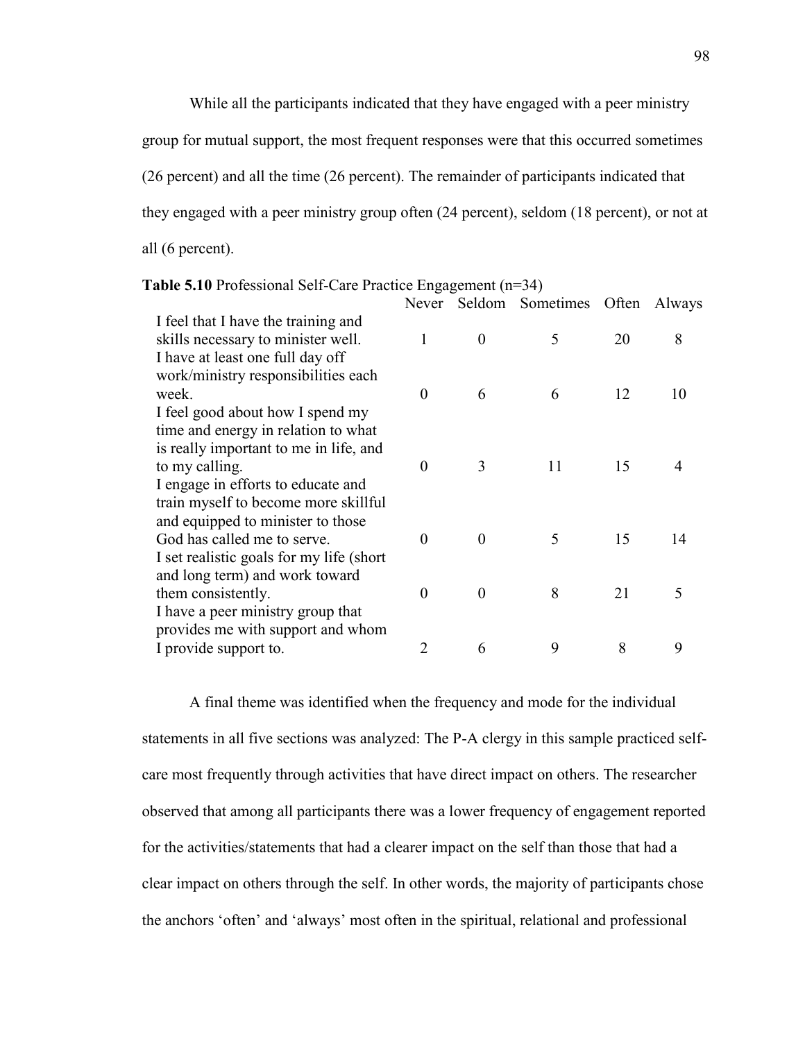While all the participants indicated that they have engaged with a peer ministry group for mutual support, the most frequent responses were that this occurred sometimes (26 percent) and all the time (26 percent). The remainder of participants indicated that they engaged with a peer ministry group often (24 percent), seldom (18 percent), or not at all (6 percent).

**Table 5.10** Professional Self-Care Practice Engagement (n=34)

| | Never | Seldom | Sometimes | Often | Always |
|---|---|---|---|---|---|
| I feel that I have the training and skills necessary to minister well. | 1 | 0 | 5 | 20 | 8 |
| I have at least one full day off work/ministry responsibilities each week. | 0 | 6 | 6 | 12 | 10 |
| I feel good about how I spend my time and energy in relation to what is really important to me in life, and to my calling. | 0 | 3 | 11 | 15 | 4 |
| I engage in efforts to educate and train myself to become more skillful and equipped to minister to those God has called me to serve. | 0 | 0 | 5 | 15 | 14 |
| I set realistic goals for my life (short and long term) and work toward them consistently. | 0 | 0 | 8 | 21 | 5 |
| I have a peer ministry group that provides me with support and whom I provide support to. | 2 | 6 | 9 | 8 | 9 |

A final theme was identified when the frequency and mode for the individual statements in all five sections was analyzed: The P-A clergy in this sample practiced self-care most frequently through activities that have direct impact on others. The researcher observed that among all participants there was a lower frequency of engagement reported for the activities/statements that had a clearer impact on the self than those that had a clear impact on others through the self. In other words, the majority of participants chose the anchors 'often' and 'always' most often in the spiritual, relational and professional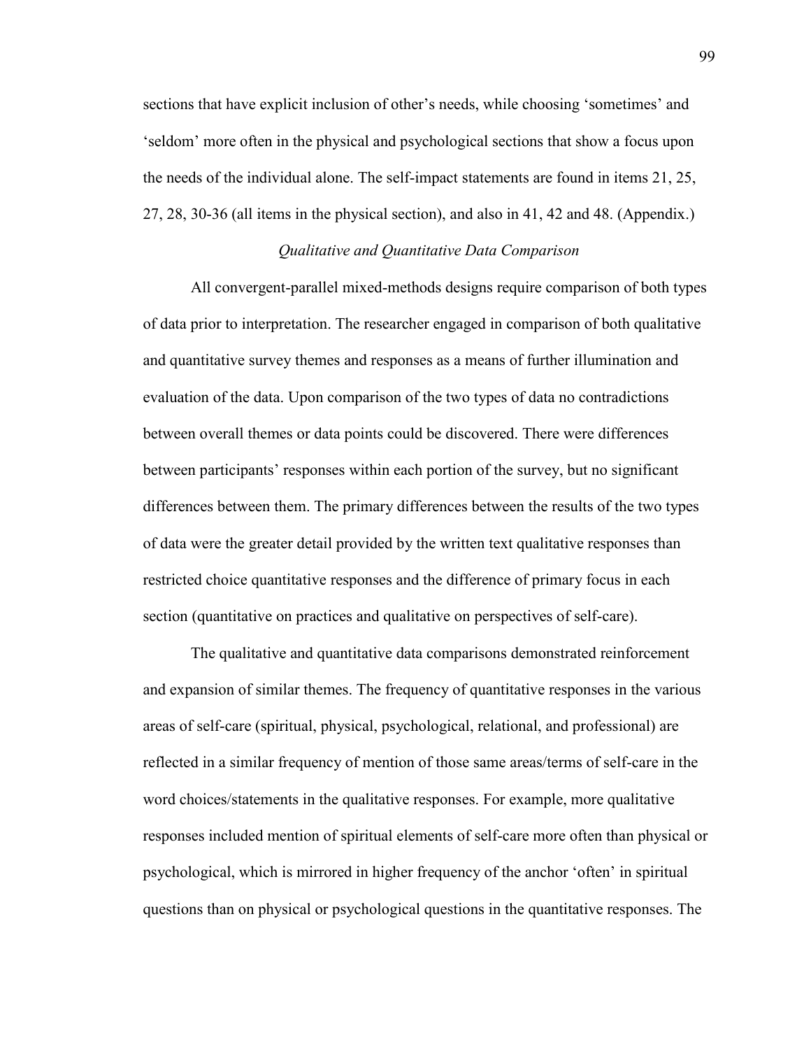sections that have explicit inclusion of other's needs, while choosing 'sometimes' and 'seldom' more often in the physical and psychological sections that show a focus upon the needs of the individual alone. The self-impact statements are found in items 21, 25, 27, 28, 30-36 (all items in the physical section), and also in 41, 42 and 48. (Appendix.)

### *Qualitative and Quantitative Data Comparison*

All convergent-parallel mixed-methods designs require comparison of both types of data prior to interpretation. The researcher engaged in comparison of both qualitative and quantitative survey themes and responses as a means of further illumination and evaluation of the data. Upon comparison of the two types of data no contradictions between overall themes or data points could be discovered. There were differences between participants' responses within each portion of the survey, but no significant differences between them. The primary differences between the results of the two types of data were the greater detail provided by the written text qualitative responses than restricted choice quantitative responses and the difference of primary focus in each section (quantitative on practices and qualitative on perspectives of self-care).

The qualitative and quantitative data comparisons demonstrated reinforcement and expansion of similar themes. The frequency of quantitative responses in the various areas of self-care (spiritual, physical, psychological, relational, and professional) are reflected in a similar frequency of mention of those same areas/terms of self-care in the word choices/statements in the qualitative responses. For example, more qualitative responses included mention of spiritual elements of self-care more often than physical or psychological, which is mirrored in higher frequency of the anchor 'often' in spiritual questions than on physical or psychological questions in the quantitative responses. The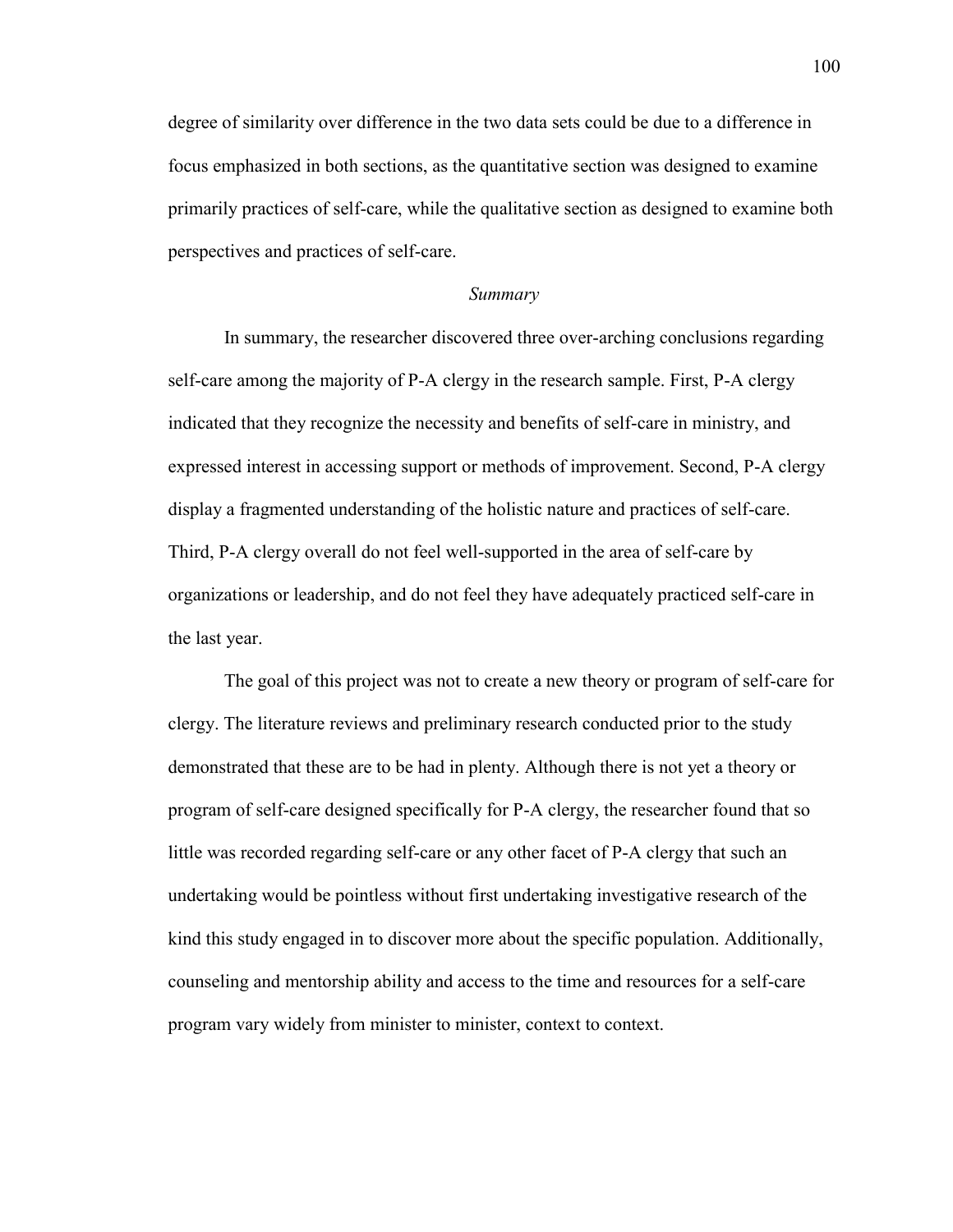degree of similarity over difference in the two data sets could be due to a difference in focus emphasized in both sections, as the quantitative section was designed to examine primarily practices of self-care, while the qualitative section as designed to examine both perspectives and practices of self-care.

### *Summary*

In summary, the researcher discovered three over-arching conclusions regarding self-care among the majority of P-A clergy in the research sample. First, P-A clergy indicated that they recognize the necessity and benefits of self-care in ministry, and expressed interest in accessing support or methods of improvement. Second, P-A clergy display a fragmented understanding of the holistic nature and practices of self-care. Third, P-A clergy overall do not feel well-supported in the area of self-care by organizations or leadership, and do not feel they have adequately practiced self-care in the last year.

The goal of this project was not to create a new theory or program of self-care for clergy. The literature reviews and preliminary research conducted prior to the study demonstrated that these are to be had in plenty. Although there is not yet a theory or program of self-care designed specifically for P-A clergy, the researcher found that so little was recorded regarding self-care or any other facet of P-A clergy that such an undertaking would be pointless without first undertaking investigative research of the kind this study engaged in to discover more about the specific population. Additionally, counseling and mentorship ability and access to the time and resources for a self-care program vary widely from minister to minister, context to context.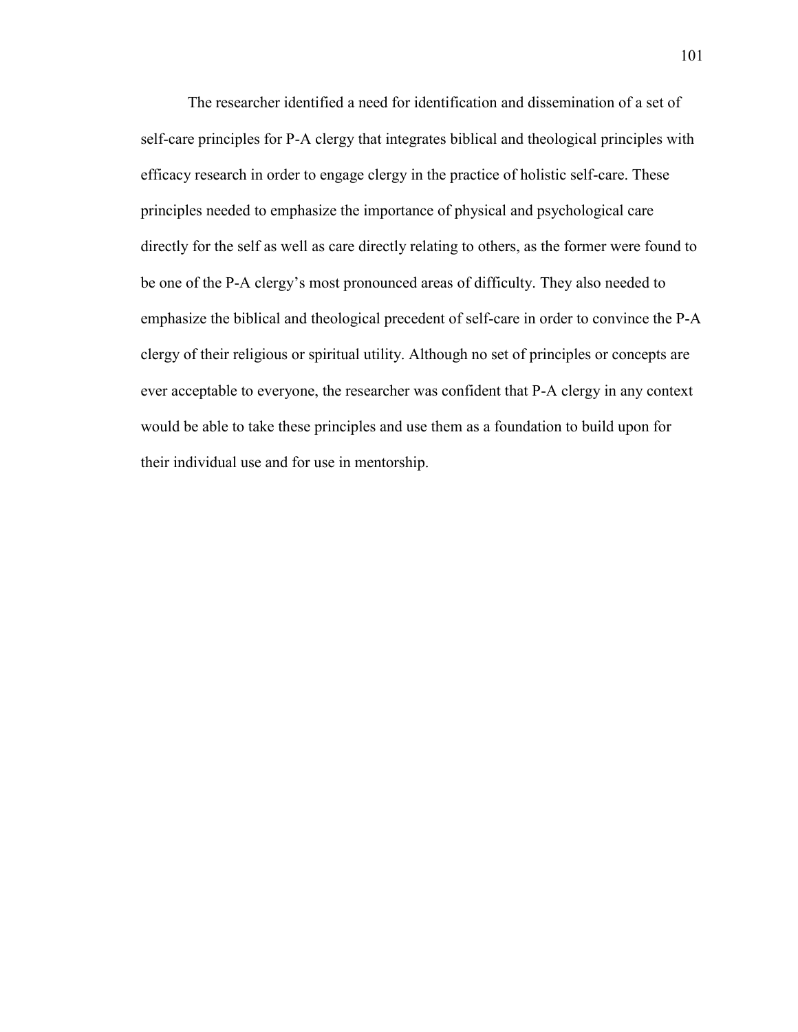The researcher identified a need for identification and dissemination of a set of self-care principles for P-A clergy that integrates biblical and theological principles with efficacy research in order to engage clergy in the practice of holistic self-care. These principles needed to emphasize the importance of physical and psychological care directly for the self as well as care directly relating to others, as the former were found to be one of the P-A clergy's most pronounced areas of difficulty. They also needed to emphasize the biblical and theological precedent of self-care in order to convince the P-A clergy of their religious or spiritual utility. Although no set of principles or concepts are ever acceptable to everyone, the researcher was confident that P-A clergy in any context would be able to take these principles and use them as a foundation to build upon for their individual use and for use in mentorship.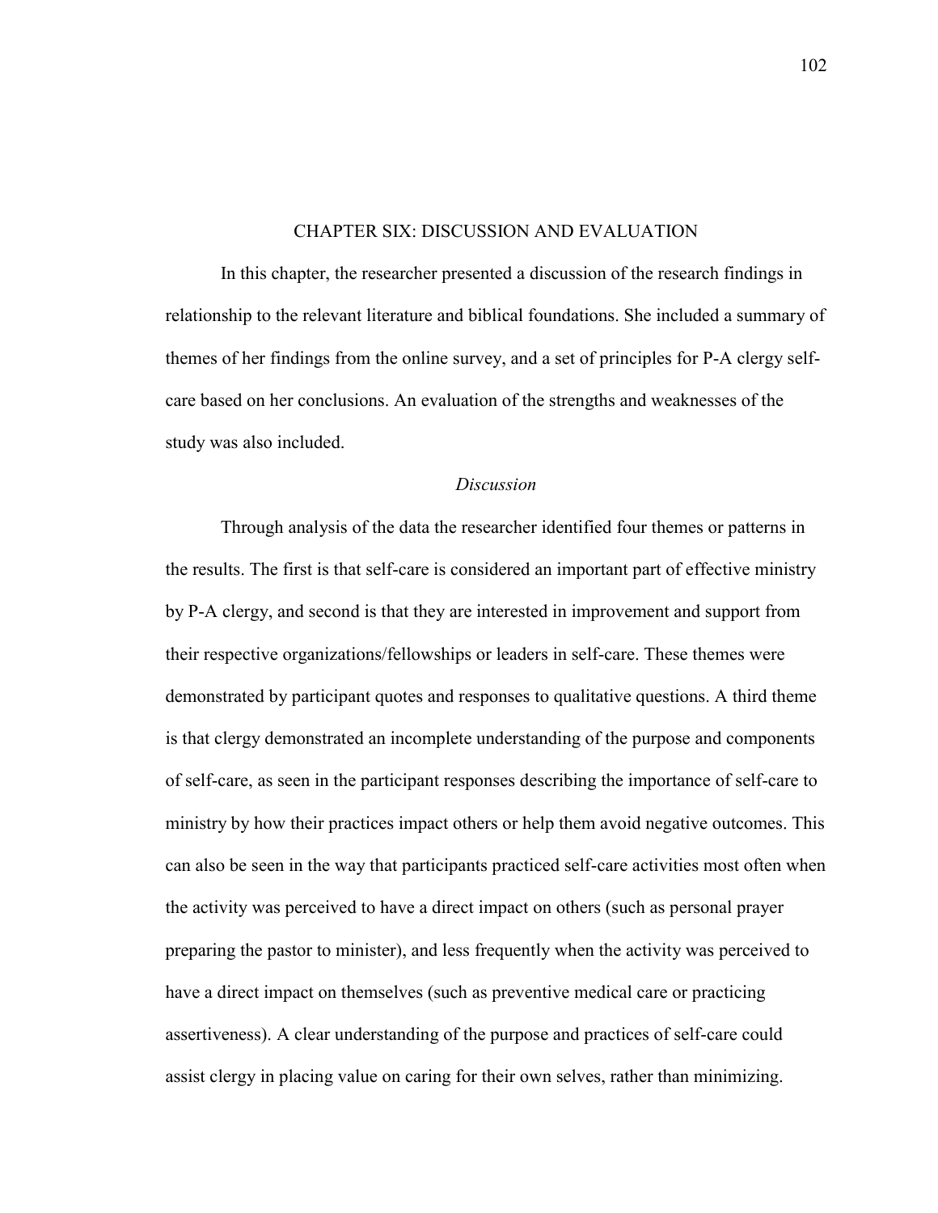# CHAPTER SIX: DISCUSSION AND EVALUATION

In this chapter, the researcher presented a discussion of the research findings in relationship to the relevant literature and biblical foundations. She included a summary of themes of her findings from the online survey, and a set of principles for P-A clergy self-care based on her conclusions. An evaluation of the strengths and weaknesses of the study was also included.

## *Discussion*

Through analysis of the data the researcher identified four themes or patterns in the results. The first is that self-care is considered an important part of effective ministry by P-A clergy, and second is that they are interested in improvement and support from their respective organizations/fellowships or leaders in self-care. These themes were demonstrated by participant quotes and responses to qualitative questions. A third theme is that clergy demonstrated an incomplete understanding of the purpose and components of self-care, as seen in the participant responses describing the importance of self-care to ministry by how their practices impact others or help them avoid negative outcomes. This can also be seen in the way that participants practiced self-care activities most often when the activity was perceived to have a direct impact on others (such as personal prayer preparing the pastor to minister), and less frequently when the activity was perceived to have a direct impact on themselves (such as preventive medical care or practicing assertiveness). A clear understanding of the purpose and practices of self-care could assist clergy in placing value on caring for their own selves, rather than minimizing.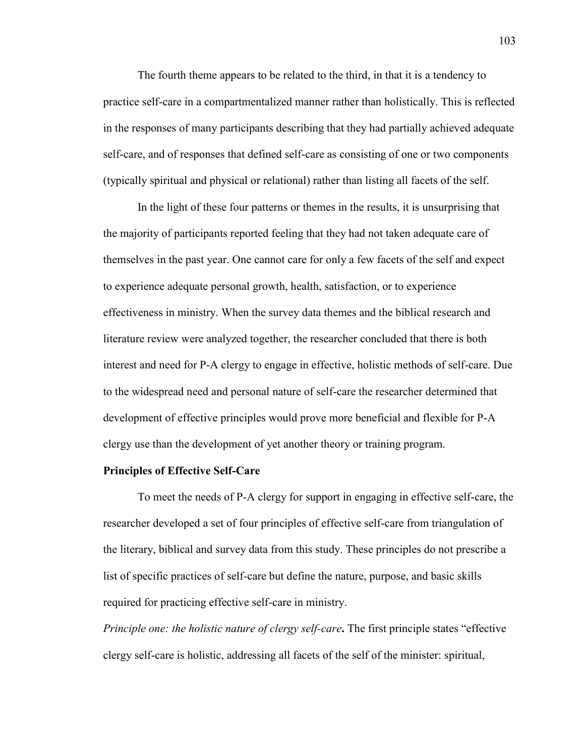The fourth theme appears to be related to the third, in that it is a tendency to practice self-care in a compartmentalized manner rather than holistically. This is reflected in the responses of many participants describing that they had partially achieved adequate self-care, and of responses that defined self-care as consisting of one or two components (typically spiritual and physical or relational) rather than listing all facets of the self.

In the light of these four patterns or themes in the results, it is unsurprising that the majority of participants reported feeling that they had not taken adequate care of themselves in the past year. One cannot care for only a few facets of the self and expect to experience adequate personal growth, health, satisfaction, or to experience effectiveness in ministry. When the survey data themes and the biblical research and literature review were analyzed together, the researcher concluded that there is both interest and need for P-A clergy to engage in effective, holistic methods of self-care. Due to the widespread need and personal nature of self-care the researcher determined that development of effective principles would prove more beneficial and flexible for P-A clergy use than the development of yet another theory or training program.

**Principles of Effective Self-Care**

To meet the needs of P-A clergy for support in engaging in effective self-care, the researcher developed a set of four principles of effective self-care from triangulation of the literary, biblical and survey data from this study. These principles do not prescribe a list of specific practices of self-care but define the nature, purpose, and basic skills required for practicing effective self-care in ministry.

*Principle one: the holistic nature of clergy self-care***.** The first principle states "effective clergy self-care is holistic, addressing all facets of the self of the minister: spiritual,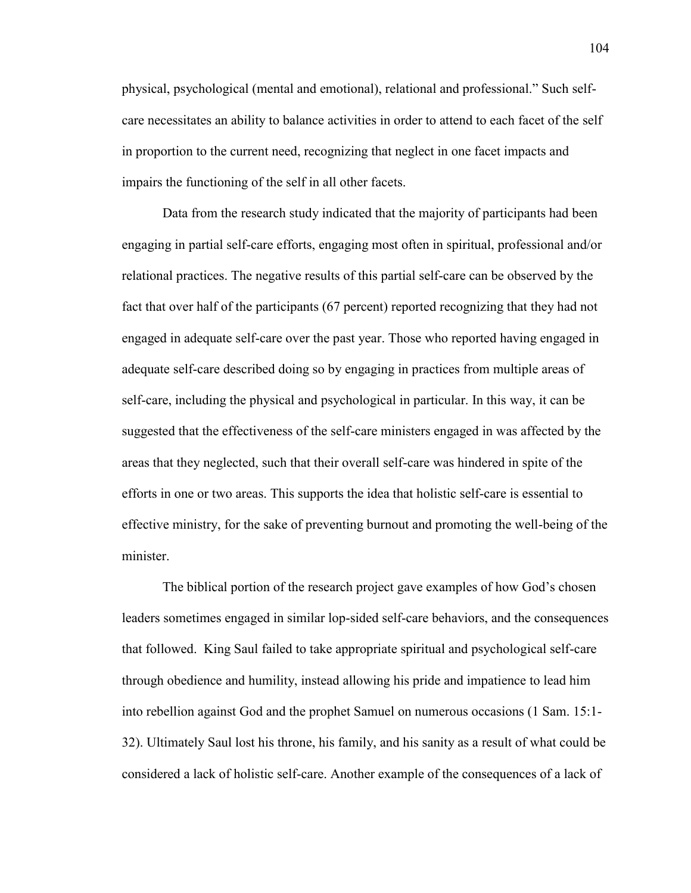physical, psychological (mental and emotional), relational and professional." Such self-care necessitates an ability to balance activities in order to attend to each facet of the self in proportion to the current need, recognizing that neglect in one facet impacts and impairs the functioning of the self in all other facets.

Data from the research study indicated that the majority of participants had been engaging in partial self-care efforts, engaging most often in spiritual, professional and/or relational practices. The negative results of this partial self-care can be observed by the fact that over half of the participants (67 percent) reported recognizing that they had not engaged in adequate self-care over the past year. Those who reported having engaged in adequate self-care described doing so by engaging in practices from multiple areas of self-care, including the physical and psychological in particular. In this way, it can be suggested that the effectiveness of the self-care ministers engaged in was affected by the areas that they neglected, such that their overall self-care was hindered in spite of the efforts in one or two areas. This supports the idea that holistic self-care is essential to effective ministry, for the sake of preventing burnout and promoting the well-being of the minister.

The biblical portion of the research project gave examples of how God's chosen leaders sometimes engaged in similar lop-sided self-care behaviors, and the consequences that followed. King Saul failed to take appropriate spiritual and psychological self-care through obedience and humility, instead allowing his pride and impatience to lead him into rebellion against God and the prophet Samuel on numerous occasions (1 Sam. 15:1-32). Ultimately Saul lost his throne, his family, and his sanity as a result of what could be considered a lack of holistic self-care. Another example of the consequences of a lack of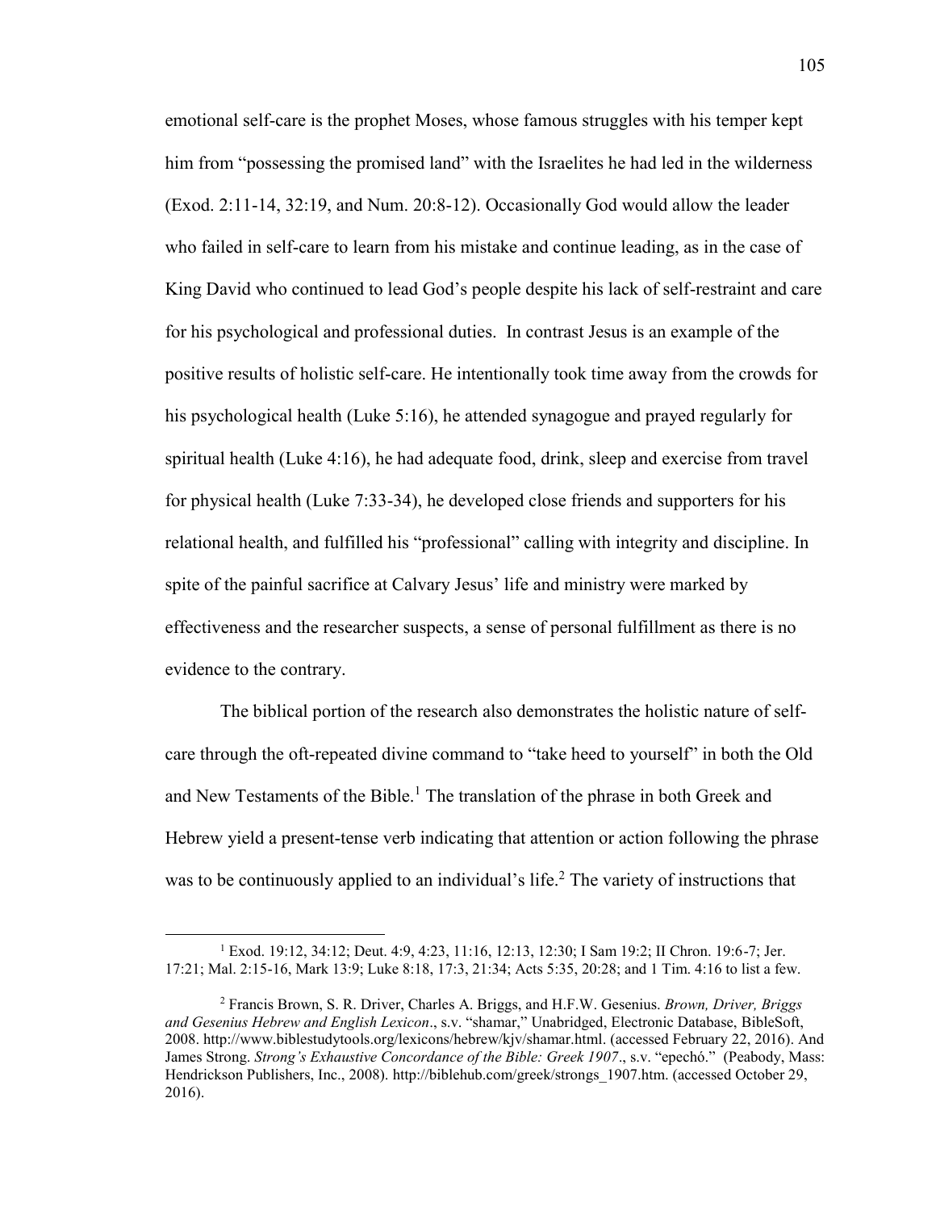emotional self-care is the prophet Moses, whose famous struggles with his temper kept him from "possessing the promised land" with the Israelites he had led in the wilderness (Exod. 2:11-14, 32:19, and Num. 20:8-12). Occasionally God would allow the leader who failed in self-care to learn from his mistake and continue leading, as in the case of King David who continued to lead God's people despite his lack of self-restraint and care for his psychological and professional duties. In contrast Jesus is an example of the positive results of holistic self-care. He intentionally took time away from the crowds for his psychological health (Luke 5:16), he attended synagogue and prayed regularly for spiritual health (Luke 4:16), he had adequate food, drink, sleep and exercise from travel for physical health (Luke 7:33-34), he developed close friends and supporters for his relational health, and fulfilled his "professional" calling with integrity and discipline. In spite of the painful sacrifice at Calvary Jesus' life and ministry were marked by effectiveness and the researcher suspects, a sense of personal fulfillment as there is no evidence to the contrary.

The biblical portion of the research also demonstrates the holistic nature of self-care through the oft-repeated divine command to "take heed to yourself" in both the Old and New Testaments of the Bible.[1] The translation of the phrase in both Greek and Hebrew yield a present-tense verb indicating that attention or action following the phrase was to be continuously applied to an individual's life.[2] The variety of instructions that

---

[1] Exod. 19:12, 34:12; Deut. 4:9, 4:23, 11:16, 12:13, 12:30; I Sam 19:2; II Chron. 19:6-7; Jer. 17:21; Mal. 2:15-16, Mark 13:9; Luke 8:18, 17:3, 21:34; Acts 5:35, 20:28; and 1 Tim. 4:16 to list a few.

[2] Francis Brown, S. R. Driver, Charles A. Briggs, and H.F.W. Gesenius. *Brown, Driver, Briggs and Gesenius Hebrew and English Lexicon*., s.v. "shamar," Unabridged, Electronic Database, BibleSoft, 2008. http://www.biblestudytools.org/lexicons/hebrew/kjv/shamar.html. (accessed February 22, 2016). And James Strong. *Strong's Exhaustive Concordance of the Bible: Greek 1907*., s.v. "epechó." (Peabody, Mass: Hendrickson Publishers, Inc., 2008). http://biblehub.com/greek/strongs_1907.htm. (accessed October 29, 2016).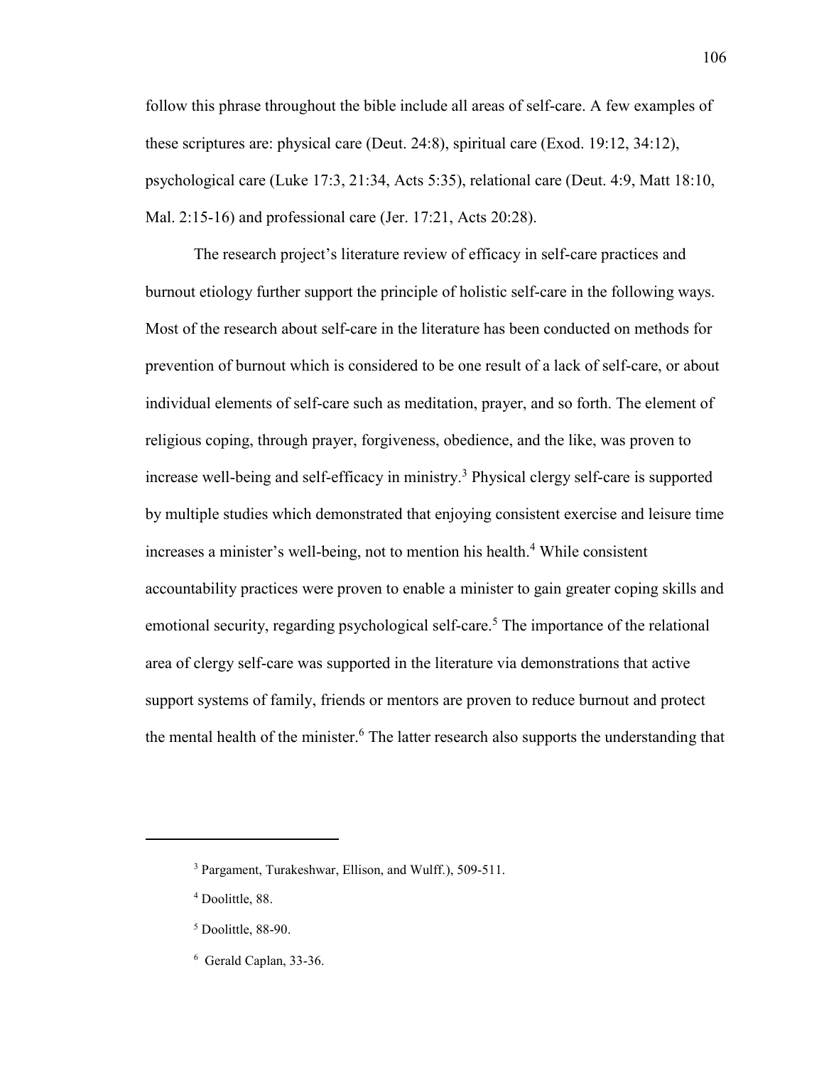follow this phrase throughout the bible include all areas of self-care. A few examples of these scriptures are: physical care (Deut. 24:8), spiritual care (Exod. 19:12, 34:12), psychological care (Luke 17:3, 21:34, Acts 5:35), relational care (Deut. 4:9, Matt 18:10, Mal. 2:15-16) and professional care (Jer. 17:21, Acts 20:28).

The research project's literature review of efficacy in self-care practices and burnout etiology further support the principle of holistic self-care in the following ways. Most of the research about self-care in the literature has been conducted on methods for prevention of burnout which is considered to be one result of a lack of self-care, or about individual elements of self-care such as meditation, prayer, and so forth. The element of religious coping, through prayer, forgiveness, obedience, and the like, was proven to increase well-being and self-efficacy in ministry.[3] Physical clergy self-care is supported by multiple studies which demonstrated that enjoying consistent exercise and leisure time increases a minister's well-being, not to mention his health.[4] While consistent accountability practices were proven to enable a minister to gain greater coping skills and emotional security, regarding psychological self-care.[5] The importance of the relational area of clergy self-care was supported in the literature via demonstrations that active support systems of family, friends or mentors are proven to reduce burnout and protect the mental health of the minister.[6] The latter research also supports the understanding that

---

[3] Pargament, Turakeshwar, Ellison, and Wulff.), 509-511.

[4] Doolittle, 88.

[5] Doolittle, 88-90.

[6] Gerald Caplan, 33-36.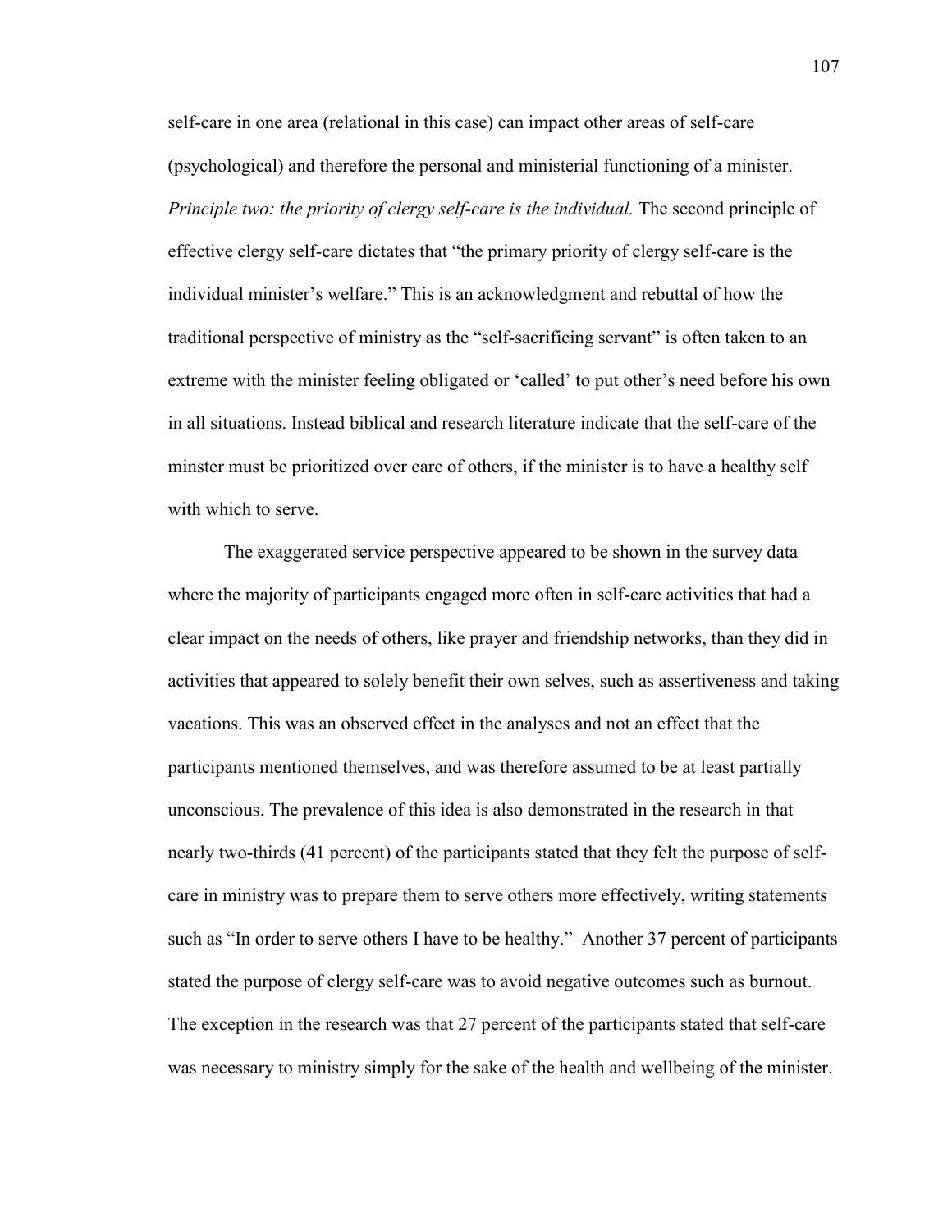self-care in one area (relational in this case) can impact other areas of self-care (psychological) and therefore the personal and ministerial functioning of a minister. *Principle two: the priority of clergy self-care is the individual.* The second principle of effective clergy self-care dictates that "the primary priority of clergy self-care is the individual minister's welfare." This is an acknowledgment and rebuttal of how the traditional perspective of ministry as the "self-sacrificing servant" is often taken to an extreme with the minister feeling obligated or 'called' to put other's need before his own in all situations. Instead biblical and research literature indicate that the self-care of the minster must be prioritized over care of others, if the minister is to have a healthy self with which to serve.

The exaggerated service perspective appeared to be shown in the survey data where the majority of participants engaged more often in self-care activities that had a clear impact on the needs of others, like prayer and friendship networks, than they did in activities that appeared to solely benefit their own selves, such as assertiveness and taking vacations. This was an observed effect in the analyses and not an effect that the participants mentioned themselves, and was therefore assumed to be at least partially unconscious. The prevalence of this idea is also demonstrated in the research in that nearly two-thirds (41 percent) of the participants stated that they felt the purpose of self-care in ministry was to prepare them to serve others more effectively, writing statements such as "In order to serve others I have to be healthy." Another 37 percent of participants stated the purpose of clergy self-care was to avoid negative outcomes such as burnout. The exception in the research was that 27 percent of the participants stated that self-care was necessary to ministry simply for the sake of the health and wellbeing of the minister.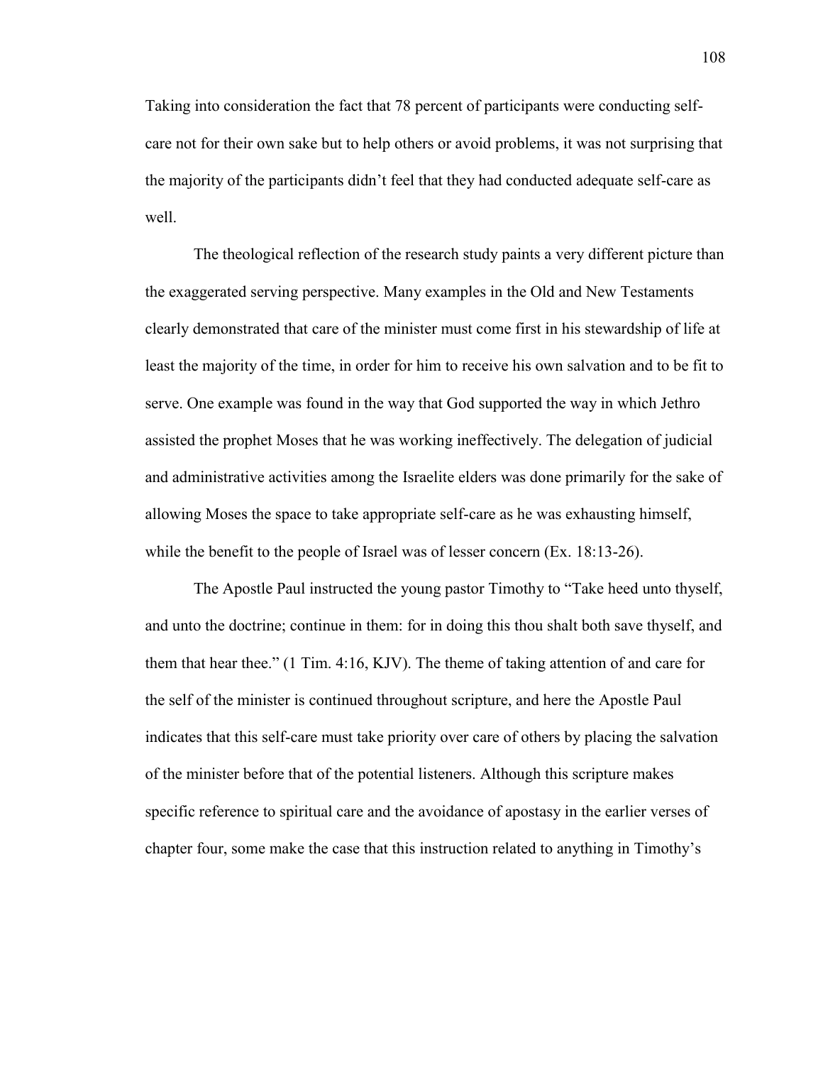Taking into consideration the fact that 78 percent of participants were conducting self-care not for their own sake but to help others or avoid problems, it was not surprising that the majority of the participants didn't feel that they had conducted adequate self-care as well.

The theological reflection of the research study paints a very different picture than the exaggerated serving perspective. Many examples in the Old and New Testaments clearly demonstrated that care of the minister must come first in his stewardship of life at least the majority of the time, in order for him to receive his own salvation and to be fit to serve. One example was found in the way that God supported the way in which Jethro assisted the prophet Moses that he was working ineffectively. The delegation of judicial and administrative activities among the Israelite elders was done primarily for the sake of allowing Moses the space to take appropriate self-care as he was exhausting himself, while the benefit to the people of Israel was of lesser concern (Ex. 18:13-26).

The Apostle Paul instructed the young pastor Timothy to "Take heed unto thyself, and unto the doctrine; continue in them: for in doing this thou shalt both save thyself, and them that hear thee." (1 Tim. 4:16, KJV). The theme of taking attention of and care for the self of the minister is continued throughout scripture, and here the Apostle Paul indicates that this self-care must take priority over care of others by placing the salvation of the minister before that of the potential listeners. Although this scripture makes specific reference to spiritual care and the avoidance of apostasy in the earlier verses of chapter four, some make the case that this instruction related to anything in Timothy's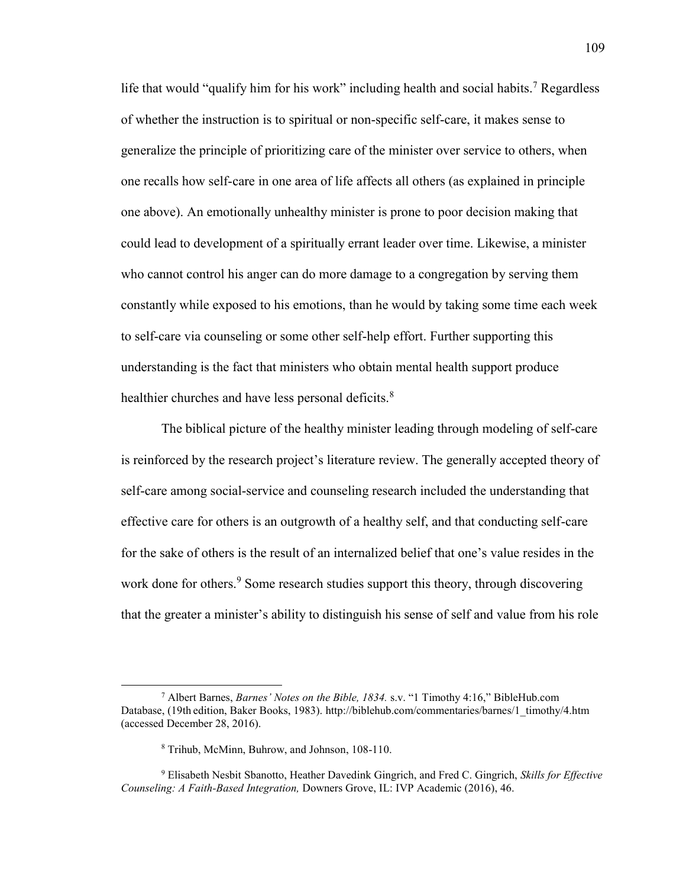life that would "qualify him for his work" including health and social habits.[7] Regardless of whether the instruction is to spiritual or non-specific self-care, it makes sense to generalize the principle of prioritizing care of the minister over service to others, when one recalls how self-care in one area of life affects all others (as explained in principle one above). An emotionally unhealthy minister is prone to poor decision making that could lead to development of a spiritually errant leader over time. Likewise, a minister who cannot control his anger can do more damage to a congregation by serving them constantly while exposed to his emotions, than he would by taking some time each week to self-care via counseling or some other self-help effort. Further supporting this understanding is the fact that ministers who obtain mental health support produce healthier churches and have less personal deficits.[8]

The biblical picture of the healthy minister leading through modeling of self-care is reinforced by the research project's literature review. The generally accepted theory of self-care among social-service and counseling research included the understanding that effective care for others is an outgrowth of a healthy self, and that conducting self-care for the sake of others is the result of an internalized belief that one's value resides in the work done for others.[9] Some research studies support this theory, through discovering that the greater a minister's ability to distinguish his sense of self and value from his role

---

[7] Albert Barnes, *Barnes' Notes on the Bible, 1834.* s.v. "1 Timothy 4:16," BibleHub.com Database, (19th edition, Baker Books, 1983). http://biblehub.com/commentaries/barnes/1_timothy/4.htm (accessed December 28, 2016).

[8] Trihub, McMinn, Buhrow, and Johnson, 108-110.

[9] Elisabeth Nesbit Sbanotto, Heather Davedink Gingrich, and Fred C. Gingrich, *Skills for Effective Counseling: A Faith-Based Integration,* Downers Grove, IL: IVP Academic (2016), 46.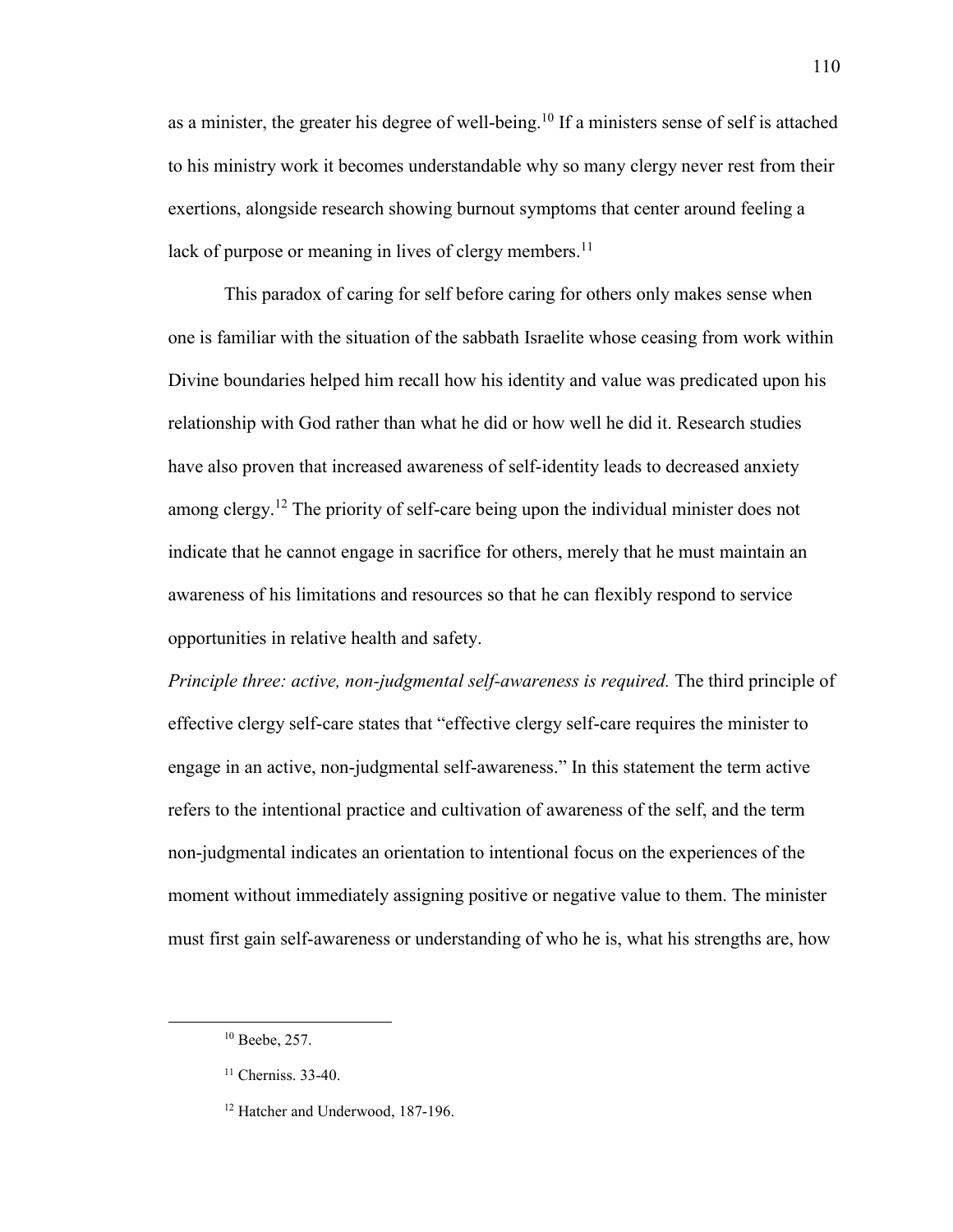as a minister, the greater his degree of well-being.[10] If a ministers sense of self is attached to his ministry work it becomes understandable why so many clergy never rest from their exertions, alongside research showing burnout symptoms that center around feeling a lack of purpose or meaning in lives of clergy members.[11]

This paradox of caring for self before caring for others only makes sense when one is familiar with the situation of the sabbath Israelite whose ceasing from work within Divine boundaries helped him recall how his identity and value was predicated upon his relationship with God rather than what he did or how well he did it. Research studies have also proven that increased awareness of self-identity leads to decreased anxiety among clergy.[12] The priority of self-care being upon the individual minister does not indicate that he cannot engage in sacrifice for others, merely that he must maintain an awareness of his limitations and resources so that he can flexibly respond to service opportunities in relative health and safety.

*Principle three: active, non-judgmental self-awareness is required.* The third principle of effective clergy self-care states that "effective clergy self-care requires the minister to engage in an active, non-judgmental self-awareness." In this statement the term active refers to the intentional practice and cultivation of awareness of the self, and the term non-judgmental indicates an orientation to intentional focus on the experiences of the moment without immediately assigning positive or negative value to them. The minister must first gain self-awareness or understanding of who he is, what his strengths are, how

---

[10] Beebe, 257.

[11] Cherniss. 33-40.

[12] Hatcher and Underwood, 187-196.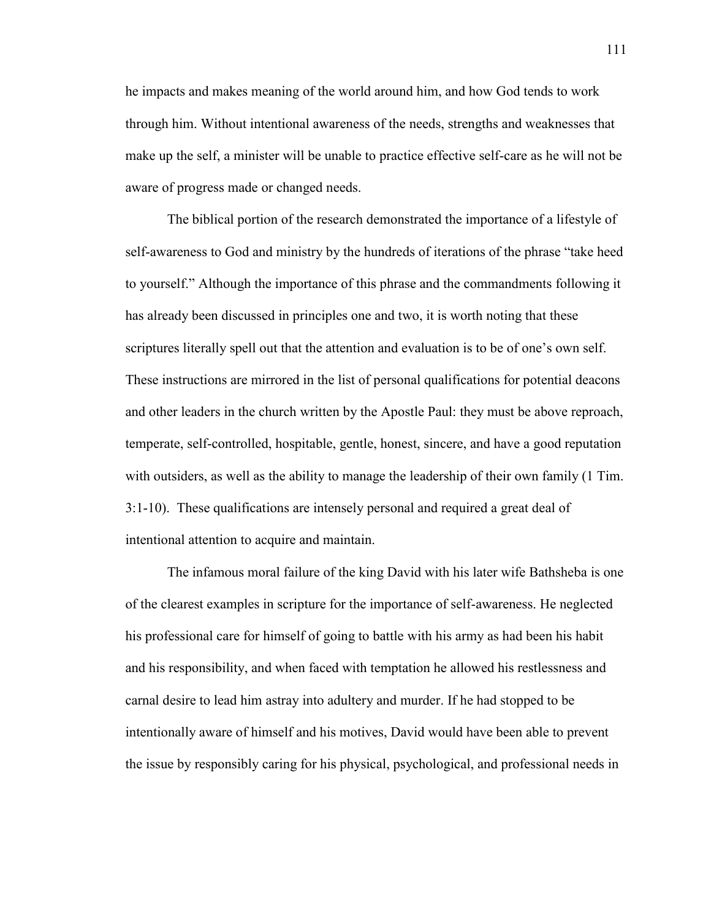he impacts and makes meaning of the world around him, and how God tends to work through him. Without intentional awareness of the needs, strengths and weaknesses that make up the self, a minister will be unable to practice effective self-care as he will not be aware of progress made or changed needs.

The biblical portion of the research demonstrated the importance of a lifestyle of self-awareness to God and ministry by the hundreds of iterations of the phrase "take heed to yourself." Although the importance of this phrase and the commandments following it has already been discussed in principles one and two, it is worth noting that these scriptures literally spell out that the attention and evaluation is to be of one's own self. These instructions are mirrored in the list of personal qualifications for potential deacons and other leaders in the church written by the Apostle Paul: they must be above reproach, temperate, self-controlled, hospitable, gentle, honest, sincere, and have a good reputation with outsiders, as well as the ability to manage the leadership of their own family (1 Tim. 3:1-10). These qualifications are intensely personal and required a great deal of intentional attention to acquire and maintain.

The infamous moral failure of the king David with his later wife Bathsheba is one of the clearest examples in scripture for the importance of self-awareness. He neglected his professional care for himself of going to battle with his army as had been his habit and his responsibility, and when faced with temptation he allowed his restlessness and carnal desire to lead him astray into adultery and murder. If he had stopped to be intentionally aware of himself and his motives, David would have been able to prevent the issue by responsibly caring for his physical, psychological, and professional needs in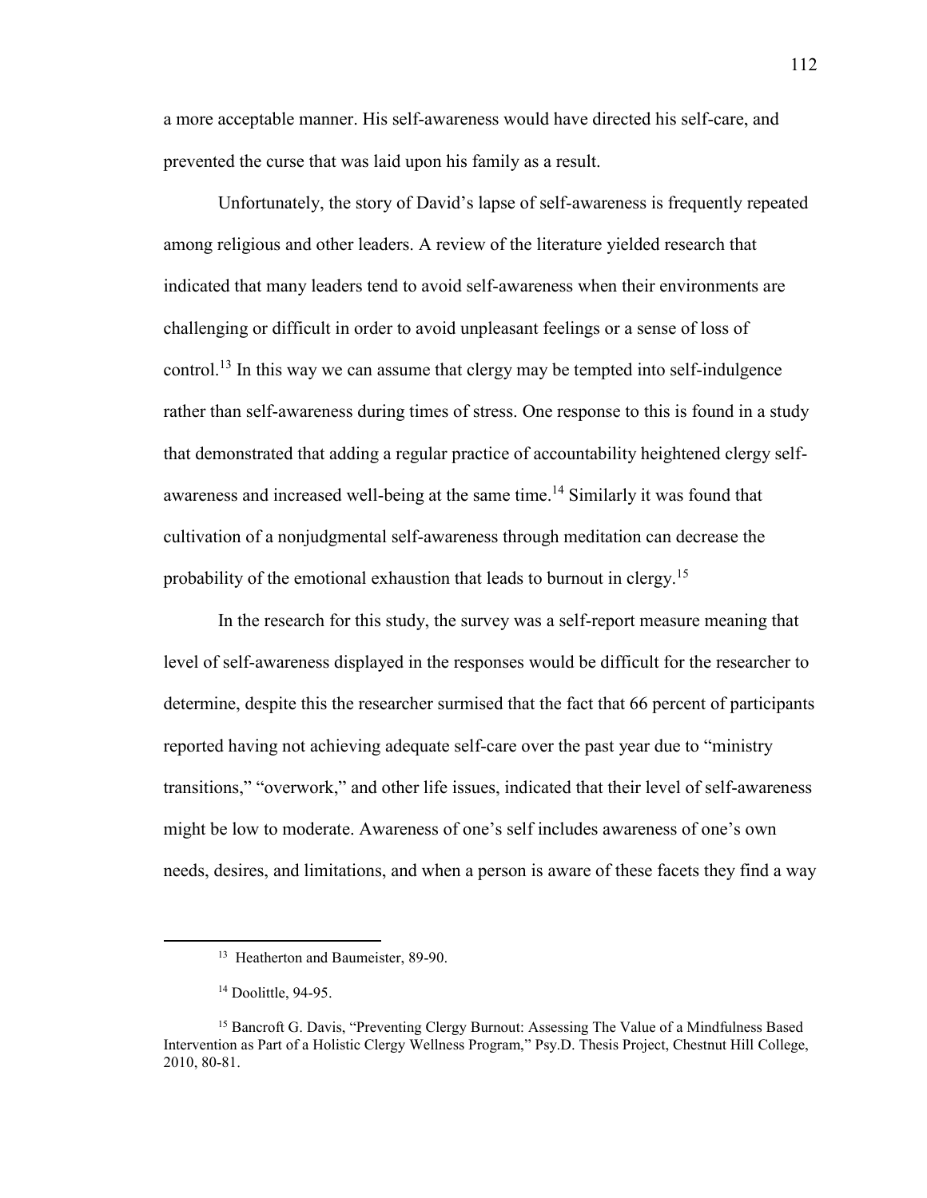a more acceptable manner. His self-awareness would have directed his self-care, and prevented the curse that was laid upon his family as a result.

Unfortunately, the story of David's lapse of self-awareness is frequently repeated among religious and other leaders. A review of the literature yielded research that indicated that many leaders tend to avoid self-awareness when their environments are challenging or difficult in order to avoid unpleasant feelings or a sense of loss of control.[13] In this way we can assume that clergy may be tempted into self-indulgence rather than self-awareness during times of stress. One response to this is found in a study that demonstrated that adding a regular practice of accountability heightened clergy self-awareness and increased well-being at the same time.[14] Similarly it was found that cultivation of a nonjudgmental self-awareness through meditation can decrease the probability of the emotional exhaustion that leads to burnout in clergy.[15]

In the research for this study, the survey was a self-report measure meaning that level of self-awareness displayed in the responses would be difficult for the researcher to determine, despite this the researcher surmised that the fact that 66 percent of participants reported having not achieving adequate self-care over the past year due to "ministry transitions," "overwork," and other life issues, indicated that their level of self-awareness might be low to moderate. Awareness of one's self includes awareness of one's own needs, desires, and limitations, and when a person is aware of these facets they find a way

---

[13] Heatherton and Baumeister, 89-90.

[14] Doolittle, 94-95.

[15] Bancroft G. Davis, "Preventing Clergy Burnout: Assessing The Value of a Mindfulness Based Intervention as Part of a Holistic Clergy Wellness Program," Psy.D. Thesis Project, Chestnut Hill College, 2010, 80-81.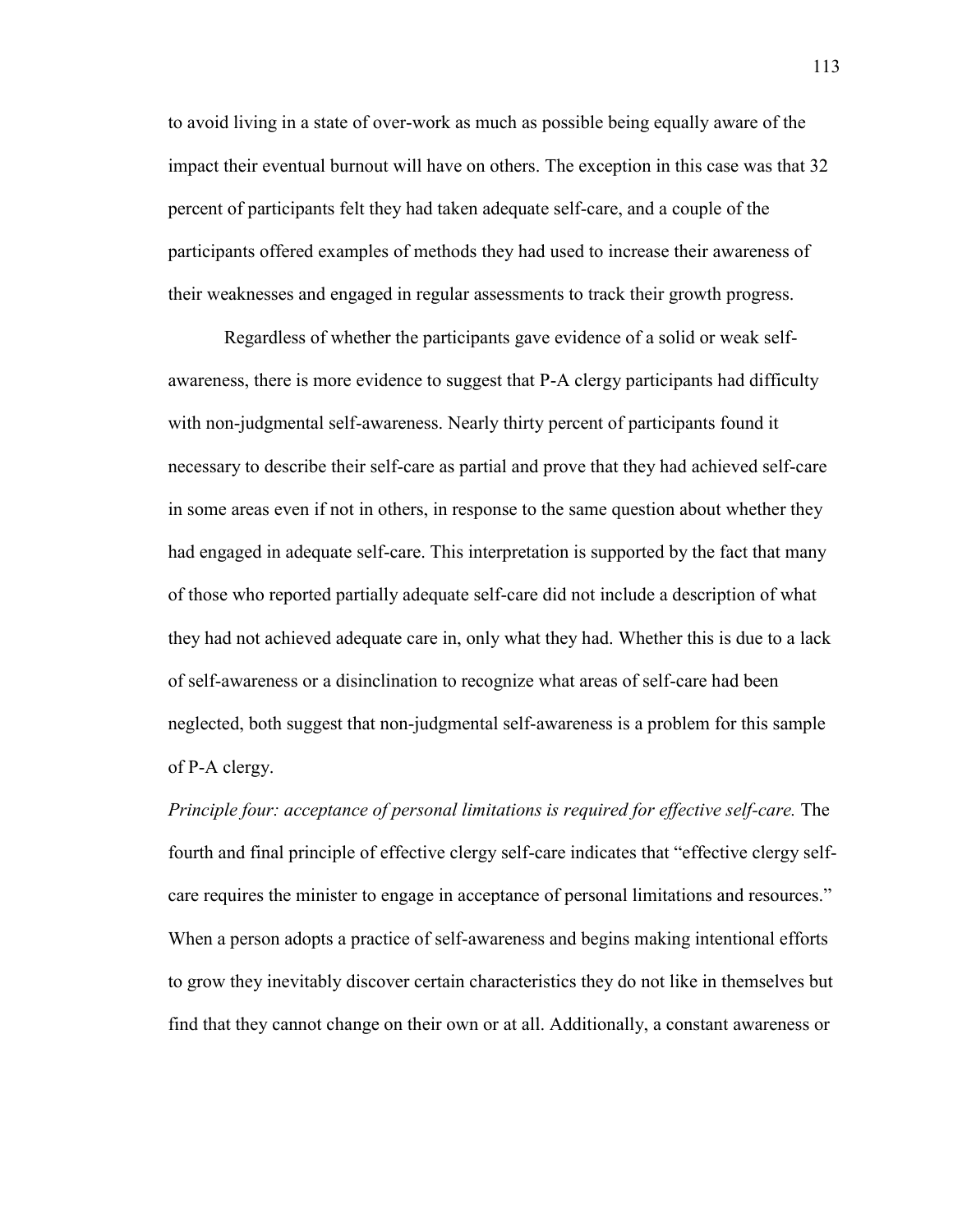to avoid living in a state of over-work as much as possible being equally aware of the impact their eventual burnout will have on others. The exception in this case was that 32 percent of participants felt they had taken adequate self-care, and a couple of the participants offered examples of methods they had used to increase their awareness of their weaknesses and engaged in regular assessments to track their growth progress.

Regardless of whether the participants gave evidence of a solid or weak self-awareness, there is more evidence to suggest that P-A clergy participants had difficulty with non-judgmental self-awareness. Nearly thirty percent of participants found it necessary to describe their self-care as partial and prove that they had achieved self-care in some areas even if not in others, in response to the same question about whether they had engaged in adequate self-care. This interpretation is supported by the fact that many of those who reported partially adequate self-care did not include a description of what they had not achieved adequate care in, only what they had. Whether this is due to a lack of self-awareness or a disinclination to recognize what areas of self-care had been neglected, both suggest that non-judgmental self-awareness is a problem for this sample of P-A clergy.

*Principle four: acceptance of personal limitations is required for effective self-care.* The fourth and final principle of effective clergy self-care indicates that "effective clergy self-care requires the minister to engage in acceptance of personal limitations and resources." When a person adopts a practice of self-awareness and begins making intentional efforts to grow they inevitably discover certain characteristics they do not like in themselves but find that they cannot change on their own or at all. Additionally, a constant awareness or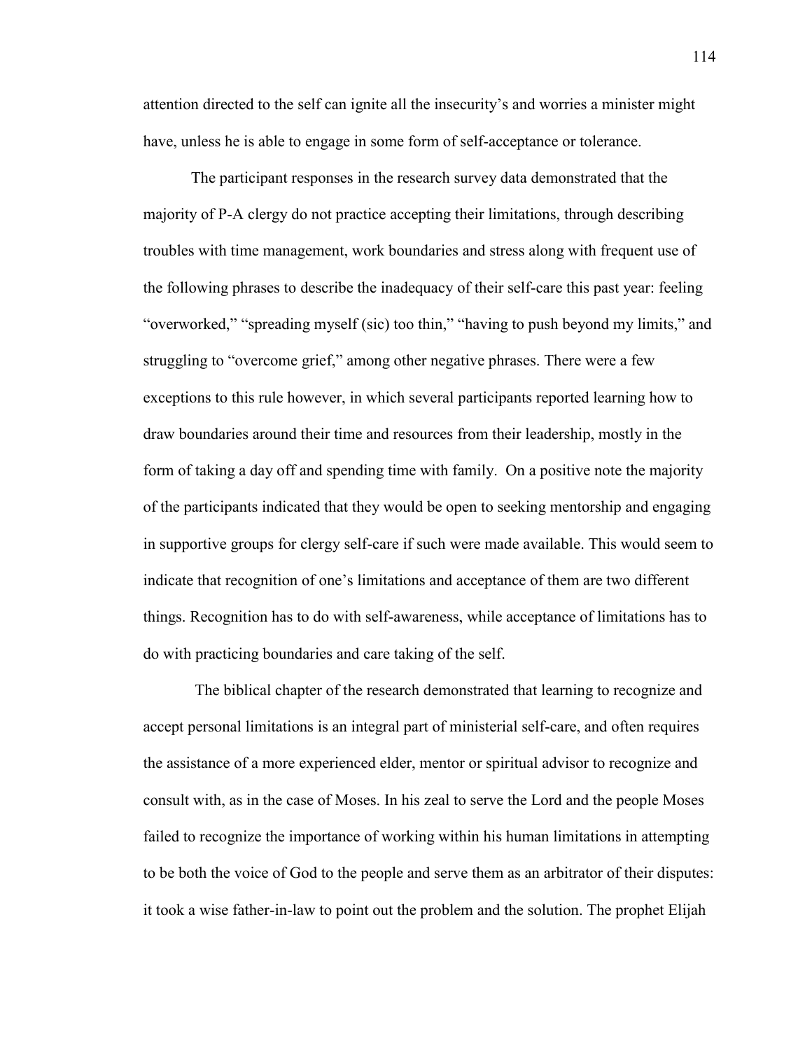attention directed to the self can ignite all the insecurity's and worries a minister might have, unless he is able to engage in some form of self-acceptance or tolerance.

The participant responses in the research survey data demonstrated that the majority of P-A clergy do not practice accepting their limitations, through describing troubles with time management, work boundaries and stress along with frequent use of the following phrases to describe the inadequacy of their self-care this past year: feeling "overworked," "spreading myself (sic) too thin," "having to push beyond my limits," and struggling to "overcome grief," among other negative phrases. There were a few exceptions to this rule however, in which several participants reported learning how to draw boundaries around their time and resources from their leadership, mostly in the form of taking a day off and spending time with family. On a positive note the majority of the participants indicated that they would be open to seeking mentorship and engaging in supportive groups for clergy self-care if such were made available. This would seem to indicate that recognition of one's limitations and acceptance of them are two different things. Recognition has to do with self-awareness, while acceptance of limitations has to do with practicing boundaries and care taking of the self.

The biblical chapter of the research demonstrated that learning to recognize and accept personal limitations is an integral part of ministerial self-care, and often requires the assistance of a more experienced elder, mentor or spiritual advisor to recognize and consult with, as in the case of Moses. In his zeal to serve the Lord and the people Moses failed to recognize the importance of working within his human limitations in attempting to be both the voice of God to the people and serve them as an arbitrator of their disputes: it took a wise father-in-law to point out the problem and the solution. The prophet Elijah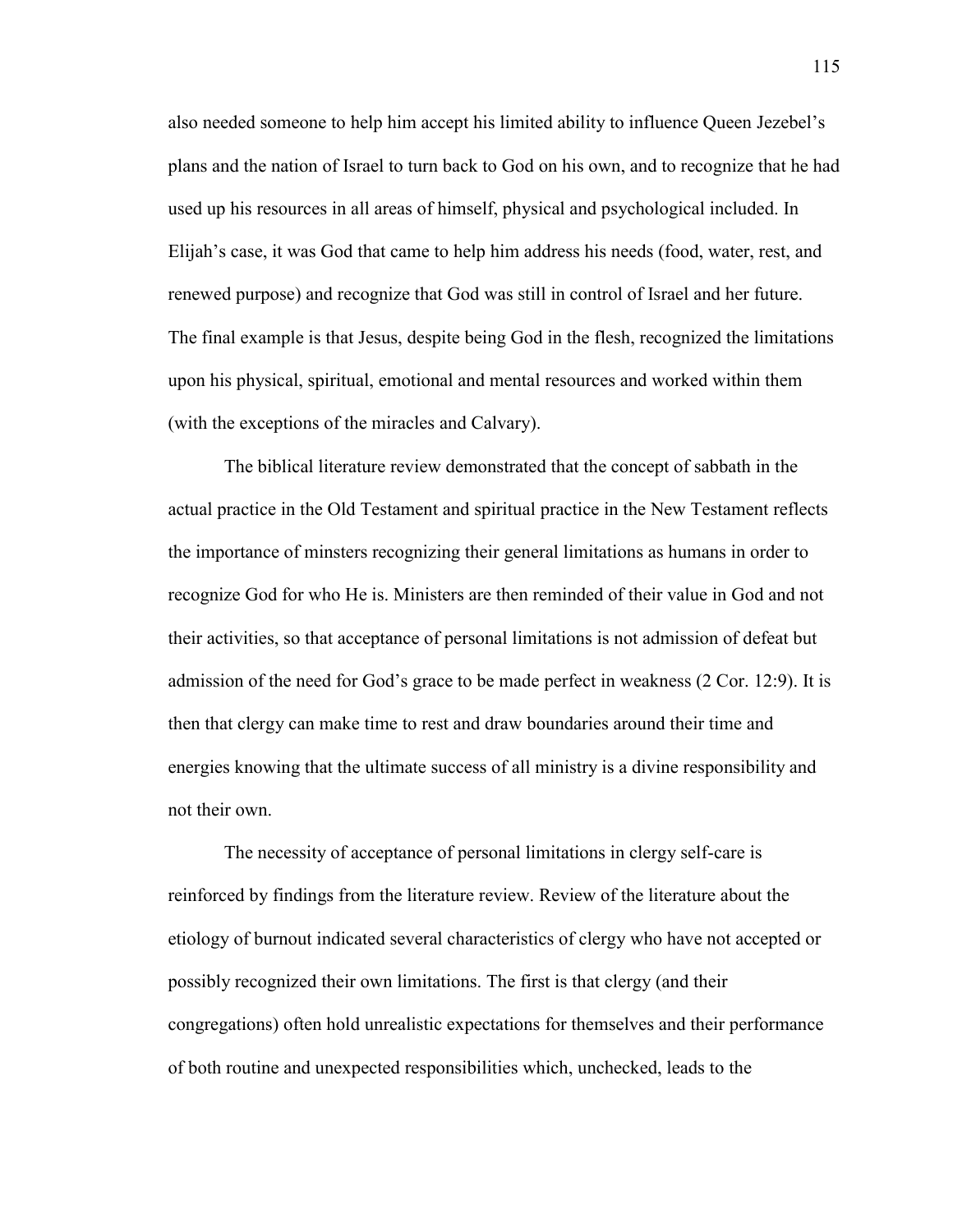also needed someone to help him accept his limited ability to influence Queen Jezebel's plans and the nation of Israel to turn back to God on his own, and to recognize that he had used up his resources in all areas of himself, physical and psychological included. In Elijah's case, it was God that came to help him address his needs (food, water, rest, and renewed purpose) and recognize that God was still in control of Israel and her future. The final example is that Jesus, despite being God in the flesh, recognized the limitations upon his physical, spiritual, emotional and mental resources and worked within them (with the exceptions of the miracles and Calvary).

The biblical literature review demonstrated that the concept of sabbath in the actual practice in the Old Testament and spiritual practice in the New Testament reflects the importance of minsters recognizing their general limitations as humans in order to recognize God for who He is. Ministers are then reminded of their value in God and not their activities, so that acceptance of personal limitations is not admission of defeat but admission of the need for God's grace to be made perfect in weakness (2 Cor. 12:9). It is then that clergy can make time to rest and draw boundaries around their time and energies knowing that the ultimate success of all ministry is a divine responsibility and not their own.

The necessity of acceptance of personal limitations in clergy self-care is reinforced by findings from the literature review. Review of the literature about the etiology of burnout indicated several characteristics of clergy who have not accepted or possibly recognized their own limitations. The first is that clergy (and their congregations) often hold unrealistic expectations for themselves and their performance of both routine and unexpected responsibilities which, unchecked, leads to the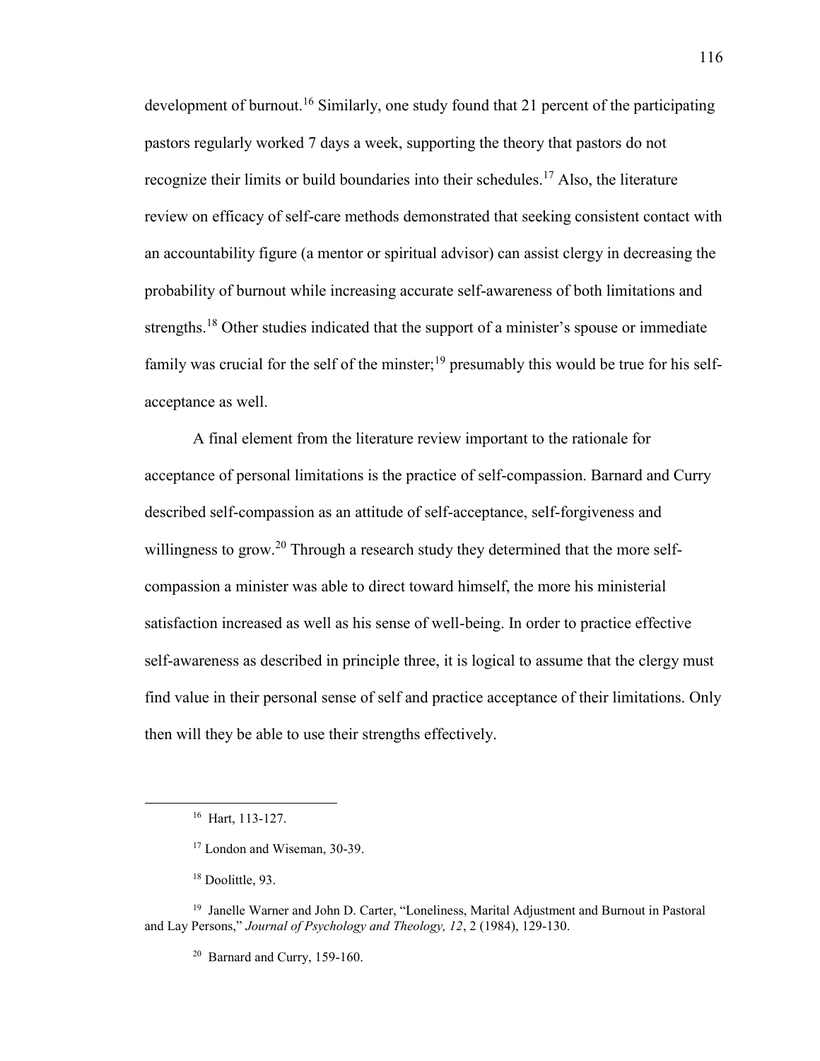development of burnout.[16] Similarly, one study found that 21 percent of the participating pastors regularly worked 7 days a week, supporting the theory that pastors do not recognize their limits or build boundaries into their schedules.[17] Also, the literature review on efficacy of self-care methods demonstrated that seeking consistent contact with an accountability figure (a mentor or spiritual advisor) can assist clergy in decreasing the probability of burnout while increasing accurate self-awareness of both limitations and strengths.[18] Other studies indicated that the support of a minister's spouse or immediate family was crucial for the self of the minster;[19] presumably this would be true for his self-acceptance as well.

A final element from the literature review important to the rationale for acceptance of personal limitations is the practice of self-compassion. Barnard and Curry described self-compassion as an attitude of self-acceptance, self-forgiveness and willingness to grow.[20] Through a research study they determined that the more self-compassion a minister was able to direct toward himself, the more his ministerial satisfaction increased as well as his sense of well-being. In order to practice effective self-awareness as described in principle three, it is logical to assume that the clergy must find value in their personal sense of self and practice acceptance of their limitations. Only then will they be able to use their strengths effectively.

---

[16] Hart, 113-127.

[17] London and Wiseman, 30-39.

[18] Doolittle, 93.

[19] Janelle Warner and John D. Carter, "Loneliness, Marital Adjustment and Burnout in Pastoral and Lay Persons," *Journal of Psychology and Theology, 12*, 2 (1984), 129-130.

[20] Barnard and Curry, 159-160.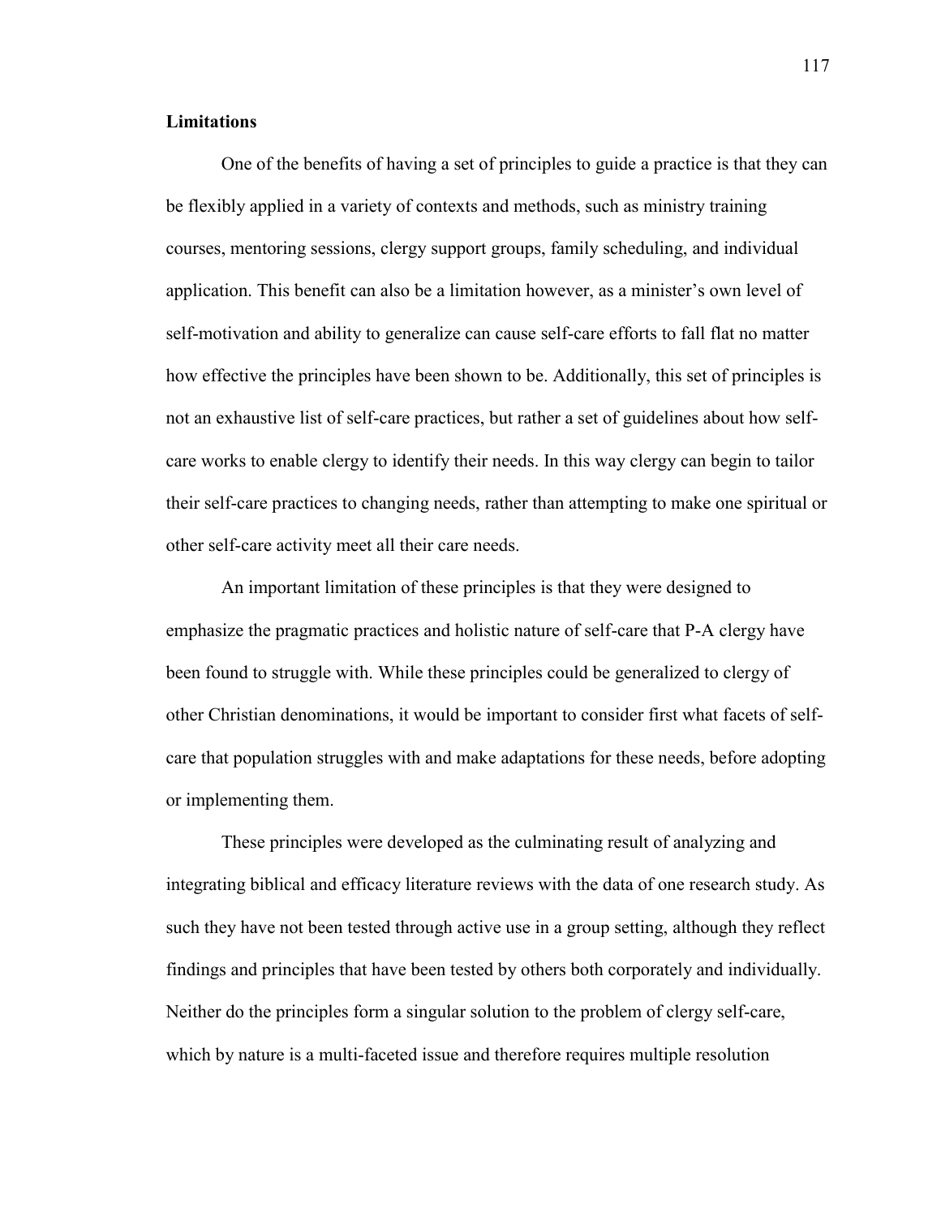**Limitations**

One of the benefits of having a set of principles to guide a practice is that they can be flexibly applied in a variety of contexts and methods, such as ministry training courses, mentoring sessions, clergy support groups, family scheduling, and individual application. This benefit can also be a limitation however, as a minister's own level of self-motivation and ability to generalize can cause self-care efforts to fall flat no matter how effective the principles have been shown to be. Additionally, this set of principles is not an exhaustive list of self-care practices, but rather a set of guidelines about how self-care works to enable clergy to identify their needs. In this way clergy can begin to tailor their self-care practices to changing needs, rather than attempting to make one spiritual or other self-care activity meet all their care needs.

An important limitation of these principles is that they were designed to emphasize the pragmatic practices and holistic nature of self-care that P-A clergy have been found to struggle with. While these principles could be generalized to clergy of other Christian denominations, it would be important to consider first what facets of self-care that population struggles with and make adaptations for these needs, before adopting or implementing them.

These principles were developed as the culminating result of analyzing and integrating biblical and efficacy literature reviews with the data of one research study. As such they have not been tested through active use in a group setting, although they reflect findings and principles that have been tested by others both corporately and individually. Neither do the principles form a singular solution to the problem of clergy self-care, which by nature is a multi-faceted issue and therefore requires multiple resolution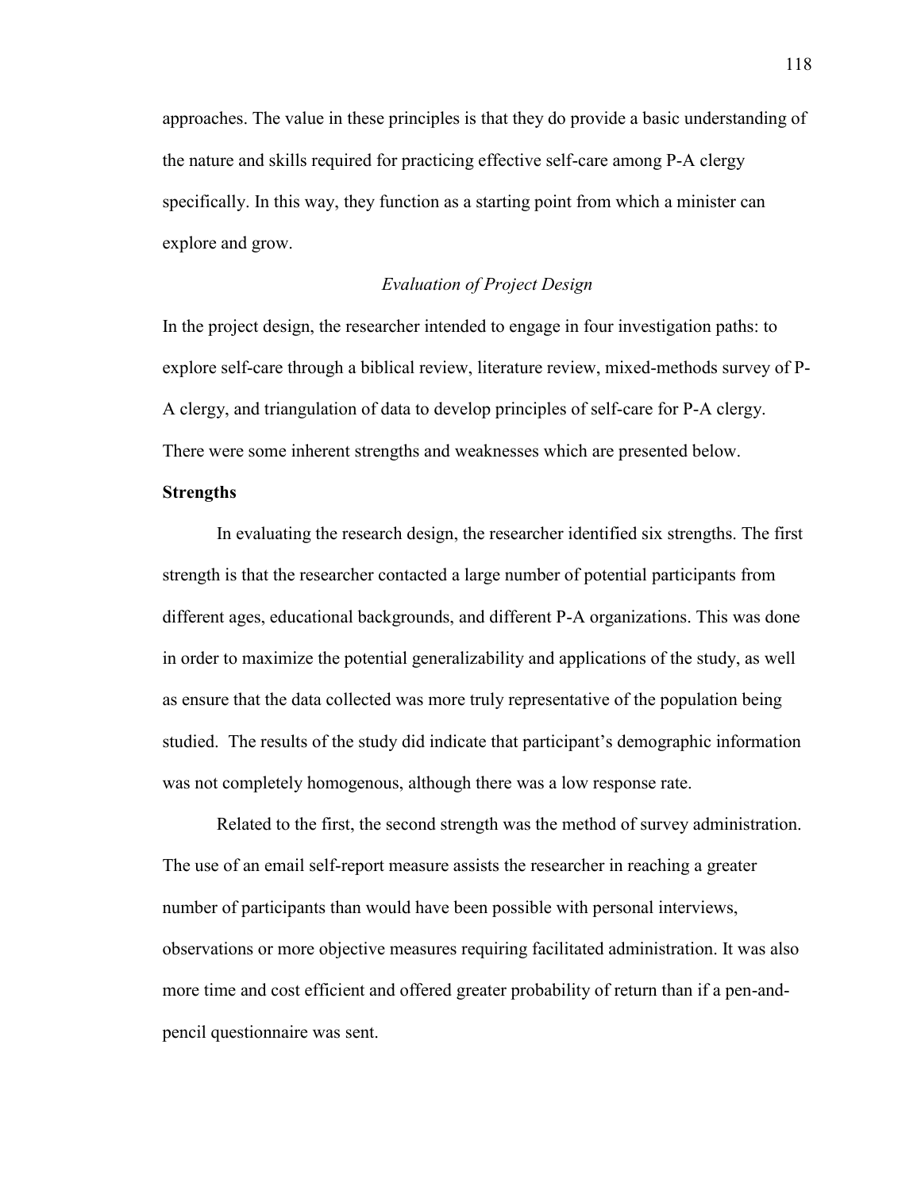approaches. The value in these principles is that they do provide a basic understanding of the nature and skills required for practicing effective self-care among P-A clergy specifically. In this way, they function as a starting point from which a minister can explore and grow.

## *Evaluation of Project Design*

In the project design, the researcher intended to engage in four investigation paths: to explore self-care through a biblical review, literature review, mixed-methods survey of P-A clergy, and triangulation of data to develop principles of self-care for P-A clergy. There were some inherent strengths and weaknesses which are presented below.

### Strengths

In evaluating the research design, the researcher identified six strengths. The first strength is that the researcher contacted a large number of potential participants from different ages, educational backgrounds, and different P-A organizations. This was done in order to maximize the potential generalizability and applications of the study, as well as ensure that the data collected was more truly representative of the population being studied. The results of the study did indicate that participant's demographic information was not completely homogenous, although there was a low response rate.

Related to the first, the second strength was the method of survey administration. The use of an email self-report measure assists the researcher in reaching a greater number of participants than would have been possible with personal interviews, observations or more objective measures requiring facilitated administration. It was also more time and cost efficient and offered greater probability of return than if a pen-and-pencil questionnaire was sent.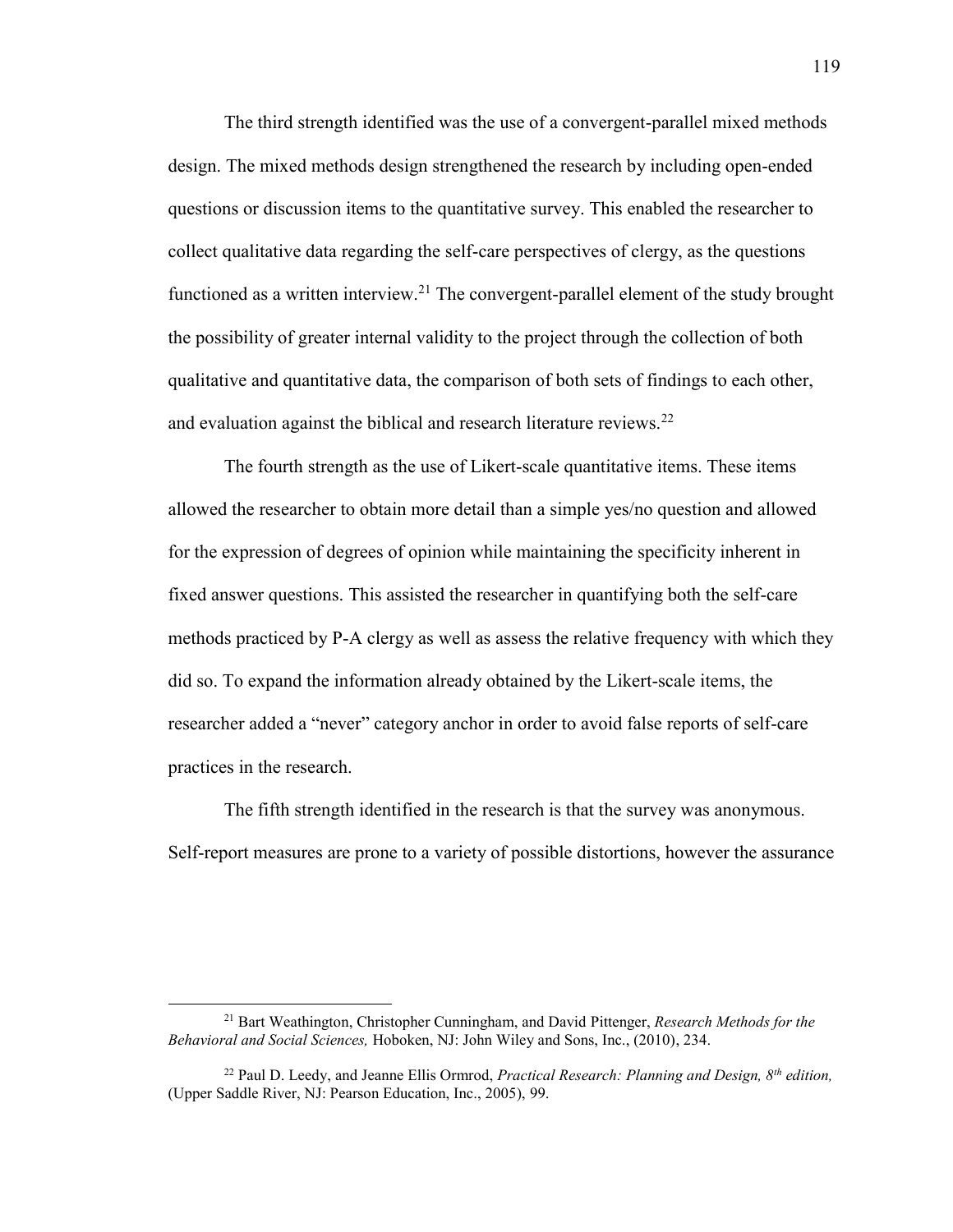The third strength identified was the use of a convergent-parallel mixed methods design. The mixed methods design strengthened the research by including open-ended questions or discussion items to the quantitative survey. This enabled the researcher to collect qualitative data regarding the self-care perspectives of clergy, as the questions functioned as a written interview.[21] The convergent-parallel element of the study brought the possibility of greater internal validity to the project through the collection of both qualitative and quantitative data, the comparison of both sets of findings to each other, and evaluation against the biblical and research literature reviews.[22]

The fourth strength as the use of Likert-scale quantitative items. These items allowed the researcher to obtain more detail than a simple yes/no question and allowed for the expression of degrees of opinion while maintaining the specificity inherent in fixed answer questions. This assisted the researcher in quantifying both the self-care methods practiced by P-A clergy as well as assess the relative frequency with which they did so. To expand the information already obtained by the Likert-scale items, the researcher added a "never" category anchor in order to avoid false reports of self-care practices in the research.

The fifth strength identified in the research is that the survey was anonymous. Self-report measures are prone to a variety of possible distortions, however the assurance

---

[21] Bart Weathington, Christopher Cunningham, and David Pittenger, *Research Methods for the Behavioral and Social Sciences,* Hoboken, NJ: John Wiley and Sons, Inc., (2010), 234.

[22] Paul D. Leedy, and Jeanne Ellis Ormrod, *Practical Research: Planning and Design, 8th edition,* (Upper Saddle River, NJ: Pearson Education, Inc., 2005), 99.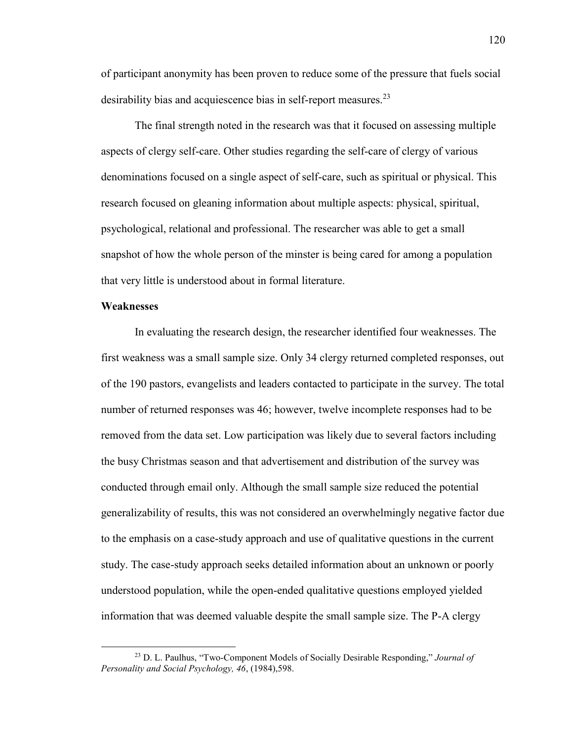of participant anonymity has been proven to reduce some of the pressure that fuels social desirability bias and acquiescence bias in self-report measures.[23]

The final strength noted in the research was that it focused on assessing multiple aspects of clergy self-care. Other studies regarding the self-care of clergy of various denominations focused on a single aspect of self-care, such as spiritual or physical. This research focused on gleaning information about multiple aspects: physical, spiritual, psychological, relational and professional. The researcher was able to get a small snapshot of how the whole person of the minster is being cared for among a population that very little is understood about in formal literature.

**Weaknesses**

In evaluating the research design, the researcher identified four weaknesses. The first weakness was a small sample size. Only 34 clergy returned completed responses, out of the 190 pastors, evangelists and leaders contacted to participate in the survey. The total number of returned responses was 46; however, twelve incomplete responses had to be removed from the data set. Low participation was likely due to several factors including the busy Christmas season and that advertisement and distribution of the survey was conducted through email only. Although the small sample size reduced the potential generalizability of results, this was not considered an overwhelmingly negative factor due to the emphasis on a case-study approach and use of qualitative questions in the current study. The case-study approach seeks detailed information about an unknown or poorly understood population, while the open-ended qualitative questions employed yielded information that was deemed valuable despite the small sample size. The P-A clergy

---

[23] D. L. Paulhus, "Two-Component Models of Socially Desirable Responding," *Journal of Personality and Social Psychology, 46*, (1984),598.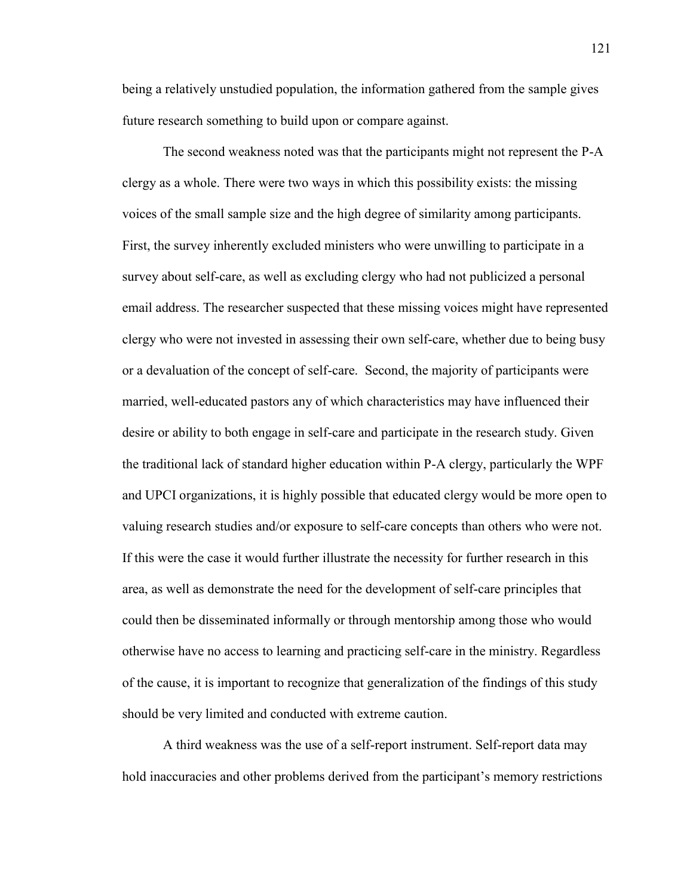being a relatively unstudied population, the information gathered from the sample gives future research something to build upon or compare against.

The second weakness noted was that the participants might not represent the P-A clergy as a whole. There were two ways in which this possibility exists: the missing voices of the small sample size and the high degree of similarity among participants. First, the survey inherently excluded ministers who were unwilling to participate in a survey about self-care, as well as excluding clergy who had not publicized a personal email address. The researcher suspected that these missing voices might have represented clergy who were not invested in assessing their own self-care, whether due to being busy or a devaluation of the concept of self-care. Second, the majority of participants were married, well-educated pastors any of which characteristics may have influenced their desire or ability to both engage in self-care and participate in the research study. Given the traditional lack of standard higher education within P-A clergy, particularly the WPF and UPCI organizations, it is highly possible that educated clergy would be more open to valuing research studies and/or exposure to self-care concepts than others who were not. If this were the case it would further illustrate the necessity for further research in this area, as well as demonstrate the need for the development of self-care principles that could then be disseminated informally or through mentorship among those who would otherwise have no access to learning and practicing self-care in the ministry. Regardless of the cause, it is important to recognize that generalization of the findings of this study should be very limited and conducted with extreme caution.

A third weakness was the use of a self-report instrument. Self-report data may hold inaccuracies and other problems derived from the participant's memory restrictions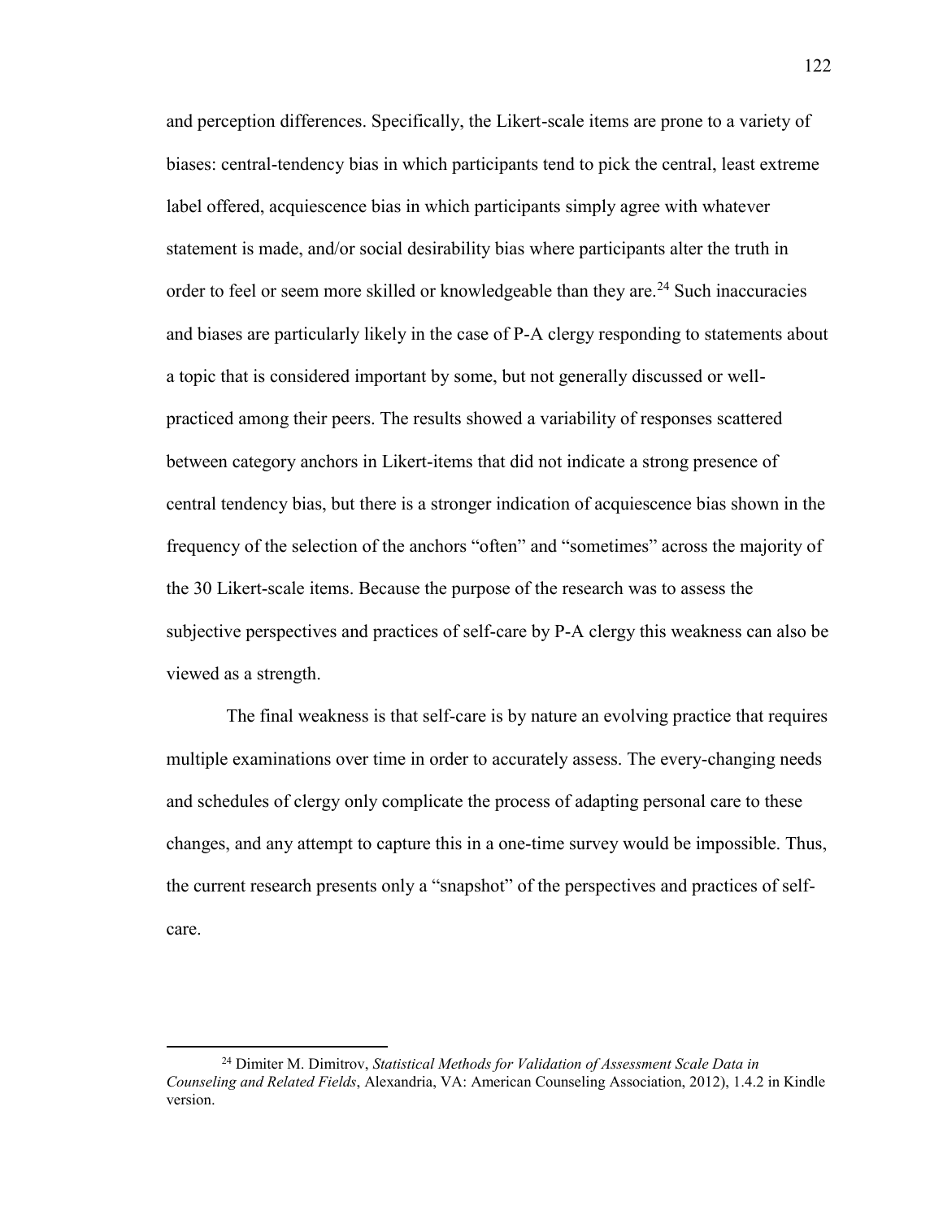and perception differences. Specifically, the Likert-scale items are prone to a variety of biases: central-tendency bias in which participants tend to pick the central, least extreme label offered, acquiescence bias in which participants simply agree with whatever statement is made, and/or social desirability bias where participants alter the truth in order to feel or seem more skilled or knowledgeable than they are.[24] Such inaccuracies and biases are particularly likely in the case of P-A clergy responding to statements about a topic that is considered important by some, but not generally discussed or well-practiced among their peers. The results showed a variability of responses scattered between category anchors in Likert-items that did not indicate a strong presence of central tendency bias, but there is a stronger indication of acquiescence bias shown in the frequency of the selection of the anchors "often" and "sometimes" across the majority of the 30 Likert-scale items. Because the purpose of the research was to assess the subjective perspectives and practices of self-care by P-A clergy this weakness can also be viewed as a strength.

The final weakness is that self-care is by nature an evolving practice that requires multiple examinations over time in order to accurately assess. The every-changing needs and schedules of clergy only complicate the process of adapting personal care to these changes, and any attempt to capture this in a one-time survey would be impossible. Thus, the current research presents only a "snapshot" of the perspectives and practices of self-care.

---

[24] Dimiter M. Dimitrov, *Statistical Methods for Validation of Assessment Scale Data in Counseling and Related Fields*, Alexandria, VA: American Counseling Association, 2012), 1.4.2 in Kindle version.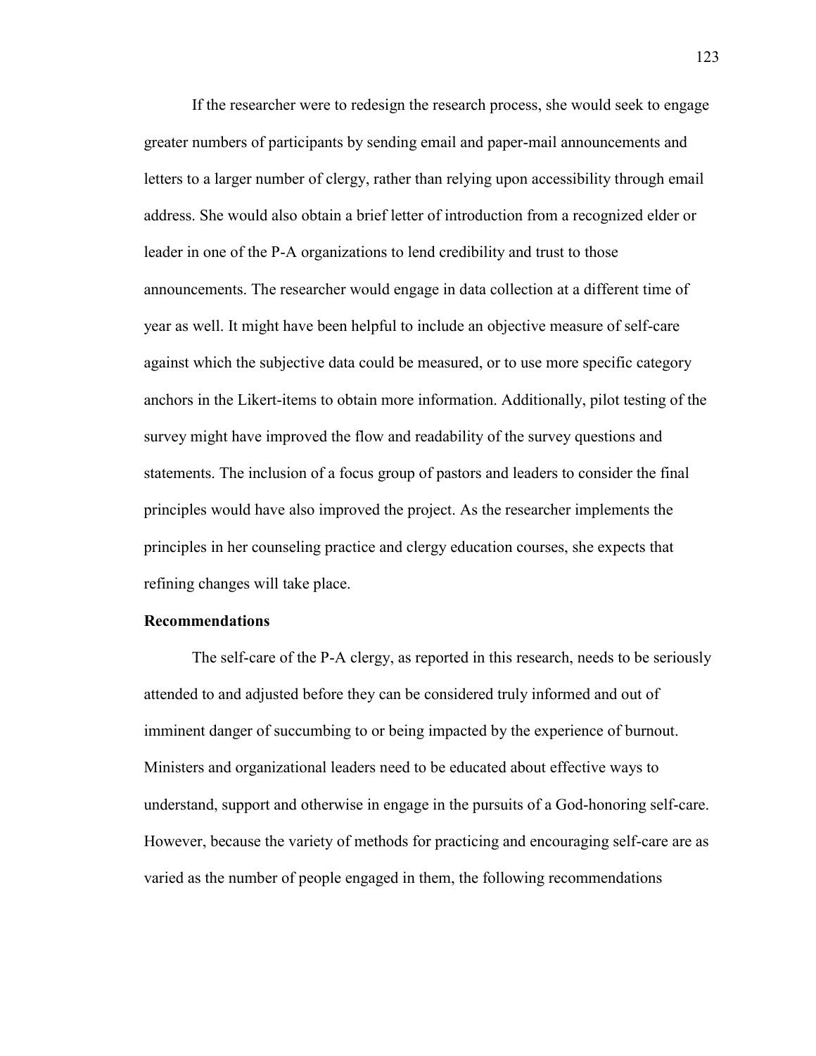If the researcher were to redesign the research process, she would seek to engage greater numbers of participants by sending email and paper-mail announcements and letters to a larger number of clergy, rather than relying upon accessibility through email address. She would also obtain a brief letter of introduction from a recognized elder or leader in one of the P-A organizations to lend credibility and trust to those announcements. The researcher would engage in data collection at a different time of year as well. It might have been helpful to include an objective measure of self-care against which the subjective data could be measured, or to use more specific category anchors in the Likert-items to obtain more information. Additionally, pilot testing of the survey might have improved the flow and readability of the survey questions and statements. The inclusion of a focus group of pastors and leaders to consider the final principles would have also improved the project. As the researcher implements the principles in her counseling practice and clergy education courses, she expects that refining changes will take place.

**Recommendations**

The self-care of the P-A clergy, as reported in this research, needs to be seriously attended to and adjusted before they can be considered truly informed and out of imminent danger of succumbing to or being impacted by the experience of burnout. Ministers and organizational leaders need to be educated about effective ways to understand, support and otherwise in engage in the pursuits of a God-honoring self-care. However, because the variety of methods for practicing and encouraging self-care are as varied as the number of people engaged in them, the following recommendations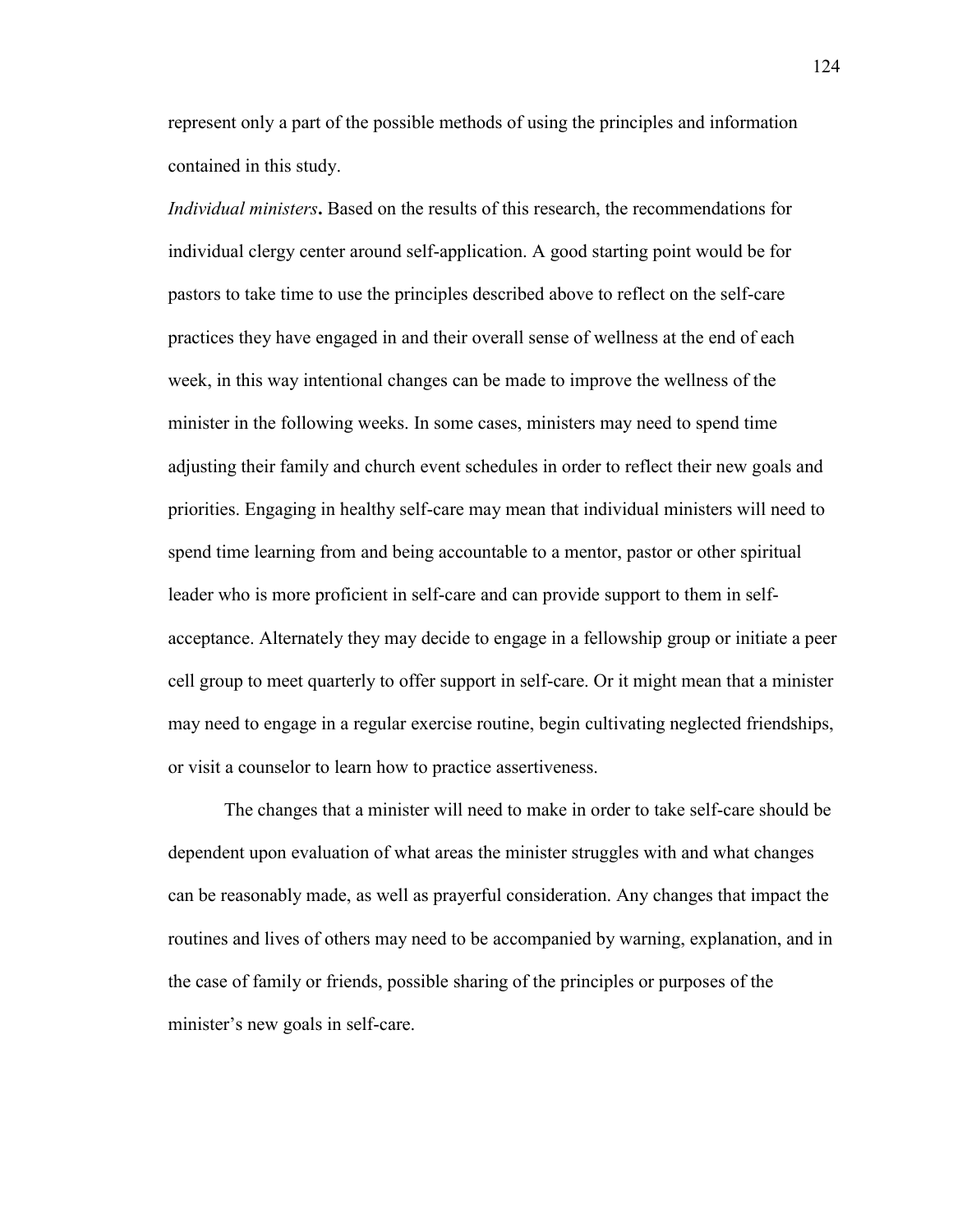represent only a part of the possible methods of using the principles and information contained in this study.

***Individual ministers*.** Based on the results of this research, the recommendations for individual clergy center around self-application. A good starting point would be for pastors to take time to use the principles described above to reflect on the self-care practices they have engaged in and their overall sense of wellness at the end of each week, in this way intentional changes can be made to improve the wellness of the minister in the following weeks. In some cases, ministers may need to spend time adjusting their family and church event schedules in order to reflect their new goals and priorities. Engaging in healthy self-care may mean that individual ministers will need to spend time learning from and being accountable to a mentor, pastor or other spiritual leader who is more proficient in self-care and can provide support to them in self-acceptance. Alternately they may decide to engage in a fellowship group or initiate a peer cell group to meet quarterly to offer support in self-care. Or it might mean that a minister may need to engage in a regular exercise routine, begin cultivating neglected friendships, or visit a counselor to learn how to practice assertiveness.

The changes that a minister will need to make in order to take self-care should be dependent upon evaluation of what areas the minister struggles with and what changes can be reasonably made, as well as prayerful consideration. Any changes that impact the routines and lives of others may need to be accompanied by warning, explanation, and in the case of family or friends, possible sharing of the principles or purposes of the minister's new goals in self-care.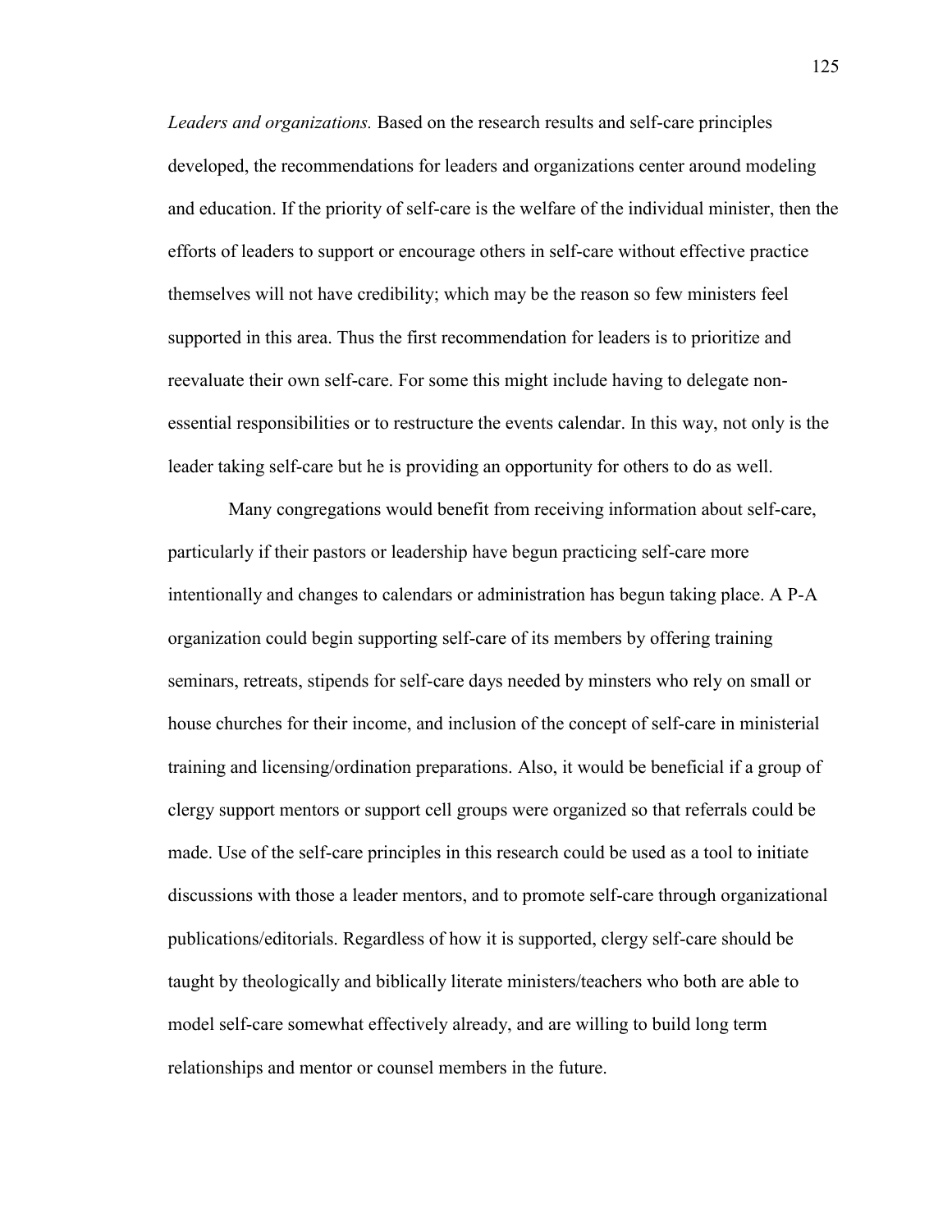*Leaders and organizations.* Based on the research results and self-care principles developed, the recommendations for leaders and organizations center around modeling and education. If the priority of self-care is the welfare of the individual minister, then the efforts of leaders to support or encourage others in self-care without effective practice themselves will not have credibility; which may be the reason so few ministers feel supported in this area. Thus the first recommendation for leaders is to prioritize and reevaluate their own self-care. For some this might include having to delegate non-essential responsibilities or to restructure the events calendar. In this way, not only is the leader taking self-care but he is providing an opportunity for others to do as well.

Many congregations would benefit from receiving information about self-care, particularly if their pastors or leadership have begun practicing self-care more intentionally and changes to calendars or administration has begun taking place. A P-A organization could begin supporting self-care of its members by offering training seminars, retreats, stipends for self-care days needed by minsters who rely on small or house churches for their income, and inclusion of the concept of self-care in ministerial training and licensing/ordination preparations. Also, it would be beneficial if a group of clergy support mentors or support cell groups were organized so that referrals could be made. Use of the self-care principles in this research could be used as a tool to initiate discussions with those a leader mentors, and to promote self-care through organizational publications/editorials. Regardless of how it is supported, clergy self-care should be taught by theologically and biblically literate ministers/teachers who both are able to model self-care somewhat effectively already, and are willing to build long term relationships and mentor or counsel members in the future.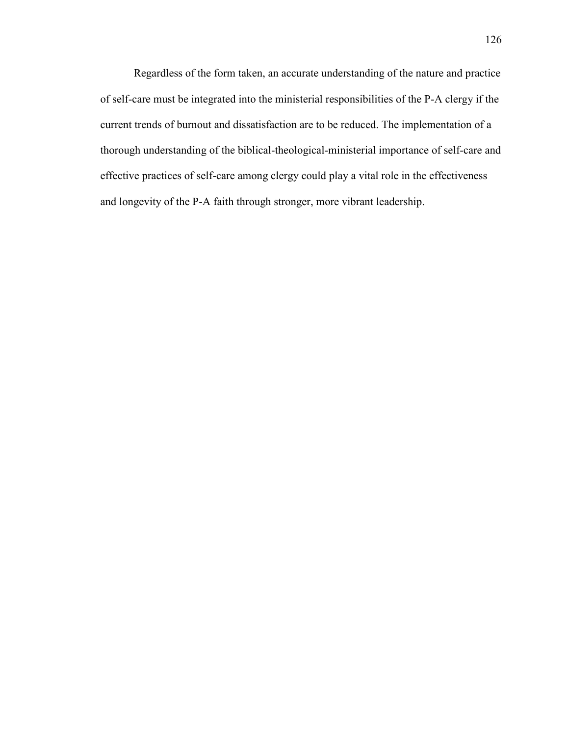Regardless of the form taken, an accurate understanding of the nature and practice of self-care must be integrated into the ministerial responsibilities of the P-A clergy if the current trends of burnout and dissatisfaction are to be reduced. The implementation of a thorough understanding of the biblical-theological-ministerial importance of self-care and effective practices of self-care among clergy could play a vital role in the effectiveness and longevity of the P-A faith through stronger, more vibrant leadership.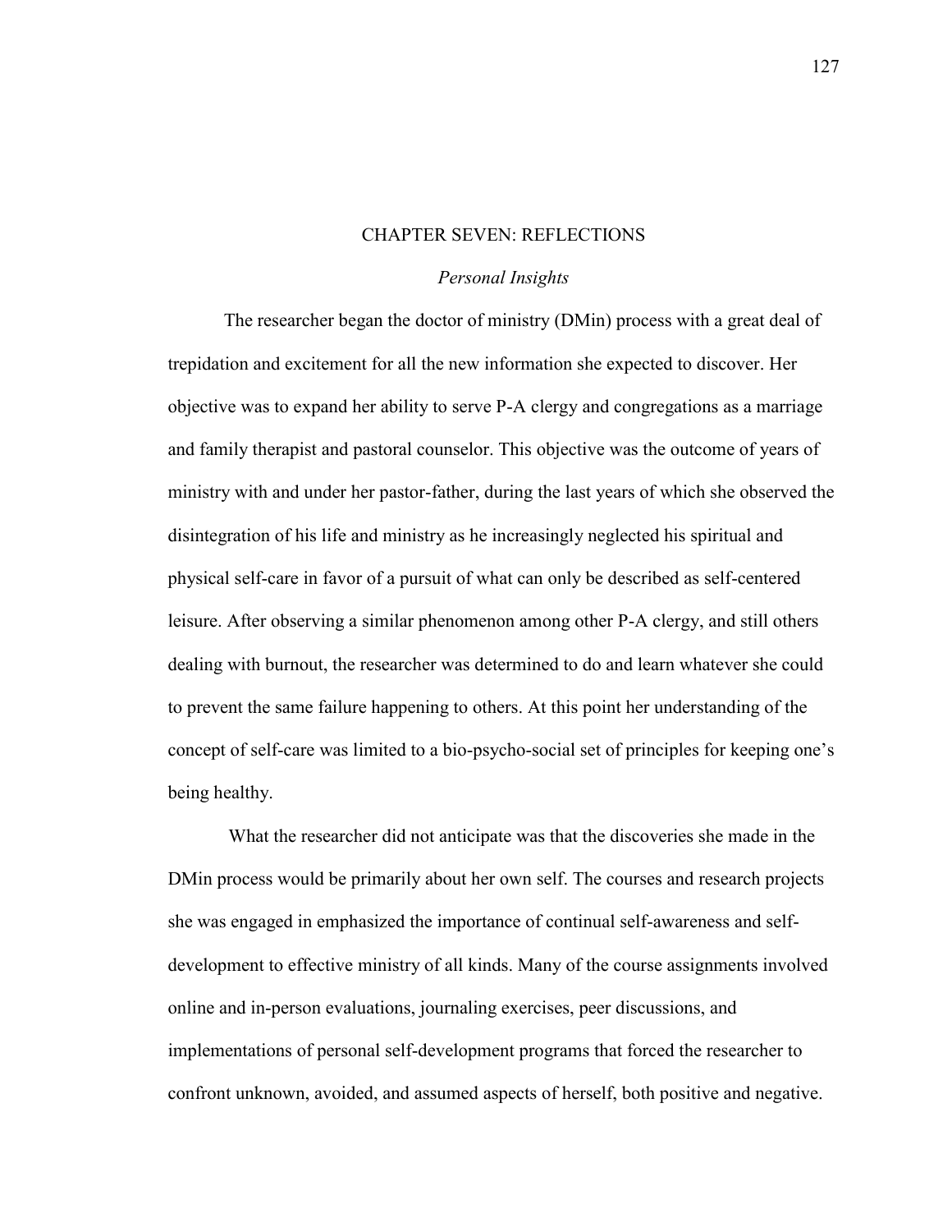# CHAPTER SEVEN: REFLECTIONS

## *Personal Insights*

The researcher began the doctor of ministry (DMin) process with a great deal of trepidation and excitement for all the new information she expected to discover. Her objective was to expand her ability to serve P-A clergy and congregations as a marriage and family therapist and pastoral counselor. This objective was the outcome of years of ministry with and under her pastor-father, during the last years of which she observed the disintegration of his life and ministry as he increasingly neglected his spiritual and physical self-care in favor of a pursuit of what can only be described as self-centered leisure. After observing a similar phenomenon among other P-A clergy, and still others dealing with burnout, the researcher was determined to do and learn whatever she could to prevent the same failure happening to others. At this point her understanding of the concept of self-care was limited to a bio-psycho-social set of principles for keeping one's being healthy.

What the researcher did not anticipate was that the discoveries she made in the DMin process would be primarily about her own self. The courses and research projects she was engaged in emphasized the importance of continual self-awareness and self-development to effective ministry of all kinds. Many of the course assignments involved online and in-person evaluations, journaling exercises, peer discussions, and implementations of personal self-development programs that forced the researcher to confront unknown, avoided, and assumed aspects of herself, both positive and negative.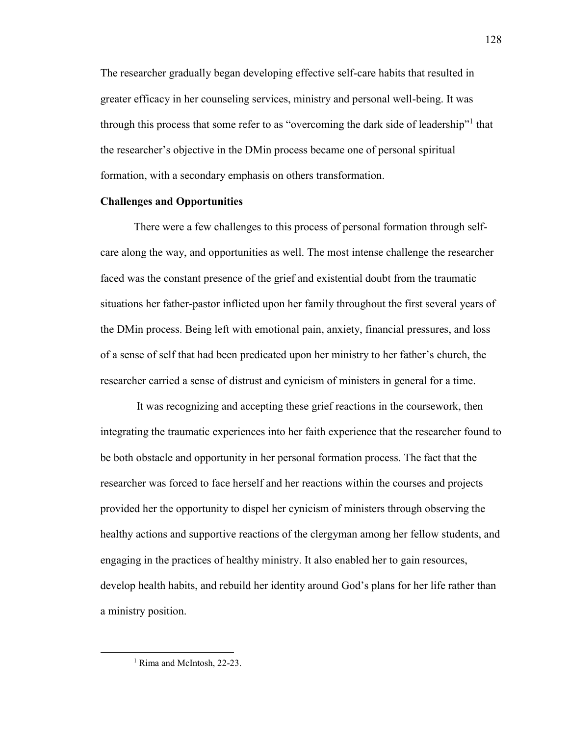The researcher gradually began developing effective self-care habits that resulted in greater efficacy in her counseling services, ministry and personal well-being. It was through this process that some refer to as "overcoming the dark side of leadership"[1] that the researcher's objective in the DMin process became one of personal spiritual formation, with a secondary emphasis on others transformation.

**Challenges and Opportunities**

There were a few challenges to this process of personal formation through self-care along the way, and opportunities as well. The most intense challenge the researcher faced was the constant presence of the grief and existential doubt from the traumatic situations her father-pastor inflicted upon her family throughout the first several years of the DMin process. Being left with emotional pain, anxiety, financial pressures, and loss of a sense of self that had been predicated upon her ministry to her father's church, the researcher carried a sense of distrust and cynicism of ministers in general for a time.

It was recognizing and accepting these grief reactions in the coursework, then integrating the traumatic experiences into her faith experience that the researcher found to be both obstacle and opportunity in her personal formation process. The fact that the researcher was forced to face herself and her reactions within the courses and projects provided her the opportunity to dispel her cynicism of ministers through observing the healthy actions and supportive reactions of the clergyman among her fellow students, and engaging in the practices of healthy ministry. It also enabled her to gain resources, develop health habits, and rebuild her identity around God's plans for her life rather than a ministry position.

[1] Rima and McIntosh, 22-23.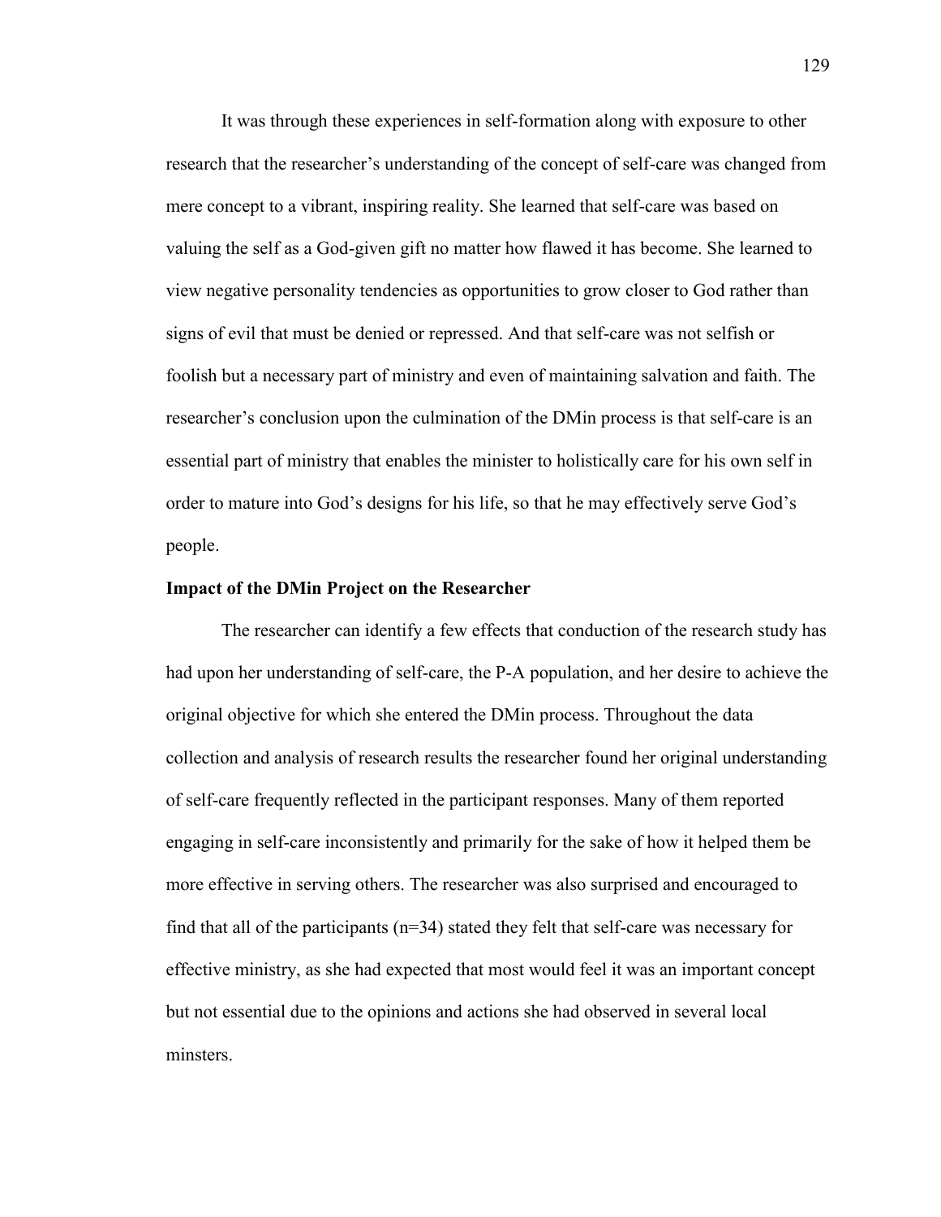It was through these experiences in self-formation along with exposure to other research that the researcher's understanding of the concept of self-care was changed from mere concept to a vibrant, inspiring reality. She learned that self-care was based on valuing the self as a God-given gift no matter how flawed it has become. She learned to view negative personality tendencies as opportunities to grow closer to God rather than signs of evil that must be denied or repressed. And that self-care was not selfish or foolish but a necessary part of ministry and even of maintaining salvation and faith. The researcher's conclusion upon the culmination of the DMin process is that self-care is an essential part of ministry that enables the minister to holistically care for his own self in order to mature into God's designs for his life, so that he may effectively serve God's people.

**Impact of the DMin Project on the Researcher**

The researcher can identify a few effects that conduction of the research study has had upon her understanding of self-care, the P-A population, and her desire to achieve the original objective for which she entered the DMin process. Throughout the data collection and analysis of research results the researcher found her original understanding of self-care frequently reflected in the participant responses. Many of them reported engaging in self-care inconsistently and primarily for the sake of how it helped them be more effective in serving others. The researcher was also surprised and encouraged to find that all of the participants (n=34) stated they felt that self-care was necessary for effective ministry, as she had expected that most would feel it was an important concept but not essential due to the opinions and actions she had observed in several local minsters.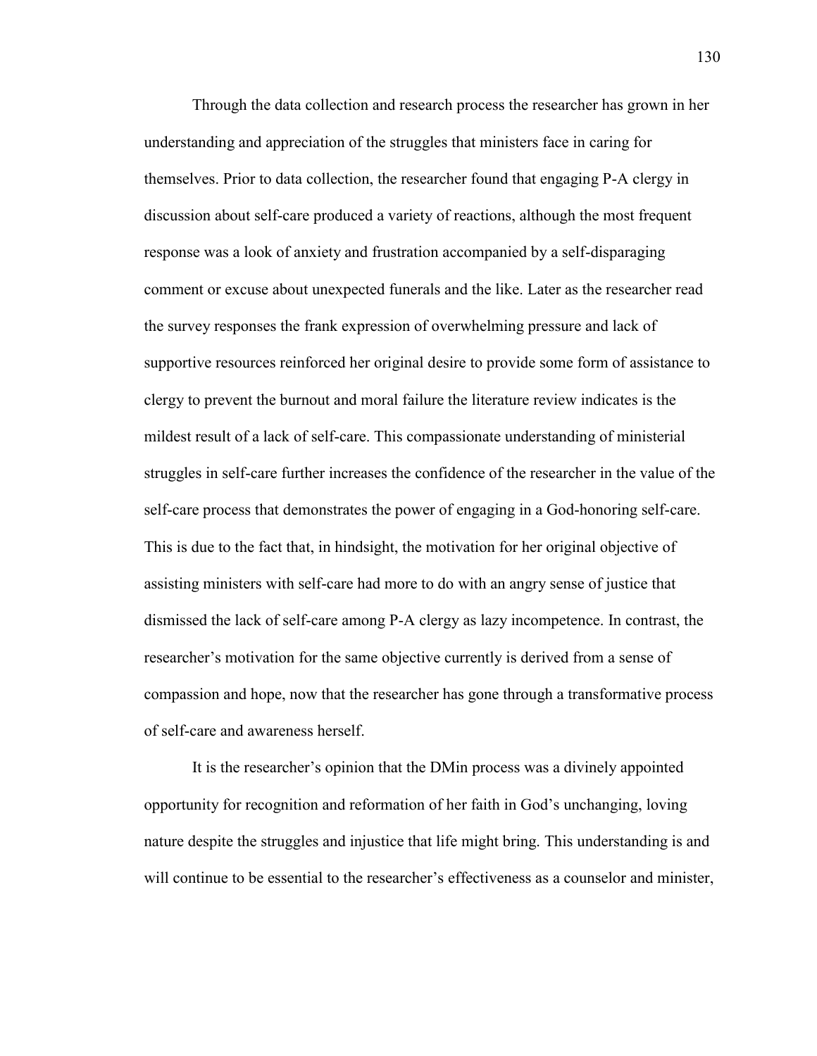Through the data collection and research process the researcher has grown in her understanding and appreciation of the struggles that ministers face in caring for themselves. Prior to data collection, the researcher found that engaging P-A clergy in discussion about self-care produced a variety of reactions, although the most frequent response was a look of anxiety and frustration accompanied by a self-disparaging comment or excuse about unexpected funerals and the like. Later as the researcher read the survey responses the frank expression of overwhelming pressure and lack of supportive resources reinforced her original desire to provide some form of assistance to clergy to prevent the burnout and moral failure the literature review indicates is the mildest result of a lack of self-care. This compassionate understanding of ministerial struggles in self-care further increases the confidence of the researcher in the value of the self-care process that demonstrates the power of engaging in a God-honoring self-care. This is due to the fact that, in hindsight, the motivation for her original objective of assisting ministers with self-care had more to do with an angry sense of justice that dismissed the lack of self-care among P-A clergy as lazy incompetence. In contrast, the researcher's motivation for the same objective currently is derived from a sense of compassion and hope, now that the researcher has gone through a transformative process of self-care and awareness herself.

It is the researcher's opinion that the DMin process was a divinely appointed opportunity for recognition and reformation of her faith in God's unchanging, loving nature despite the struggles and injustice that life might bring. This understanding is and will continue to be essential to the researcher's effectiveness as a counselor and minister,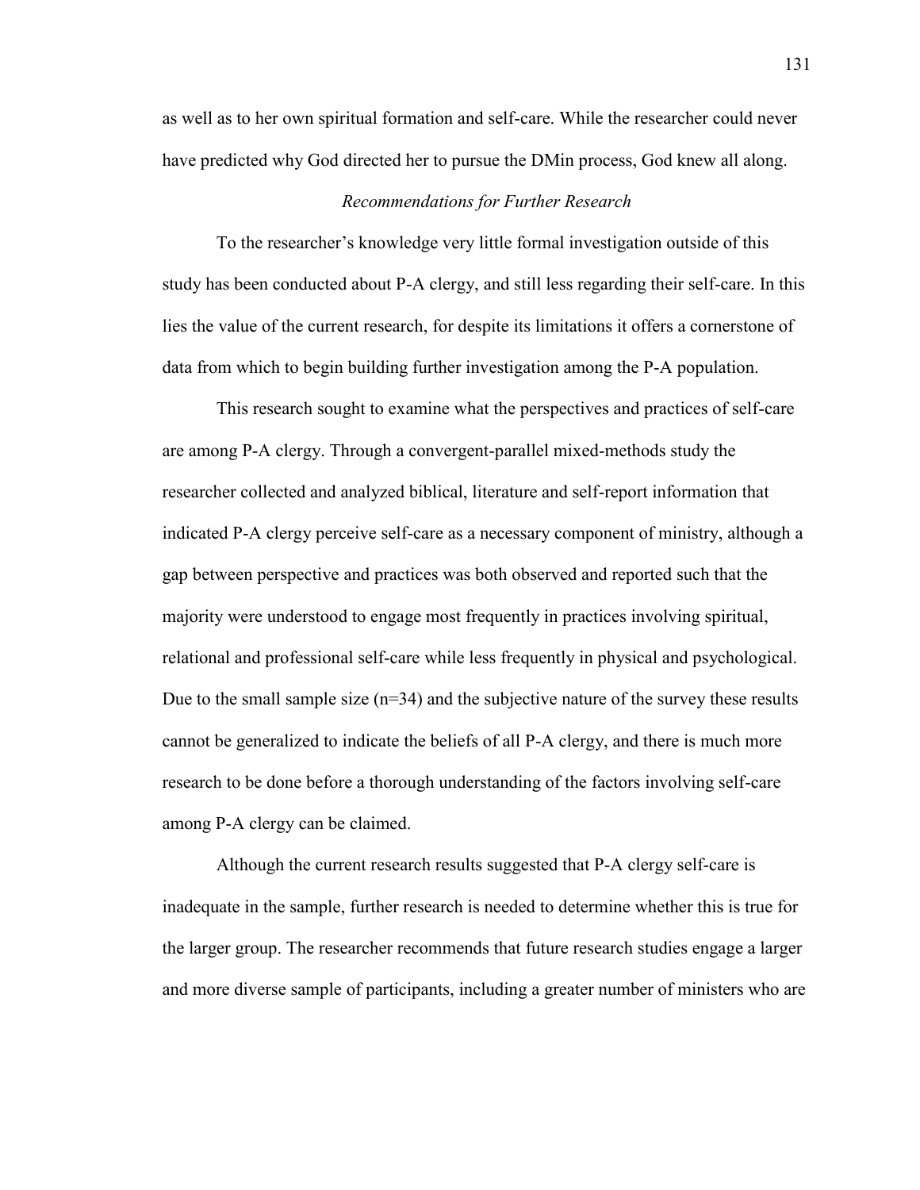as well as to her own spiritual formation and self-care. While the researcher could never have predicted why God directed her to pursue the DMin process, God knew all along.

### *Recommendations for Further Research*

To the researcher's knowledge very little formal investigation outside of this study has been conducted about P-A clergy, and still less regarding their self-care. In this lies the value of the current research, for despite its limitations it offers a cornerstone of data from which to begin building further investigation among the P-A population.

This research sought to examine what the perspectives and practices of self-care are among P-A clergy. Through a convergent-parallel mixed-methods study the researcher collected and analyzed biblical, literature and self-report information that indicated P-A clergy perceive self-care as a necessary component of ministry, although a gap between perspective and practices was both observed and reported such that the majority were understood to engage most frequently in practices involving spiritual, relational and professional self-care while less frequently in physical and psychological. Due to the small sample size (n=34) and the subjective nature of the survey these results cannot be generalized to indicate the beliefs of all P-A clergy, and there is much more research to be done before a thorough understanding of the factors involving self-care among P-A clergy can be claimed.

Although the current research results suggested that P-A clergy self-care is inadequate in the sample, further research is needed to determine whether this is true for the larger group. The researcher recommends that future research studies engage a larger and more diverse sample of participants, including a greater number of ministers who are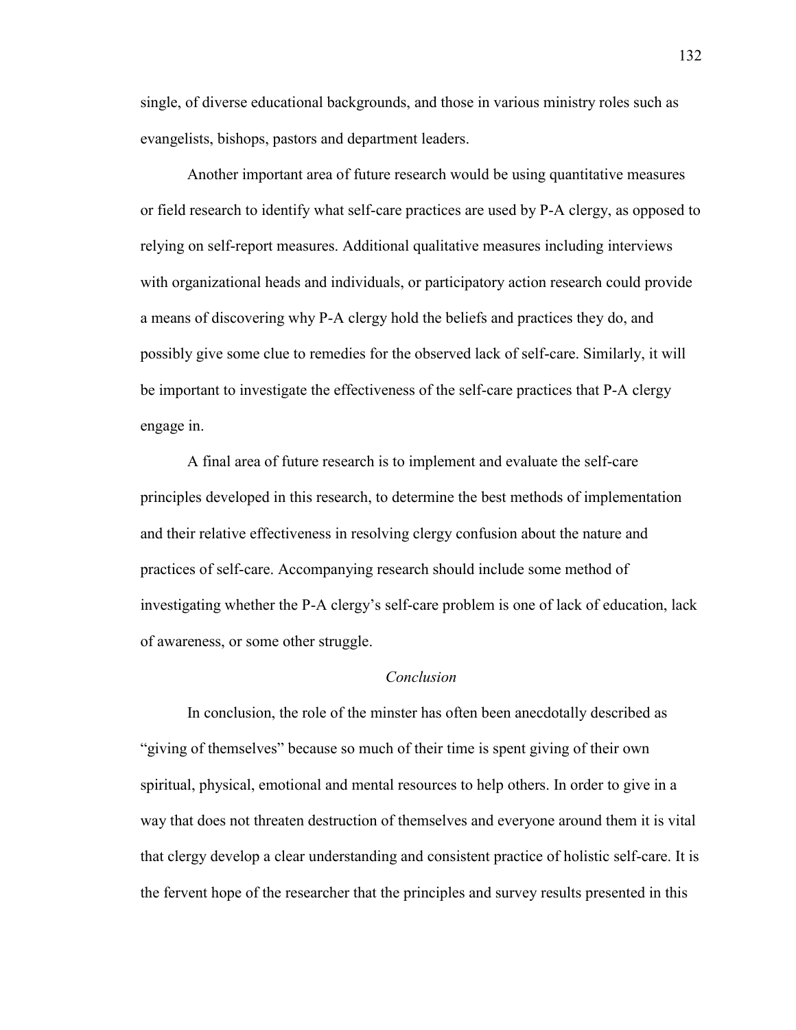single, of diverse educational backgrounds, and those in various ministry roles such as evangelists, bishops, pastors and department leaders.

Another important area of future research would be using quantitative measures or field research to identify what self-care practices are used by P-A clergy, as opposed to relying on self-report measures. Additional qualitative measures including interviews with organizational heads and individuals, or participatory action research could provide a means of discovering why P-A clergy hold the beliefs and practices they do, and possibly give some clue to remedies for the observed lack of self-care. Similarly, it will be important to investigate the effectiveness of the self-care practices that P-A clergy engage in.

A final area of future research is to implement and evaluate the self-care principles developed in this research, to determine the best methods of implementation and their relative effectiveness in resolving clergy confusion about the nature and practices of self-care. Accompanying research should include some method of investigating whether the P-A clergy's self-care problem is one of lack of education, lack of awareness, or some other struggle.

### *Conclusion*

In conclusion, the role of the minster has often been anecdotally described as "giving of themselves" because so much of their time is spent giving of their own spiritual, physical, emotional and mental resources to help others. In order to give in a way that does not threaten destruction of themselves and everyone around them it is vital that clergy develop a clear understanding and consistent practice of holistic self-care. It is the fervent hope of the researcher that the principles and survey results presented in this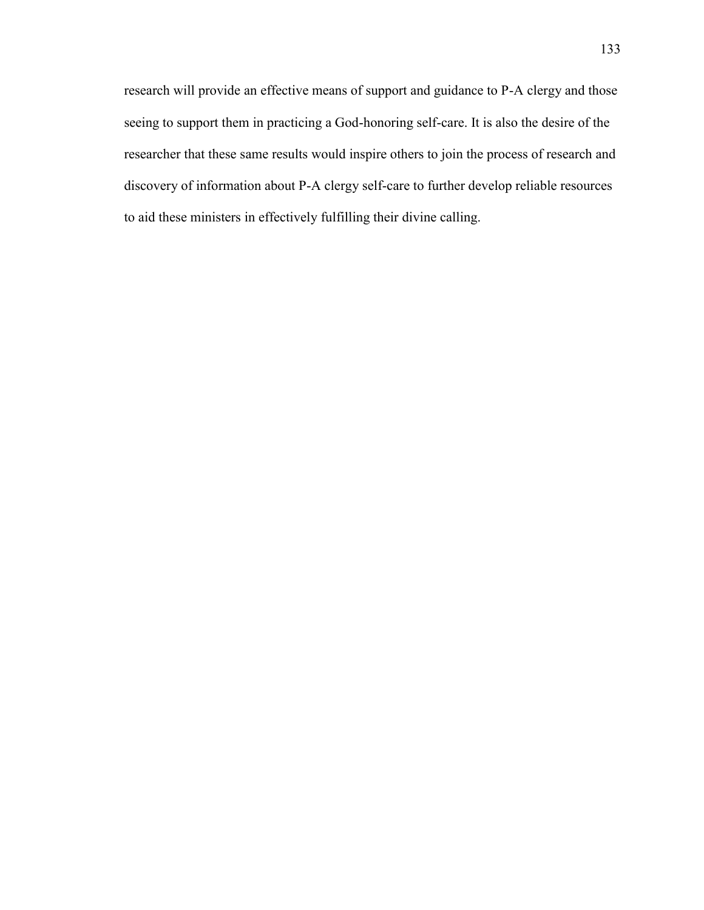research will provide an effective means of support and guidance to P-A clergy and those seeing to support them in practicing a God-honoring self-care. It is also the desire of the researcher that these same results would inspire others to join the process of research and discovery of information about P-A clergy self-care to further develop reliable resources to aid these ministers in effectively fulfilling their divine calling.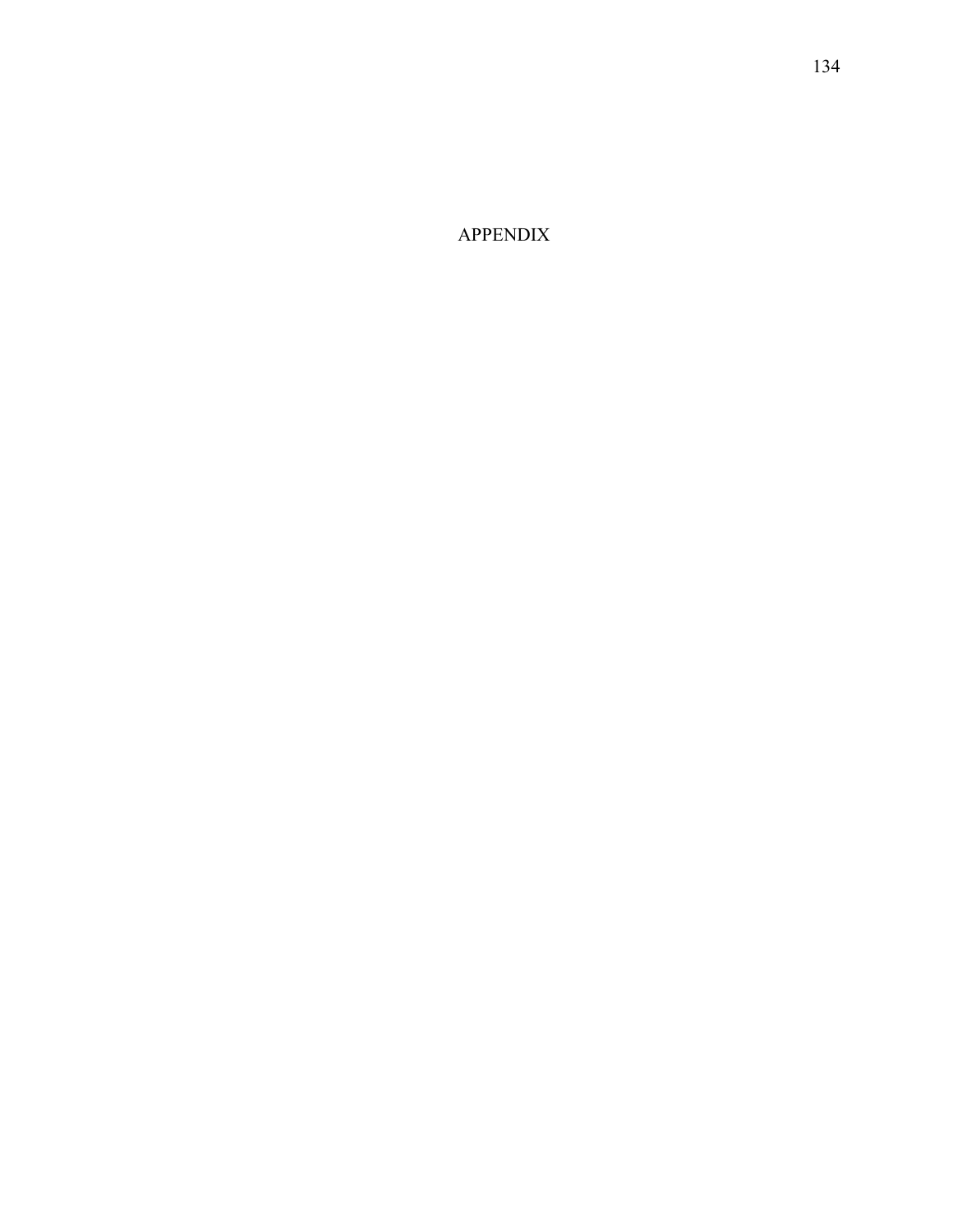# APPENDIX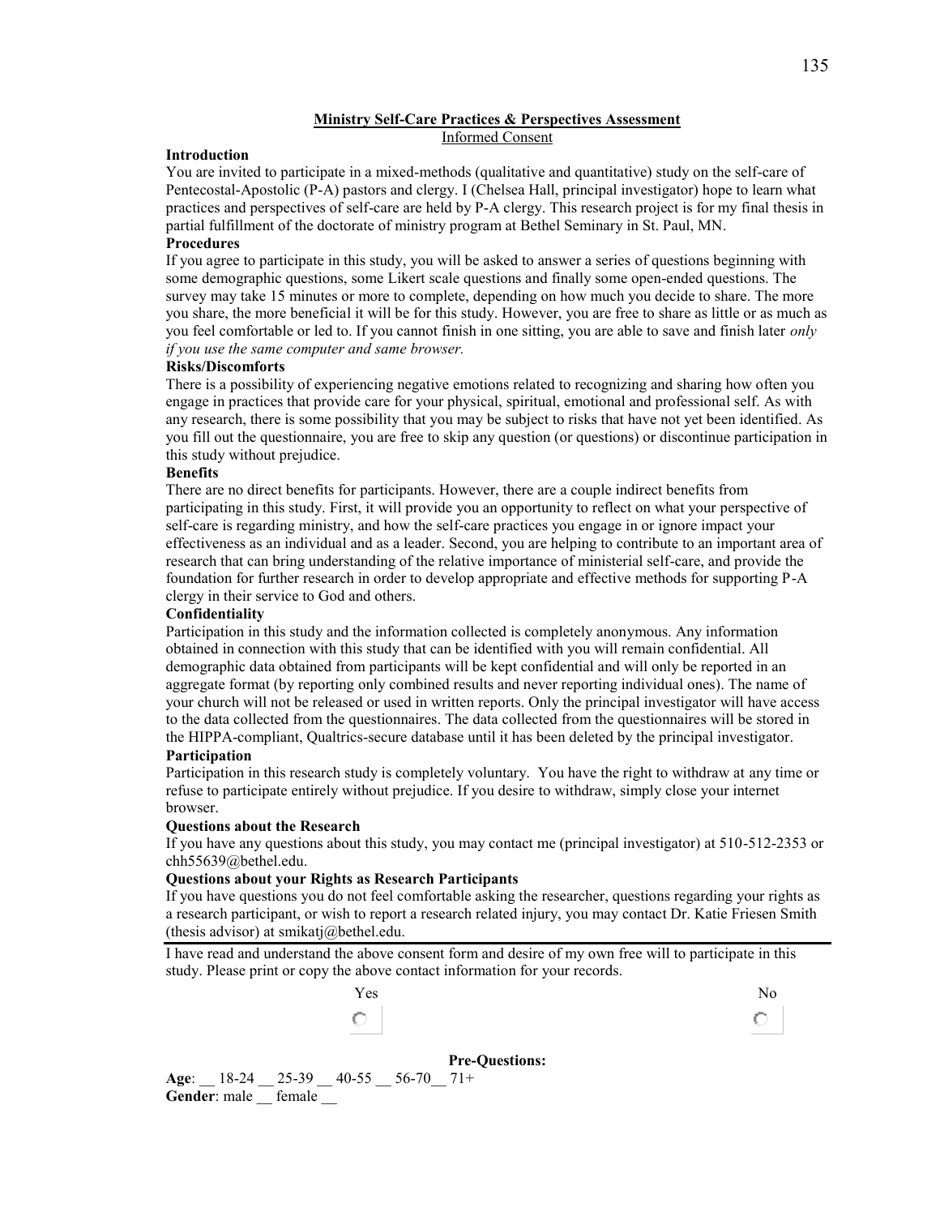**Ministry Self-Care Practices & Perspectives Assessment**

Informed Consent

**Introduction**

You are invited to participate in a mixed-methods (qualitative and quantitative) study on the self-care of Pentecostal-Apostolic (P-A) pastors and clergy. I (Chelsea Hall, principal investigator) hope to learn what practices and perspectives of self-care are held by P-A clergy. This research project is for my final thesis in partial fulfillment of the doctorate of ministry program at Bethel Seminary in St. Paul, MN.

**Procedures**

If you agree to participate in this study, you will be asked to answer a series of questions beginning with some demographic questions, some Likert scale questions and finally some open-ended questions. The survey may take 15 minutes or more to complete, depending on how much you decide to share. The more you share, the more beneficial it will be for this study. However, you are free to share as little or as much as you feel comfortable or led to. If you cannot finish in one sitting, you are able to save and finish later *only if you use the same computer and same browser.*

**Risks/Discomforts**

There is a possibility of experiencing negative emotions related to recognizing and sharing how often you engage in practices that provide care for your physical, spiritual, emotional and professional self. As with any research, there is some possibility that you may be subject to risks that have not yet been identified. As you fill out the questionnaire, you are free to skip any question (or questions) or discontinue participation in this study without prejudice.

**Benefits**

There are no direct benefits for participants. However, there are a couple indirect benefits from participating in this study. First, it will provide you an opportunity to reflect on what your perspective of self-care is regarding ministry, and how the self-care practices you engage in or ignore impact your effectiveness as an individual and as a leader. Second, you are helping to contribute to an important area of research that can bring understanding of the relative importance of ministerial self-care, and provide the foundation for further research in order to develop appropriate and effective methods for supporting P-A clergy in their service to God and others.

**Confidentiality**

Participation in this study and the information collected is completely anonymous. Any information obtained in connection with this study that can be identified with you will remain confidential. All demographic data obtained from participants will be kept confidential and will only be reported in an aggregate format (by reporting only combined results and never reporting individual ones). The name of your church will not be released or used in written reports. Only the principal investigator will have access to the data collected from the questionnaires. The data collected from the questionnaires will be stored in the HIPPA-compliant, Qualtrics-secure database until it has been deleted by the principal investigator.

**Participation**

Participation in this research study is completely voluntary. You have the right to withdraw at any time or refuse to participate entirely without prejudice. If you desire to withdraw, simply close your internet browser.

**Questions about the Research**

If you have any questions about this study, you may contact me (principal investigator) at 510-512-2353 or chh55639@bethel.edu.

**Questions about your Rights as Research Participants**

If you have questions you do not feel comfortable asking the researcher, questions regarding your rights as a research participant, or wish to report a research related injury, you may contact Dr. Katie Friesen Smith (thesis advisor) at smikatj@bethel.edu.

---

I have read and understand the above consent form and desire of my own free will to participate in this study. Please print or copy the above contact information for your records.

Yes ○ No ○

**Pre-Questions:**

**Age**: __ 18-24 __ 25-39 __ 40-55 __ 56-70__ 71+

**Gender**: male __ female __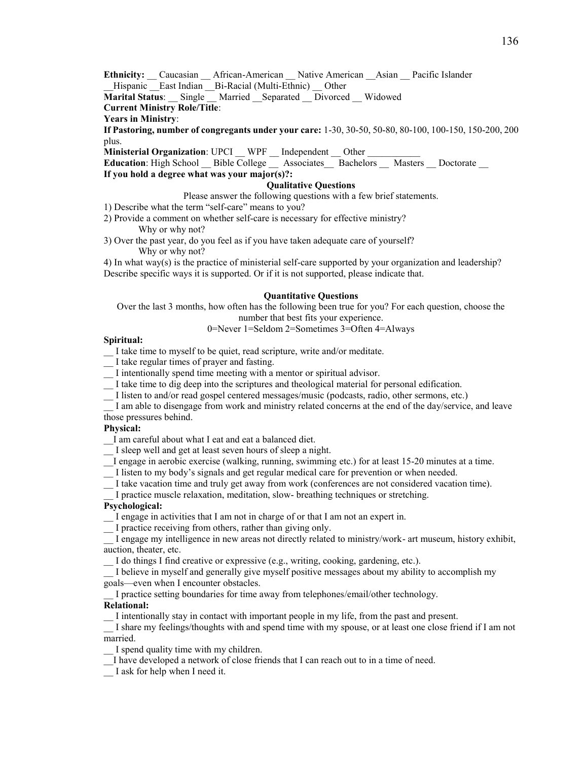**Ethnicity:** __ Caucasian __ African-American __ Native American __Asian __ Pacific Islander __Hispanic __East Indian __Bi-Racial (Multi-Ethnic) __ Other

**Marital Status**: __ Single __ Married __Separated __ Divorced __ Widowed

**Current Ministry Role/Title**:

**Years in Ministry**:

**If Pastoring, number of congregants under your care:** 1-30, 30-50, 50-80, 80-100, 100-150, 150-200, 200 plus.

**Ministerial Organization**: UPCI __ WPF __ Independent __ Other ___________

**Education**: High School __ Bible College __ Associates__ Bachelors __ Masters __ Doctorate __

**If you hold a degree what was your major(s)?:**

**Qualitative Questions**

Please answer the following questions with a few brief statements.

1) Describe what the term "self-care" means to you?

2) Provide a comment on whether self-care is necessary for effective ministry?
   Why or why not?

3) Over the past year, do you feel as if you have taken adequate care of yourself?
   Why or why not?

4) In what way(s) is the practice of ministerial self-care supported by your organization and leadership? Describe specific ways it is supported. Or if it is not supported, please indicate that.

**Quantitative Questions**

Over the last 3 months, how often has the following been true for you? For each question, choose the number that best fits your experience.

0=Never 1=Seldom 2=Sometimes 3=Often 4=Always

**Spiritual:**

__ I take time to myself to be quiet, read scripture, write and/or meditate.

__ I take regular times of prayer and fasting.

__ I intentionally spend time meeting with a mentor or spiritual advisor.

__ I take time to dig deep into the scriptures and theological material for personal edification.

__ I listen to and/or read gospel centered messages/music (podcasts, radio, other sermons, etc.)

__ I am able to disengage from work and ministry related concerns at the end of the day/service, and leave those pressures behind.

**Physical:**

__I am careful about what I eat and eat a balanced diet.

__ I sleep well and get at least seven hours of sleep a night.

__I engage in aerobic exercise (walking, running, swimming etc.) for at least 15-20 minutes at a time.

__ I listen to my body's signals and get regular medical care for prevention or when needed.

__ I take vacation time and truly get away from work (conferences are not considered vacation time).

__ I practice muscle relaxation, meditation, slow- breathing techniques or stretching.

**Psychological:**

__ I engage in activities that I am not in charge of or that I am not an expert in.

__ I practice receiving from others, rather than giving only.

__ I engage my intelligence in new areas not directly related to ministry/work- art museum, history exhibit, auction, theater, etc.

__ I do things I find creative or expressive (e.g., writing, cooking, gardening, etc.).

__ I believe in myself and generally give myself positive messages about my ability to accomplish my goals—even when I encounter obstacles.

__ I practice setting boundaries for time away from telephones/email/other technology.

**Relational:**

__ I intentionally stay in contact with important people in my life, from the past and present.

__ I share my feelings/thoughts with and spend time with my spouse, or at least one close friend if I am not married.

__ I spend quality time with my children.

__I have developed a network of close friends that I can reach out to in a time of need.

__ I ask for help when I need it.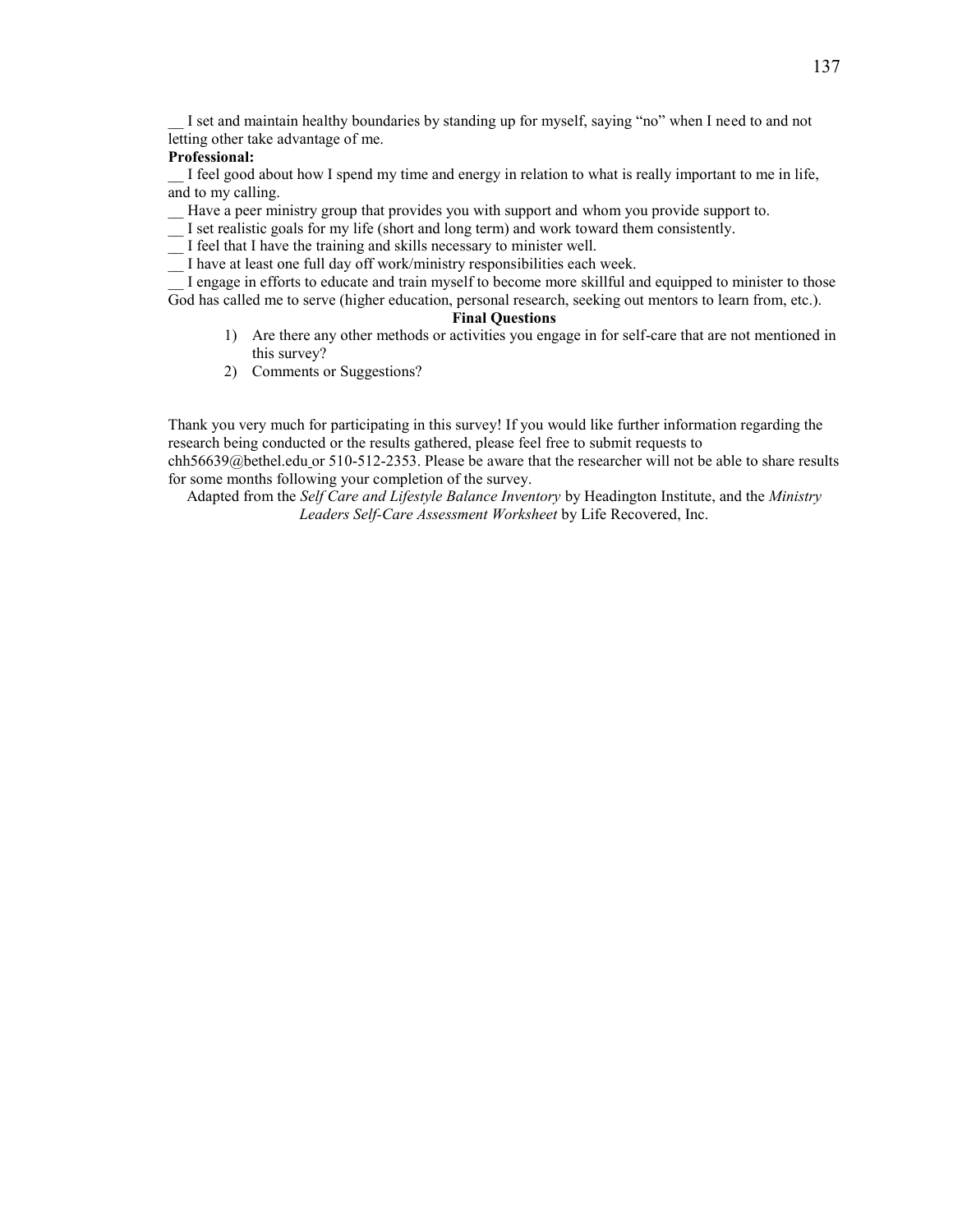__ I set and maintain healthy boundaries by standing up for myself, saying "no" when I need to and not letting other take advantage of me.

**Professional:**

__ I feel good about how I spend my time and energy in relation to what is really important to me in life, and to my calling.

__ Have a peer ministry group that provides you with support and whom you provide support to.

__ I set realistic goals for my life (short and long term) and work toward them consistently.

__ I feel that I have the training and skills necessary to minister well.

__ I have at least one full day off work/ministry responsibilities each week.

__ I engage in efforts to educate and train myself to become more skillful and equipped to minister to those God has called me to serve (higher education, personal research, seeking out mentors to learn from, etc.).

**Final Questions**

1) Are there any other methods or activities you engage in for self-care that are not mentioned in this survey?
2) Comments or Suggestions?

Thank you very much for participating in this survey! If you would like further information regarding the research being conducted or the results gathered, please feel free to submit requests to chh56639@bethel.edu or 510-512-2353. Please be aware that the researcher will not be able to share results for some months following your completion of the survey.

Adapted from the *Self Care and Lifestyle Balance Inventory* by Headington Institute, and the *Ministry Leaders Self-Care Assessment Worksheet* by Life Recovered, Inc.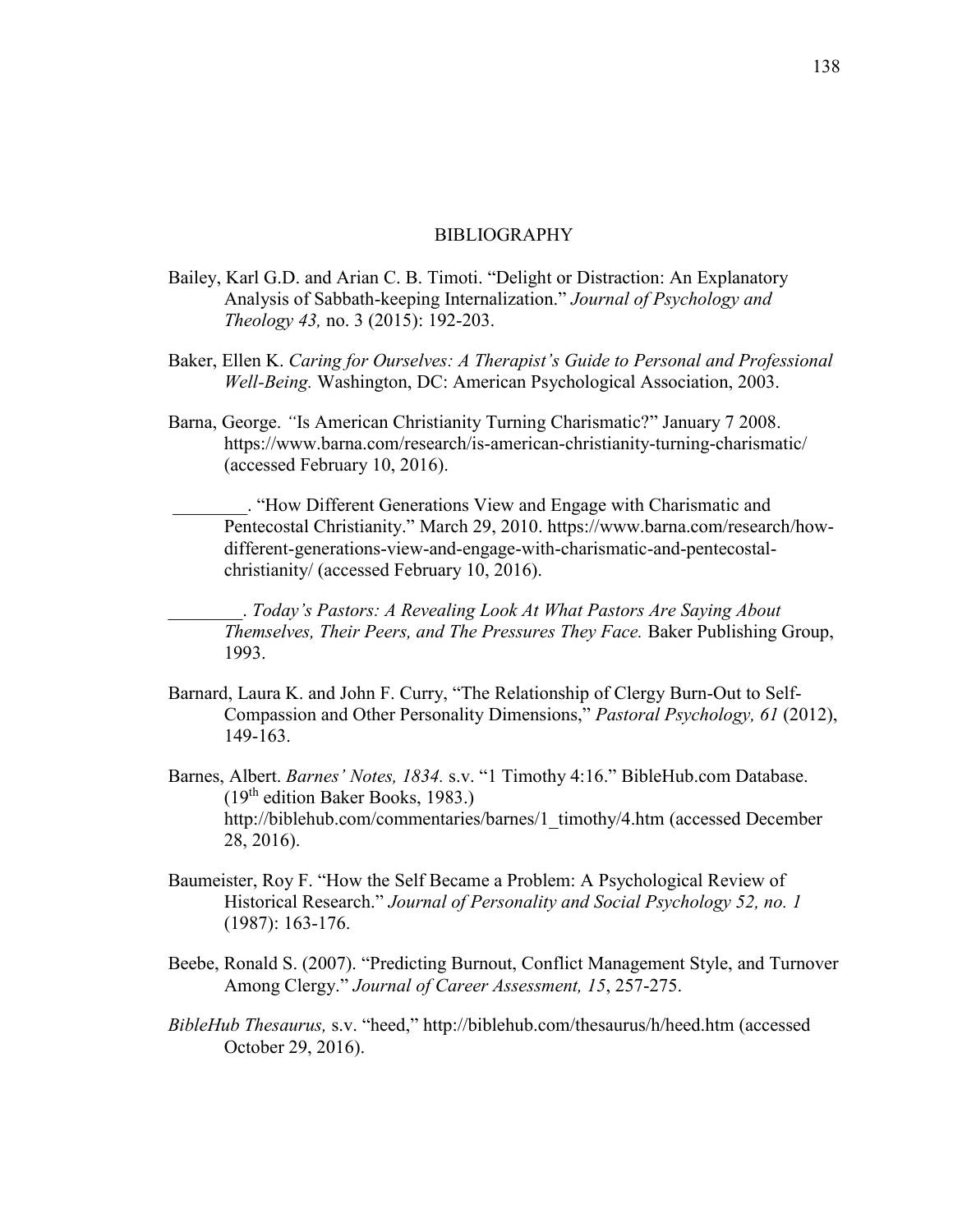# BIBLIOGRAPHY

Bailey, Karl G.D. and Arian C. B. Timoti. "Delight or Distraction: An Explanatory Analysis of Sabbath-keeping Internalization." *Journal of Psychology and Theology 43,* no. 3 (2015): 192-203.

Baker, Ellen K. *Caring for Ourselves: A Therapist's Guide to Personal and Professional Well-Being.* Washington, DC: American Psychological Association, 2003.

Barna, George. *"*Is American Christianity Turning Charismatic?" January 7 2008. https://www.barna.com/research/is-american-christianity-turning-charismatic/ (accessed February 10, 2016).

________. "How Different Generations View and Engage with Charismatic and Pentecostal Christianity." March 29, 2010. https://www.barna.com/research/how-different-generations-view-and-engage-with-charismatic-and-pentecostal-christianity/ (accessed February 10, 2016).

________. *Today's Pastors: A Revealing Look At What Pastors Are Saying About Themselves, Their Peers, and The Pressures They Face.* Baker Publishing Group, 1993.

Barnard, Laura K. and John F. Curry, "The Relationship of Clergy Burn-Out to Self-Compassion and Other Personality Dimensions," *Pastoral Psychology, 61* (2012), 149-163.

Barnes, Albert. *Barnes' Notes, 1834.* s.v. "1 Timothy 4:16." BibleHub.com Database. (19th edition Baker Books, 1983.) http://biblehub.com/commentaries/barnes/1_timothy/4.htm (accessed December 28, 2016).

Baumeister, Roy F. "How the Self Became a Problem: A Psychological Review of Historical Research." *Journal of Personality and Social Psychology 52, no. 1* (1987): 163-176.

Beebe, Ronald S. (2007). "Predicting Burnout, Conflict Management Style, and Turnover Among Clergy." *Journal of Career Assessment, 15*, 257-275.

*BibleHub Thesaurus,* s.v. "heed," http://biblehub.com/thesaurus/h/heed.htm (accessed October 29, 2016).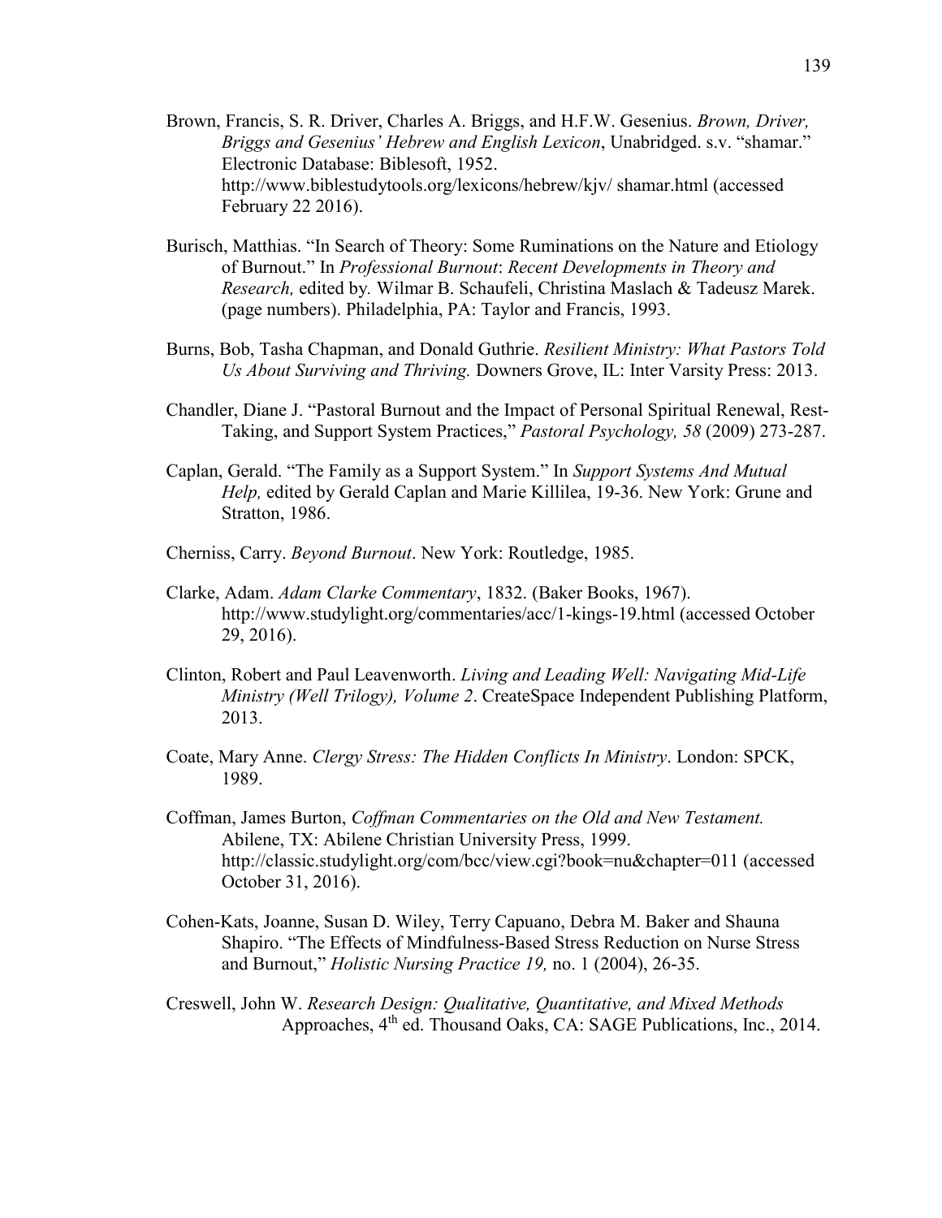Brown, Francis, S. R. Driver, Charles A. Briggs, and H.F.W. Gesenius. *Brown, Driver, Briggs and Gesenius' Hebrew and English Lexicon*, Unabridged. s.v. "shamar." Electronic Database: Biblesoft, 1952. http://www.biblestudytools.org/lexicons/hebrew/kjv/ shamar.html (accessed February 22 2016).

Burisch, Matthias. "In Search of Theory: Some Ruminations on the Nature and Etiology of Burnout." In *Professional Burnout*: *Recent Developments in Theory and Research,* edited by*.* Wilmar B. Schaufeli, Christina Maslach & Tadeusz Marek. (page numbers). Philadelphia, PA: Taylor and Francis, 1993.

Burns, Bob, Tasha Chapman, and Donald Guthrie. *Resilient Ministry: What Pastors Told Us About Surviving and Thriving.* Downers Grove, IL: Inter Varsity Press: 2013.

Chandler, Diane J. "Pastoral Burnout and the Impact of Personal Spiritual Renewal, Rest-Taking, and Support System Practices," *Pastoral Psychology, 58* (2009) 273-287.

Caplan, Gerald. "The Family as a Support System." In *Support Systems And Mutual Help,* edited by Gerald Caplan and Marie Killilea, 19-36. New York: Grune and Stratton, 1986.

Cherniss, Carry. *Beyond Burnout*. New York: Routledge, 1985.

Clarke, Adam. *Adam Clarke Commentary*, 1832. (Baker Books, 1967). http://www.studylight.org/commentaries/acc/1-kings-19.html (accessed October 29, 2016).

Clinton, Robert and Paul Leavenworth. *Living and Leading Well: Navigating Mid-Life Ministry (Well Trilogy), Volume 2*. CreateSpace Independent Publishing Platform, 2013.

Coate, Mary Anne. *Clergy Stress: The Hidden Conflicts In Ministry*. London: SPCK, 1989.

Coffman, James Burton, *Coffman Commentaries on the Old and New Testament.* Abilene, TX: Abilene Christian University Press, 1999. http://classic.studylight.org/com/bcc/view.cgi?book=nu&chapter=011 (accessed October 31, 2016).

Cohen-Kats, Joanne, Susan D. Wiley, Terry Capuano, Debra M. Baker and Shauna Shapiro. "The Effects of Mindfulness-Based Stress Reduction on Nurse Stress and Burnout," *Holistic Nursing Practice 19,* no. 1 (2004), 26-35.

Creswell, John W. *Research Design: Qualitative, Quantitative, and Mixed Methods* Approaches, 4th ed. Thousand Oaks, CA: SAGE Publications, Inc., 2014.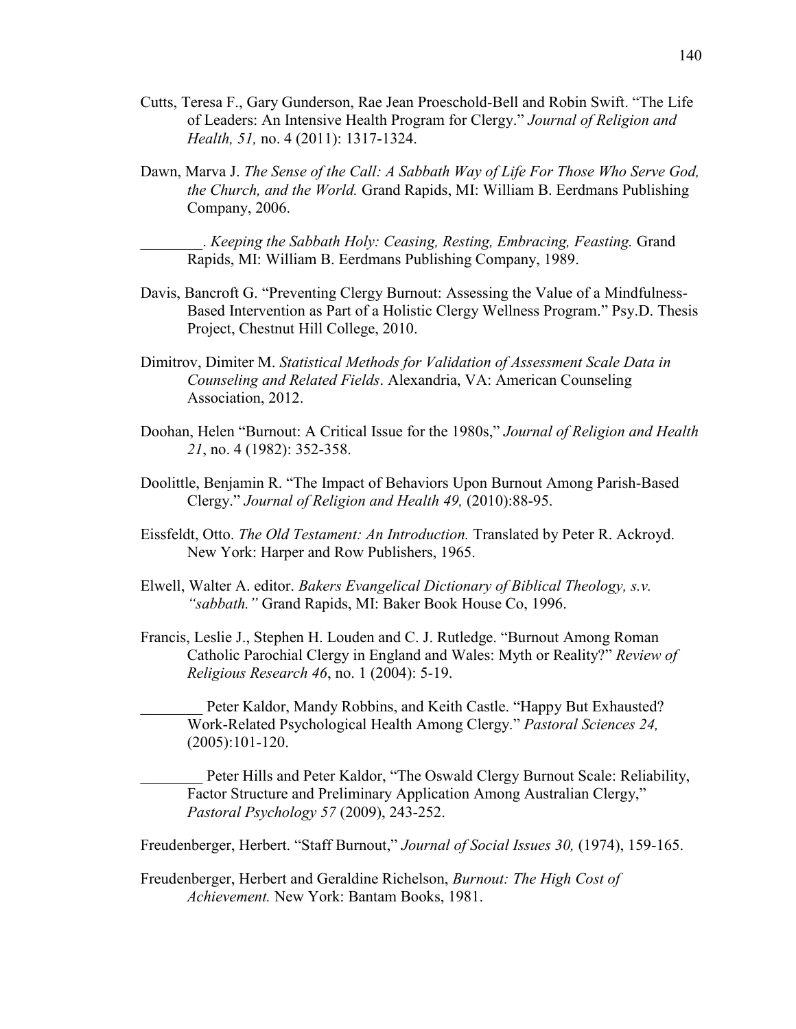Cutts, Teresa F., Gary Gunderson, Rae Jean Proeschold-Bell and Robin Swift. "The Life of Leaders: An Intensive Health Program for Clergy." *Journal of Religion and Health, 51,* no. 4 (2011): 1317-1324.

Dawn, Marva J. *The Sense of the Call: A Sabbath Way of Life For Those Who Serve God, the Church, and the World.* Grand Rapids, MI: William B. Eerdmans Publishing Company, 2006.

________. *Keeping the Sabbath Holy: Ceasing, Resting, Embracing, Feasting.* Grand Rapids, MI: William B. Eerdmans Publishing Company, 1989.

Davis, Bancroft G. "Preventing Clergy Burnout: Assessing the Value of a Mindfulness-Based Intervention as Part of a Holistic Clergy Wellness Program." Psy.D. Thesis Project, Chestnut Hill College, 2010.

Dimitrov, Dimiter M. *Statistical Methods for Validation of Assessment Scale Data in Counseling and Related Fields*. Alexandria, VA: American Counseling Association, 2012.

Doohan, Helen "Burnout: A Critical Issue for the 1980s," *Journal of Religion and Health 21*, no. 4 (1982): 352-358.

Doolittle, Benjamin R. "The Impact of Behaviors Upon Burnout Among Parish-Based Clergy." *Journal of Religion and Health 49,* (2010):88-95.

Eissfeldt, Otto. *The Old Testament: An Introduction.* Translated by Peter R. Ackroyd. New York: Harper and Row Publishers, 1965.

Elwell, Walter A. editor. *Bakers Evangelical Dictionary of Biblical Theology, s.v. "sabbath."* Grand Rapids, MI: Baker Book House Co, 1996.

Francis, Leslie J., Stephen H. Louden and C. J. Rutledge. "Burnout Among Roman Catholic Parochial Clergy in England and Wales: Myth or Reality?" *Review of Religious Research 46*, no. 1 (2004): 5-19.

________ Peter Kaldor, Mandy Robbins, and Keith Castle. "Happy But Exhausted? Work-Related Psychological Health Among Clergy." *Pastoral Sciences 24,* (2005):101-120.

________ Peter Hills and Peter Kaldor, "The Oswald Clergy Burnout Scale: Reliability, Factor Structure and Preliminary Application Among Australian Clergy," *Pastoral Psychology 57* (2009), 243-252.

Freudenberger, Herbert. "Staff Burnout," *Journal of Social Issues 30,* (1974), 159-165.

Freudenberger, Herbert and Geraldine Richelson, *Burnout: The High Cost of Achievement.* New York: Bantam Books, 1981.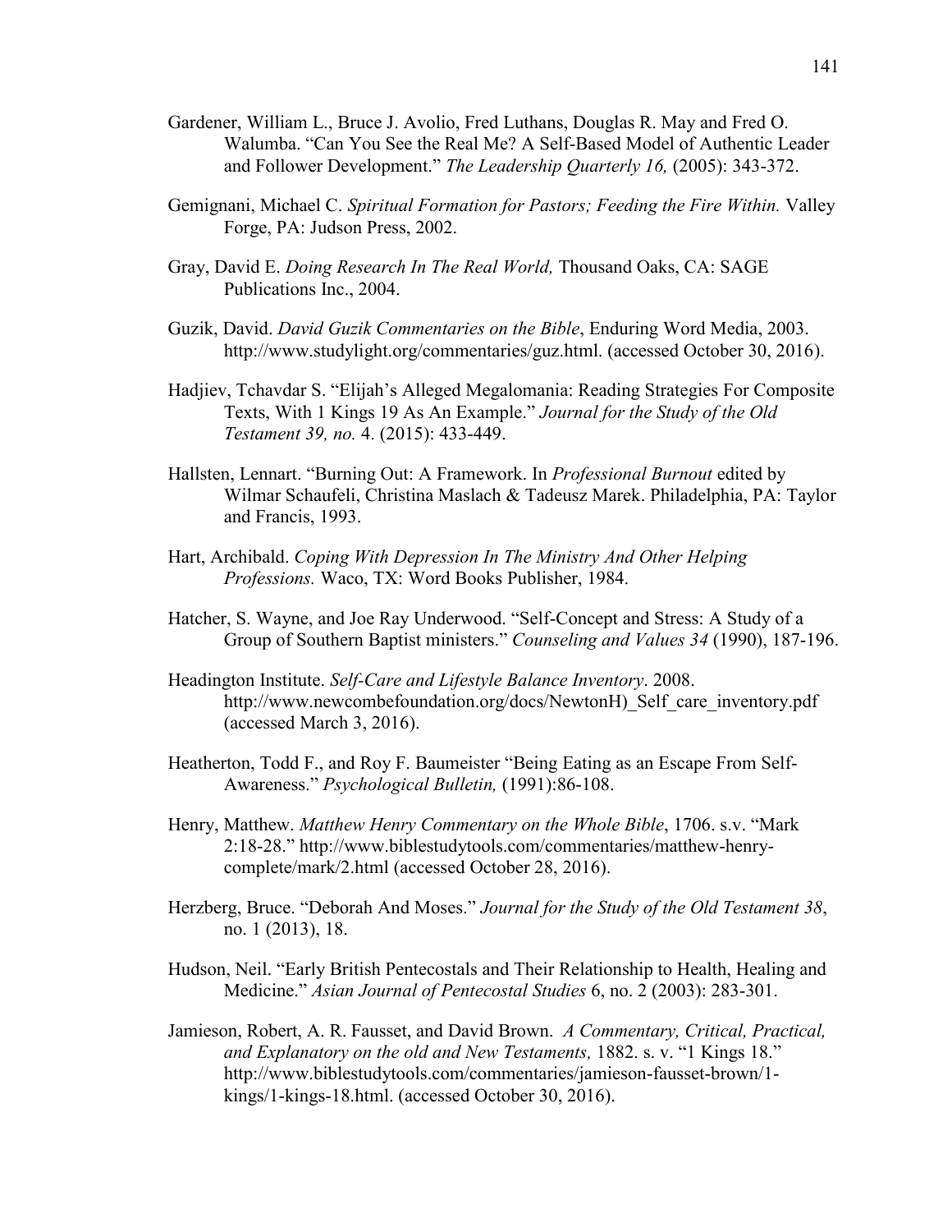Gardener, William L., Bruce J. Avolio, Fred Luthans, Douglas R. May and Fred O. Walumba. “Can You See the Real Me? A Self-Based Model of Authentic Leader and Follower Development.” *The Leadership Quarterly 16,* (2005): 343-372.

Gemignani, Michael C. *Spiritual Formation for Pastors; Feeding the Fire Within.* Valley Forge, PA: Judson Press, 2002.

Gray, David E. *Doing Research In The Real World,* Thousand Oaks, CA: SAGE Publications Inc., 2004.

Guzik, David. *David Guzik Commentaries on the Bible*, Enduring Word Media, 2003. http://www.studylight.org/commentaries/guz.html. (accessed October 30, 2016).

Hadjiev, Tchavdar S. “Elijah’s Alleged Megalomania: Reading Strategies For Composite Texts, With 1 Kings 19 As An Example.” *Journal for the Study of the Old Testament 39, no.* 4. (2015): 433-449.

Hallsten, Lennart. “Burning Out: A Framework. In *Professional Burnout* edited by Wilmar Schaufeli, Christina Maslach & Tadeusz Marek. Philadelphia, PA: Taylor and Francis, 1993.

Hart, Archibald. *Coping With Depression In The Ministry And Other Helping Professions.* Waco, TX: Word Books Publisher, 1984.

Hatcher, S. Wayne, and Joe Ray Underwood. “Self-Concept and Stress: A Study of a Group of Southern Baptist ministers.” *Counseling and Values 34* (1990), 187-196.

Headington Institute. *Self-Care and Lifestyle Balance Inventory*. 2008. http://www.newcombefoundation.org/docs/NewtonH)_Self_care_inventory.pdf (accessed March 3, 2016).

Heatherton, Todd F., and Roy F. Baumeister “Being Eating as an Escape From Self-Awareness.” *Psychological Bulletin,* (1991):86-108.

Henry, Matthew. *Matthew Henry Commentary on the Whole Bible*, 1706. s.v. “Mark 2:18-28.” http://www.biblestudytools.com/commentaries/matthew-henry-complete/mark/2.html (accessed October 28, 2016).

Herzberg, Bruce. “Deborah And Moses.” *Journal for the Study of the Old Testament 38*, no. 1 (2013), 18.

Hudson, Neil. “Early British Pentecostals and Their Relationship to Health, Healing and Medicine.” *Asian Journal of Pentecostal Studies* 6, no. 2 (2003): 283-301.

Jamieson, Robert, A. R. Fausset, and David Brown. *A Commentary, Critical, Practical, and Explanatory on the old and New Testaments,* 1882. s. v. “1 Kings 18.” http://www.biblestudytools.com/commentaries/jamieson-fausset-brown/1-kings/1-kings-18.html. (accessed October 30, 2016).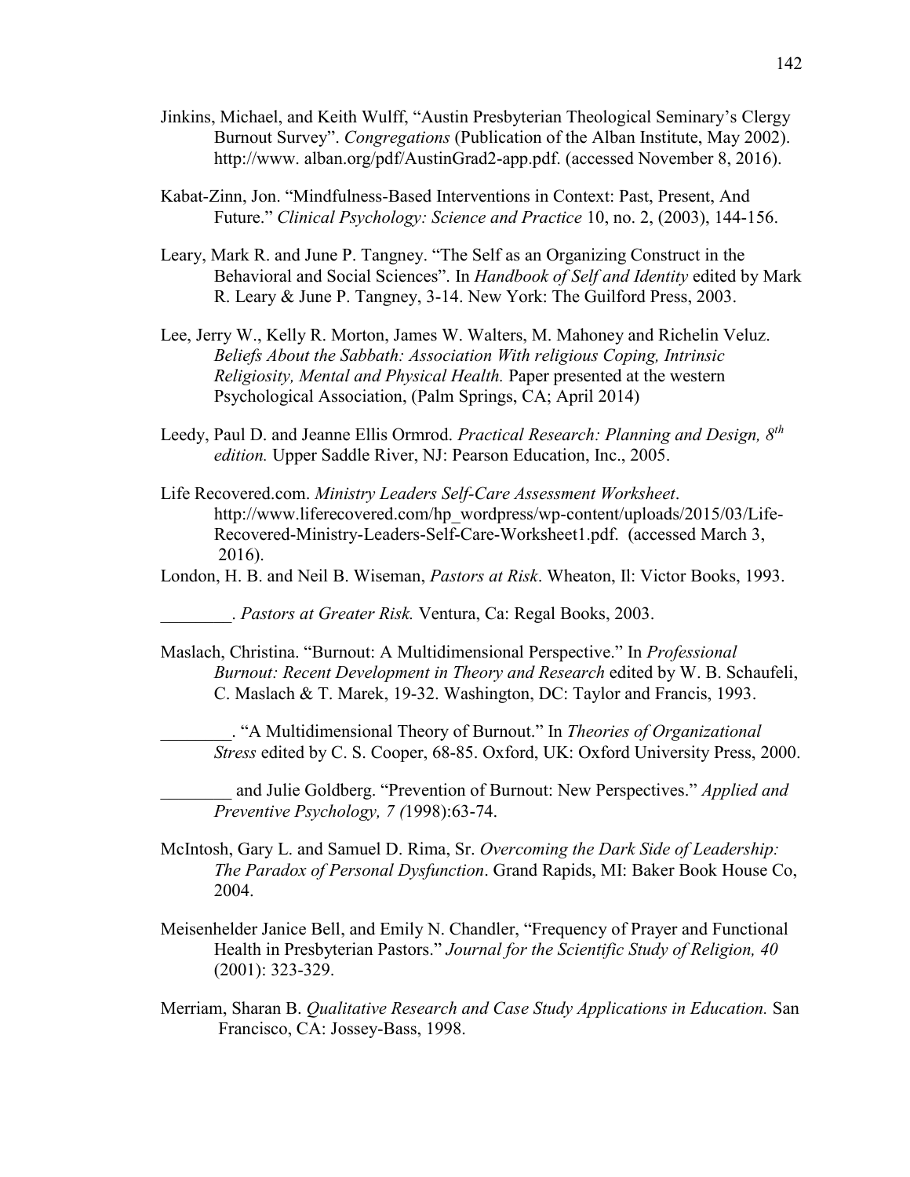Jinkins, Michael, and Keith Wulff, "Austin Presbyterian Theological Seminary's Clergy Burnout Survey". *Congregations* (Publication of the Alban Institute, May 2002). http://www. alban.org/pdf/AustinGrad2-app.pdf. (accessed November 8, 2016).

Kabat-Zinn, Jon. "Mindfulness-Based Interventions in Context: Past, Present, And Future." *Clinical Psychology: Science and Practice* 10, no. 2, (2003), 144-156.

Leary, Mark R. and June P. Tangney. "The Self as an Organizing Construct in the Behavioral and Social Sciences". In *Handbook of Self and Identity* edited by Mark R. Leary & June P. Tangney, 3-14. New York: The Guilford Press, 2003.

Lee, Jerry W., Kelly R. Morton, James W. Walters, M. Mahoney and Richelin Veluz. *Beliefs About the Sabbath: Association With religious Coping, Intrinsic Religiosity, Mental and Physical Health.* Paper presented at the western Psychological Association, (Palm Springs, CA; April 2014)

Leedy, Paul D. and Jeanne Ellis Ormrod. *Practical Research: Planning and Design, 8th edition.* Upper Saddle River, NJ: Pearson Education, Inc., 2005.

Life Recovered.com. *Ministry Leaders Self-Care Assessment Worksheet*. http://www.liferecovered.com/hp_wordpress/wp-content/uploads/2015/03/Life-Recovered-Ministry-Leaders-Self-Care-Worksheet1.pdf. (accessed March 3, 2016).

London, H. B. and Neil B. Wiseman, *Pastors at Risk*. Wheaton, Il: Victor Books, 1993.

________. *Pastors at Greater Risk.* Ventura, Ca: Regal Books, 2003.

Maslach, Christina. "Burnout: A Multidimensional Perspective." In *Professional Burnout: Recent Development in Theory and Research* edited by W. B. Schaufeli, C. Maslach & T. Marek, 19-32. Washington, DC: Taylor and Francis, 1993.

________. "A Multidimensional Theory of Burnout." In *Theories of Organizational Stress* edited by C. S. Cooper, 68-85. Oxford, UK: Oxford University Press, 2000.

________ and Julie Goldberg. "Prevention of Burnout: New Perspectives." *Applied and Preventive Psychology, 7 (*1998):63-74.

McIntosh, Gary L. and Samuel D. Rima, Sr. *Overcoming the Dark Side of Leadership: The Paradox of Personal Dysfunction*. Grand Rapids, MI: Baker Book House Co, 2004.

Meisenhelder Janice Bell, and Emily N. Chandler, "Frequency of Prayer and Functional Health in Presbyterian Pastors." *Journal for the Scientific Study of Religion, 40* (2001): 323-329.

Merriam, Sharan B. *Qualitative Research and Case Study Applications in Education.* San Francisco, CA: Jossey-Bass, 1998.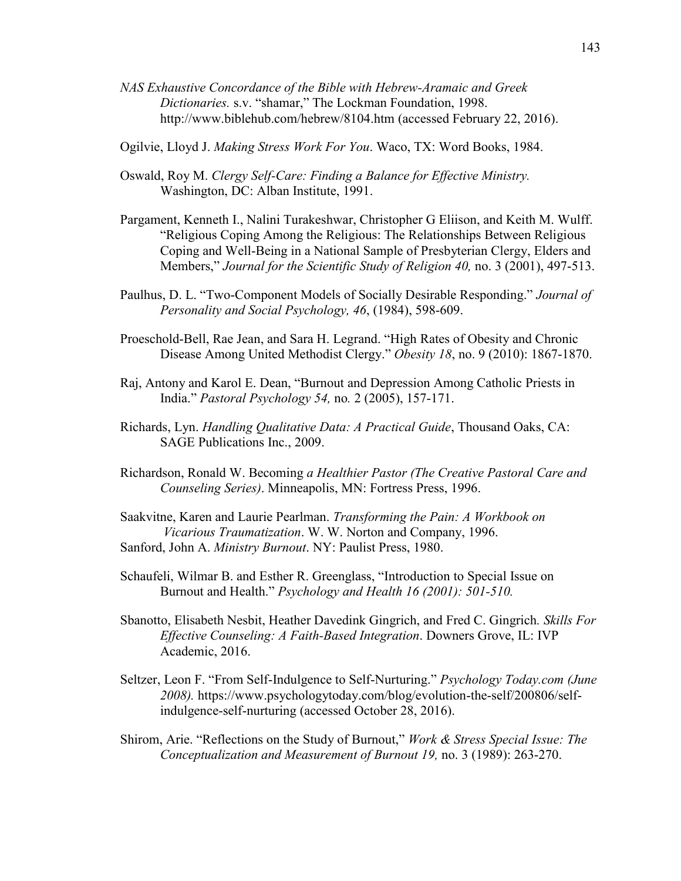*NAS Exhaustive Concordance of the Bible with Hebrew-Aramaic and Greek Dictionaries.* s.v. "shamar," The Lockman Foundation, 1998. http://www.biblehub.com/hebrew/8104.htm (accessed February 22, 2016).

Ogilvie, Lloyd J. *Making Stress Work For You*. Waco, TX: Word Books, 1984.

Oswald, Roy M. *Clergy Self-Care: Finding a Balance for Effective Ministry.* Washington, DC: Alban Institute, 1991.

Pargament, Kenneth I., Nalini Turakeshwar, Christopher G Eliison, and Keith M. Wulff. "Religious Coping Among the Religious: The Relationships Between Religious Coping and Well-Being in a National Sample of Presbyterian Clergy, Elders and Members," *Journal for the Scientific Study of Religion 40,* no. 3 (2001), 497-513.

Paulhus, D. L. "Two-Component Models of Socially Desirable Responding." *Journal of Personality and Social Psychology, 46*, (1984), 598-609.

Proeschold-Bell, Rae Jean, and Sara H. Legrand. "High Rates of Obesity and Chronic Disease Among United Methodist Clergy." *Obesity 18*, no. 9 (2010): 1867-1870.

Raj, Antony and Karol E. Dean, "Burnout and Depression Among Catholic Priests in India." *Pastoral Psychology 54,* no*.* 2 (2005), 157-171.

Richards, Lyn. *Handling Qualitative Data: A Practical Guide*, Thousand Oaks, CA: SAGE Publications Inc., 2009.

Richardson, Ronald W. Becoming *a Healthier Pastor (The Creative Pastoral Care and Counseling Series)*. Minneapolis, MN: Fortress Press, 1996.

Saakvitne, Karen and Laurie Pearlman. *Transforming the Pain: A Workbook on Vicarious Traumatization*. W. W. Norton and Company, 1996.

Sanford, John A. *Ministry Burnout*. NY: Paulist Press, 1980.

Schaufeli, Wilmar B. and Esther R. Greenglass, "Introduction to Special Issue on Burnout and Health." *Psychology and Health 16 (2001): 501-510.*

Sbanotto, Elisabeth Nesbit, Heather Davedink Gingrich, and Fred C. Gingrich*. Skills For Effective Counseling: A Faith-Based Integration*. Downers Grove, IL: IVP Academic, 2016.

Seltzer, Leon F. "From Self-Indulgence to Self-Nurturing." *Psychology Today.com (June 2008).* https://www.psychologytoday.com/blog/evolution-the-self/200806/self-indulgence-self-nurturing (accessed October 28, 2016).

Shirom, Arie. "Reflections on the Study of Burnout," *Work & Stress Special Issue: The Conceptualization and Measurement of Burnout 19,* no. 3 (1989): 263-270.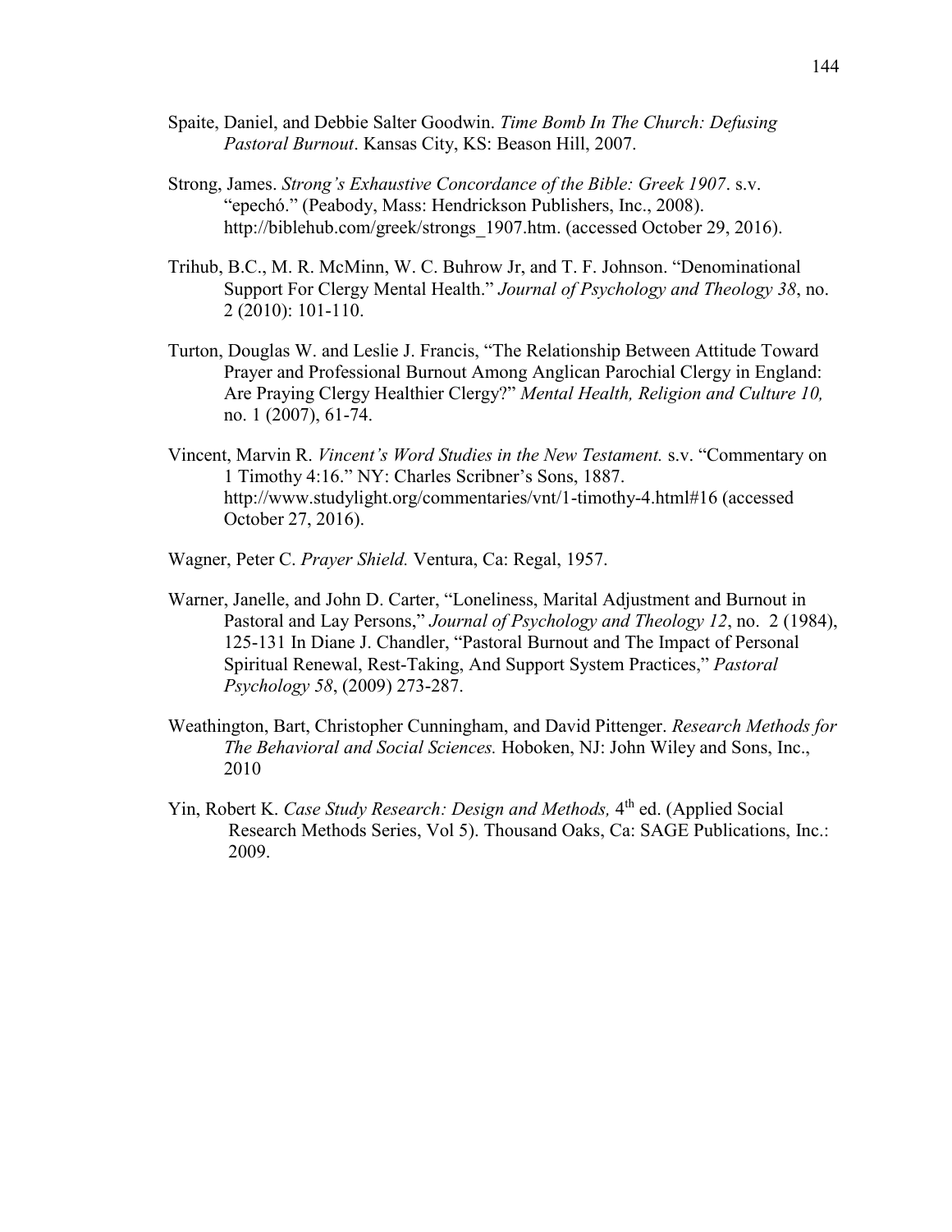Spaite, Daniel, and Debbie Salter Goodwin. *Time Bomb In The Church: Defusing Pastoral Burnout*. Kansas City, KS: Beason Hill, 2007.

Strong, James. *Strong's Exhaustive Concordance of the Bible: Greek 1907*. s.v. "epechó." (Peabody, Mass: Hendrickson Publishers, Inc., 2008). http://biblehub.com/greek/strongs_1907.htm. (accessed October 29, 2016).

Trihub, B.C., M. R. McMinn, W. C. Buhrow Jr, and T. F. Johnson. "Denominational Support For Clergy Mental Health." *Journal of Psychology and Theology 38*, no. 2 (2010): 101-110.

Turton, Douglas W. and Leslie J. Francis, "The Relationship Between Attitude Toward Prayer and Professional Burnout Among Anglican Parochial Clergy in England: Are Praying Clergy Healthier Clergy?" *Mental Health, Religion and Culture 10,* no. 1 (2007), 61-74.

Vincent, Marvin R. *Vincent's Word Studies in the New Testament.* s.v. "Commentary on 1 Timothy 4:16." NY: Charles Scribner's Sons, 1887. http://www.studylight.org/commentaries/vnt/1-timothy-4.html#16 (accessed October 27, 2016).

Wagner, Peter C. *Prayer Shield.* Ventura, Ca: Regal, 1957.

Warner, Janelle, and John D. Carter, "Loneliness, Marital Adjustment and Burnout in Pastoral and Lay Persons," *Journal of Psychology and Theology 12*, no. 2 (1984), 125-131 In Diane J. Chandler, "Pastoral Burnout and The Impact of Personal Spiritual Renewal, Rest-Taking, And Support System Practices," *Pastoral Psychology 58*, (2009) 273-287.

Weathington, Bart, Christopher Cunningham, and David Pittenger. *Research Methods for The Behavioral and Social Sciences.* Hoboken, NJ: John Wiley and Sons, Inc., 2010

Yin, Robert K. *Case Study Research: Design and Methods,* 4th ed. (Applied Social Research Methods Series, Vol 5). Thousand Oaks, Ca: SAGE Publications, Inc.: 2009.